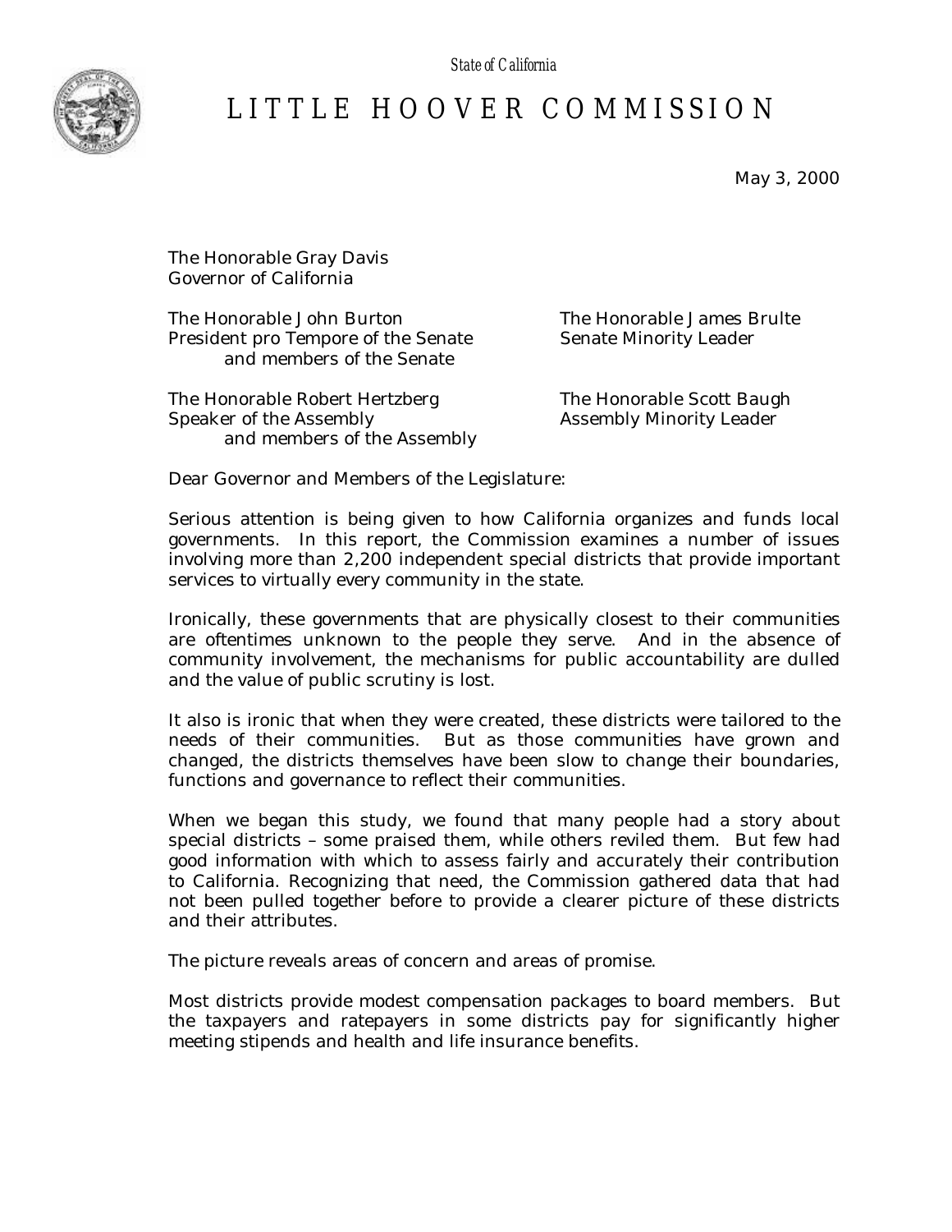State of California

# LITTLE HOOVER COMMISSION

May 3, 2000

The Honorable Gray Davis
Governor of California

The Honorable John Burton
President pro Tempore of the Senate
and members of the Senate

The Honorable James Brulte
Senate Minority Leader

The Honorable Robert Hertzberg
Speaker of the Assembly
and members of the Assembly

The Honorable Scott Baugh
Assembly Minority Leader

Dear Governor and Members of the Legislature:

Serious attention is being given to how California organizes and funds local governments. In this report, the Commission examines a number of issues involving more than 2,200 independent special districts that provide important services to virtually every community in the state.

Ironically, these governments that are physically closest to their communities are oftentimes unknown to the people they serve. And in the absence of community involvement, the mechanisms for public accountability are dulled and the value of public scrutiny is lost.

It also is ironic that when they were created, these districts were tailored to the needs of their communities. But as those communities have grown and changed, the districts themselves have been slow to change their boundaries, functions and governance to reflect their communities.

When we began this study, we found that many people had a story about special districts – some praised them, while others reviled them. But few had good information with which to assess fairly and accurately their contribution to California. Recognizing that need, the Commission gathered data that had not been pulled together before to provide a clearer picture of these districts and their attributes.

The picture reveals areas of concern and areas of promise.

Most districts provide modest compensation packages to board members. But the taxpayers and ratepayers in some districts pay for significantly higher meeting stipends and health and life insurance benefits.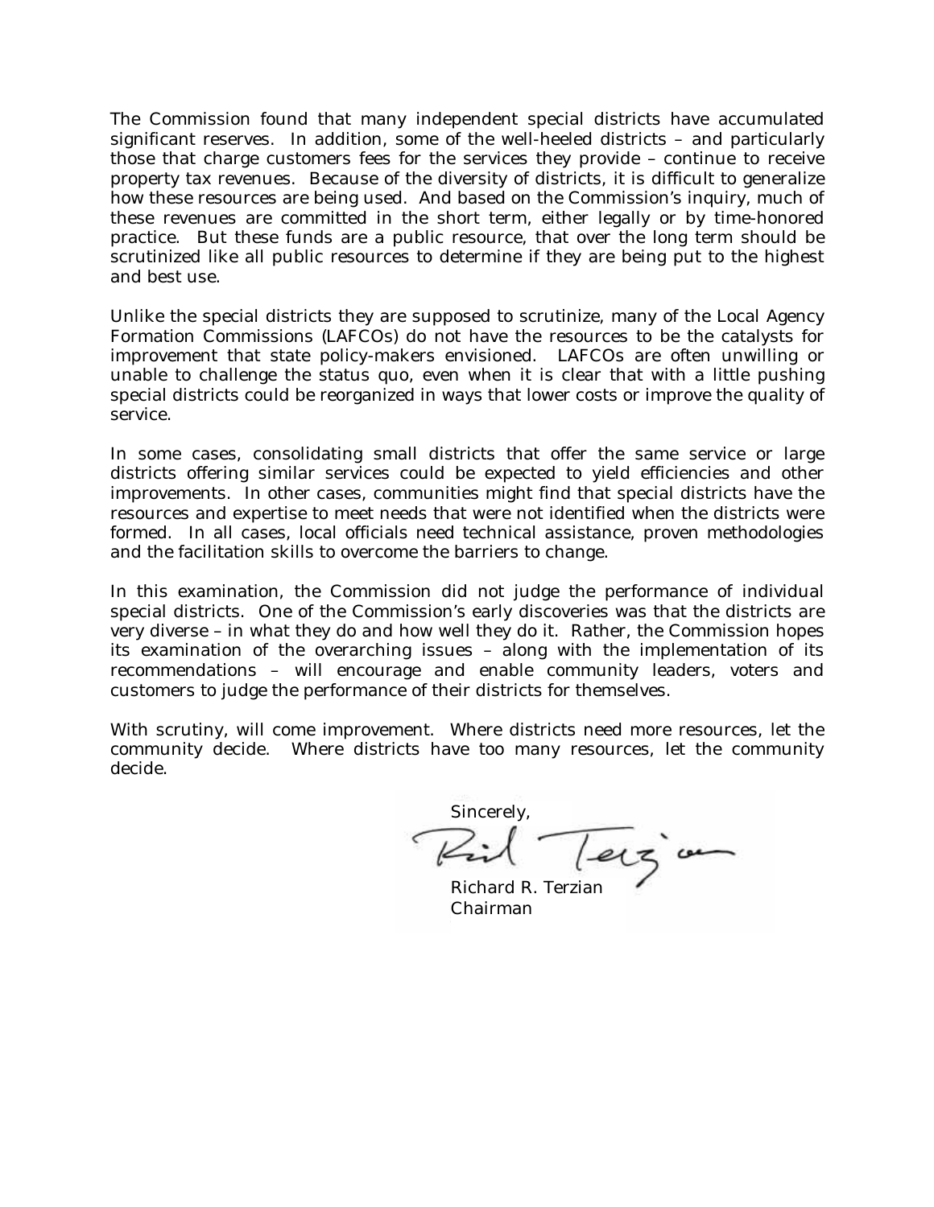The Commission found that many independent special districts have accumulated significant reserves. In addition, some of the well-heeled districts – and particularly those that charge customers fees for the services they provide – continue to receive property tax revenues. Because of the diversity of districts, it is difficult to generalize how these resources are being used. And based on the Commission's inquiry, much of these revenues are committed in the short term, either legally or by time-honored practice. But these funds are a public resource, that over the long term should be scrutinized like all public resources to determine if they are being put to the highest and best use.

Unlike the special districts they are supposed to scrutinize, many of the Local Agency Formation Commissions (LAFCOs) do not have the resources to be the catalysts for improvement that state policy-makers envisioned. LAFCOs are often unwilling or unable to challenge the status quo, even when it is clear that with a little pushing special districts could be reorganized in ways that lower costs or improve the quality of service.

In some cases, consolidating small districts that offer the same service or large districts offering similar services could be expected to yield efficiencies and other improvements. In other cases, communities might find that special districts have the resources and expertise to meet needs that were not identified when the districts were formed. In all cases, local officials need technical assistance, proven methodologies and the facilitation skills to overcome the barriers to change.

In this examination, the Commission did not judge the performance of individual special districts. One of the Commission's early discoveries was that the districts are very diverse – in what they do and how well they do it. Rather, the Commission hopes its examination of the overarching issues – along with the implementation of its recommendations – will encourage and enable community leaders, voters and customers to judge the performance of their districts for themselves.

With scrutiny, will come improvement. Where districts need more resources, let the community decide. Where districts have too many resources, let the community decide.

Sincerely,

Richard R. Terzian
Chairman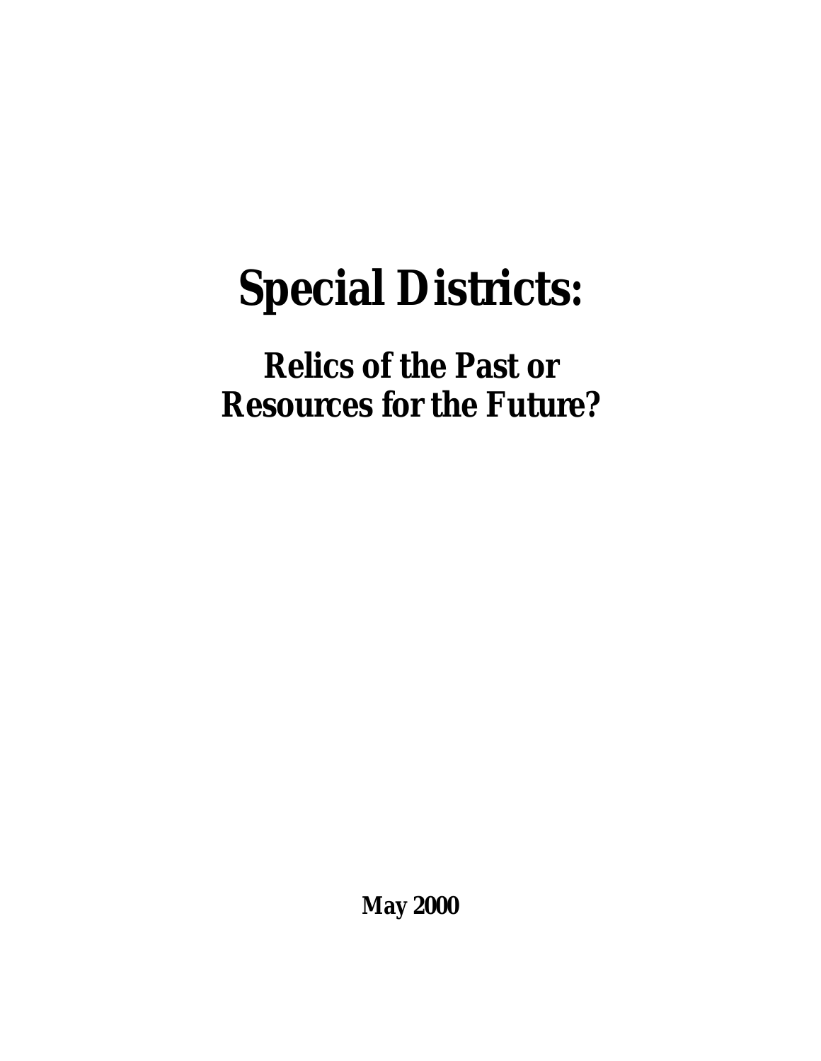# Special Districts:

## Relics of the Past or Resources for the Future?

**May 2000**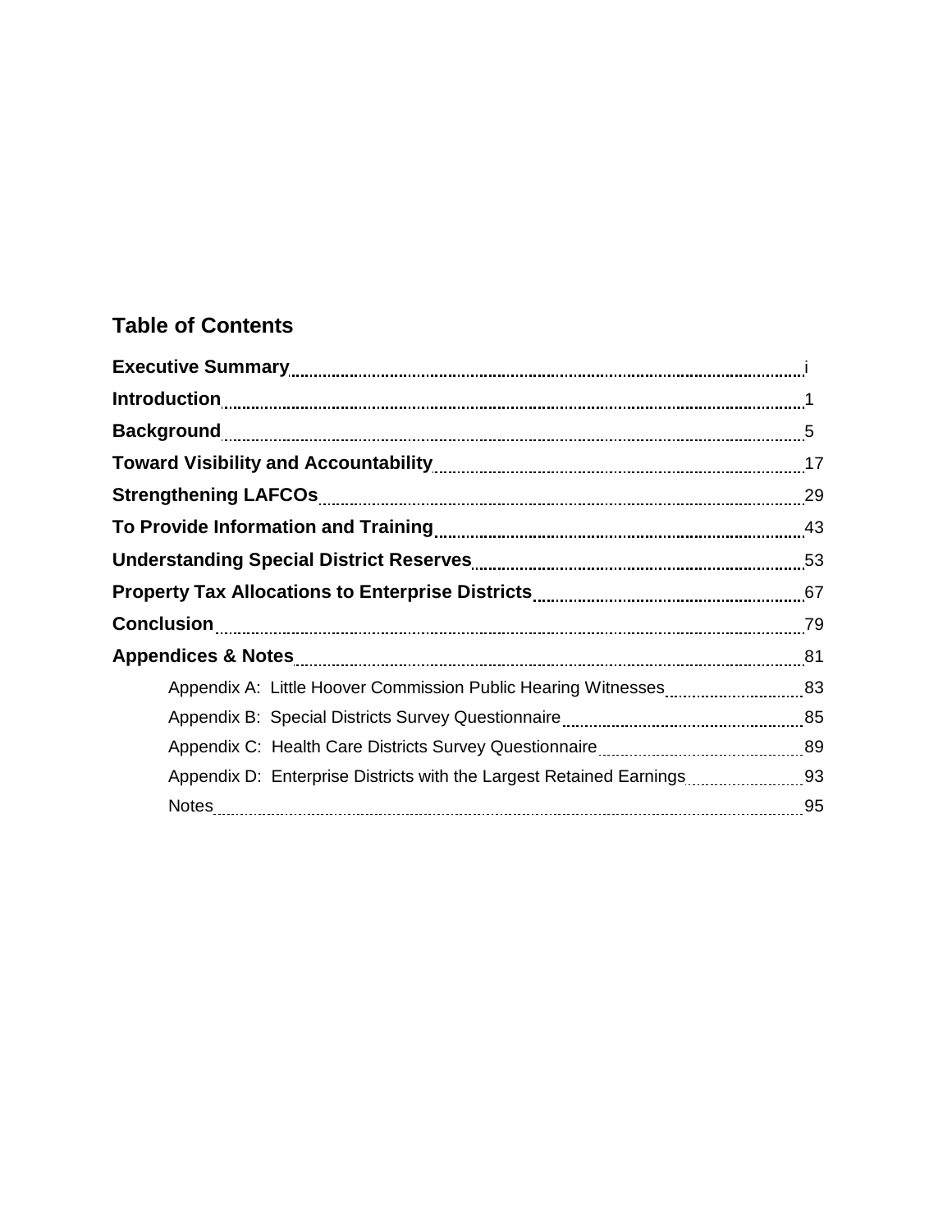## Table of Contents

| | |
|---|---|
| **Executive Summary** | i |
| **Introduction** | 1 |
| **Background** | 5 |
| **Toward Visibility and Accountability** | 17 |
| **Strengthening LAFCOs** | 29 |
| **To Provide Information and Training** | 43 |
| **Understanding Special District Reserves** | 53 |
| **Property Tax Allocations to Enterprise Districts** | 67 |
| **Conclusion** | 79 |
| **Appendices & Notes** | 81 |
| Appendix A: Little Hoover Commission Public Hearing Witnesses | 83 |
| Appendix B: Special Districts Survey Questionnaire | 85 |
| Appendix C: Health Care Districts Survey Questionnaire | 89 |
| Appendix D: Enterprise Districts with the Largest Retained Earnings | 93 |
| Notes | 95 |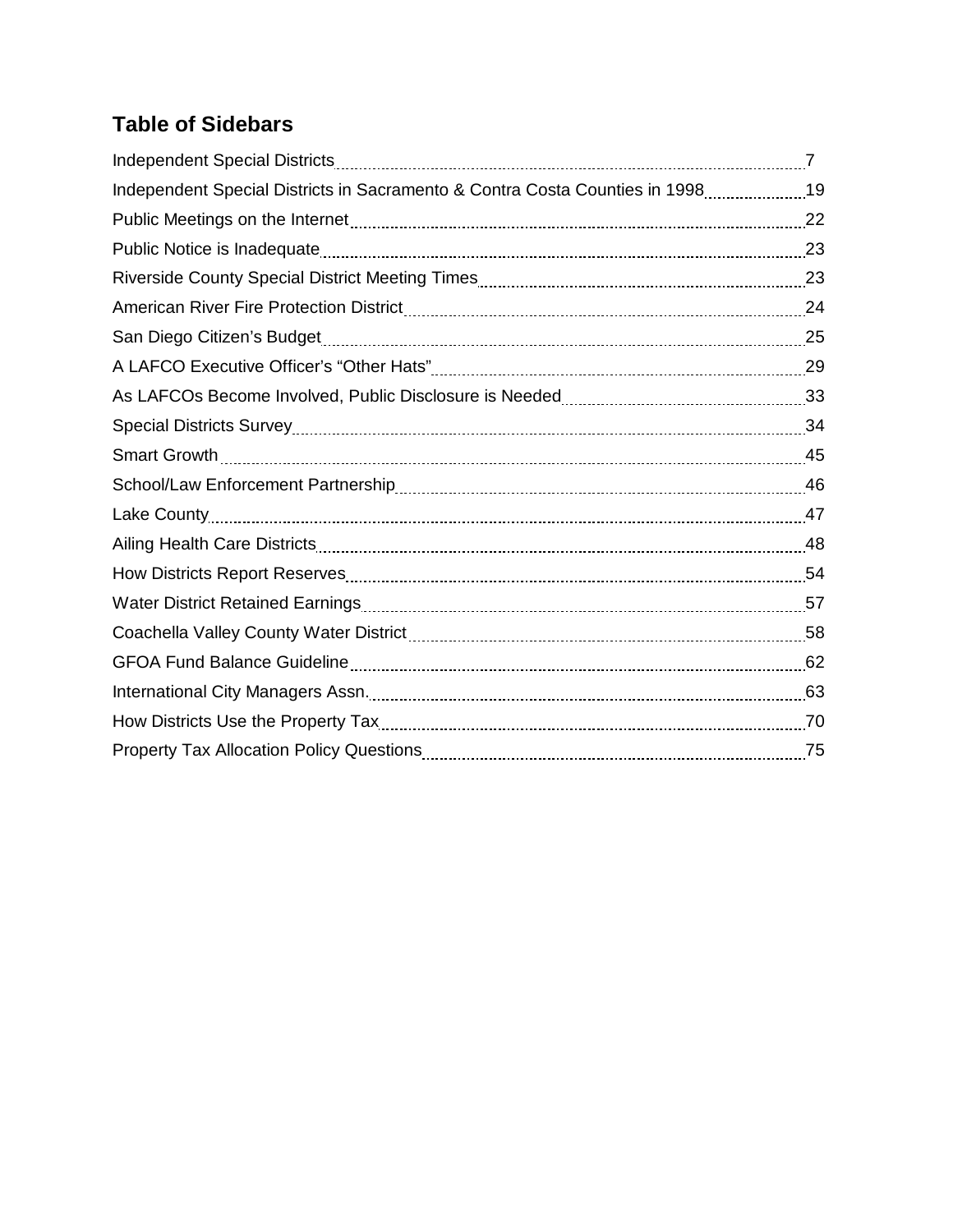## Table of Sidebars

| Sidebar | Page |
| --- | --- |
| Independent Special Districts | 7 |
| Independent Special Districts in Sacramento & Contra Costa Counties in 1998 | 19 |
| Public Meetings on the Internet | 22 |
| Public Notice is Inadequate | 23 |
| Riverside County Special District Meeting Times | 23 |
| American River Fire Protection District | 24 |
| San Diego Citizen's Budget | 25 |
| A LAFCO Executive Officer's "Other Hats" | 29 |
| As LAFCOs Become Involved, Public Disclosure is Needed | 33 |
| Special Districts Survey | 34 |
| Smart Growth | 45 |
| School/Law Enforcement Partnership | 46 |
| Lake County | 47 |
| Ailing Health Care Districts | 48 |
| How Districts Report Reserves | 54 |
| Water District Retained Earnings | 57 |
| Coachella Valley County Water District | 58 |
| GFOA Fund Balance Guideline | 62 |
| International City Managers Assn. | 63 |
| How Districts Use the Property Tax | 70 |
| Property Tax Allocation Policy Questions | 75 |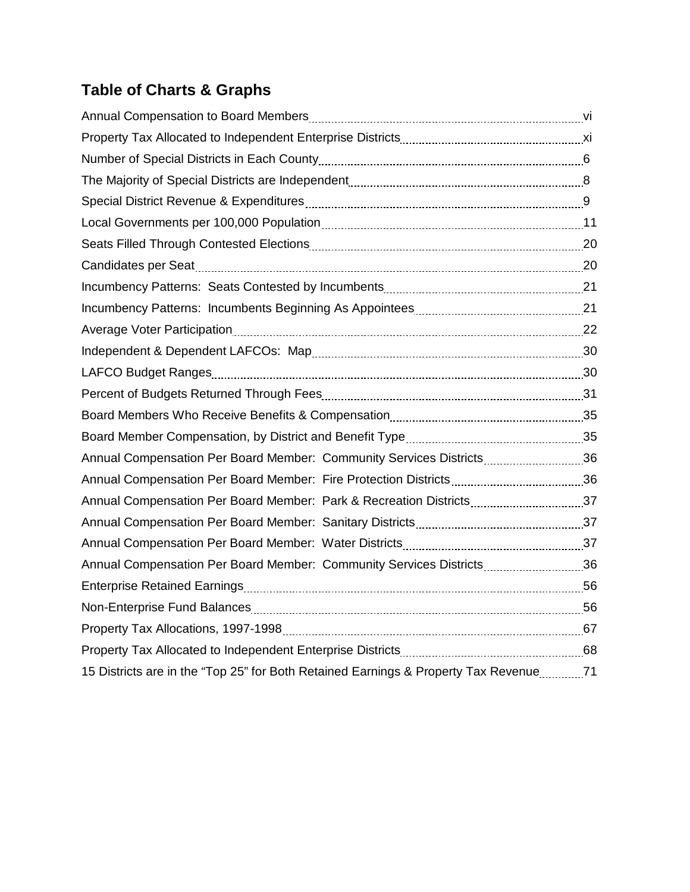## Table of Charts & Graphs

| | |
|---|---|
| Annual Compensation to Board Members | vi |
| Property Tax Allocated to Independent Enterprise Districts | xi |
| Number of Special Districts in Each County | 6 |
| The Majority of Special Districts are Independent | 8 |
| Special District Revenue & Expenditures | 9 |
| Local Governments per 100,000 Population | 11 |
| Seats Filled Through Contested Elections | 20 |
| Candidates per Seat | 20 |
| Incumbency Patterns: Seats Contested by Incumbents | 21 |
| Incumbency Patterns: Incumbents Beginning As Appointees | 21 |
| Average Voter Participation | 22 |
| Independent & Dependent LAFCOs: Map | 30 |
| LAFCO Budget Ranges | 30 |
| Percent of Budgets Returned Through Fees | 31 |
| Board Members Who Receive Benefits & Compensation | 35 |
| Board Member Compensation, by District and Benefit Type | 35 |
| Annual Compensation Per Board Member: Community Services Districts | 36 |
| Annual Compensation Per Board Member: Fire Protection Districts | 36 |
| Annual Compensation Per Board Member: Park & Recreation Districts | 37 |
| Annual Compensation Per Board Member: Sanitary Districts | 37 |
| Annual Compensation Per Board Member: Water Districts | 37 |
| Annual Compensation Per Board Member: Community Services Districts | 36 |
| Enterprise Retained Earnings | 56 |
| Non-Enterprise Fund Balances | 56 |
| Property Tax Allocations, 1997-1998 | 67 |
| Property Tax Allocated to Independent Enterprise Districts | 68 |
| 15 Districts are in the "Top 25" for Both Retained Earnings & Property Tax Revenue | 71 |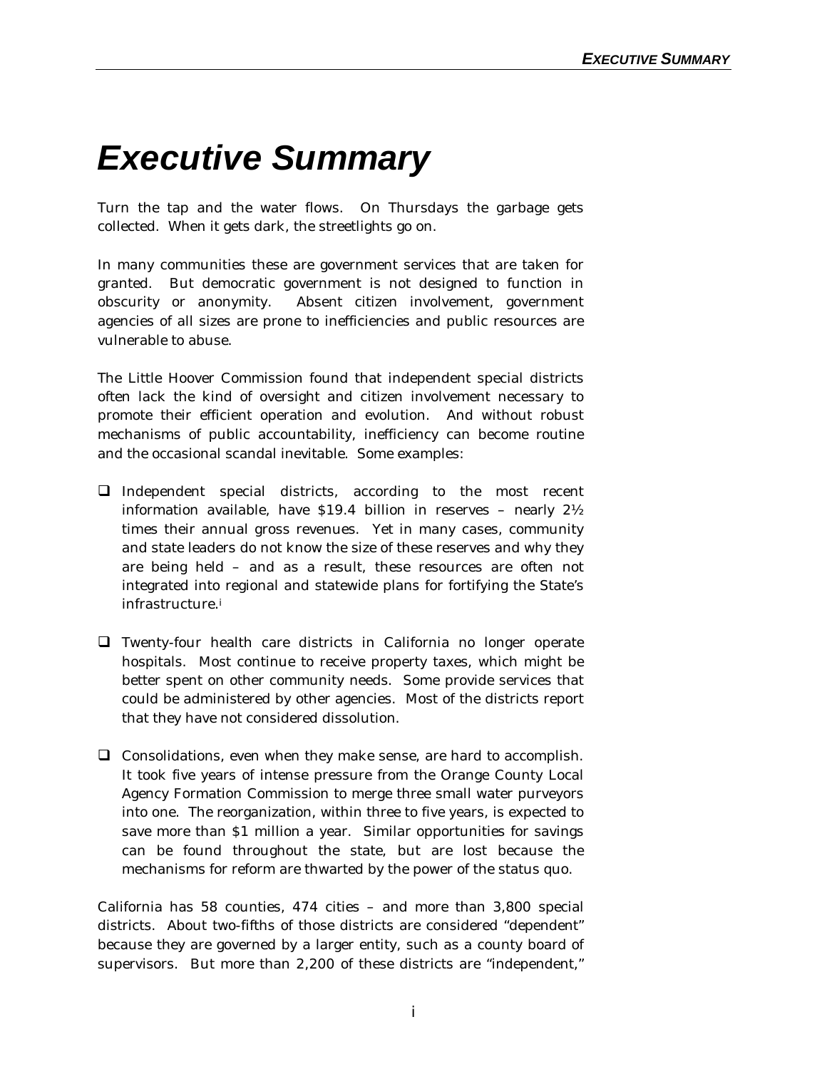# *Executive Summary*

Turn the tap and the water flows. On Thursdays the garbage gets collected. When it gets dark, the streetlights go on.

In many communities these are government services that are taken for granted. But democratic government is not designed to function in obscurity or anonymity. Absent citizen involvement, government agencies of all sizes are prone to inefficiencies and public resources are vulnerable to abuse.

The Little Hoover Commission found that independent special districts often lack the kind of oversight and citizen involvement necessary to promote their efficient operation and evolution. And without robust mechanisms of public accountability, inefficiency can become routine and the occasional scandal inevitable. Some examples:

- Independent special districts, according to the most recent information available, have $19.4 billion in reserves – nearly 2½ times their annual gross revenues. Yet in many cases, community and state leaders do not know the size of these reserves and why they are being held – and as a result, these resources are often not integrated into regional and statewide plans for fortifying the State's infrastructure.[i]

- Twenty-four health care districts in California no longer operate hospitals. Most continue to receive property taxes, which might be better spent on other community needs. Some provide services that could be administered by other agencies. Most of the districts report that they have not considered dissolution.

- Consolidations, even when they make sense, are hard to accomplish. It took five years of intense pressure from the Orange County Local Agency Formation Commission to merge three small water purveyors into one. The reorganization, within three to five years, is expected to save more than $1 million a year. Similar opportunities for savings can be found throughout the state, but are lost because the mechanisms for reform are thwarted by the power of the status quo.

California has 58 counties, 474 cities – and more than 3,800 special districts. About two-fifths of those districts are considered "dependent" because they are governed by a larger entity, such as a county board of supervisors. But more than 2,200 of these districts are "independent,"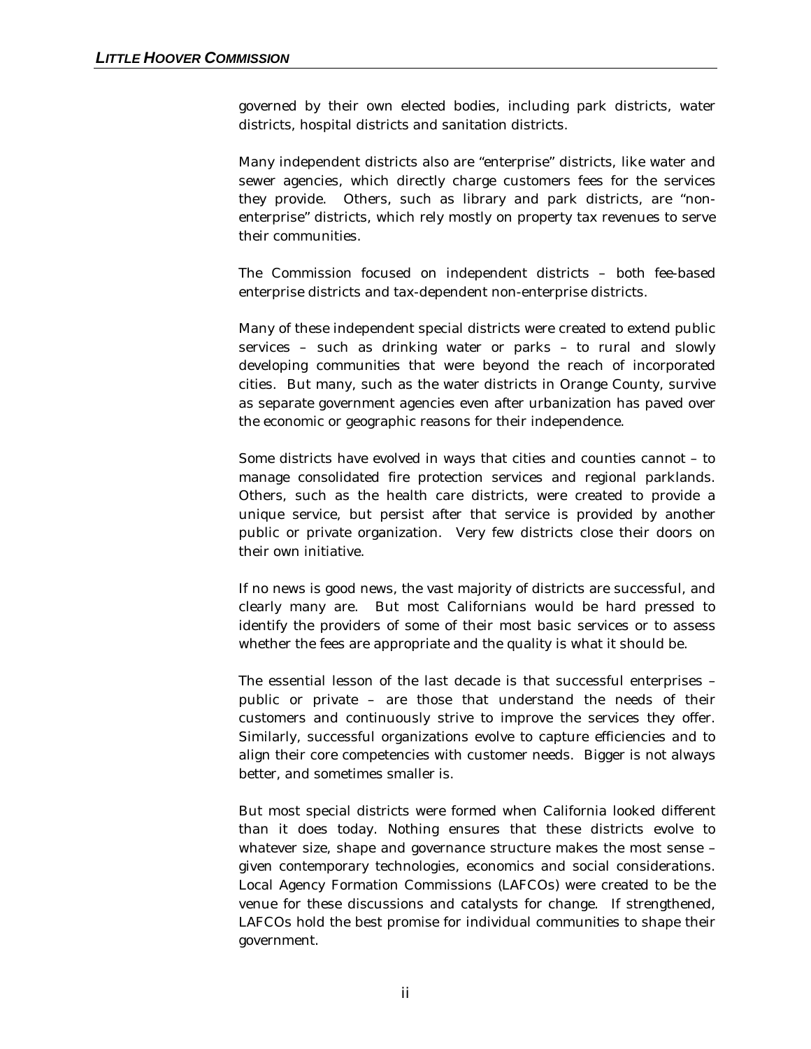governed by their own elected bodies, including park districts, water districts, hospital districts and sanitation districts.

Many independent districts also are "enterprise" districts, like water and sewer agencies, which directly charge customers fees for the services they provide. Others, such as library and park districts, are "non-enterprise" districts, which rely mostly on property tax revenues to serve their communities.

The Commission focused on independent districts – both fee-based enterprise districts and tax-dependent non-enterprise districts.

Many of these independent special districts were created to extend public services – such as drinking water or parks – to rural and slowly developing communities that were beyond the reach of incorporated cities. But many, such as the water districts in Orange County, survive as separate government agencies even after urbanization has paved over the economic or geographic reasons for their independence.

Some districts have evolved in ways that cities and counties cannot – to manage consolidated fire protection services and regional parklands. Others, such as the health care districts, were created to provide a unique service, but persist after that service is provided by another public or private organization. Very few districts close their doors on their own initiative.

If no news is good news, the vast majority of districts are successful, and clearly many are. But most Californians would be hard pressed to identify the providers of some of their most basic services or to assess whether the fees are appropriate and the quality is what it should be.

The essential lesson of the last decade is that successful enterprises – public or private – are those that understand the needs of their customers and continuously strive to improve the services they offer. Similarly, successful organizations evolve to capture efficiencies and to align their core competencies with customer needs. Bigger is not always better, and sometimes smaller is.

But most special districts were formed when California looked different than it does today. Nothing ensures that these districts evolve to whatever size, shape and governance structure makes the most sense – given contemporary technologies, economics and social considerations. Local Agency Formation Commissions (LAFCOs) were created to be the venue for these discussions and catalysts for change. If strengthened, LAFCOs hold the best promise for individual communities to shape their government.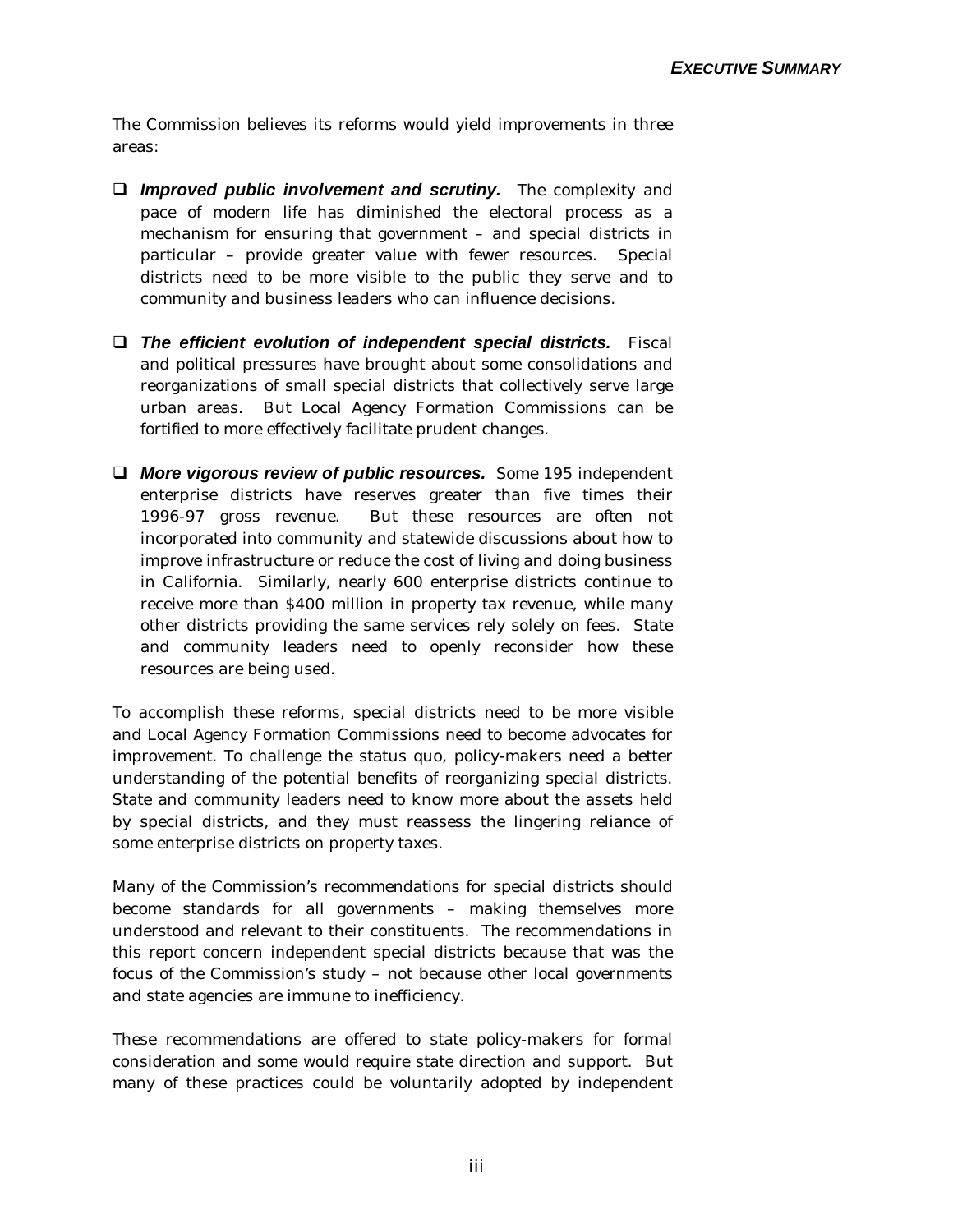The Commission believes its reforms would yield improvements in three areas:

- ***Improved public involvement and scrutiny.*** The complexity and pace of modern life has diminished the electoral process as a mechanism for ensuring that government – and special districts in particular – provide greater value with fewer resources. Special districts need to be more visible to the public they serve and to community and business leaders who can influence decisions.

- ***The efficient evolution of independent special districts.*** Fiscal and political pressures have brought about some consolidations and reorganizations of small special districts that collectively serve large urban areas. But Local Agency Formation Commissions can be fortified to more effectively facilitate prudent changes.

- ***More vigorous review of public resources.*** Some 195 independent enterprise districts have reserves greater than five times their 1996-97 gross revenue. But these resources are often not incorporated into community and statewide discussions about how to improve infrastructure or reduce the cost of living and doing business in California. Similarly, nearly 600 enterprise districts continue to receive more than $400 million in property tax revenue, while many other districts providing the same services rely solely on fees. State and community leaders need to openly reconsider how these resources are being used.

To accomplish these reforms, special districts need to be more visible and Local Agency Formation Commissions need to become advocates for improvement. To challenge the status quo, policy-makers need a better understanding of the potential benefits of reorganizing special districts. State and community leaders need to know more about the assets held by special districts, and they must reassess the lingering reliance of some enterprise districts on property taxes.

Many of the Commission's recommendations for special districts should become standards for all governments – making themselves more understood and relevant to their constituents. The recommendations in this report concern independent special districts because that was the focus of the Commission's study – not because other local governments and state agencies are immune to inefficiency.

These recommendations are offered to state policy-makers for formal consideration and some would require state direction and support. But many of these practices could be voluntarily adopted by independent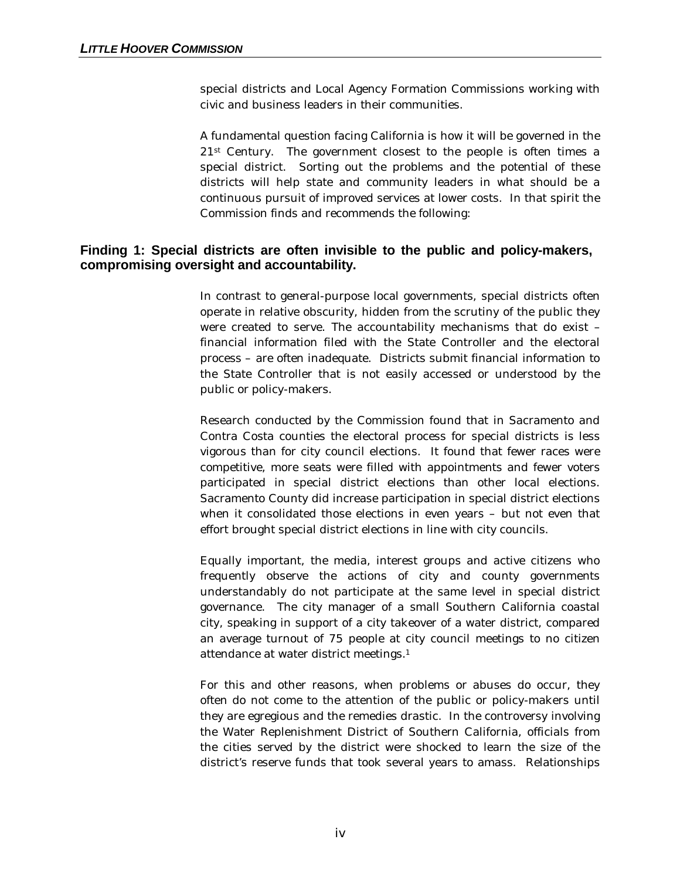special districts and Local Agency Formation Commissions working with civic and business leaders in their communities.

A fundamental question facing California is how it will be governed in the 21st Century. The government closest to the people is often times a special district. Sorting out the problems and the potential of these districts will help state and community leaders in what should be a continuous pursuit of improved services at lower costs. In that spirit the Commission finds and recommends the following:

## Finding 1: Special districts are often invisible to the public and policy-makers, compromising oversight and accountability.

In contrast to general-purpose local governments, special districts often operate in relative obscurity, hidden from the scrutiny of the public they were created to serve. The accountability mechanisms that do exist – financial information filed with the State Controller and the electoral process – are often inadequate. Districts submit financial information to the State Controller that is not easily accessed or understood by the public or policy-makers.

Research conducted by the Commission found that in Sacramento and Contra Costa counties the electoral process for special districts is less vigorous than for city council elections. It found that fewer races were competitive, more seats were filled with appointments and fewer voters participated in special district elections than other local elections. Sacramento County did increase participation in special district elections when it consolidated those elections in even years – but not even that effort brought special district elections in line with city councils.

Equally important, the media, interest groups and active citizens who frequently observe the actions of city and county governments understandably do not participate at the same level in special district governance. The city manager of a small Southern California coastal city, speaking in support of a city takeover of a water district, compared an average turnout of 75 people at city council meetings to no citizen attendance at water district meetings.[1]

For this and other reasons, when problems or abuses do occur, they often do not come to the attention of the public or policy-makers until they are egregious and the remedies drastic. In the controversy involving the Water Replenishment District of Southern California, officials from the cities served by the district were shocked to learn the size of the district's reserve funds that took several years to amass. Relationships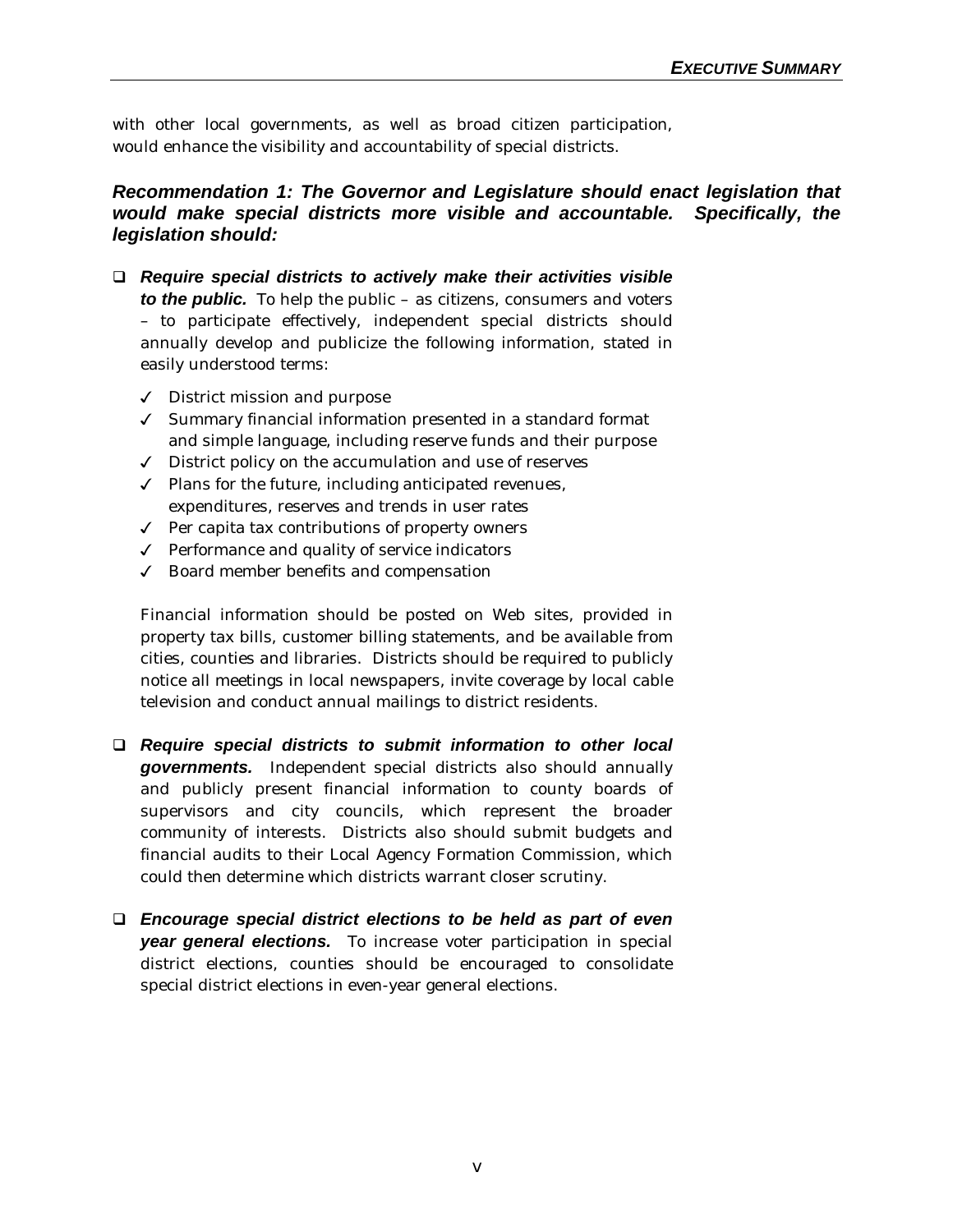with other local governments, as well as broad citizen participation, would enhance the visibility and accountability of special districts.

***Recommendation 1: The Governor and Legislature should enact legislation that would make special districts more visible and accountable. Specifically, the legislation should:***

- ***Require special districts to actively make their activities visible to the public.*** To help the public – as citizens, consumers and voters – to participate effectively, independent special districts should annually develop and publicize the following information, stated in easily understood terms:

  - ✓ District mission and purpose
  - ✓ Summary financial information presented in a standard format and simple language, including reserve funds and their purpose
  - ✓ District policy on the accumulation and use of reserves
  - ✓ Plans for the future, including anticipated revenues, expenditures, reserves and trends in user rates
  - ✓ Per capita tax contributions of property owners
  - ✓ Performance and quality of service indicators
  - ✓ Board member benefits and compensation

  Financial information should be posted on Web sites, provided in property tax bills, customer billing statements, and be available from cities, counties and libraries. Districts should be required to publicly notice all meetings in local newspapers, invite coverage by local cable television and conduct annual mailings to district residents.

- ***Require special districts to submit information to other local governments.*** Independent special districts also should annually and publicly present financial information to county boards of supervisors and city councils, which represent the broader community of interests. Districts also should submit budgets and financial audits to their Local Agency Formation Commission, which could then determine which districts warrant closer scrutiny.

- ***Encourage special district elections to be held as part of even year general elections.*** To increase voter participation in special district elections, counties should be encouraged to consolidate special district elections in even-year general elections.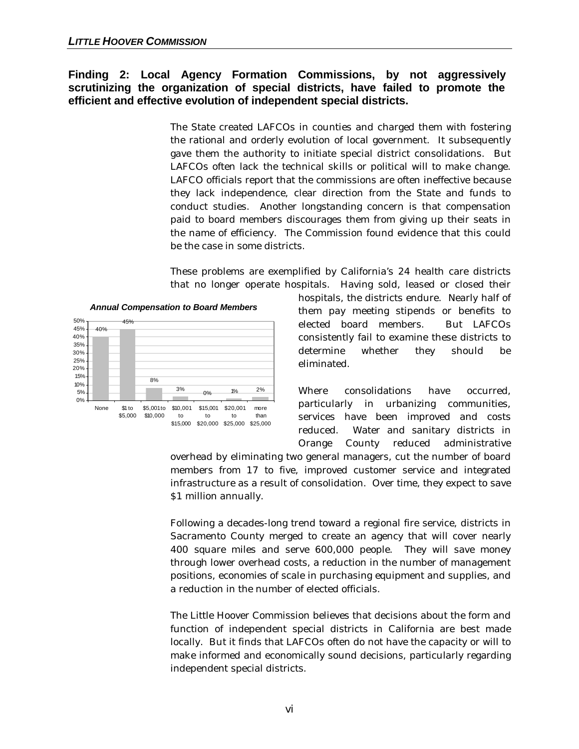## Finding 2: Local Agency Formation Commissions, by not aggressively scrutinizing the organization of special districts, have failed to promote the efficient and effective evolution of independent special districts.

The State created LAFCOs in counties and charged them with fostering the rational and orderly evolution of local government. It subsequently gave them the authority to initiate special district consolidations. But LAFCOs often lack the technical skills or political will to make change. LAFCO officials report that the commissions are often ineffective because they lack independence, clear direction from the State and funds to conduct studies. Another longstanding concern is that compensation paid to board members discourages them from giving up their seats in the name of efficiency. The Commission found evidence that this could be the case in some districts.

These problems are exemplified by California's 24 health care districts that no longer operate hospitals. Having sold, leased or closed their hospitals, the districts endure. Nearly half of them pay meeting stipends or benefits to elected board members. But LAFCOs consistently fail to examine these districts to determine whether they should be eliminated.

***Annual Compensation to Board Members***

| Compensation | Percent |
|---|---|
| None | 40% |
| $1 to $5,000 | 45% |
| $5,001 to $10,000 | 8% |
| $10,001 to $15,000 | 3% |
| $15,001 to $20,000 | 0% |
| $20,001 to $25,000 | 1% |
| more than $25,000 | 2% |

Where consolidations have occurred, particularly in urbanizing communities, services have been improved and costs reduced. Water and sanitary districts in Orange County reduced administrative overhead by eliminating two general managers, cut the number of board members from 17 to five, improved customer service and integrated infrastructure as a result of consolidation. Over time, they expect to save $1 million annually.

Following a decades-long trend toward a regional fire service, districts in Sacramento County merged to create an agency that will cover nearly 400 square miles and serve 600,000 people. They will save money through lower overhead costs, a reduction in the number of management positions, economies of scale in purchasing equipment and supplies, and a reduction in the number of elected officials.

The Little Hoover Commission believes that decisions about the form and function of independent special districts in California are best made locally. But it finds that LAFCOs often do not have the capacity or will to make informed and economically sound decisions, particularly regarding independent special districts.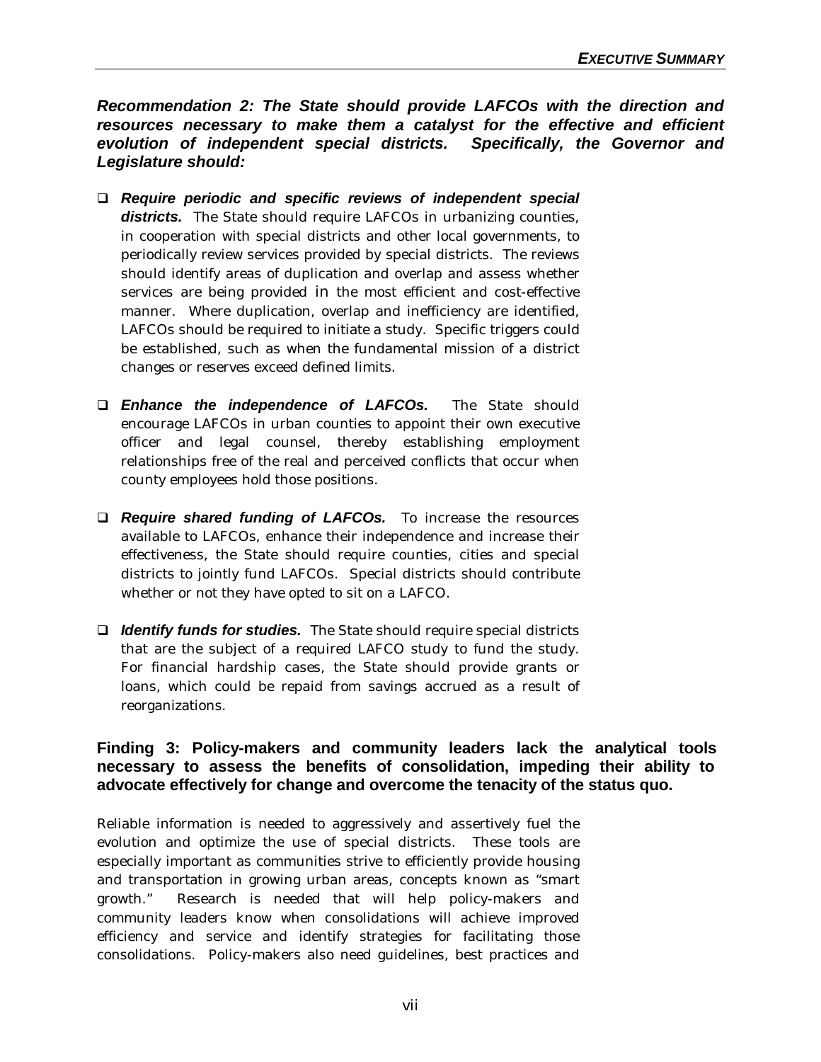***Recommendation 2: The State should provide LAFCOs with the direction and resources necessary to make them a catalyst for the effective and efficient evolution of independent special districts. Specifically, the Governor and Legislature should:***

- ***Require periodic and specific reviews of independent special districts.*** The State should require LAFCOs in urbanizing counties, in cooperation with special districts and other local governments, to periodically review services provided by special districts. The reviews should identify areas of duplication and overlap and assess whether services are being provided in the most efficient and cost-effective manner. Where duplication, overlap and inefficiency are identified, LAFCOs should be required to initiate a study. Specific triggers could be established, such as when the fundamental mission of a district changes or reserves exceed defined limits.

- ***Enhance the independence of LAFCOs.*** The State should encourage LAFCOs in urban counties to appoint their own executive officer and legal counsel, thereby establishing employment relationships free of the real and perceived conflicts that occur when county employees hold those positions.

- ***Require shared funding of LAFCOs.*** To increase the resources available to LAFCOs, enhance their independence and increase their effectiveness, the State should require counties, cities and special districts to jointly fund LAFCOs. Special districts should contribute whether or not they have opted to sit on a LAFCO.

- ***Identify funds for studies.*** The State should require special districts that are the subject of a required LAFCO study to fund the study. For financial hardship cases, the State should provide grants or loans, which could be repaid from savings accrued as a result of reorganizations.

**Finding 3: Policy-makers and community leaders lack the analytical tools necessary to assess the benefits of consolidation, impeding their ability to advocate effectively for change and overcome the tenacity of the status quo.**

Reliable information is needed to aggressively and assertively fuel the evolution and optimize the use of special districts. These tools are especially important as communities strive to efficiently provide housing and transportation in growing urban areas, concepts known as "smart growth." Research is needed that will help policy-makers and community leaders know when consolidations will achieve improved efficiency and service and identify strategies for facilitating those consolidations. Policy-makers also need guidelines, best practices and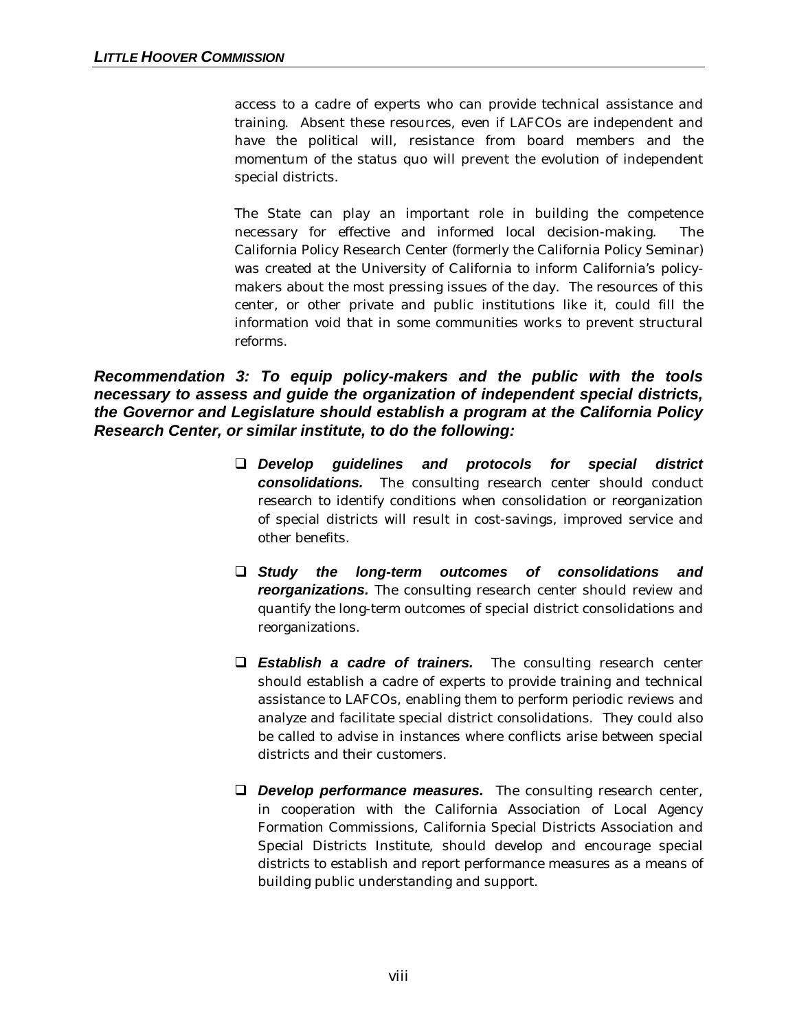access to a cadre of experts who can provide technical assistance and training. Absent these resources, even if LAFCOs are independent and have the political will, resistance from board members and the momentum of the status quo will prevent the evolution of independent special districts.

The State can play an important role in building the competence necessary for effective and informed local decision-making. The California Policy Research Center (formerly the California Policy Seminar) was created at the University of California to inform California's policy-makers about the most pressing issues of the day. The resources of this center, or other private and public institutions like it, could fill the information void that in some communities works to prevent structural reforms.

***Recommendation 3: To equip policy-makers and the public with the tools necessary to assess and guide the organization of independent special districts, the Governor and Legislature should establish a program at the California Policy Research Center, or similar institute, to do the following:***

- ***Develop guidelines and protocols for special district consolidations.*** The consulting research center should conduct research to identify conditions when consolidation or reorganization of special districts will result in cost-savings, improved service and other benefits.
- ***Study the long-term outcomes of consolidations and reorganizations.*** The consulting research center should review and quantify the long-term outcomes of special district consolidations and reorganizations.
- ***Establish a cadre of trainers.*** The consulting research center should establish a cadre of experts to provide training and technical assistance to LAFCOs, enabling them to perform periodic reviews and analyze and facilitate special district consolidations. They could also be called to advise in instances where conflicts arise between special districts and their customers.
- ***Develop performance measures.*** The consulting research center, in cooperation with the California Association of Local Agency Formation Commissions, California Special Districts Association and Special Districts Institute, should develop and encourage special districts to establish and report performance measures as a means of building public understanding and support.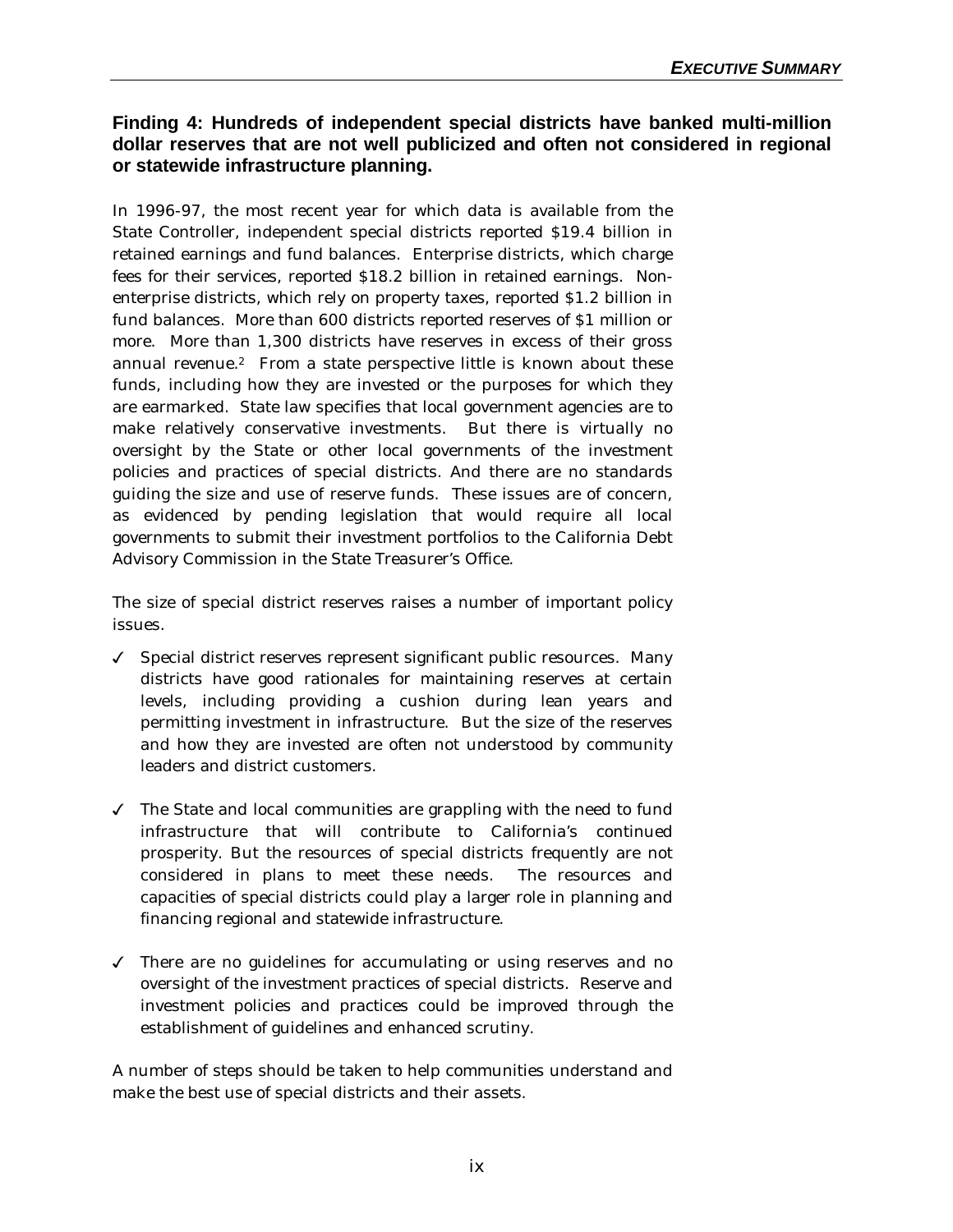### Finding 4: Hundreds of independent special districts have banked multi-million dollar reserves that are not well publicized and often not considered in regional or statewide infrastructure planning.

In 1996-97, the most recent year for which data is available from the State Controller, independent special districts reported $19.4 billion in retained earnings and fund balances. Enterprise districts, which charge fees for their services, reported $18.2 billion in retained earnings. Non-enterprise districts, which rely on property taxes, reported $1.2 billion in fund balances. More than 600 districts reported reserves of $1 million or more. More than 1,300 districts have reserves in excess of their gross annual revenue.[2] From a state perspective little is known about these funds, including how they are invested or the purposes for which they are earmarked. State law specifies that local government agencies are to make relatively conservative investments. But there is virtually no oversight by the State or other local governments of the investment policies and practices of special districts. And there are no standards guiding the size and use of reserve funds. These issues are of concern, as evidenced by pending legislation that would require all local governments to submit their investment portfolios to the California Debt Advisory Commission in the State Treasurer's Office.

The size of special district reserves raises a number of important policy issues.

- ✓ Special district reserves represent significant public resources. Many districts have good rationales for maintaining reserves at certain levels, including providing a cushion during lean years and permitting investment in infrastructure. But the size of the reserves and how they are invested are often not understood by community leaders and district customers.
- ✓ The State and local communities are grappling with the need to fund infrastructure that will contribute to California's continued prosperity. But the resources of special districts frequently are not considered in plans to meet these needs. The resources and capacities of special districts could play a larger role in planning and financing regional and statewide infrastructure.
- ✓ There are no guidelines for accumulating or using reserves and no oversight of the investment practices of special districts. Reserve and investment policies and practices could be improved through the establishment of guidelines and enhanced scrutiny.

A number of steps should be taken to help communities understand and make the best use of special districts and their assets.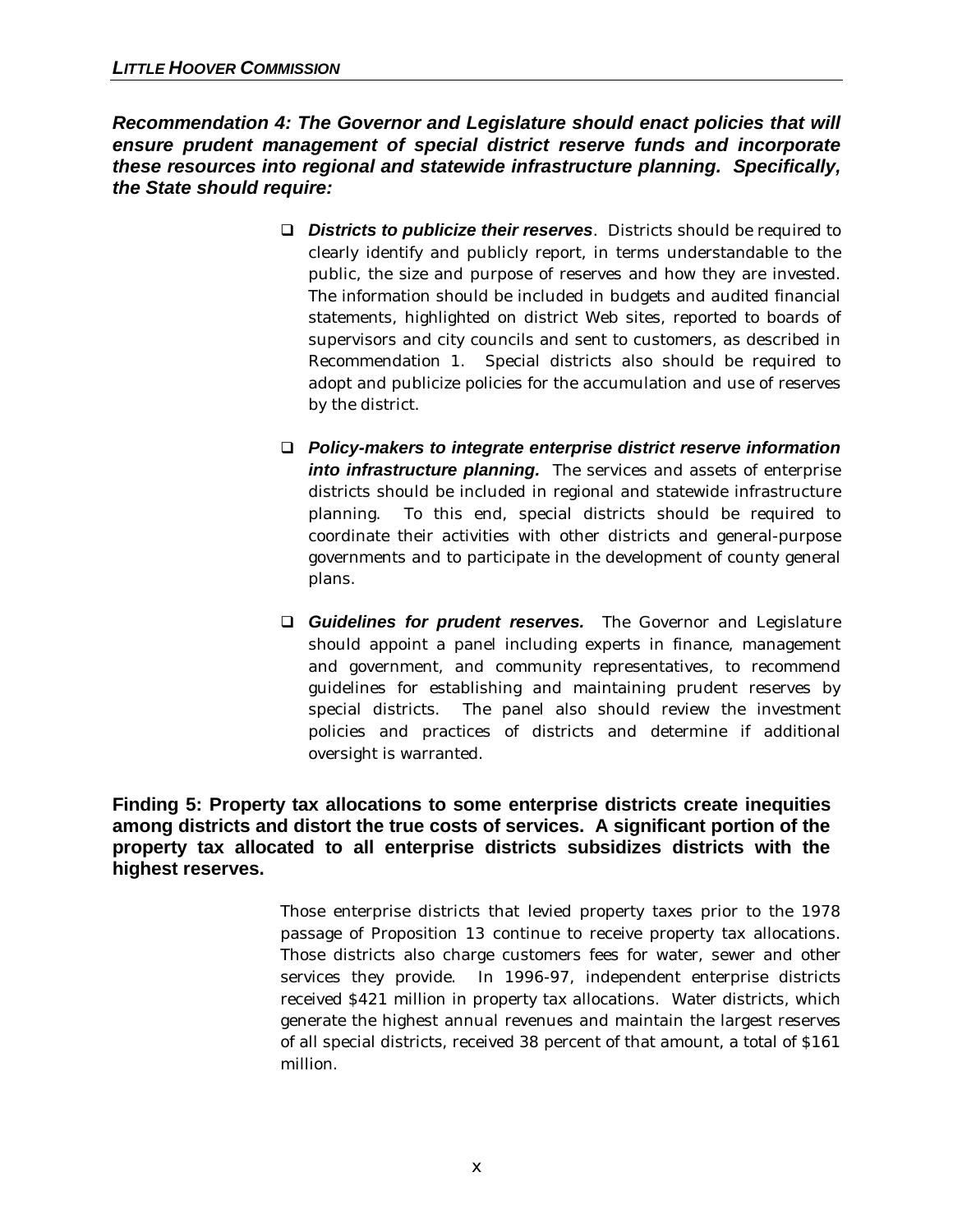***Recommendation 4: The Governor and Legislature should enact policies that will ensure prudent management of special district reserve funds and incorporate these resources into regional and statewide infrastructure planning. Specifically, the State should require:***

- ***Districts to publicize their reserves***. Districts should be required to clearly identify and publicly report, in terms understandable to the public, the size and purpose of reserves and how they are invested. The information should be included in budgets and audited financial statements, highlighted on district Web sites, reported to boards of supervisors and city councils and sent to customers, as described in Recommendation 1. Special districts also should be required to adopt and publicize policies for the accumulation and use of reserves by the district.

- ***Policy-makers to integrate enterprise district reserve information into infrastructure planning.*** The services and assets of enterprise districts should be included in regional and statewide infrastructure planning. To this end, special districts should be required to coordinate their activities with other districts and general-purpose governments and to participate in the development of county general plans.

- ***Guidelines for prudent reserves.*** The Governor and Legislature should appoint a panel including experts in finance, management and government, and community representatives, to recommend guidelines for establishing and maintaining prudent reserves by special districts. The panel also should review the investment policies and practices of districts and determine if additional oversight is warranted.

**Finding 5: Property tax allocations to some enterprise districts create inequities among districts and distort the true costs of services. A significant portion of the property tax allocated to all enterprise districts subsidizes districts with the highest reserves.**

Those enterprise districts that levied property taxes prior to the 1978 passage of Proposition 13 continue to receive property tax allocations. Those districts also charge customers fees for water, sewer and other services they provide. In 1996-97, independent enterprise districts received $421 million in property tax allocations. Water districts, which generate the highest annual revenues and maintain the largest reserves of all special districts, received 38 percent of that amount, a total of $161 million.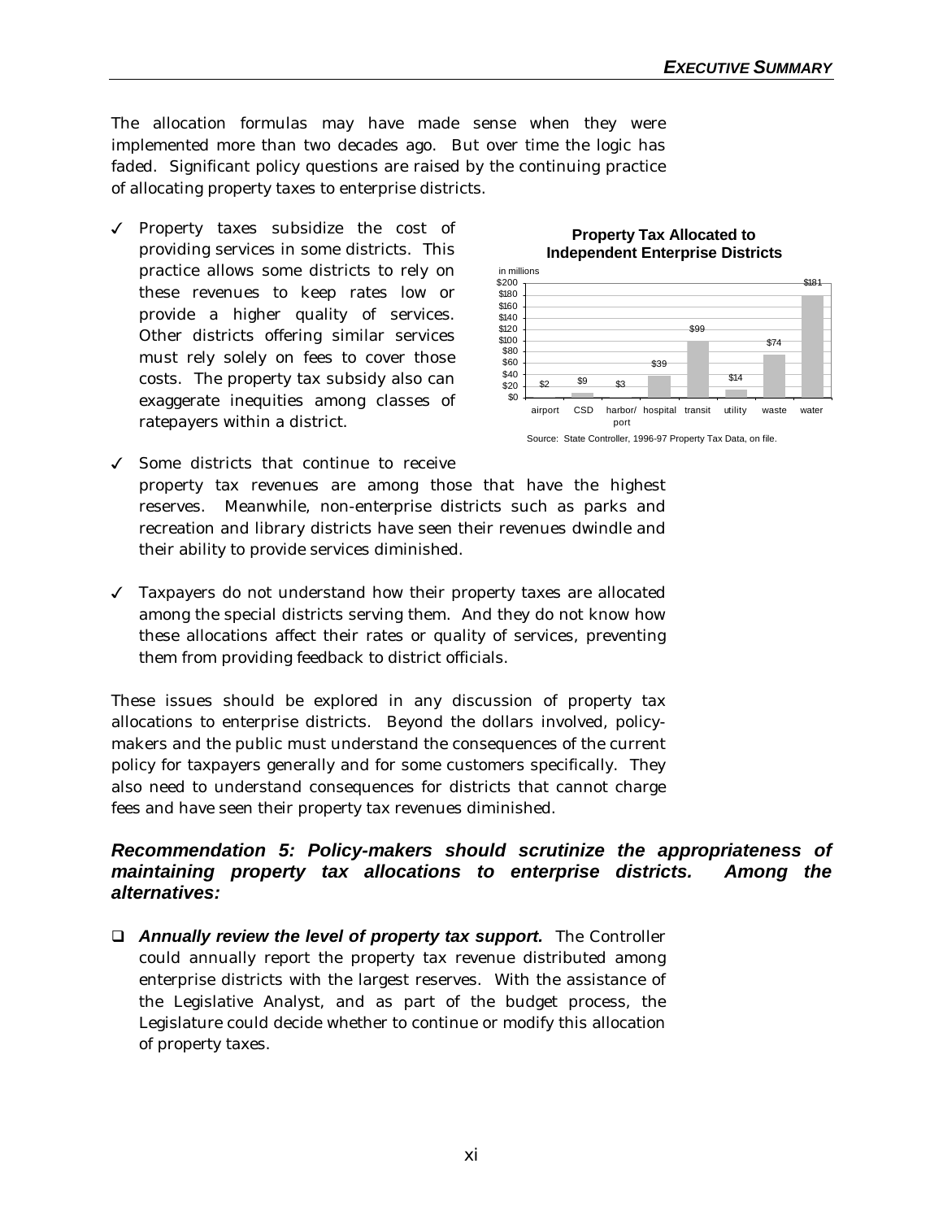The allocation formulas may have made sense when they were implemented more than two decades ago. But over time the logic has faded. Significant policy questions are raised by the continuing practice of allocating property taxes to enterprise districts.

- ✓ Property taxes subsidize the cost of providing services in some districts. This practice allows some districts to rely on these revenues to keep rates low or provide a higher quality of services. Other districts offering similar services must rely solely on fees to cover those costs. The property tax subsidy also can exaggerate inequities among classes of ratepayers within a district.

**Property Tax Allocated to Independent Enterprise Districts**

in millions

| airport | CSD | harbor/port | hospital | transit | utility | waste | water |
|---|---|---|---|---|---|---|---|
| $2 | $9 | $3 | $39 | $99 | $14 | $74 | $181 |

Source: State Controller, 1996-97 Property Tax Data, on file.

- ✓ Some districts that continue to receive property tax revenues are among those that have the highest reserves. Meanwhile, non-enterprise districts such as parks and recreation and library districts have seen their revenues dwindle and their ability to provide services diminished.

- ✓ Taxpayers do not understand how their property taxes are allocated among the special districts serving them. And they do not know how these allocations affect their rates or quality of services, preventing them from providing feedback to district officials.

These issues should be explored in any discussion of property tax allocations to enterprise districts. Beyond the dollars involved, policy-makers and the public must understand the consequences of the current policy for taxpayers generally and for some customers specifically. They also need to understand consequences for districts that cannot charge fees and have seen their property tax revenues diminished.

### *Recommendation 5: Policy-makers should scrutinize the appropriateness of maintaining property tax allocations to enterprise districts. Among the alternatives:*

- ❑ ***Annually review the level of property tax support.*** The Controller could annually report the property tax revenue distributed among enterprise districts with the largest reserves. With the assistance of the Legislative Analyst, and as part of the budget process, the Legislature could decide whether to continue or modify this allocation of property taxes.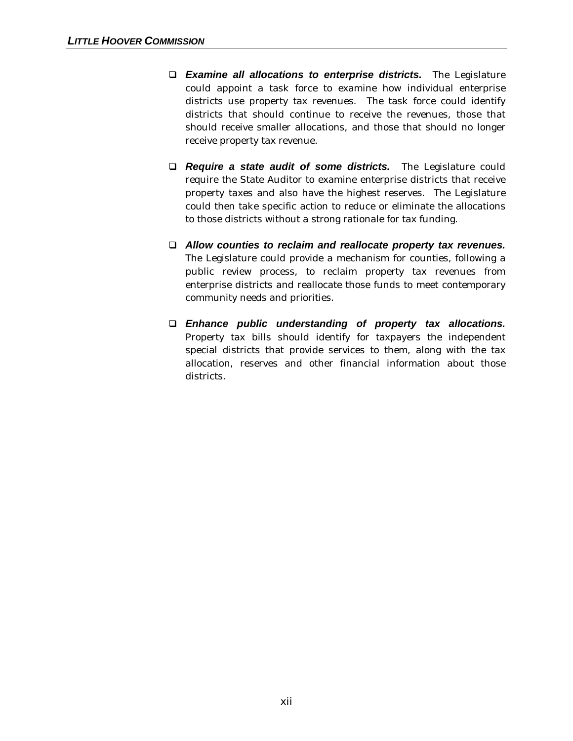- ***Examine all allocations to enterprise districts.*** The Legislature could appoint a task force to examine how individual enterprise districts use property tax revenues. The task force could identify districts that should continue to receive the revenues, those that should receive smaller allocations, and those that should no longer receive property tax revenue.

- ***Require a state audit of some districts.*** The Legislature could require the State Auditor to examine enterprise districts that receive property taxes and also have the highest reserves. The Legislature could then take specific action to reduce or eliminate the allocations to those districts without a strong rationale for tax funding.

- ***Allow counties to reclaim and reallocate property tax revenues.*** The Legislature could provide a mechanism for counties, following a public review process, to reclaim property tax revenues from enterprise districts and reallocate those funds to meet contemporary community needs and priorities.

- ***Enhance public understanding of property tax allocations.*** Property tax bills should identify for taxpayers the independent special districts that provide services to them, along with the tax allocation, reserves and other financial information about those districts.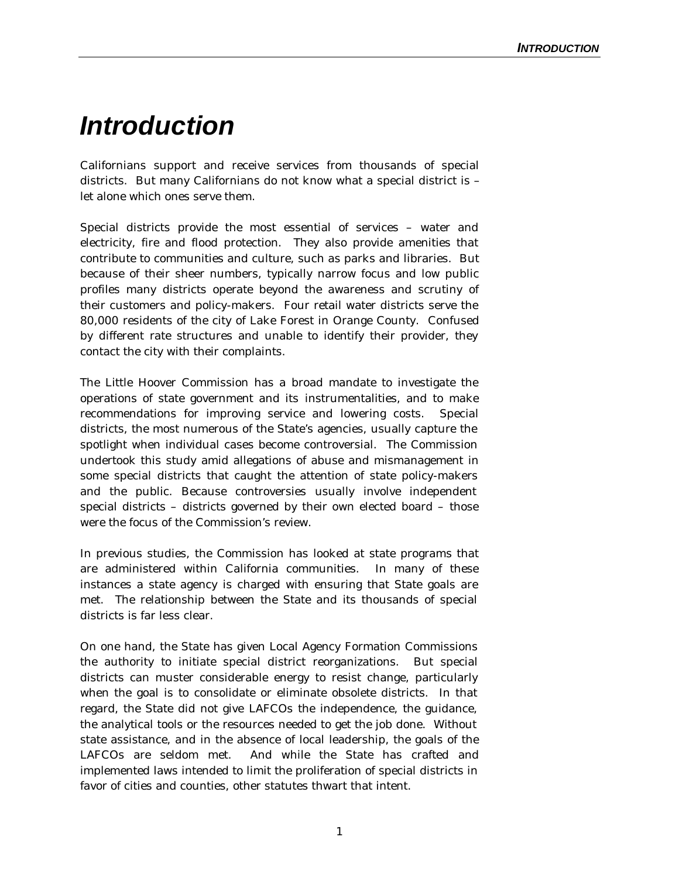# Introduction

Californians support and receive services from thousands of special districts. But many Californians do not know what a special district is – let alone which ones serve them.

Special districts provide the most essential of services – water and electricity, fire and flood protection. They also provide amenities that contribute to communities and culture, such as parks and libraries. But because of their sheer numbers, typically narrow focus and low public profiles many districts operate beyond the awareness and scrutiny of their customers and policy-makers. Four retail water districts serve the 80,000 residents of the city of Lake Forest in Orange County. Confused by different rate structures and unable to identify their provider, they contact the city with their complaints.

The Little Hoover Commission has a broad mandate to investigate the operations of state government and its instrumentalities, and to make recommendations for improving service and lowering costs. Special districts, the most numerous of the State's agencies, usually capture the spotlight when individual cases become controversial. The Commission undertook this study amid allegations of abuse and mismanagement in some special districts that caught the attention of state policy-makers and the public. Because controversies usually involve independent special districts – districts governed by their own elected board – those were the focus of the Commission's review.

In previous studies, the Commission has looked at state programs that are administered within California communities. In many of these instances a state agency is charged with ensuring that State goals are met. The relationship between the State and its thousands of special districts is far less clear.

On one hand, the State has given Local Agency Formation Commissions the authority to initiate special district reorganizations. But special districts can muster considerable energy to resist change, particularly when the goal is to consolidate or eliminate obsolete districts. In that regard, the State did not give LAFCOs the independence, the guidance, the analytical tools or the resources needed to get the job done. Without state assistance, and in the absence of local leadership, the goals of the LAFCOs are seldom met. And while the State has crafted and implemented laws intended to limit the proliferation of special districts in favor of cities and counties, other statutes thwart that intent.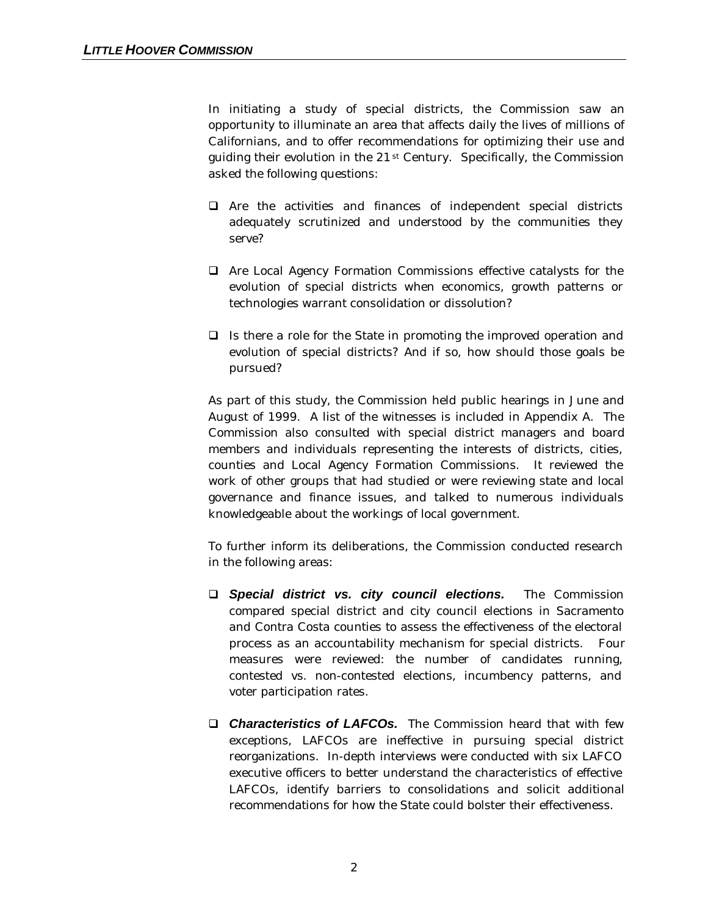In initiating a study of special districts, the Commission saw an opportunity to illuminate an area that affects daily the lives of millions of Californians, and to offer recommendations for optimizing their use and guiding their evolution in the 21st Century. Specifically, the Commission asked the following questions:

- Are the activities and finances of independent special districts adequately scrutinized and understood by the communities they serve?
- Are Local Agency Formation Commissions effective catalysts for the evolution of special districts when economics, growth patterns or technologies warrant consolidation or dissolution?
- Is there a role for the State in promoting the improved operation and evolution of special districts? And if so, how should those goals be pursued?

As part of this study, the Commission held public hearings in June and August of 1999. A list of the witnesses is included in Appendix A. The Commission also consulted with special district managers and board members and individuals representing the interests of districts, cities, counties and Local Agency Formation Commissions. It reviewed the work of other groups that had studied or were reviewing state and local governance and finance issues, and talked to numerous individuals knowledgeable about the workings of local government.

To further inform its deliberations, the Commission conducted research in the following areas:

- ***Special district vs. city council elections.*** The Commission compared special district and city council elections in Sacramento and Contra Costa counties to assess the effectiveness of the electoral process as an accountability mechanism for special districts. Four measures were reviewed: the number of candidates running, contested vs. non-contested elections, incumbency patterns, and voter participation rates.
- ***Characteristics of LAFCOs.*** The Commission heard that with few exceptions, LAFCOs are ineffective in pursuing special district reorganizations. In-depth interviews were conducted with six LAFCO executive officers to better understand the characteristics of effective LAFCOs, identify barriers to consolidations and solicit additional recommendations for how the State could bolster their effectiveness.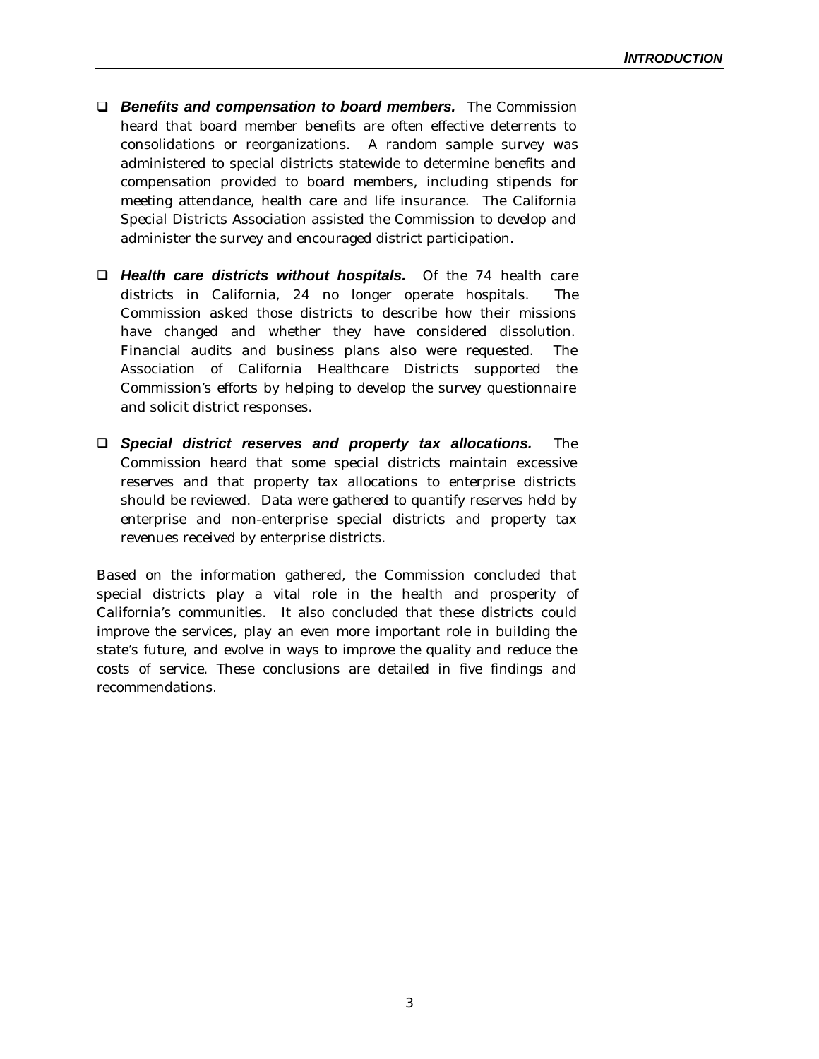- ***Benefits and compensation to board members.*** The Commission heard that board member benefits are often effective deterrents to consolidations or reorganizations. A random sample survey was administered to special districts statewide to determine benefits and compensation provided to board members, including stipends for meeting attendance, health care and life insurance. The California Special Districts Association assisted the Commission to develop and administer the survey and encouraged district participation.

- ***Health care districts without hospitals.*** Of the 74 health care districts in California, 24 no longer operate hospitals. The Commission asked those districts to describe how their missions have changed and whether they have considered dissolution. Financial audits and business plans also were requested. The Association of California Healthcare Districts supported the Commission's efforts by helping to develop the survey questionnaire and solicit district responses.

- ***Special district reserves and property tax allocations.*** The Commission heard that some special districts maintain excessive reserves and that property tax allocations to enterprise districts should be reviewed. Data were gathered to quantify reserves held by enterprise and non-enterprise special districts and property tax revenues received by enterprise districts.

Based on the information gathered, the Commission concluded that special districts play a vital role in the health and prosperity of California's communities. It also concluded that these districts could improve the services, play an even more important role in building the state's future, and evolve in ways to improve the quality and reduce the costs of service. These conclusions are detailed in five findings and recommendations.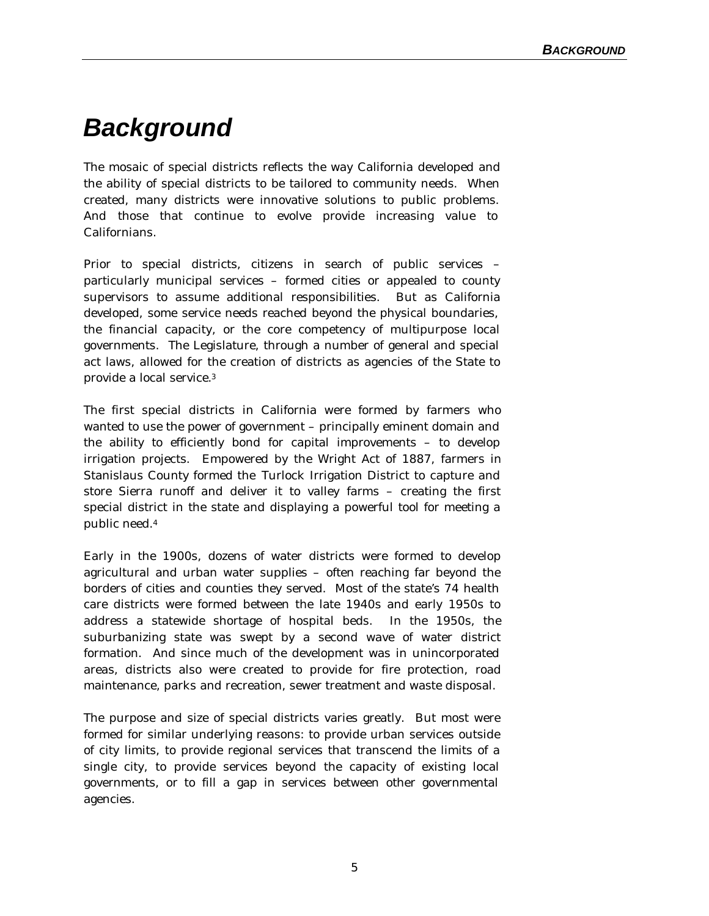# Background

The mosaic of special districts reflects the way California developed and the ability of special districts to be tailored to community needs. When created, many districts were innovative solutions to public problems. And those that continue to evolve provide increasing value to Californians.

Prior to special districts, citizens in search of public services – particularly municipal services – formed cities or appealed to county supervisors to assume additional responsibilities. But as California developed, some service needs reached beyond the physical boundaries, the financial capacity, or the core competency of multipurpose local governments. The Legislature, through a number of general and special act laws, allowed for the creation of districts as agencies of the State to provide a local service.[3]

The first special districts in California were formed by farmers who wanted to use the power of government – principally eminent domain and the ability to efficiently bond for capital improvements – to develop irrigation projects. Empowered by the Wright Act of 1887, farmers in Stanislaus County formed the Turlock Irrigation District to capture and store Sierra runoff and deliver it to valley farms – creating the first special district in the state and displaying a powerful tool for meeting a public need.[4]

Early in the 1900s, dozens of water districts were formed to develop agricultural and urban water supplies – often reaching far beyond the borders of cities and counties they served. Most of the state's 74 health care districts were formed between the late 1940s and early 1950s to address a statewide shortage of hospital beds. In the 1950s, the suburbanizing state was swept by a second wave of water district formation. And since much of the development was in unincorporated areas, districts also were created to provide for fire protection, road maintenance, parks and recreation, sewer treatment and waste disposal.

The purpose and size of special districts varies greatly. But most were formed for similar underlying reasons: to provide urban services outside of city limits, to provide regional services that transcend the limits of a single city, to provide services beyond the capacity of existing local governments, or to fill a gap in services between other governmental agencies.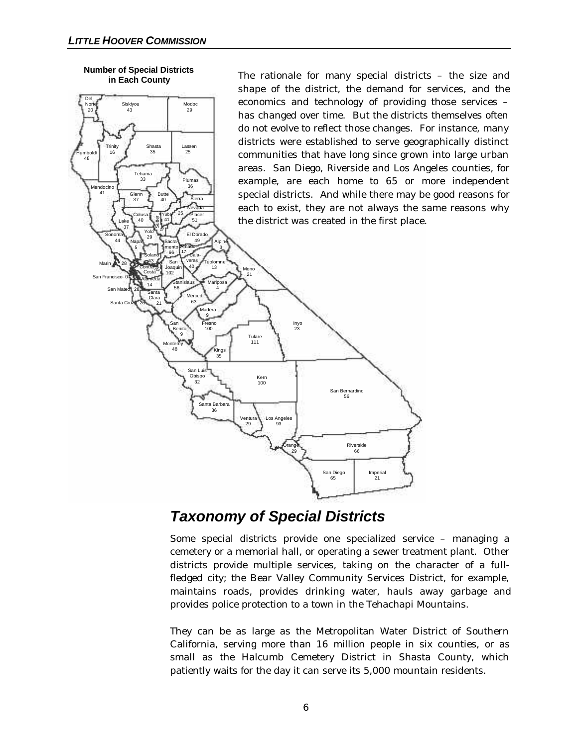**Number of Special Districts in Each County**

| County | Number |
|---|---|
| Del Norte | 20 |
| Siskiyou | 43 |
| Modoc | 29 |
| Humboldt | 48 |
| Trinity | 16 |
| Shasta | 35 |
| Lassen | 25 |
| Tehama | 33 |
| Plumas | 36 |
| Mendocino | 41 |
| Glenn | 37 |
| Butte | 40 |
| Sierra | |
| Nevada | 25 |
| Colusa | 40 |
| Yuba | 41 |
| Sutter | |
| Placer | 51 |
| Lake | 37 |
| Yolo | 29 |
| Sonoma | 44 |
| Napa | 5 |
| El Dorado | 49 |
| Sacramento | 66 |
| Amador | 17 |
| Alpine | 3 |
| Solano | 43 |
| Marin | 28 |
| Contra Costa | 45 |
| San Joaquin | 102 |
| Calaveras | 40 |
| Tuolumne | 13 |
| Mono | 21 |
| San Francisco | 0 |
| Alameda | 14 |
| Stanislaus | 56 |
| Mariposa | 4 |
| San Mateo | 28 |
| Santa Clara | 21 |
| Merced | 63 |
| Santa Cruz | 26 |
| Madera | 9 |
| San Benito | 9 |
| Fresno | 100 |
| Inyo | 23 |
| Tulare | 111 |
| Monterey | 48 |
| Kings | 35 |
| San Luis Obispo | 32 |
| Kern | 100 |
| San Bernardino | 56 |
| Santa Barbara | 36 |
| Ventura | 29 |
| Los Angeles | 93 |
| Orange | 29 |
| Riverside | 66 |
| San Diego | 65 |
| Imperial | 21 |

The rationale for many special districts – the size and shape of the district, the demand for services, and the economics and technology of providing those services – has changed over time. But the districts themselves often do not evolve to reflect those changes. For instance, many districts were established to serve geographically distinct communities that have long since grown into large urban areas. San Diego, Riverside and Los Angeles counties, for example, are each home to 65 or more independent special districts. And while there may be good reasons for each to exist, they are not always the same reasons why the district was created in the first place.

## *Taxonomy of Special Districts*

Some special districts provide one specialized service – managing a cemetery or a memorial hall, or operating a sewer treatment plant. Other districts provide multiple services, taking on the character of a full-fledged city; the Bear Valley Community Services District, for example, maintains roads, provides drinking water, hauls away garbage and provides police protection to a town in the Tehachapi Mountains.

They can be as large as the Metropolitan Water District of Southern California, serving more than 16 million people in six counties, or as small as the Halcumb Cemetery District in Shasta County, which patiently waits for the day it can serve its 5,000 mountain residents.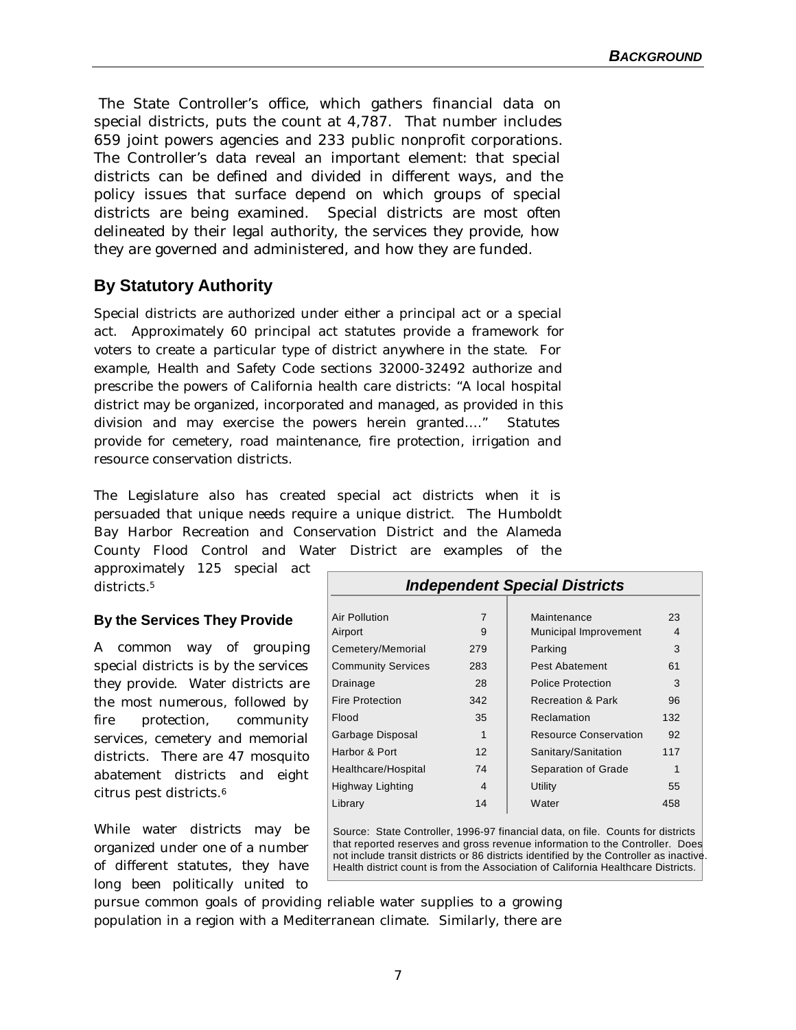The State Controller's office, which gathers financial data on special districts, puts the count at 4,787. That number includes 659 joint powers agencies and 233 public nonprofit corporations. The Controller's data reveal an important element: that special districts can be defined and divided in different ways, and the policy issues that surface depend on which groups of special districts are being examined. Special districts are most often delineated by their legal authority, the services they provide, how they are governed and administered, and how they are funded.

## By Statutory Authority

Special districts are authorized under either a principal act or a special act. Approximately 60 principal act statutes provide a framework for voters to create a particular type of district anywhere in the state. For example, Health and Safety Code sections 32000-32492 authorize and prescribe the powers of California health care districts: "A local hospital district may be organized, incorporated and managed, as provided in this division and may exercise the powers herein granted...." Statutes provide for cemetery, road maintenance, fire protection, irrigation and resource conservation districts.

The Legislature also has created special act districts when it is persuaded that unique needs require a unique district. The Humboldt Bay Harbor Recreation and Conservation District and the Alameda County Flood Control and Water District are examples of the approximately 125 special act districts.[5]

### By the Services They Provide

A common way of grouping special districts is by the services they provide. Water districts are the most numerous, followed by fire protection, community services, cemetery and memorial districts. There are 47 mosquito abatement districts and eight citrus pest districts.[6]

**_Independent Special Districts_**

| District Type | Count | District Type | Count |
|---|---|---|---|
| Air Pollution | 7 | Maintenance | 23 |
| Airport | 9 | Municipal Improvement | 4 |
| Cemetery/Memorial | 279 | Parking | 3 |
| Community Services | 283 | Pest Abatement | 61 |
| Drainage | 28 | Police Protection | 3 |
| Fire Protection | 342 | Recreation & Park | 96 |
| Flood | 35 | Reclamation | 132 |
| Garbage Disposal | 1 | Resource Conservation | 92 |
| Harbor & Port | 12 | Sanitary/Sanitation | 117 |
| Healthcare/Hospital | 74 | Separation of Grade | 1 |
| Highway Lighting | 4 | Utility | 55 |
| Library | 14 | Water | 458 |

Source: State Controller, 1996-97 financial data, on file. Counts for districts that reported reserves and gross revenue information to the Controller. Does not include transit districts or 86 districts identified by the Controller as inactive. Health district count is from the Association of California Healthcare Districts.

While water districts may be organized under one of a number of different statutes, they have long been politically united to pursue common goals of providing reliable water supplies to a growing population in a region with a Mediterranean climate. Similarly, there are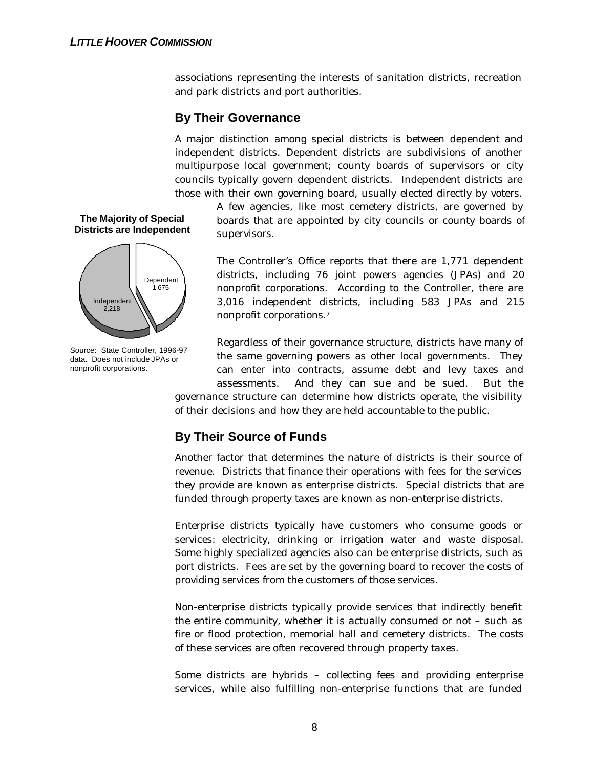associations representing the interests of sanitation districts, recreation and park districts and port authorities.

## By Their Governance

A major distinction among special districts is between dependent and independent districts. Dependent districts are subdivisions of another multipurpose local government; county boards of supervisors or city councils typically govern dependent districts. Independent districts are those with their own governing board, usually elected directly by voters. A few agencies, like most cemetery districts, are governed by boards that are appointed by city councils or county boards of supervisors.

**The Majority of Special Districts are Independent**

Dependent 1,675

Independent 2,218

Source: State Controller, 1996-97 data. Does not include JPAs or nonprofit corporations.

The Controller's Office reports that there are 1,771 dependent districts, including 76 joint powers agencies (JPAs) and 20 nonprofit corporations. According to the Controller, there are 3,016 independent districts, including 583 JPAs and 215 nonprofit corporations.[7]

Regardless of their governance structure, districts have many of the same governing powers as other local governments. They can enter into contracts, assume debt and levy taxes and assessments. And they can sue and be sued. But the governance structure can determine how districts operate, the visibility of their decisions and how they are held accountable to the public.

## By Their Source of Funds

Another factor that determines the nature of districts is their source of revenue. Districts that finance their operations with fees for the services they provide are known as enterprise districts. Special districts that are funded through property taxes are known as non-enterprise districts.

Enterprise districts typically have customers who consume goods or services: electricity, drinking or irrigation water and waste disposal. Some highly specialized agencies also can be enterprise districts, such as port districts. Fees are set by the governing board to recover the costs of providing services from the customers of those services.

Non-enterprise districts typically provide services that indirectly benefit the entire community, whether it is actually consumed or not – such as fire or flood protection, memorial hall and cemetery districts. The costs of these services are often recovered through property taxes.

Some districts are hybrids – collecting fees and providing enterprise services, while also fulfilling non-enterprise functions that are funded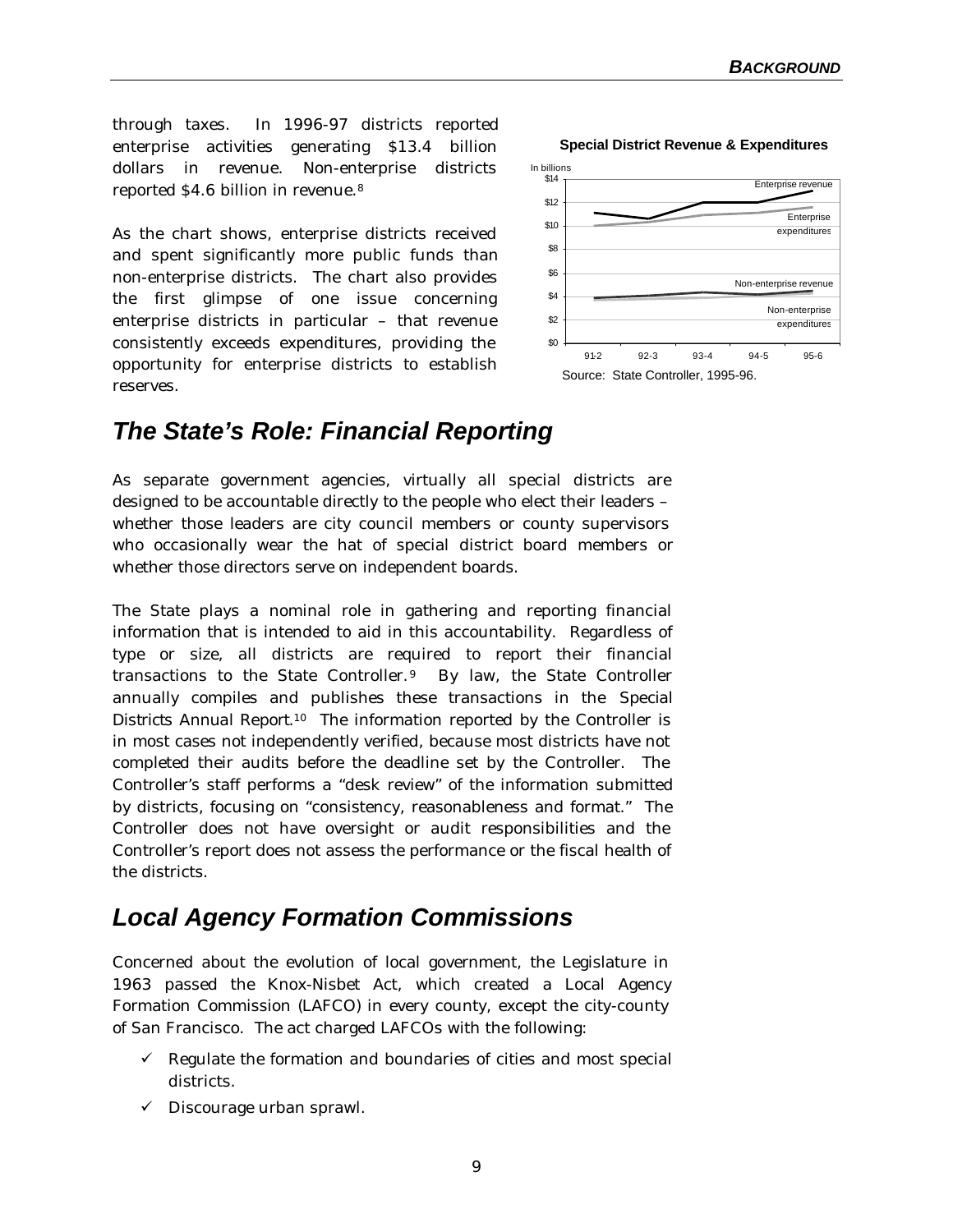through taxes. In 1996-97 districts reported enterprise activities generating $13.4 billion dollars in revenue. Non-enterprise districts reported $4.6 billion in revenue.[8]

As the chart shows, enterprise districts received and spent significantly more public funds than non-enterprise districts. The chart also provides the first glimpse of one issue concerning enterprise districts in particular – that revenue consistently exceeds expenditures, providing the opportunity for enterprise districts to establish reserves.

**Special District Revenue & Expenditures**

Source: State Controller, 1995-96.

## *The State's Role: Financial Reporting*

As separate government agencies, virtually all special districts are designed to be accountable directly to the people who elect their leaders – whether those leaders are city council members or county supervisors who occasionally wear the hat of special district board members or whether those directors serve on independent boards.

The State plays a nominal role in gathering and reporting financial information that is intended to aid in this accountability. Regardless of type or size, all districts are required to report their financial transactions to the State Controller.[9] By law, the State Controller annually compiles and publishes these transactions in the Special Districts Annual Report.[10] The information reported by the Controller is in most cases not independently verified, because most districts have not completed their audits before the deadline set by the Controller. The Controller's staff performs a "desk review" of the information submitted by districts, focusing on "consistency, reasonableness and format." The Controller does not have oversight or audit responsibilities and the Controller's report does not assess the performance or the fiscal health of the districts.

## *Local Agency Formation Commissions*

Concerned about the evolution of local government, the Legislature in 1963 passed the Knox-Nisbet Act, which created a Local Agency Formation Commission (LAFCO) in every county, except the city-county of San Francisco. The act charged LAFCOs with the following:

- ✓ Regulate the formation and boundaries of cities and most special districts.
- ✓ Discourage urban sprawl.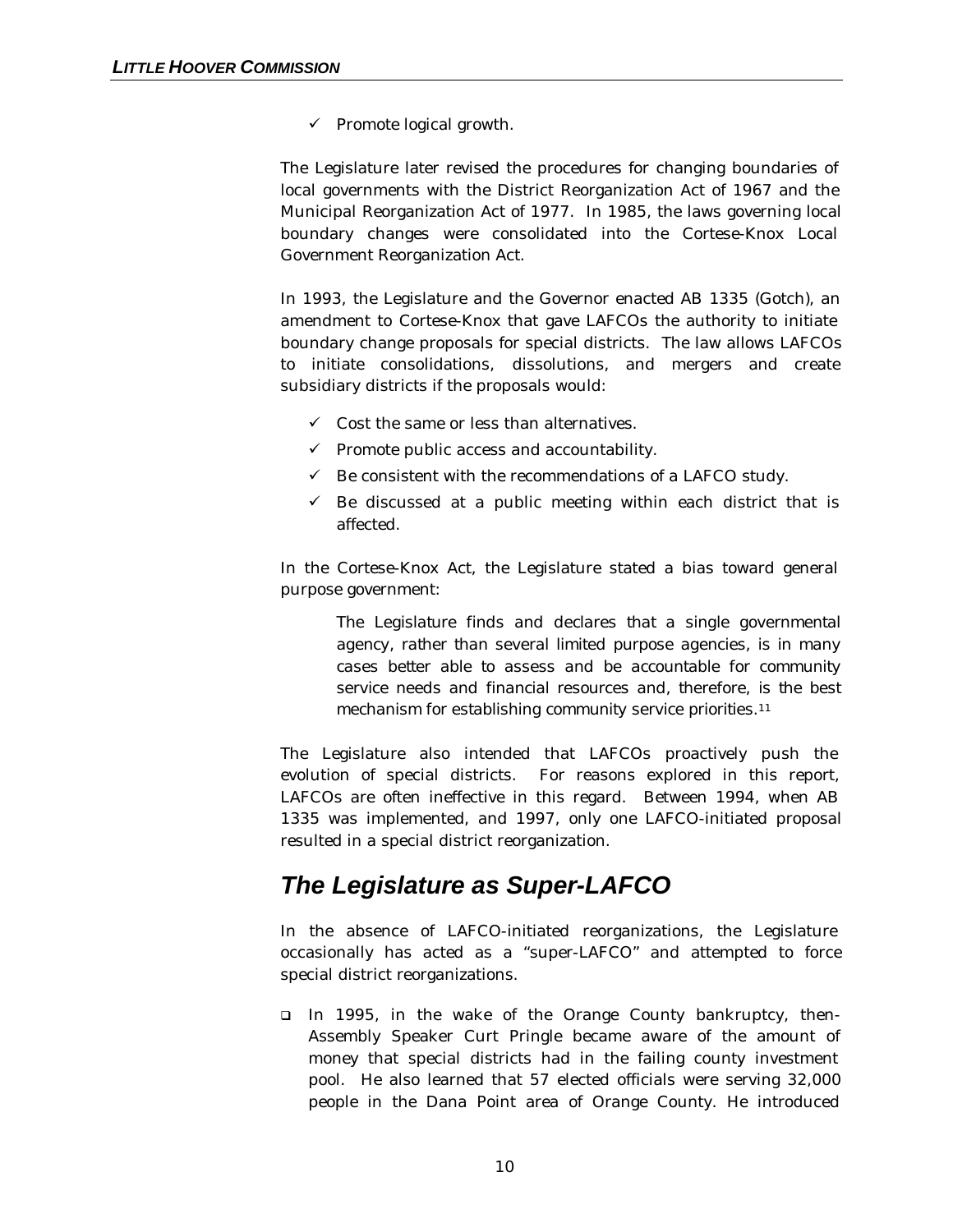- ✓ Promote logical growth.

The Legislature later revised the procedures for changing boundaries of local governments with the District Reorganization Act of 1967 and the Municipal Reorganization Act of 1977. In 1985, the laws governing local boundary changes were consolidated into the Cortese-Knox Local Government Reorganization Act.

In 1993, the Legislature and the Governor enacted AB 1335 (Gotch), an amendment to Cortese-Knox that gave LAFCOs the authority to initiate boundary change proposals for special districts. The law allows LAFCOs to initiate consolidations, dissolutions, and mergers and create subsidiary districts if the proposals would:

- ✓ Cost the same or less than alternatives.
- ✓ Promote public access and accountability.
- ✓ Be consistent with the recommendations of a LAFCO study.
- ✓ Be discussed at a public meeting within each district that is affected.

In the Cortese-Knox Act, the Legislature stated a bias toward general purpose government:

> The Legislature finds and declares that a single governmental agency, rather than several limited purpose agencies, is in many cases better able to assess and be accountable for community service needs and financial resources and, therefore, is the best mechanism for establishing community service priorities.[11]

The Legislature also intended that LAFCOs proactively push the evolution of special districts. For reasons explored in this report, LAFCOs are often ineffective in this regard. Between 1994, when AB 1335 was implemented, and 1997, only one LAFCO-initiated proposal resulted in a special district reorganization.

## *The Legislature as Super-LAFCO*

In the absence of LAFCO-initiated reorganizations, the Legislature occasionally has acted as a "super-LAFCO" and attempted to force special district reorganizations.

- In 1995, in the wake of the Orange County bankruptcy, then-Assembly Speaker Curt Pringle became aware of the amount of money that special districts had in the failing county investment pool. He also learned that 57 elected officials were serving 32,000 people in the Dana Point area of Orange County. He introduced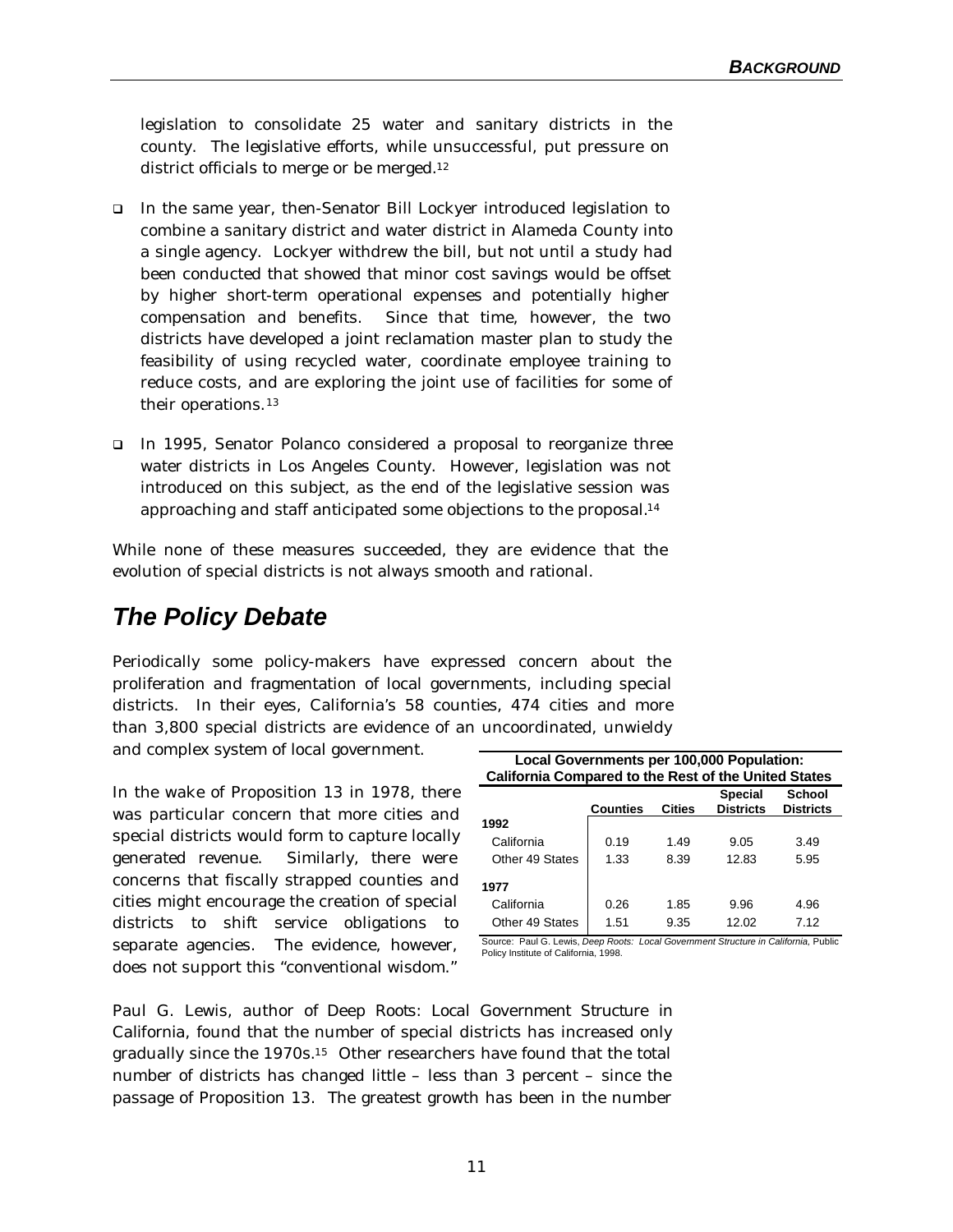legislation to consolidate 25 water and sanitary districts in the county. The legislative efforts, while unsuccessful, put pressure on district officials to merge or be merged.[12]

- In the same year, then-Senator Bill Lockyer introduced legislation to combine a sanitary district and water district in Alameda County into a single agency. Lockyer withdrew the bill, but not until a study had been conducted that showed that minor cost savings would be offset by higher short-term operational expenses and potentially higher compensation and benefits. Since that time, however, the two districts have developed a joint reclamation master plan to study the feasibility of using recycled water, coordinate employee training to reduce costs, and are exploring the joint use of facilities for some of their operations.[13]

- In 1995, Senator Polanco considered a proposal to reorganize three water districts in Los Angeles County. However, legislation was not introduced on this subject, as the end of the legislative session was approaching and staff anticipated some objections to the proposal.[14]

While none of these measures succeeded, they are evidence that the evolution of special districts is not always smooth and rational.

## *The Policy Debate*

Periodically some policy-makers have expressed concern about the proliferation and fragmentation of local governments, including special districts. In their eyes, California's 58 counties, 474 cities and more than 3,800 special districts are evidence of an uncoordinated, unwieldy and complex system of local government.

In the wake of Proposition 13 in 1978, there was particular concern that more cities and special districts would form to capture locally generated revenue. Similarly, there were concerns that fiscally strapped counties and cities might encourage the creation of special districts to shift service obligations to separate agencies. The evidence, however, does not support this "conventional wisdom."

**Local Governments per 100,000 Population: California Compared to the Rest of the United States**

| | Counties | Cities | Special Districts | School Districts |
|---|---|---|---|---|
| **1992** | | | | |
| California | 0.19 | 1.49 | 9.05 | 3.49 |
| Other 49 States | 1.33 | 8.39 | 12.83 | 5.95 |
| **1977** | | | | |
| California | 0.26 | 1.85 | 9.96 | 4.96 |
| Other 49 States | 1.51 | 9.35 | 12.02 | 7.12 |

Source: Paul G. Lewis, *Deep Roots: Local Government Structure in California*, Public Policy Institute of California, 1998.

Paul G. Lewis, author of Deep Roots: Local Government Structure in California, found that the number of special districts has increased only gradually since the 1970s.[15] Other researchers have found that the total number of districts has changed little – less than 3 percent – since the passage of Proposition 13. The greatest growth has been in the number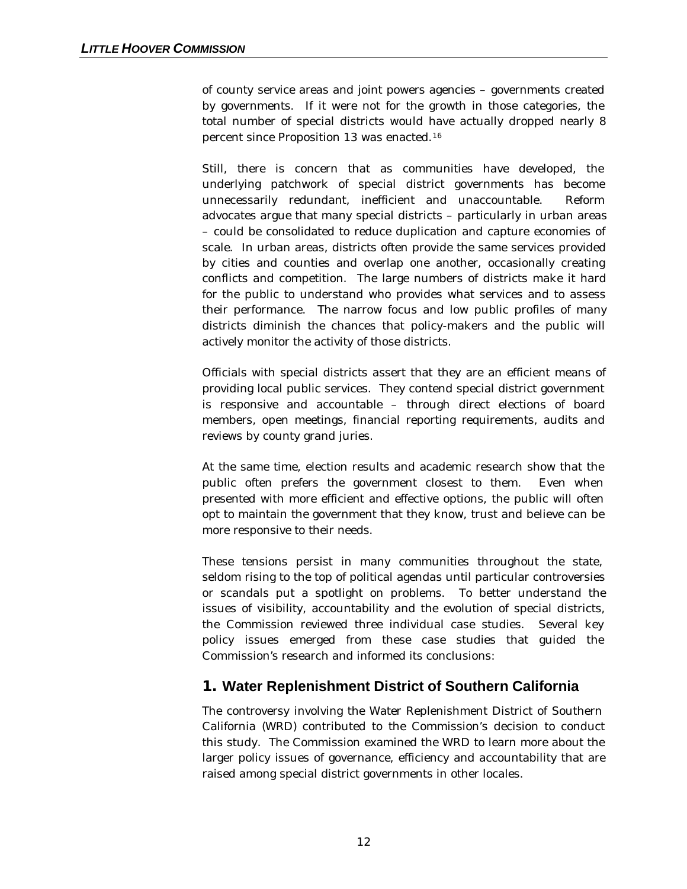of county service areas and joint powers agencies – governments created by governments. If it were not for the growth in those categories, the total number of special districts would have actually dropped nearly 8 percent since Proposition 13 was enacted.[16]

Still, there is concern that as communities have developed, the underlying patchwork of special district governments has become unnecessarily redundant, inefficient and unaccountable. Reform advocates argue that many special districts – particularly in urban areas – could be consolidated to reduce duplication and capture economies of scale. In urban areas, districts often provide the same services provided by cities and counties and overlap one another, occasionally creating conflicts and competition. The large numbers of districts make it hard for the public to understand who provides what services and to assess their performance. The narrow focus and low public profiles of many districts diminish the chances that policy-makers and the public will actively monitor the activity of those districts.

Officials with special districts assert that they are an efficient means of providing local public services. They contend special district government is responsive and accountable – through direct elections of board members, open meetings, financial reporting requirements, audits and reviews by county grand juries.

At the same time, election results and academic research show that the public often prefers the government closest to them. Even when presented with more efficient and effective options, the public will often opt to maintain the government that they know, trust and believe can be more responsive to their needs.

These tensions persist in many communities throughout the state, seldom rising to the top of political agendas until particular controversies or scandals put a spotlight on problems. To better understand the issues of visibility, accountability and the evolution of special districts, the Commission reviewed three individual case studies. Several key policy issues emerged from these case studies that guided the Commission's research and informed its conclusions:

## 1. Water Replenishment District of Southern California

The controversy involving the Water Replenishment District of Southern California (WRD) contributed to the Commission's decision to conduct this study. The Commission examined the WRD to learn more about the larger policy issues of governance, efficiency and accountability that are raised among special district governments in other locales.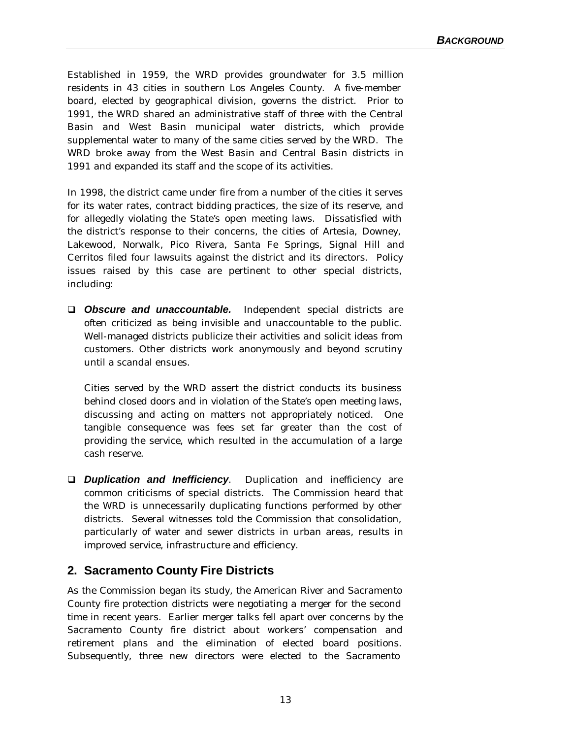Established in 1959, the WRD provides groundwater for 3.5 million residents in 43 cities in southern Los Angeles County. A five-member board, elected by geographical division, governs the district. Prior to 1991, the WRD shared an administrative staff of three with the Central Basin and West Basin municipal water districts, which provide supplemental water to many of the same cities served by the WRD. The WRD broke away from the West Basin and Central Basin districts in 1991 and expanded its staff and the scope of its activities.

In 1998, the district came under fire from a number of the cities it serves for its water rates, contract bidding practices, the size of its reserve, and for allegedly violating the State's open meeting laws. Dissatisfied with the district's response to their concerns, the cities of Artesia, Downey, Lakewood, Norwalk, Pico Rivera, Santa Fe Springs, Signal Hill and Cerritos filed four lawsuits against the district and its directors. Policy issues raised by this case are pertinent to other special districts, including:

- ***Obscure and unaccountable.*** Independent special districts are often criticized as being invisible and unaccountable to the public. Well-managed districts publicize their activities and solicit ideas from customers. Other districts work anonymously and beyond scrutiny until a scandal ensues.

  Cities served by the WRD assert the district conducts its business behind closed doors and in violation of the State's open meeting laws, discussing and acting on matters not appropriately noticed. One tangible consequence was fees set far greater than the cost of providing the service, which resulted in the accumulation of a large cash reserve.

- ***Duplication and Inefficiency***. Duplication and inefficiency are common criticisms of special districts. The Commission heard that the WRD is unnecessarily duplicating functions performed by other districts. Several witnesses told the Commission that consolidation, particularly of water and sewer districts in urban areas, results in improved service, infrastructure and efficiency.

## 2. Sacramento County Fire Districts

As the Commission began its study, the American River and Sacramento County fire protection districts were negotiating a merger for the second time in recent years. Earlier merger talks fell apart over concerns by the Sacramento County fire district about workers' compensation and retirement plans and the elimination of elected board positions. Subsequently, three new directors were elected to the Sacramento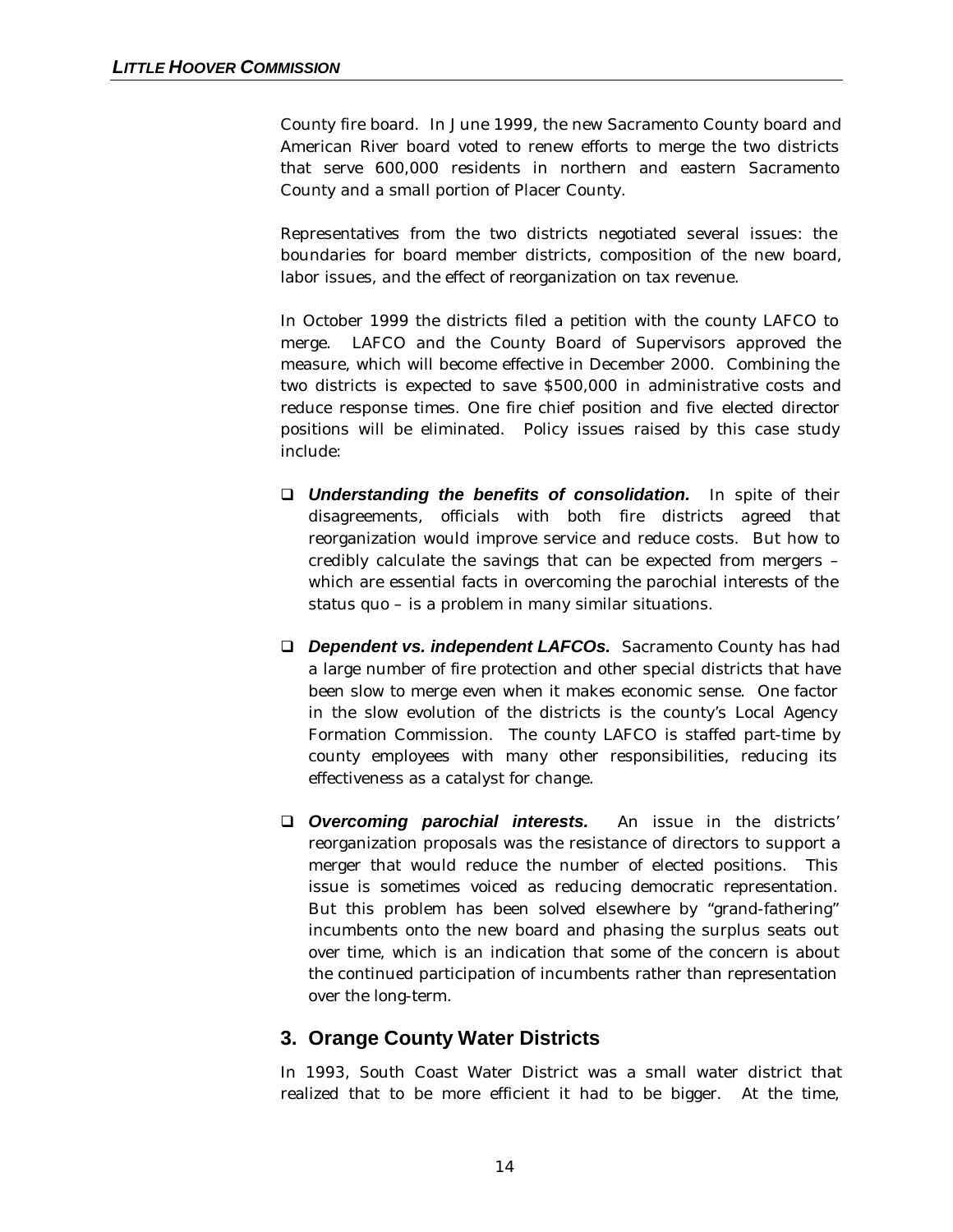County fire board. In June 1999, the new Sacramento County board and American River board voted to renew efforts to merge the two districts that serve 600,000 residents in northern and eastern Sacramento County and a small portion of Placer County.

Representatives from the two districts negotiated several issues: the boundaries for board member districts, composition of the new board, labor issues, and the effect of reorganization on tax revenue.

In October 1999 the districts filed a petition with the county LAFCO to merge. LAFCO and the County Board of Supervisors approved the measure, which will become effective in December 2000. Combining the two districts is expected to save $500,000 in administrative costs and reduce response times. One fire chief position and five elected director positions will be eliminated. Policy issues raised by this case study include:

- ***Understanding the benefits of consolidation.*** In spite of their disagreements, officials with both fire districts agreed that reorganization would improve service and reduce costs. But how to credibly calculate the savings that can be expected from mergers – which are essential facts in overcoming the parochial interests of the status quo – is a problem in many similar situations.

- ***Dependent vs. independent LAFCOs.*** Sacramento County has had a large number of fire protection and other special districts that have been slow to merge even when it makes economic sense. One factor in the slow evolution of the districts is the county's Local Agency Formation Commission. The county LAFCO is staffed part-time by county employees with many other responsibilities, reducing its effectiveness as a catalyst for change.

- ***Overcoming parochial interests.*** An issue in the districts' reorganization proposals was the resistance of directors to support a merger that would reduce the number of elected positions. This issue is sometimes voiced as reducing democratic representation. But this problem has been solved elsewhere by "grand-fathering" incumbents onto the new board and phasing the surplus seats out over time, which is an indication that some of the concern is about the continued participation of incumbents rather than representation over the long-term.

## 3. Orange County Water Districts

In 1993, South Coast Water District was a small water district that realized that to be more efficient it had to be bigger. At the time,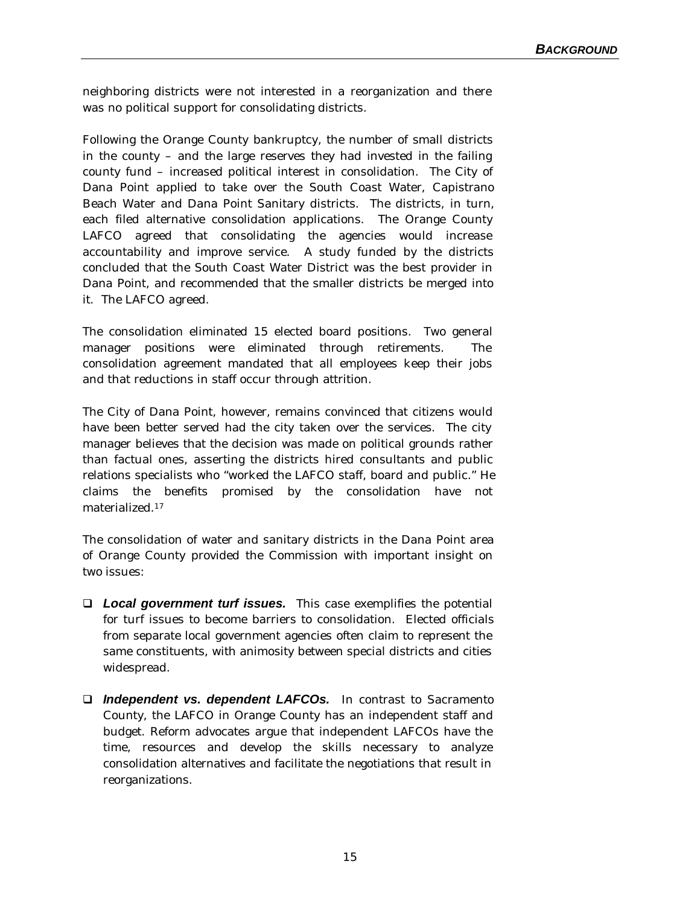neighboring districts were not interested in a reorganization and there was no political support for consolidating districts.

Following the Orange County bankruptcy, the number of small districts in the county – and the large reserves they had invested in the failing county fund – increased political interest in consolidation. The City of Dana Point applied to take over the South Coast Water, Capistrano Beach Water and Dana Point Sanitary districts. The districts, in turn, each filed alternative consolidation applications. The Orange County LAFCO agreed that consolidating the agencies would increase accountability and improve service. A study funded by the districts concluded that the South Coast Water District was the best provider in Dana Point, and recommended that the smaller districts be merged into it. The LAFCO agreed.

The consolidation eliminated 15 elected board positions. Two general manager positions were eliminated through retirements. The consolidation agreement mandated that all employees keep their jobs and that reductions in staff occur through attrition.

The City of Dana Point, however, remains convinced that citizens would have been better served had the city taken over the services. The city manager believes that the decision was made on political grounds rather than factual ones, asserting the districts hired consultants and public relations specialists who "worked the LAFCO staff, board and public." He claims the benefits promised by the consolidation have not materialized.[17]

The consolidation of water and sanitary districts in the Dana Point area of Orange County provided the Commission with important insight on two issues:

- ***Local government turf issues.*** This case exemplifies the potential for turf issues to become barriers to consolidation. Elected officials from separate local government agencies often claim to represent the same constituents, with animosity between special districts and cities widespread.

- ***Independent vs. dependent LAFCOs.*** In contrast to Sacramento County, the LAFCO in Orange County has an independent staff and budget. Reform advocates argue that independent LAFCOs have the time, resources and develop the skills necessary to analyze consolidation alternatives and facilitate the negotiations that result in reorganizations.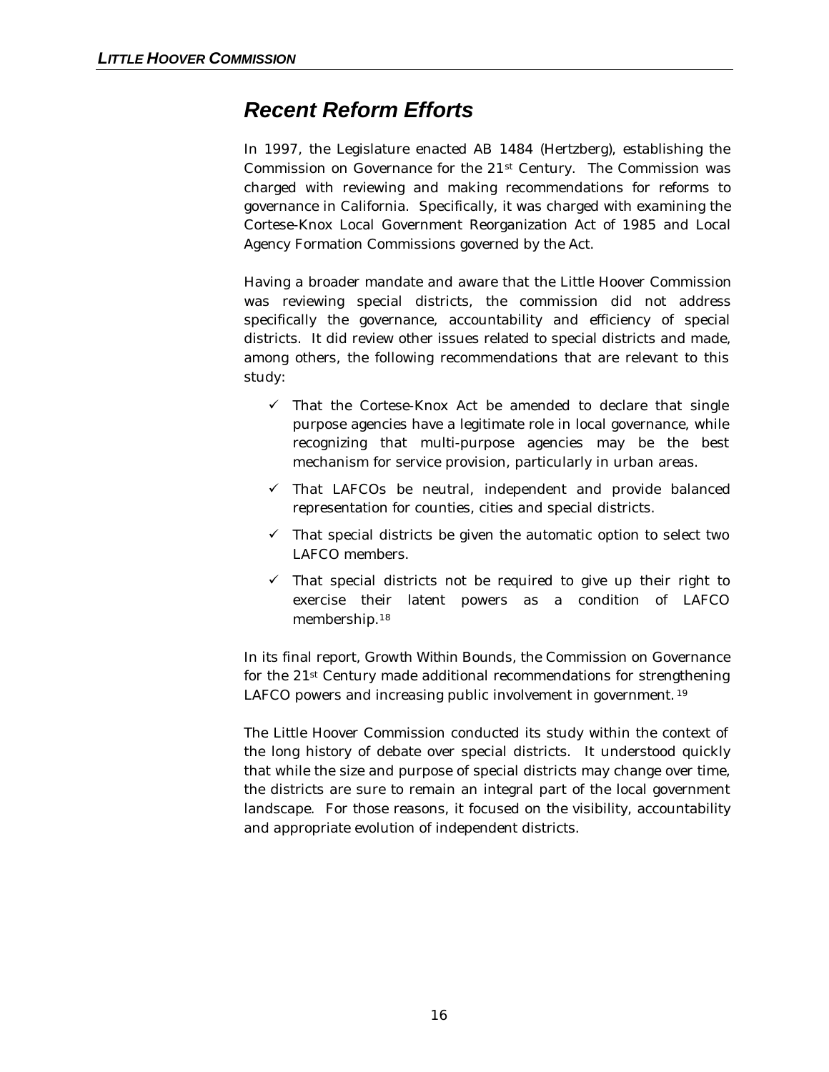## *Recent Reform Efforts*

In 1997, the Legislature enacted AB 1484 (Hertzberg), establishing the Commission on Governance for the 21st Century. The Commission was charged with reviewing and making recommendations for reforms to governance in California. Specifically, it was charged with examining the Cortese-Knox Local Government Reorganization Act of 1985 and Local Agency Formation Commissions governed by the Act.

Having a broader mandate and aware that the Little Hoover Commission was reviewing special districts, the commission did not address specifically the governance, accountability and efficiency of special districts. It did review other issues related to special districts and made, among others, the following recommendations that are relevant to this study:

- ✓ That the Cortese-Knox Act be amended to declare that single purpose agencies have a legitimate role in local governance, while recognizing that multi-purpose agencies may be the best mechanism for service provision, particularly in urban areas.
- ✓ That LAFCOs be neutral, independent and provide balanced representation for counties, cities and special districts.
- ✓ That special districts be given the automatic option to select two LAFCO members.
- ✓ That special districts not be required to give up their right to exercise their latent powers as a condition of LAFCO membership.[18]

In its final report, Growth Within Bounds, the Commission on Governance for the 21st Century made additional recommendations for strengthening LAFCO powers and increasing public involvement in government.[19]

The Little Hoover Commission conducted its study within the context of the long history of debate over special districts. It understood quickly that while the size and purpose of special districts may change over time, the districts are sure to remain an integral part of the local government landscape. For those reasons, it focused on the visibility, accountability and appropriate evolution of independent districts.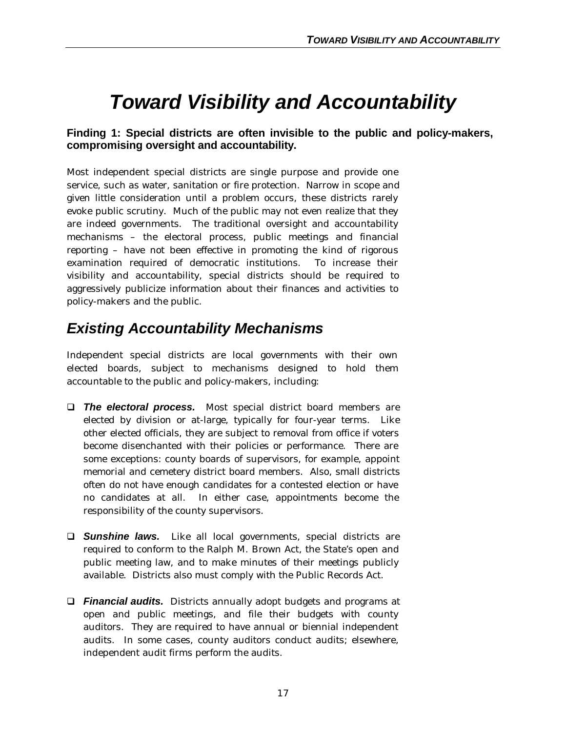# Toward Visibility and Accountability

**Finding 1: Special districts are often invisible to the public and policy-makers, compromising oversight and accountability.**

Most independent special districts are single purpose and provide one service, such as water, sanitation or fire protection. Narrow in scope and given little consideration until a problem occurs, these districts rarely evoke public scrutiny. Much of the public may not even realize that they are indeed governments. The traditional oversight and accountability mechanisms – the electoral process, public meetings and financial reporting – have not been effective in promoting the kind of rigorous examination required of democratic institutions. To increase their visibility and accountability, special districts should be required to aggressively publicize information about their finances and activities to policy-makers and the public.

## Existing Accountability Mechanisms

Independent special districts are local governments with their own elected boards, subject to mechanisms designed to hold them accountable to the public and policy-makers, including:

- ***The electoral process.*** Most special district board members are elected by division or at-large, typically for four-year terms. Like other elected officials, they are subject to removal from office if voters become disenchanted with their policies or performance. There are some exceptions: county boards of supervisors, for example, appoint memorial and cemetery district board members. Also, small districts often do not have enough candidates for a contested election or have no candidates at all. In either case, appointments become the responsibility of the county supervisors.

- ***Sunshine laws.*** Like all local governments, special districts are required to conform to the Ralph M. Brown Act, the State's open and public meeting law, and to make minutes of their meetings publicly available. Districts also must comply with the Public Records Act.

- ***Financial audits.*** Districts annually adopt budgets and programs at open and public meetings, and file their budgets with county auditors. They are required to have annual or biennial independent audits. In some cases, county auditors conduct audits; elsewhere, independent audit firms perform the audits.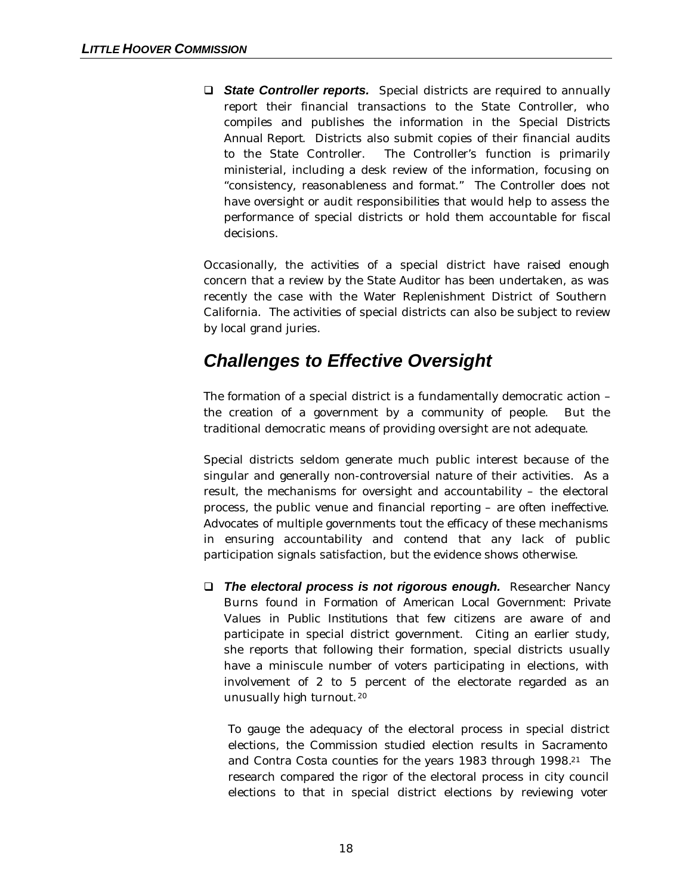- ***State Controller reports.*** Special districts are required to annually report their financial transactions to the State Controller, who compiles and publishes the information in the Special Districts Annual Report. Districts also submit copies of their financial audits to the State Controller. The Controller's function is primarily ministerial, including a desk review of the information, focusing on "consistency, reasonableness and format." The Controller does not have oversight or audit responsibilities that would help to assess the performance of special districts or hold them accountable for fiscal decisions.

Occasionally, the activities of a special district have raised enough concern that a review by the State Auditor has been undertaken, as was recently the case with the Water Replenishment District of Southern California. The activities of special districts can also be subject to review by local grand juries.

## Challenges to Effective Oversight

The formation of a special district is a fundamentally democratic action – the creation of a government by a community of people. But the traditional democratic means of providing oversight are not adequate.

Special districts seldom generate much public interest because of the singular and generally non-controversial nature of their activities. As a result, the mechanisms for oversight and accountability – the electoral process, the public venue and financial reporting – are often ineffective. Advocates of multiple governments tout the efficacy of these mechanisms in ensuring accountability and contend that any lack of public participation signals satisfaction, but the evidence shows otherwise.

- ***The electoral process is not rigorous enough.*** Researcher Nancy Burns found in Formation of American Local Government: Private Values in Public Institutions that few citizens are aware of and participate in special district government. Citing an earlier study, she reports that following their formation, special districts usually have a miniscule number of voters participating in elections, with involvement of 2 to 5 percent of the electorate regarded as an unusually high turnout.[20]

  To gauge the adequacy of the electoral process in special district elections, the Commission studied election results in Sacramento and Contra Costa counties for the years 1983 through 1998.[21] The research compared the rigor of the electoral process in city council elections to that in special district elections by reviewing voter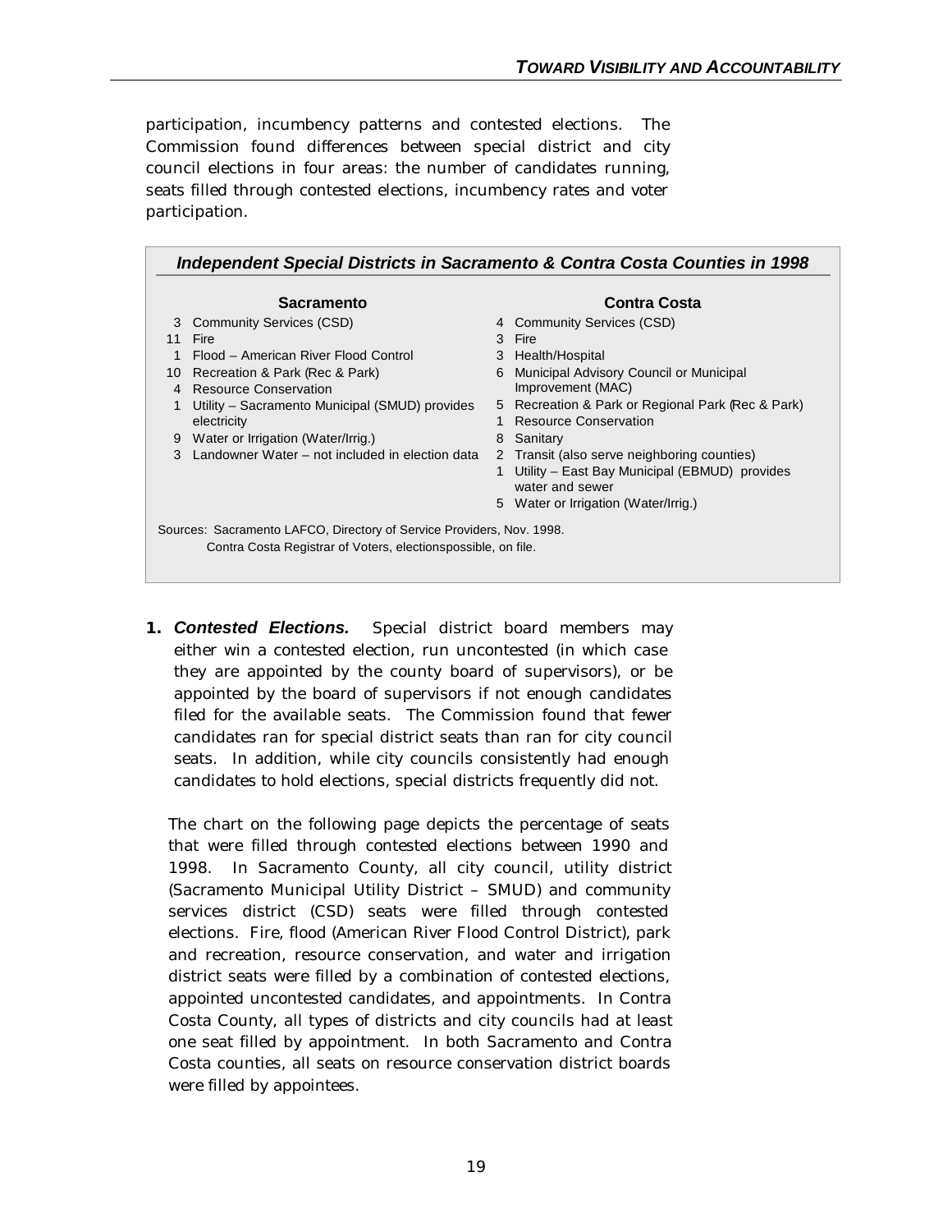participation, incumbency patterns and contested elections. The Commission found differences between special district and city council elections in four areas: the number of candidates running, seats filled through contested elections, incumbency rates and voter participation.

***Independent Special Districts in Sacramento & Contra Costa Counties in 1998***

**Sacramento**

- 3 Community Services (CSD)
- 11 Fire
- 1 Flood – American River Flood Control
- 10 Recreation & Park (Rec & Park)
- 4 Resource Conservation
- 1 Utility – Sacramento Municipal (SMUD) provides electricity
- 9 Water or Irrigation (Water/Irrig.)
- 3 Landowner Water – not included in election data

**Contra Costa**

- 4 Community Services (CSD)
- 3 Fire
- 3 Health/Hospital
- 6 Municipal Advisory Council or Municipal Improvement (MAC)
- 5 Recreation & Park or Regional Park (Rec & Park)
- 1 Resource Conservation
- 8 Sanitary
- 2 Transit (also serve neighboring counties)
- 1 Utility – East Bay Municipal (EBMUD) provides water and sewer
- 5 Water or Irrigation (Water/Irrig.)

Sources: Sacramento LAFCO, Directory of Service Providers, Nov. 1998.
Contra Costa Registrar of Voters, electionspossible, on file.

**1. *Contested Elections.*** Special district board members may either win a contested election, run uncontested (in which case they are appointed by the county board of supervisors), or be appointed by the board of supervisors if not enough candidates filed for the available seats. The Commission found that fewer candidates ran for special district seats than ran for city council seats. In addition, while city councils consistently had enough candidates to hold elections, special districts frequently did not.

The chart on the following page depicts the percentage of seats that were filled through contested elections between 1990 and 1998. In Sacramento County, all city council, utility district (Sacramento Municipal Utility District – SMUD) and community services district (CSD) seats were filled through contested elections. Fire, flood (American River Flood Control District), park and recreation, resource conservation, and water and irrigation district seats were filled by a combination of contested elections, appointed uncontested candidates, and appointments. In Contra Costa County, all types of districts and city councils had at least one seat filled by appointment. In both Sacramento and Contra Costa counties, all seats on resource conservation district boards were filled by appointees.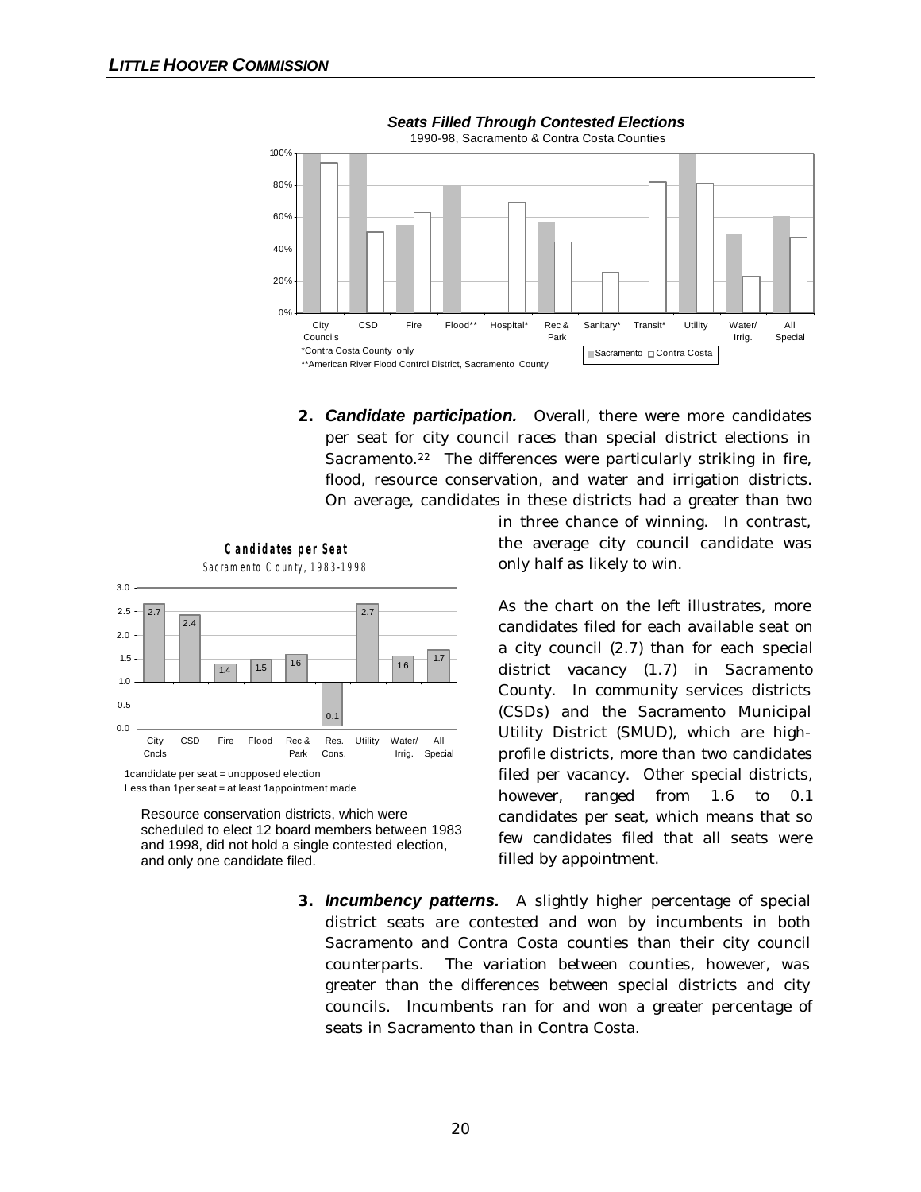**Seats Filled Through Contested Elections**

1990-98, Sacramento & Contra Costa Counties

| | City Councils | CSD | Fire | Flood** | Hospital* | Rec & Park | Sanitary* | Transit* | Utility | Water/ Irrig. | All Special |
|---|---|---|---|---|---|---|---|---|---|---|---|
| Sacramento | 100% | 100% | 55% | 80% | | 57% | | | 100% | 49% | 60% |
| Contra Costa | 94% | 51% | 63% | | 69% | 45% | 26% | 82% | 81% | 23% | 48% |

*Contra Costa County only

**American River Flood Control District, Sacramento County

**2.** ***Candidate participation.*** Overall, there were more candidates per seat for city council races than special district elections in Sacramento.[22] The differences were particularly striking in fire, flood, resource conservation, and water and irrigation districts. On average, candidates in these districts had a greater than two in three chance of winning. In contrast, the average city council candidate was only half as likely to win.

**Candidates per Seat**

Sacramento County, 1983-1998

| City Cncls | CSD | Fire | Flood | Rec & Park | Res. Cons. | Utility | Water/ Irrig. | All Special |
|---|---|---|---|---|---|---|---|---|
| 2.7 | 2.4 | 1.4 | 1.5 | 1.6 | 0.1 | 2.7 | 1.6 | 1.7 |

1candidate per seat = unopposed election

Less than 1per seat = at least 1appointment made

Resource conservation districts, which were scheduled to elect 12 board members between 1983 and 1998, did not hold a single contested election, and only one candidate filed.

As the chart on the left illustrates, more candidates filed for each available seat on a city council (2.7) than for each special district vacancy (1.7) in Sacramento County. In community services districts (CSDs) and the Sacramento Municipal Utility District (SMUD), which are high-profile districts, more than two candidates filed per vacancy. Other special districts, however, ranged from 1.6 to 0.1 candidates per seat, which means that so few candidates filed that all seats were filled by appointment.

**3.** ***Incumbency patterns.*** A slightly higher percentage of special district seats are contested and won by incumbents in both Sacramento and Contra Costa counties than their city council counterparts. The variation between counties, however, was greater than the differences between special districts and city councils. Incumbents ran for and won a greater percentage of seats in Sacramento than in Contra Costa.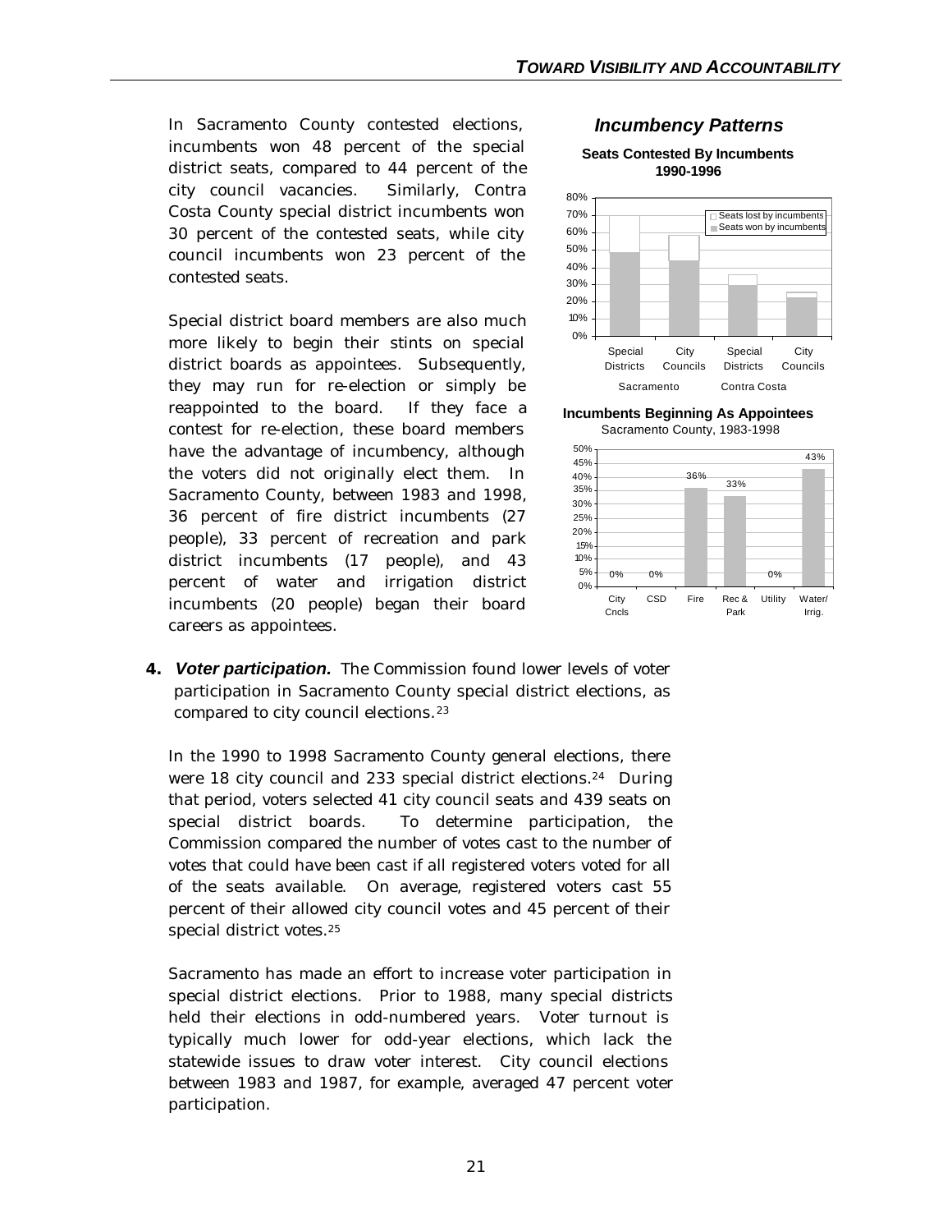In Sacramento County contested elections, incumbents won 48 percent of the special district seats, compared to 44 percent of the city council vacancies. Similarly, Contra Costa County special district incumbents won 30 percent of the contested seats, while city council incumbents won 23 percent of the contested seats.

Special district board members are also much more likely to begin their stints on special district boards as appointees. Subsequently, they may run for re-election or simply be reappointed to the board. If they face a contest for re-election, these board members have the advantage of incumbency, although the voters did not originally elect them. In Sacramento County, between 1983 and 1998, 36 percent of fire district incumbents (27 people), 33 percent of recreation and park district incumbents (17 people), and 43 percent of water and irrigation district incumbents (20 people) began their board careers as appointees.

### *Incumbency Patterns*

**Seats Contested By Incumbents 1990-1996**

Chart legend: Seats lost by incumbents; Seats won by incumbents. Categories: Special Districts and City Councils (Sacramento); Special Districts and City Councils (Contra Costa).

**Incumbents Beginning As Appointees**
Sacramento County, 1983-1998

| City Cncls | CSD | Fire | Rec & Park | Utility | Water/ Irrig. |
|---|---|---|---|---|---|
| 0% | 0% | 36% | 33% | 0% | 43% |

**4.** ***Voter participation.*** The Commission found lower levels of voter participation in Sacramento County special district elections, as compared to city council elections.[23]

In the 1990 to 1998 Sacramento County general elections, there were 18 city council and 233 special district elections.[24] During that period, voters selected 41 city council seats and 439 seats on special district boards. To determine participation, the Commission compared the number of votes cast to the number of votes that could have been cast if all registered voters voted for all of the seats available. On average, registered voters cast 55 percent of their allowed city council votes and 45 percent of their special district votes.[25]

Sacramento has made an effort to increase voter participation in special district elections. Prior to 1988, many special districts held their elections in odd-numbered years. Voter turnout is typically much lower for odd-year elections, which lack the statewide issues to draw voter interest. City council elections between 1983 and 1987, for example, averaged 47 percent voter participation.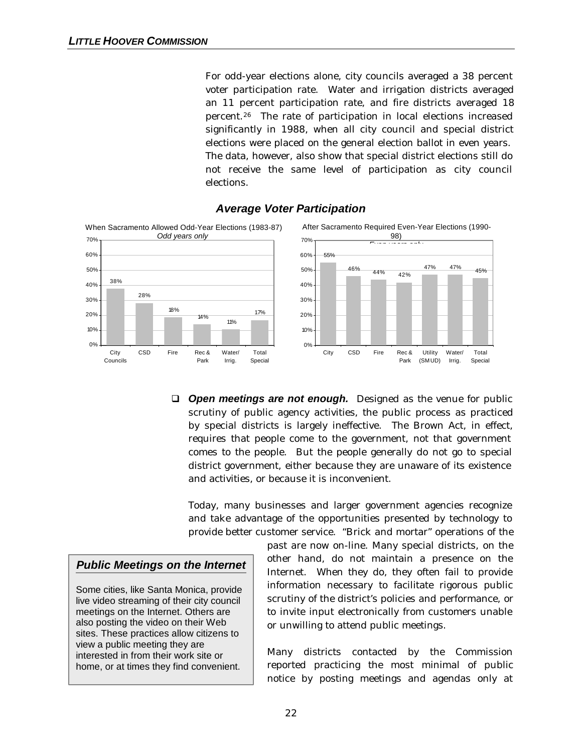For odd-year elections alone, city councils averaged a 38 percent voter participation rate. Water and irrigation districts averaged an 11 percent participation rate, and fire districts averaged 18 percent.[26] The rate of participation in local elections increased significantly in 1988, when all city council and special district elections were placed on the general election ballot in even years. The data, however, also show that special district elections still do not receive the same level of participation as city council elections.

### *Average Voter Participation*

When Sacramento Allowed Odd-Year Elections (1983-87)
*Odd years only*

| City Councils | CSD | Fire | Rec & Park | Water/ Irrig. | Total Special |
|---|---|---|---|---|---|
| 38% | 28% | 18% | 14% | 11% | 17% |

After Sacramento Required Even-Year Elections (1990-98)
*Even years only*

| City | CSD | Fire | Rec & Park | Utility (SMUD) | Water/ Irrig. | Total Special |
|---|---|---|---|---|---|---|
| 55% | 46% | 44% | 42% | 47% | 47% | 45% |

- ***Open meetings are not enough.*** Designed as the venue for public scrutiny of public agency activities, the public process as practiced by special districts is largely ineffective. The Brown Act, in effect, requires that people come to the government, not that government comes to the people. But the people generally do not go to special district government, either because they are unaware of its existence and activities, or because it is inconvenient.

  Today, many businesses and larger government agencies recognize and take advantage of the opportunities presented by technology to provide better customer service. "Brick and mortar" operations of the past are now on-line. Many special districts, on the other hand, do not maintain a presence on the Internet. When they do, they often fail to provide information necessary to facilitate rigorous public scrutiny of the district's policies and performance, or to invite input electronically from customers unable or unwilling to attend public meetings.

  Many districts contacted by the Commission reported practicing the most minimal of public notice by posting meetings and agendas only at

> **_Public Meetings on the Internet_**
>
> Some cities, like Santa Monica, provide live video streaming of their city council meetings on the Internet. Others are also posting the video on their Web sites. These practices allow citizens to view a public meeting they are interested in from their work site or home, or at times they find convenient.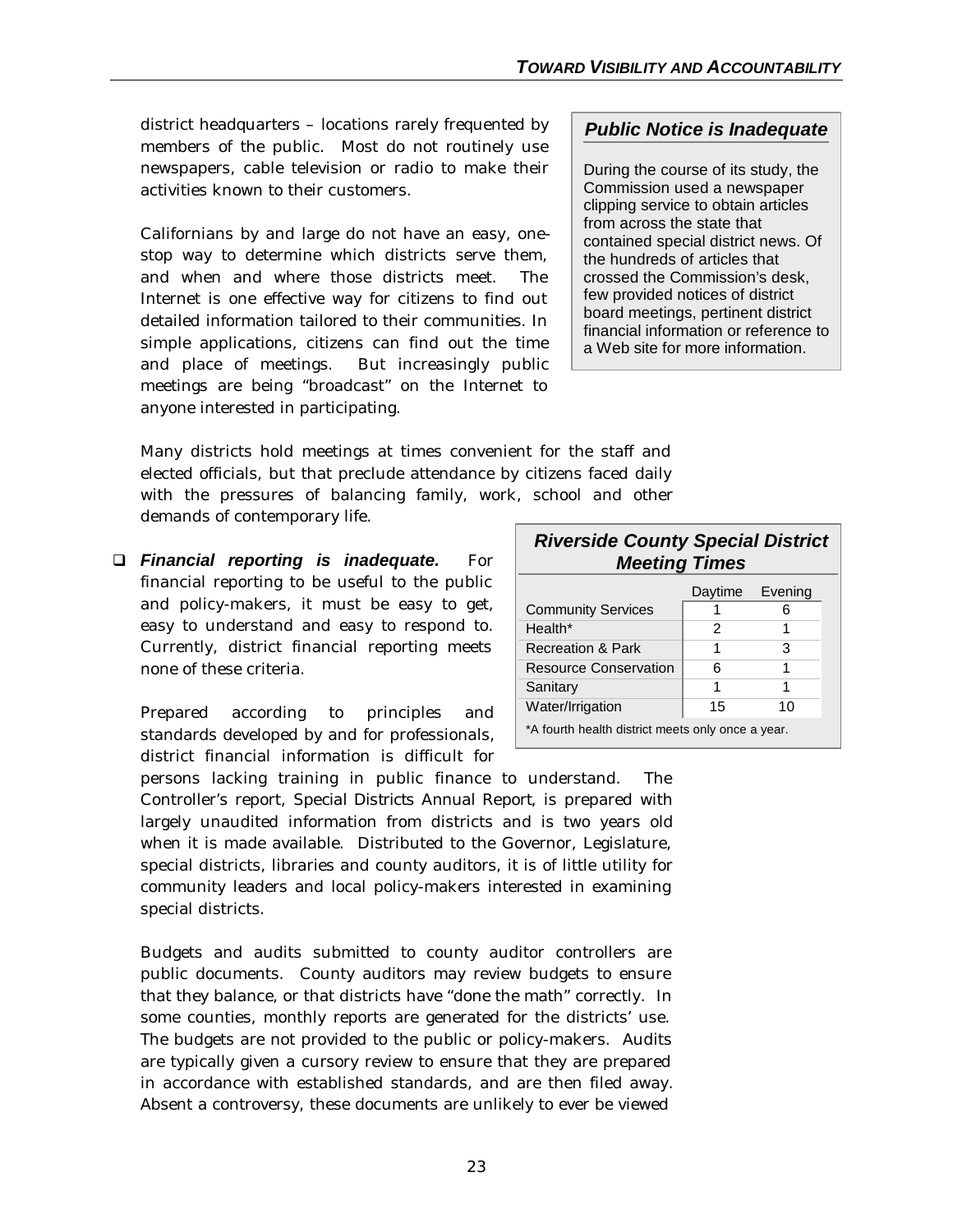district headquarters – locations rarely frequented by members of the public. Most do not routinely use newspapers, cable television or radio to make their activities known to their customers.

Californians by and large do not have an easy, one-stop way to determine which districts serve them, and when and where those districts meet. The Internet is one effective way for citizens to find out detailed information tailored to their communities. In simple applications, citizens can find out the time and place of meetings. But increasingly public meetings are being "broadcast" on the Internet to anyone interested in participating.

### *Public Notice is Inadequate*

During the course of its study, the Commission used a newspaper clipping service to obtain articles from across the state that contained special district news. Of the hundreds of articles that crossed the Commission's desk, few provided notices of district board meetings, pertinent district financial information or reference to a Web site for more information.

Many districts hold meetings at times convenient for the staff and elected officials, but that preclude attendance by citizens faced daily with the pressures of balancing family, work, school and other demands of contemporary life.

- ***Financial reporting is inadequate.*** For financial reporting to be useful to the public and policy-makers, it must be easy to get, easy to understand and easy to respond to. Currently, district financial reporting meets none of these criteria.

  Prepared according to principles and standards developed by and for professionals, district financial information is difficult for persons lacking training in public finance to understand. The Controller's report, Special Districts Annual Report, is prepared with largely unaudited information from districts and is two years old when it is made available. Distributed to the Governor, Legislature, special districts, libraries and county auditors, it is of little utility for community leaders and local policy-makers interested in examining special districts.

  Budgets and audits submitted to county auditor controllers are public documents. County auditors may review budgets to ensure that they balance, or that districts have "done the math" correctly. In some counties, monthly reports are generated for the districts' use. The budgets are not provided to the public or policy-makers. Audits are typically given a cursory review to ensure that they are prepared in accordance with established standards, and are then filed away. Absent a controversy, these documents are unlikely to ever be viewed

### *Riverside County Special District Meeting Times*

| | Daytime | Evening |
|---|---|---|
| Community Services | 1 | 6 |
| Health* | 2 | 1 |
| Recreation & Park | 1 | 3 |
| Resource Conservation | 6 | 1 |
| Sanitary | 1 | 1 |
| Water/Irrigation | 15 | 10 |

*A fourth health district meets only once a year.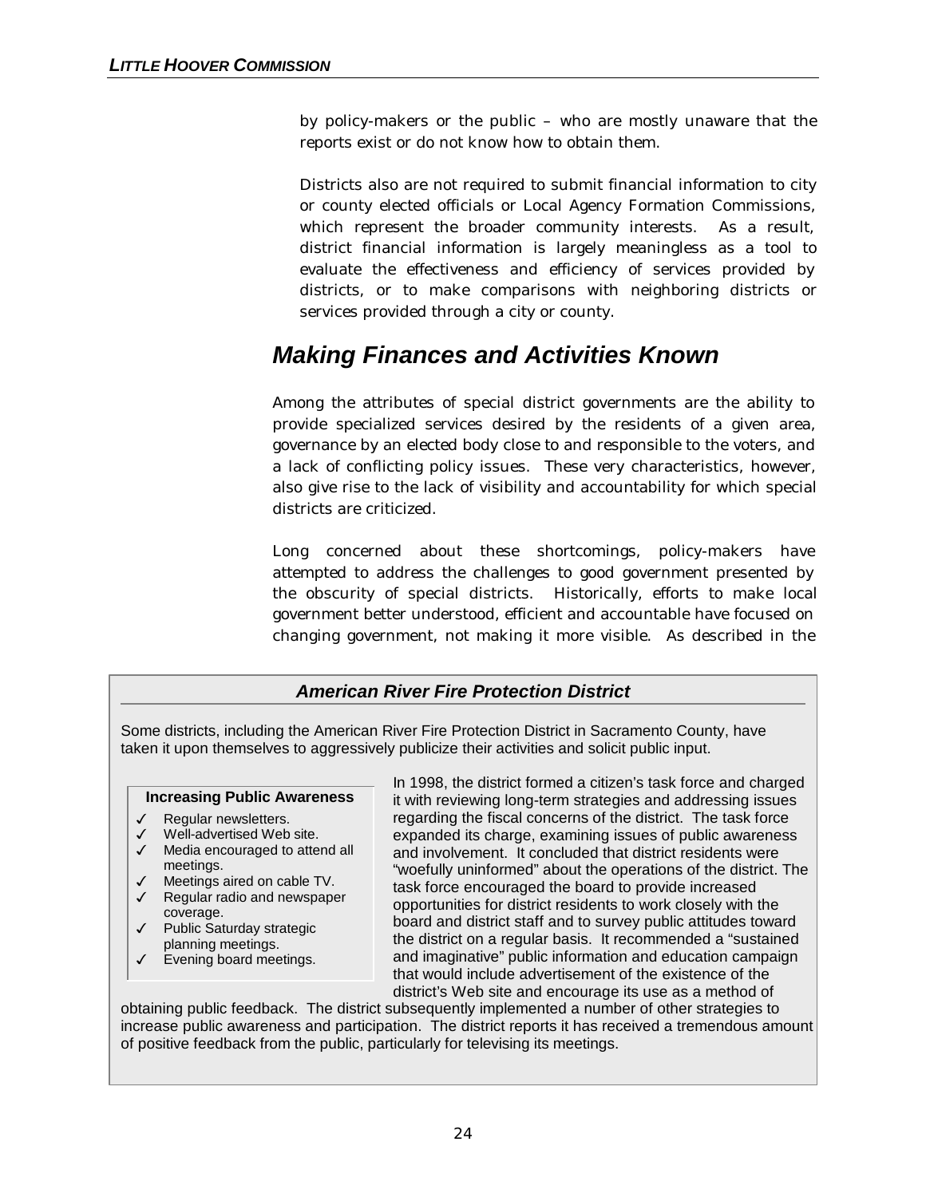by policy-makers or the public – who are mostly unaware that the reports exist or do not know how to obtain them.

Districts also are not required to submit financial information to city or county elected officials or Local Agency Formation Commissions, which represent the broader community interests. As a result, district financial information is largely meaningless as a tool to evaluate the effectiveness and efficiency of services provided by districts, or to make comparisons with neighboring districts or services provided through a city or county.

## *Making Finances and Activities Known*

Among the attributes of special district governments are the ability to provide specialized services desired by the residents of a given area, governance by an elected body close to and responsible to the voters, and a lack of conflicting policy issues. These very characteristics, however, also give rise to the lack of visibility and accountability for which special districts are criticized.

Long concerned about these shortcomings, policy-makers have attempted to address the challenges to good government presented by the obscurity of special districts. Historically, efforts to make local government better understood, efficient and accountable have focused on changing government, not making it more visible. As described in the

### *American River Fire Protection District*

Some districts, including the American River Fire Protection District in Sacramento County, have taken it upon themselves to aggressively publicize their activities and solicit public input.

**Increasing Public Awareness**

- ✓ Regular newsletters.
- ✓ Well-advertised Web site.
- ✓ Media encouraged to attend all meetings.
- ✓ Meetings aired on cable TV.
- ✓ Regular radio and newspaper coverage.
- ✓ Public Saturday strategic planning meetings.
- ✓ Evening board meetings.

In 1998, the district formed a citizen's task force and charged it with reviewing long-term strategies and addressing issues regarding the fiscal concerns of the district. The task force expanded its charge, examining issues of public awareness and involvement. It concluded that district residents were "woefully uninformed" about the operations of the district. The task force encouraged the board to provide increased opportunities for district residents to work closely with the board and district staff and to survey public attitudes toward the district on a regular basis. It recommended a "sustained and imaginative" public information and education campaign that would include advertisement of the existence of the district's Web site and encourage its use as a method of obtaining public feedback. The district subsequently implemented a number of other strategies to increase public awareness and participation. The district reports it has received a tremendous amount of positive feedback from the public, particularly for televising its meetings.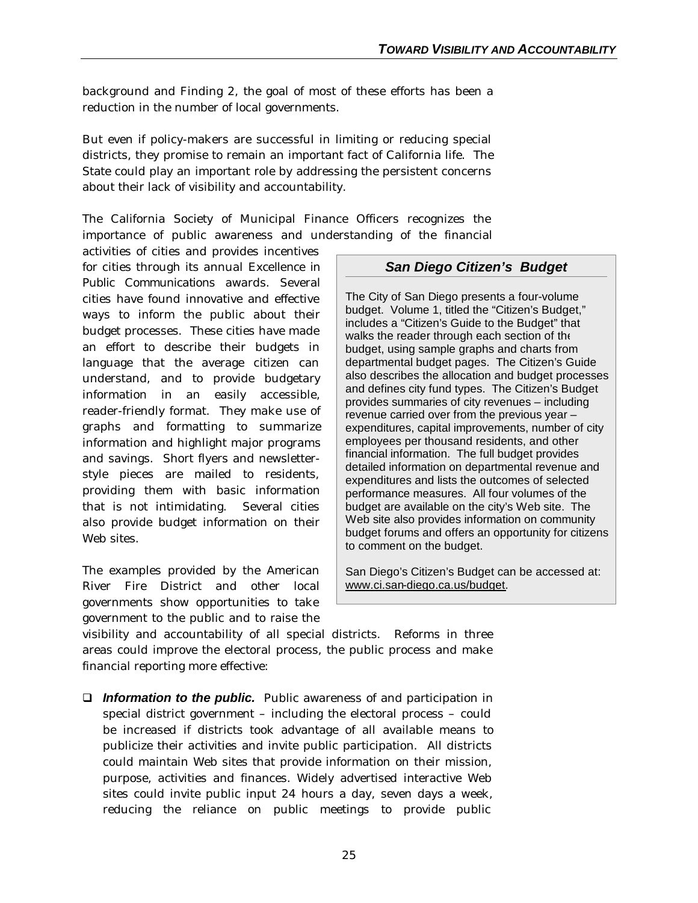background and Finding 2, the goal of most of these efforts has been a reduction in the number of local governments.

But even if policy-makers are successful in limiting or reducing special districts, they promise to remain an important fact of California life. The State could play an important role by addressing the persistent concerns about their lack of visibility and accountability.

The California Society of Municipal Finance Officers recognizes the importance of public awareness and understanding of the financial activities of cities and provides incentives for cities through its annual Excellence in Public Communications awards. Several cities have found innovative and effective ways to inform the public about their budget processes. These cities have made an effort to describe their budgets in language that the average citizen can understand, and to provide budgetary information in an easily accessible, reader-friendly format. They make use of graphs and formatting to summarize information and highlight major programs and savings. Short flyers and newsletter-style pieces are mailed to residents, providing them with basic information that is not intimidating. Several cities also provide budget information on their Web sites.

> ### *San Diego Citizen's Budget*
>
> The City of San Diego presents a four-volume budget. Volume 1, titled the "Citizen's Budget," includes a "Citizen's Guide to the Budget" that walks the reader through each section of the budget, using sample graphs and charts from departmental budget pages. The Citizen's Guide also describes the allocation and budget processes and defines city fund types. The Citizen's Budget provides summaries of city revenues – including revenue carried over from the previous year – expenditures, capital improvements, number of city employees per thousand residents, and other financial information. The full budget provides detailed information on departmental revenue and expenditures and lists the outcomes of selected performance measures. All four volumes of the budget are available on the city's Web site. The Web site also provides information on community budget forums and offers an opportunity for citizens to comment on the budget.
>
> San Diego's Citizen's Budget can be accessed at: www.ci.san-diego.ca.us/budget.

The examples provided by the American River Fire District and other local governments show opportunities to take government to the public and to raise the visibility and accountability of all special districts. Reforms in three areas could improve the electoral process, the public process and make financial reporting more effective:

- ***Information to the public.*** Public awareness of and participation in special district government – including the electoral process – could be increased if districts took advantage of all available means to publicize their activities and invite public participation. All districts could maintain Web sites that provide information on their mission, purpose, activities and finances. Widely advertised interactive Web sites could invite public input 24 hours a day, seven days a week, reducing the reliance on public meetings to provide public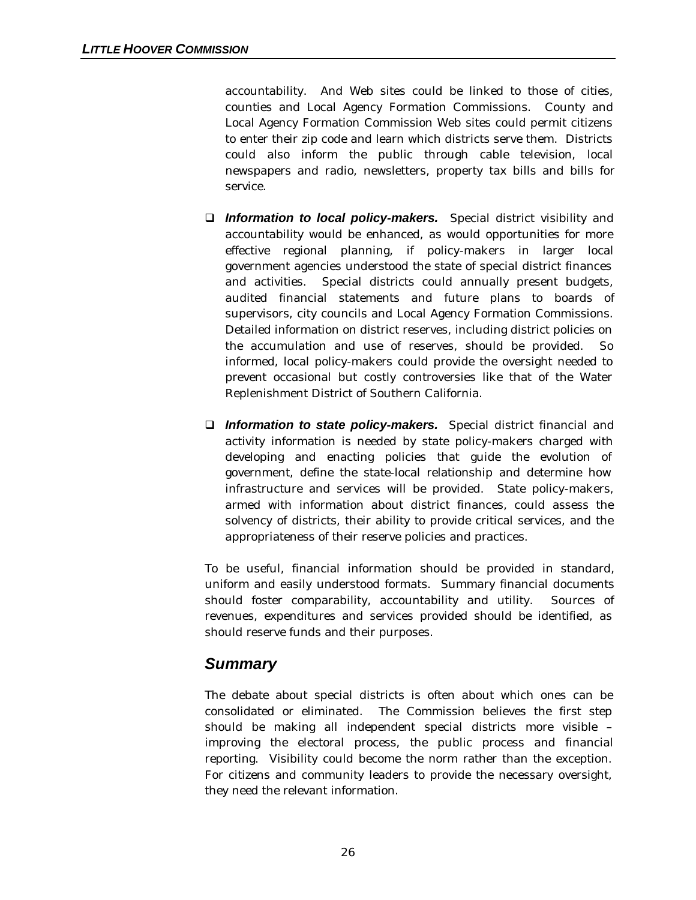accountability. And Web sites could be linked to those of cities, counties and Local Agency Formation Commissions. County and Local Agency Formation Commission Web sites could permit citizens to enter their zip code and learn which districts serve them. Districts could also inform the public through cable television, local newspapers and radio, newsletters, property tax bills and bills for service.

- ***Information to local policy-makers.*** Special district visibility and accountability would be enhanced, as would opportunities for more effective regional planning, if policy-makers in larger local government agencies understood the state of special district finances and activities. Special districts could annually present budgets, audited financial statements and future plans to boards of supervisors, city councils and Local Agency Formation Commissions. Detailed information on district reserves, including district policies on the accumulation and use of reserves, should be provided. So informed, local policy-makers could provide the oversight needed to prevent occasional but costly controversies like that of the Water Replenishment District of Southern California.

- ***Information to state policy-makers.*** Special district financial and activity information is needed by state policy-makers charged with developing and enacting policies that guide the evolution of government, define the state-local relationship and determine how infrastructure and services will be provided. State policy-makers, armed with information about district finances, could assess the solvency of districts, their ability to provide critical services, and the appropriateness of their reserve policies and practices.

To be useful, financial information should be provided in standard, uniform and easily understood formats. Summary financial documents should foster comparability, accountability and utility. Sources of revenues, expenditures and services provided should be identified, as should reserve funds and their purposes.

## *Summary*

The debate about special districts is often about which ones can be consolidated or eliminated. The Commission believes the first step should be making all independent special districts more visible – improving the electoral process, the public process and financial reporting. Visibility could become the norm rather than the exception. For citizens and community leaders to provide the necessary oversight, they need the relevant information.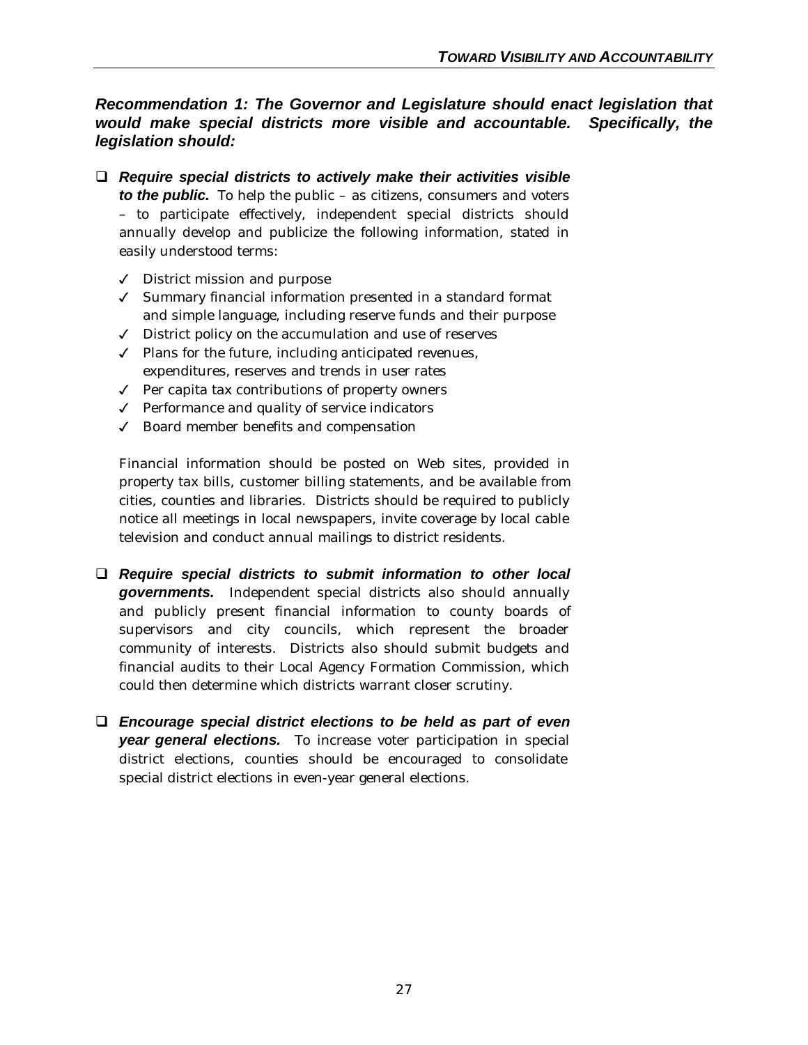***Recommendation 1: The Governor and Legislature should enact legislation that would make special districts more visible and accountable. Specifically, the legislation should:***

- ***Require special districts to actively make their activities visible to the public.*** To help the public – as citizens, consumers and voters – to participate effectively, independent special districts should annually develop and publicize the following information, stated in easily understood terms:

  - ✓ District mission and purpose
  - ✓ Summary financial information presented in a standard format and simple language, including reserve funds and their purpose
  - ✓ District policy on the accumulation and use of reserves
  - ✓ Plans for the future, including anticipated revenues, expenditures, reserves and trends in user rates
  - ✓ Per capita tax contributions of property owners
  - ✓ Performance and quality of service indicators
  - ✓ Board member benefits and compensation

  Financial information should be posted on Web sites, provided in property tax bills, customer billing statements, and be available from cities, counties and libraries. Districts should be required to publicly notice all meetings in local newspapers, invite coverage by local cable television and conduct annual mailings to district residents.

- ***Require special districts to submit information to other local governments.*** Independent special districts also should annually and publicly present financial information to county boards of supervisors and city councils, which represent the broader community of interests. Districts also should submit budgets and financial audits to their Local Agency Formation Commission, which could then determine which districts warrant closer scrutiny.

- ***Encourage special district elections to be held as part of even year general elections.*** To increase voter participation in special district elections, counties should be encouraged to consolidate special district elections in even-year general elections.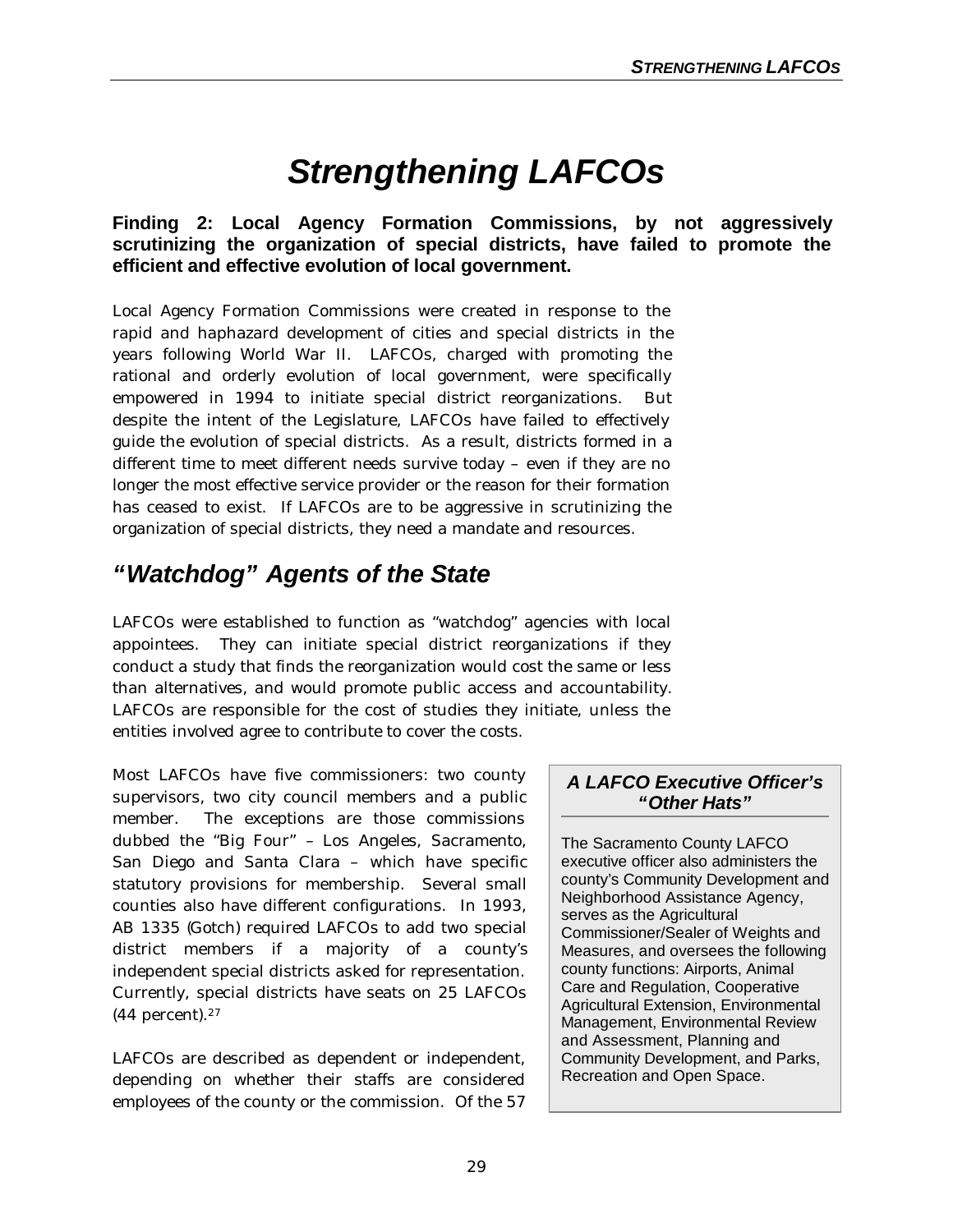# *Strengthening LAFCOs*

**Finding 2: Local Agency Formation Commissions, by not aggressively scrutinizing the organization of special districts, have failed to promote the efficient and effective evolution of local government.**

Local Agency Formation Commissions were created in response to the rapid and haphazard development of cities and special districts in the years following World War II. LAFCOs, charged with promoting the rational and orderly evolution of local government, were specifically empowered in 1994 to initiate special district reorganizations. But despite the intent of the Legislature, LAFCOs have failed to effectively guide the evolution of special districts. As a result, districts formed in a different time to meet different needs survive today – even if they are no longer the most effective service provider or the reason for their formation has ceased to exist. If LAFCOs are to be aggressive in scrutinizing the organization of special districts, they need a mandate and resources.

## *"Watchdog" Agents of the State*

LAFCOs were established to function as "watchdog" agencies with local appointees. They can initiate special district reorganizations if they conduct a study that finds the reorganization would cost the same or less than alternatives, and would promote public access and accountability. LAFCOs are responsible for the cost of studies they initiate, unless the entities involved agree to contribute to cover the costs.

Most LAFCOs have five commissioners: two county supervisors, two city council members and a public member. The exceptions are those commissions dubbed the "Big Four" – Los Angeles, Sacramento, San Diego and Santa Clara – which have specific statutory provisions for membership. Several small counties also have different configurations. In 1993, AB 1335 (Gotch) required LAFCOs to add two special district members if a majority of a county's independent special districts asked for representation. Currently, special districts have seats on 25 LAFCOs (44 percent).[27]

> ***A LAFCO Executive Officer's "Other Hats"***
>
> The Sacramento County LAFCO executive officer also administers the county's Community Development and Neighborhood Assistance Agency, serves as the Agricultural Commissioner/Sealer of Weights and Measures, and oversees the following county functions: Airports, Animal Care and Regulation, Cooperative Agricultural Extension, Environmental Management, Environmental Review and Assessment, Planning and Community Development, and Parks, Recreation and Open Space.

LAFCOs are described as dependent or independent, depending on whether their staffs are considered employees of the county or the commission. Of the 57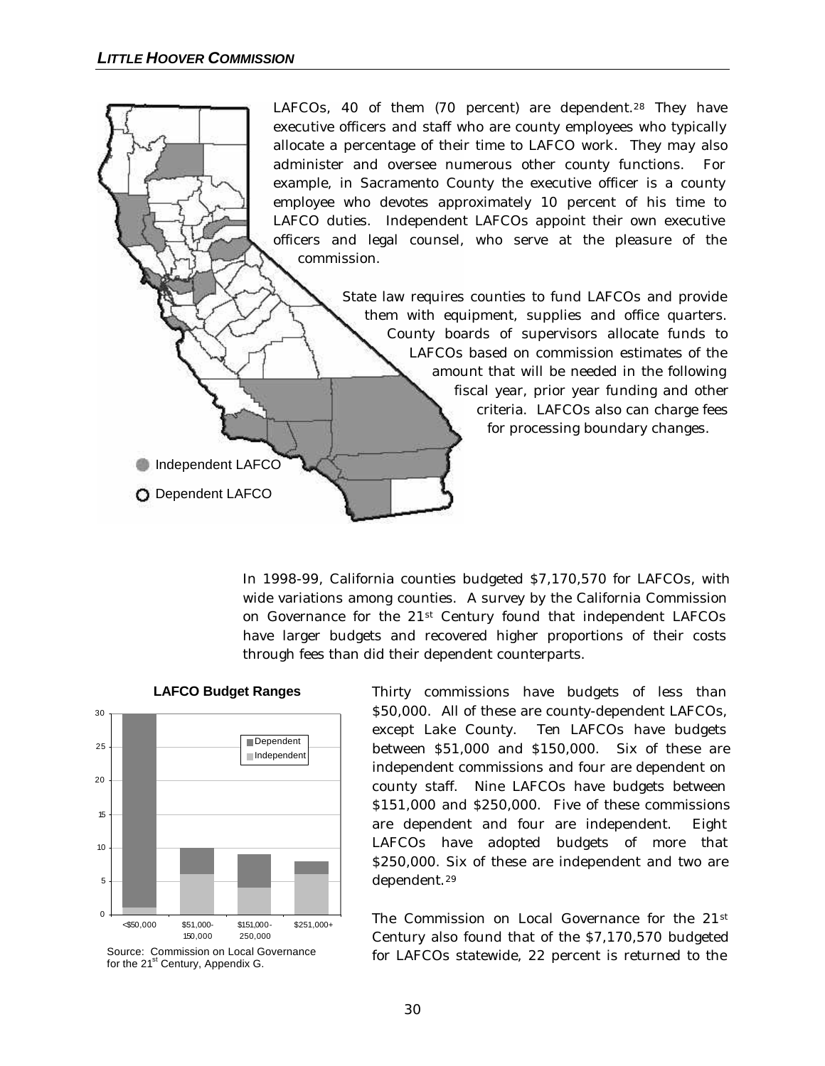LAFCOs, 40 of them (70 percent) are dependent.[28] They have executive officers and staff who are county employees who typically allocate a percentage of their time to LAFCO work. They may also administer and oversee numerous other county functions. For example, in Sacramento County the executive officer is a county employee who devotes approximately 10 percent of his time to LAFCO duties. Independent LAFCOs appoint their own executive officers and legal counsel, who serve at the pleasure of the commission.

State law requires counties to fund LAFCOs and provide them with equipment, supplies and office quarters. County boards of supervisors allocate funds to LAFCOs based on commission estimates of the amount that will be needed in the following fiscal year, prior year funding and other criteria. LAFCOs also can charge fees for processing boundary changes.

Independent LAFCO

Dependent LAFCO

In 1998-99, California counties budgeted $7,170,570 for LAFCOs, with wide variations among counties. A survey by the California Commission on Governance for the 21st Century found that independent LAFCOs have larger budgets and recovered higher proportions of their costs through fees than did their dependent counterparts.

**LAFCO Budget Ranges**

Source: Commission on Local Governance for the 21st Century, Appendix G.

Thirty commissions have budgets of less than $50,000. All of these are county-dependent LAFCOs, except Lake County. Ten LAFCOs have budgets between $51,000 and $150,000. Six of these are independent commissions and four are dependent on county staff. Nine LAFCOs have budgets between $151,000 and $250,000. Five of these commissions are dependent and four are independent. Eight LAFCOs have adopted budgets of more that $250,000. Six of these are independent and two are dependent.[29]

The Commission on Local Governance for the 21st Century also found that of the $7,170,570 budgeted for LAFCOs statewide, 22 percent is returned to the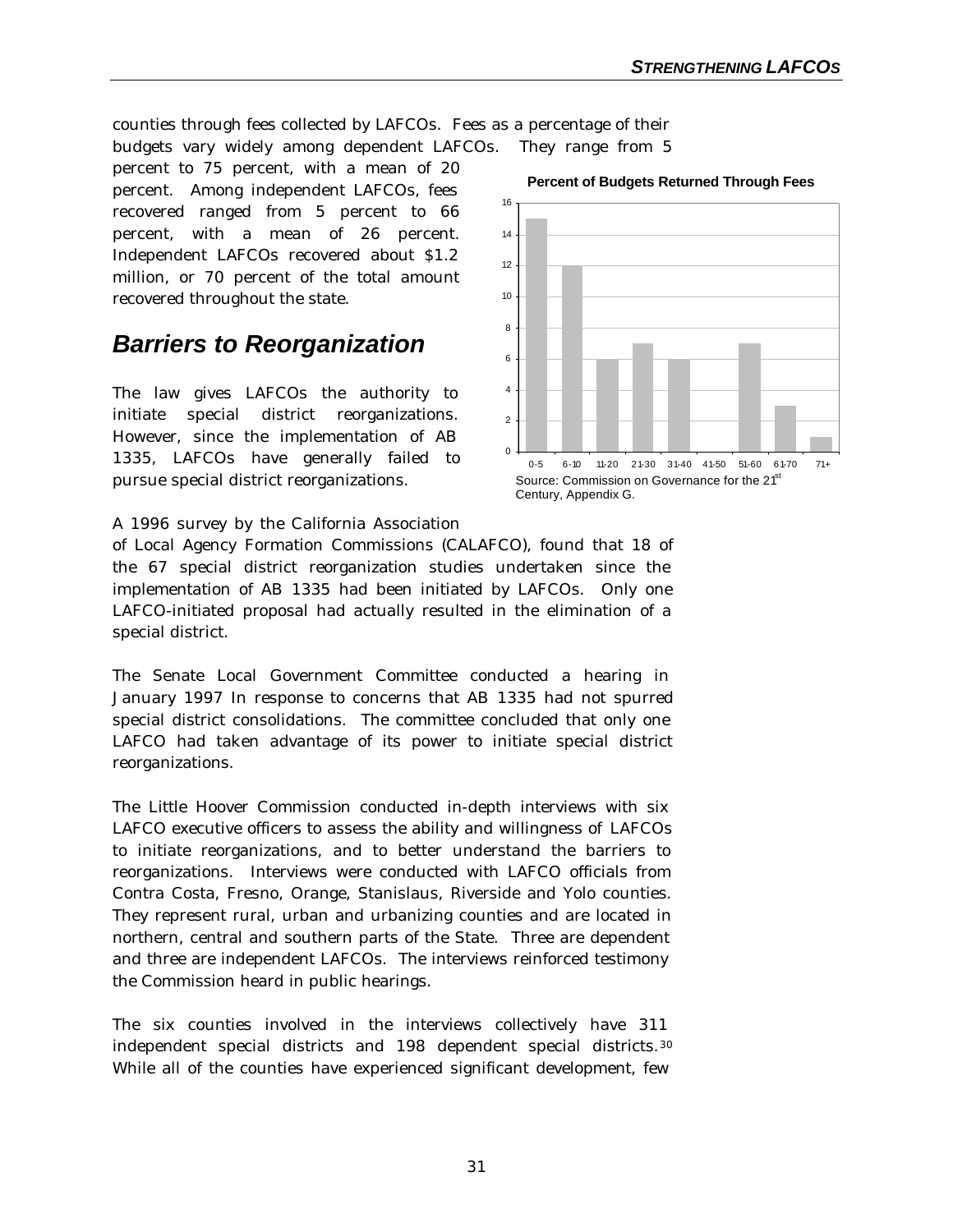counties through fees collected by LAFCOs. Fees as a percentage of their budgets vary widely among dependent LAFCOs. They range from 5 percent to 75 percent, with a mean of 20 percent. Among independent LAFCOs, fees recovered ranged from 5 percent to 66 percent, with a mean of 26 percent. Independent LAFCOs recovered about $1.2 million, or 70 percent of the total amount recovered throughout the state.

**Percent of Budgets Returned Through Fees**

| Percent | 0-5 | 6-10 | 11-20 | 21-30 | 31-40 | 41-50 | 51-60 | 61-70 | 71+ |
|---|---|---|---|---|---|---|---|---|---|
| Number of LAFCOs | 15 | 12 | 6 | 7 | 6 | 0 | 7 | 3 | 1 |

Source: Commission on Governance for the 21st Century, Appendix G.

## *Barriers to Reorganization*

The law gives LAFCOs the authority to initiate special district reorganizations. However, since the implementation of AB 1335, LAFCOs have generally failed to pursue special district reorganizations.

A 1996 survey by the California Association of Local Agency Formation Commissions (CALAFCO), found that 18 of the 67 special district reorganization studies undertaken since the implementation of AB 1335 had been initiated by LAFCOs. Only one LAFCO-initiated proposal had actually resulted in the elimination of a special district.

The Senate Local Government Committee conducted a hearing in January 1997 In response to concerns that AB 1335 had not spurred special district consolidations. The committee concluded that only one LAFCO had taken advantage of its power to initiate special district reorganizations.

The Little Hoover Commission conducted in-depth interviews with six LAFCO executive officers to assess the ability and willingness of LAFCOs to initiate reorganizations, and to better understand the barriers to reorganizations. Interviews were conducted with LAFCO officials from Contra Costa, Fresno, Orange, Stanislaus, Riverside and Yolo counties. They represent rural, urban and urbanizing counties and are located in northern, central and southern parts of the State. Three are dependent and three are independent LAFCOs. The interviews reinforced testimony the Commission heard in public hearings.

The six counties involved in the interviews collectively have 311 independent special districts and 198 dependent special districts.[30] While all of the counties have experienced significant development, few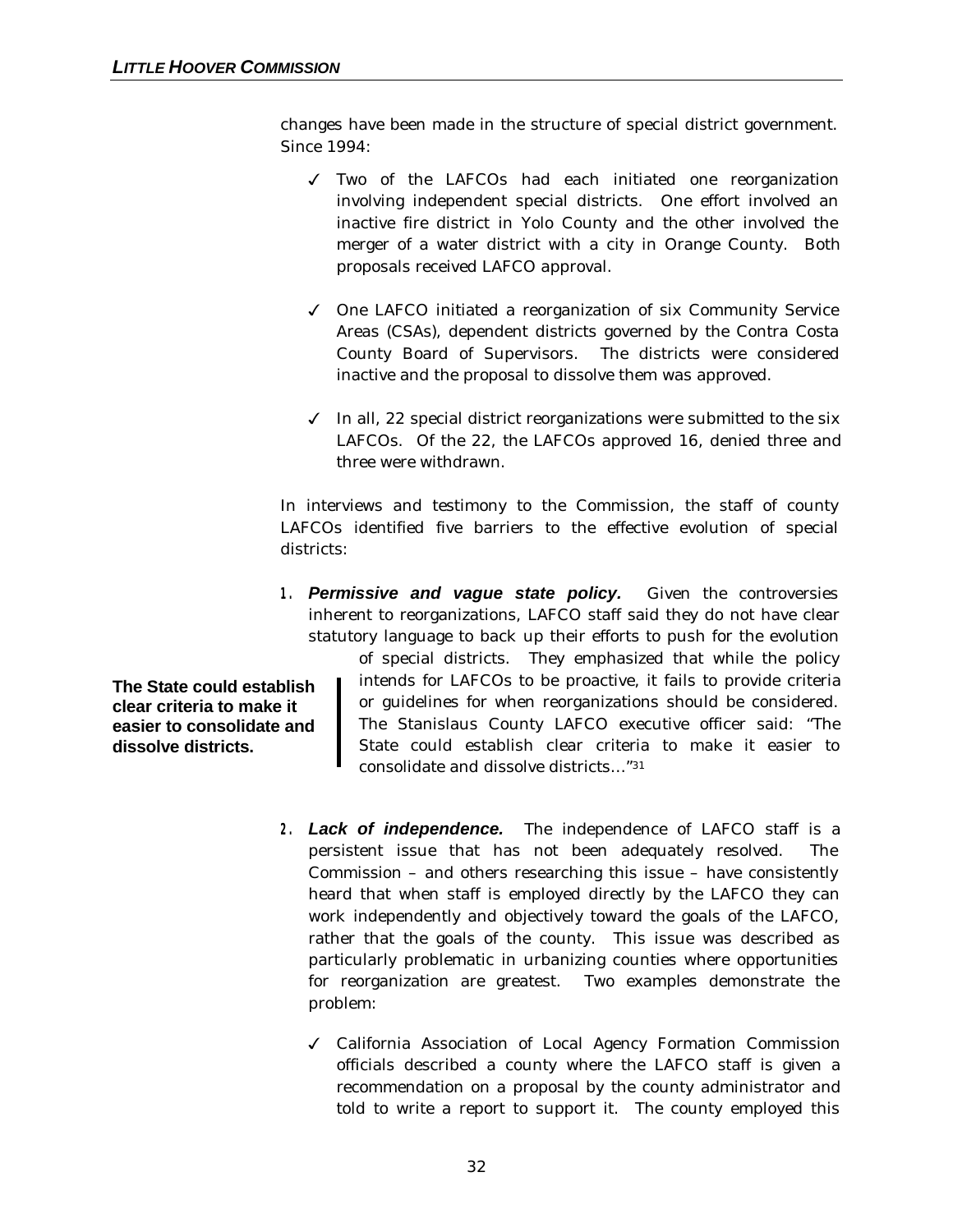changes have been made in the structure of special district government. Since 1994:

- ✓ Two of the LAFCOs had each initiated one reorganization involving independent special districts. One effort involved an inactive fire district in Yolo County and the other involved the merger of a water district with a city in Orange County. Both proposals received LAFCO approval.
- ✓ One LAFCO initiated a reorganization of six Community Service Areas (CSAs), dependent districts governed by the Contra Costa County Board of Supervisors. The districts were considered inactive and the proposal to dissolve them was approved.
- ✓ In all, 22 special district reorganizations were submitted to the six LAFCOs. Of the 22, the LAFCOs approved 16, denied three and three were withdrawn.

In interviews and testimony to the Commission, the staff of county LAFCOs identified five barriers to the effective evolution of special districts:

1. ***Permissive and vague state policy.*** Given the controversies inherent to reorganizations, LAFCO staff said they do not have clear statutory language to back up their efforts to push for the evolution of special districts. They emphasized that while the policy intends for LAFCOs to be proactive, it fails to provide criteria or guidelines for when reorganizations should be considered. The Stanislaus County LAFCO executive officer said: "The State could establish clear criteria to make it easier to consolidate and dissolve districts…"[31]

**The State could establish clear criteria to make it easier to consolidate and dissolve districts.**

2. ***Lack of independence.*** The independence of LAFCO staff is a persistent issue that has not been adequately resolved. The Commission – and others researching this issue – have consistently heard that when staff is employed directly by the LAFCO they can work independently and objectively toward the goals of the LAFCO, rather that the goals of the county. This issue was described as particularly problematic in urbanizing counties where opportunities for reorganization are greatest. Two examples demonstrate the problem:

   - ✓ California Association of Local Agency Formation Commission officials described a county where the LAFCO staff is given a recommendation on a proposal by the county administrator and told to write a report to support it. The county employed this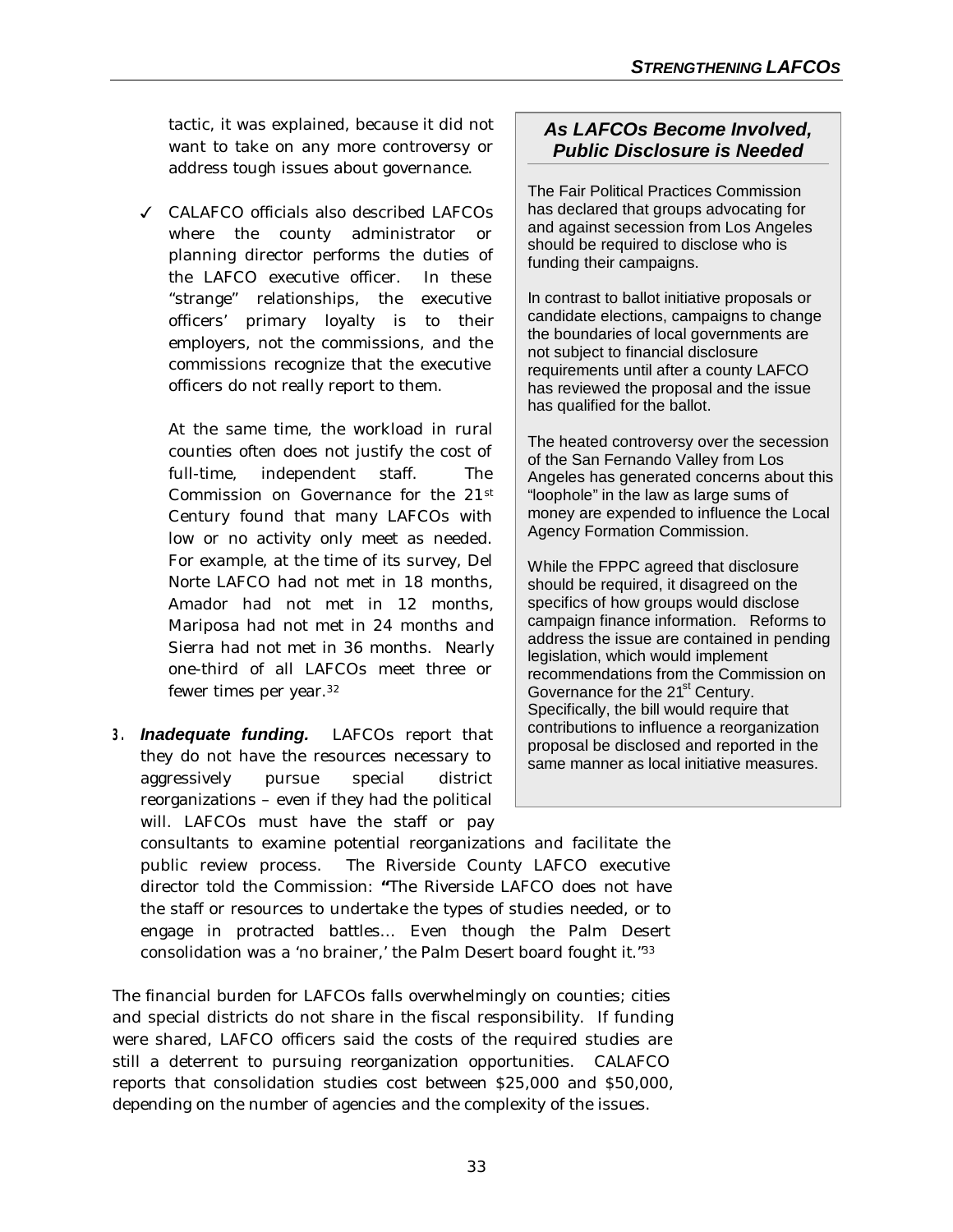tactic, it was explained, because it did not want to take on any more controversy or address tough issues about governance.

✓ CALAFCO officials also described LAFCOs where the county administrator or planning director performs the duties of the LAFCO executive officer. In these "strange" relationships, the executive officers' primary loyalty is to their employers, not the commissions, and the commissions recognize that the executive officers do not really report to them.

At the same time, the workload in rural counties often does not justify the cost of full-time, independent staff. The Commission on Governance for the 21st Century found that many LAFCOs with low or no activity only meet as needed. For example, at the time of its survey, Del Norte LAFCO had not met in 18 months, Amador had not met in 12 months, Mariposa had not met in 24 months and Sierra had not met in 36 months. Nearly one-third of all LAFCOs meet three or fewer times per year.[32]

3. ***Inadequate funding.*** LAFCOs report that they do not have the resources necessary to aggressively pursue special district reorganizations – even if they had the political will. LAFCOs must have the staff or pay consultants to examine potential reorganizations and facilitate the public review process. The Riverside County LAFCO executive director told the Commission: **"**The Riverside LAFCO does not have the staff or resources to undertake the types of studies needed, or to engage in protracted battles… Even though the Palm Desert consolidation was a 'no brainer,' the Palm Desert board fought it."[33]

The financial burden for LAFCOs falls overwhelmingly on counties; cities and special districts do not share in the fiscal responsibility. If funding were shared, LAFCO officers said the costs of the required studies are still a deterrent to pursuing reorganization opportunities. CALAFCO reports that consolidation studies cost between $25,000 and $50,000, depending on the number of agencies and the complexity of the issues.

### *As LAFCOs Become Involved, Public Disclosure is Needed*

The Fair Political Practices Commission has declared that groups advocating for and against secession from Los Angeles should be required to disclose who is funding their campaigns.

In contrast to ballot initiative proposals or candidate elections, campaigns to change the boundaries of local governments are not subject to financial disclosure requirements until after a county LAFCO has reviewed the proposal and the issue has qualified for the ballot.

The heated controversy over the secession of the San Fernando Valley from Los Angeles has generated concerns about this "loophole" in the law as large sums of money are expended to influence the Local Agency Formation Commission.

While the FPPC agreed that disclosure should be required, it disagreed on the specifics of how groups would disclose campaign finance information. Reforms to address the issue are contained in pending legislation, which would implement recommendations from the Commission on Governance for the 21st Century. Specifically, the bill would require that contributions to influence a reorganization proposal be disclosed and reported in the same manner as local initiative measures.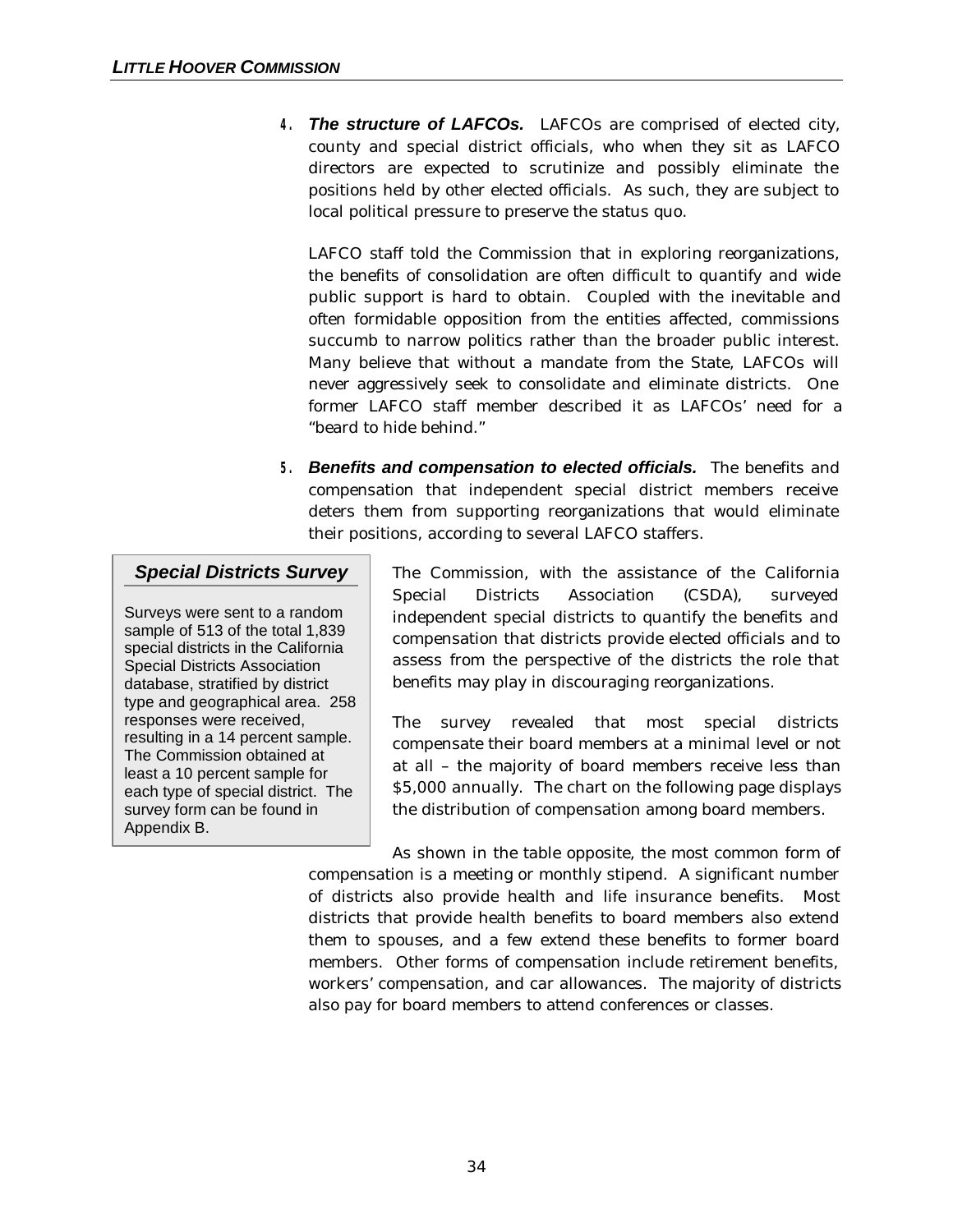4. ***The structure of LAFCOs.*** LAFCOs are comprised of elected city, county and special district officials, who when they sit as LAFCO directors are expected to scrutinize and possibly eliminate the positions held by other elected officials. As such, they are subject to local political pressure to preserve the status quo.

   LAFCO staff told the Commission that in exploring reorganizations, the benefits of consolidation are often difficult to quantify and wide public support is hard to obtain. Coupled with the inevitable and often formidable opposition from the entities affected, commissions succumb to narrow politics rather than the broader public interest. Many believe that without a mandate from the State, LAFCOs will never aggressively seek to consolidate and eliminate districts. One former LAFCO staff member described it as LAFCOs' need for a "beard to hide behind."

5. ***Benefits and compensation to elected officials.*** The benefits and compensation that independent special district members receive deters them from supporting reorganizations that would eliminate their positions, according to several LAFCO staffers.

> ***Special Districts Survey***
>
> Surveys were sent to a random sample of 513 of the total 1,839 special districts in the California Special Districts Association database, stratified by district type and geographical area. 258 responses were received, resulting in a 14 percent sample. The Commission obtained at least a 10 percent sample for each type of special district. The survey form can be found in Appendix B.

The Commission, with the assistance of the California Special Districts Association (CSDA), surveyed independent special districts to quantify the benefits and compensation that districts provide elected officials and to assess from the perspective of the districts the role that benefits may play in discouraging reorganizations.

The survey revealed that most special districts compensate their board members at a minimal level or not at all – the majority of board members receive less than $5,000 annually. The chart on the following page displays the distribution of compensation among board members.

As shown in the table opposite, the most common form of compensation is a meeting or monthly stipend. A significant number of districts also provide health and life insurance benefits. Most districts that provide health benefits to board members also extend them to spouses, and a few extend these benefits to former board members. Other forms of compensation include retirement benefits, workers' compensation, and car allowances. The majority of districts also pay for board members to attend conferences or classes.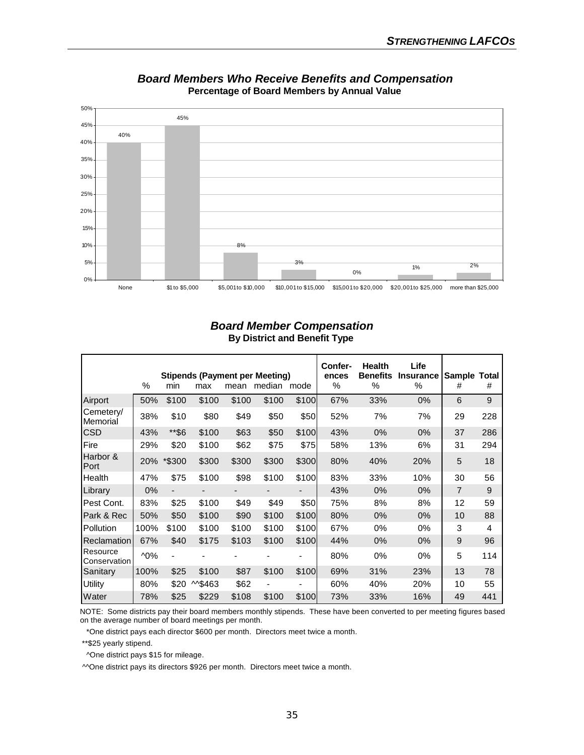## *Board Members Who Receive Benefits and Compensation*

**Percentage of Board Members by Annual Value**

| Annual Value | Percentage |
|---|---|
| None | 40% |
| $1 to $5,000 | 45% |
| $5,001 to $10,000 | 8% |
| $10,001 to $15,000 | 3% |
| $15,001 to $20,000 | 0% |
| $20,001 to $25,000 | 1% |
| more than $25,000 | 2% |

## *Board Member Compensation*

**By District and Benefit Type**

| | Stipends (Payment per Meeting) % | min | max | mean | median | mode | Conferences % | Health Benefits % | Life Insurance % | Sample # | Total # |
|---|---|---|---|---|---|---|---|---|---|---|---|
| Airport | 50% | $100 | $100 | $100 | $100 | $100 | 67% | 33% | 0% | 6 | 9 |
| Cemetery/ Memorial | 38% | $10 | $80 | $49 | $50 | $50 | 52% | 7% | 7% | 29 | 228 |
| CSD | 43% | **$6 | $100 | $63 | $50 | $100 | 43% | 0% | 0% | 37 | 286 |
| Fire | 29% | $20 | $100 | $62 | $75 | $75 | 58% | 13% | 6% | 31 | 294 |
| Harbor & Port | 20% | *$300 | $300 | $300 | $300 | $300 | 80% | 40% | 20% | 5 | 18 |
| Health | 47% | $75 | $100 | $98 | $100 | $100 | 83% | 33% | 10% | 30 | 56 |
| Library | 0% | - | - | - | - | - | 43% | 0% | 0% | 7 | 9 |
| Pest Cont. | 83% | $25 | $100 | $49 | $49 | $50 | 75% | 8% | 8% | 12 | 59 |
| Park & Rec | 50% | $50 | $100 | $90 | $100 | $100 | 80% | 0% | 0% | 10 | 88 |
| Pollution | 100% | $100 | $100 | $100 | $100 | $100 | 67% | 0% | 0% | 3 | 4 |
| Reclamation | 67% | $40 | $175 | $103 | $100 | $100 | 44% | 0% | 0% | 9 | 96 |
| Resource Conservation | ^0% | - | - | - | - | - | 80% | 0% | 0% | 5 | 114 |
| Sanitary | 100% | $25 | $100 | $87 | $100 | $100 | 69% | 31% | 23% | 13 | 78 |
| Utility | 80% | $20 | ^^$463 | $62 | - | - | 60% | 40% | 20% | 10 | 55 |
| Water | 78% | $25 | $229 | $108 | $100 | $100 | 73% | 33% | 16% | 49 | 441 |

NOTE: Some districts pay their board members monthly stipends. These have been converted to per meeting figures based on the average number of board meetings per month.

*One district pays each director $600 per month. Directors meet twice a month.

**$25 yearly stipend.

^One district pays $15 for mileage.

^^One district pays its directors $926 per month. Directors meet twice a month.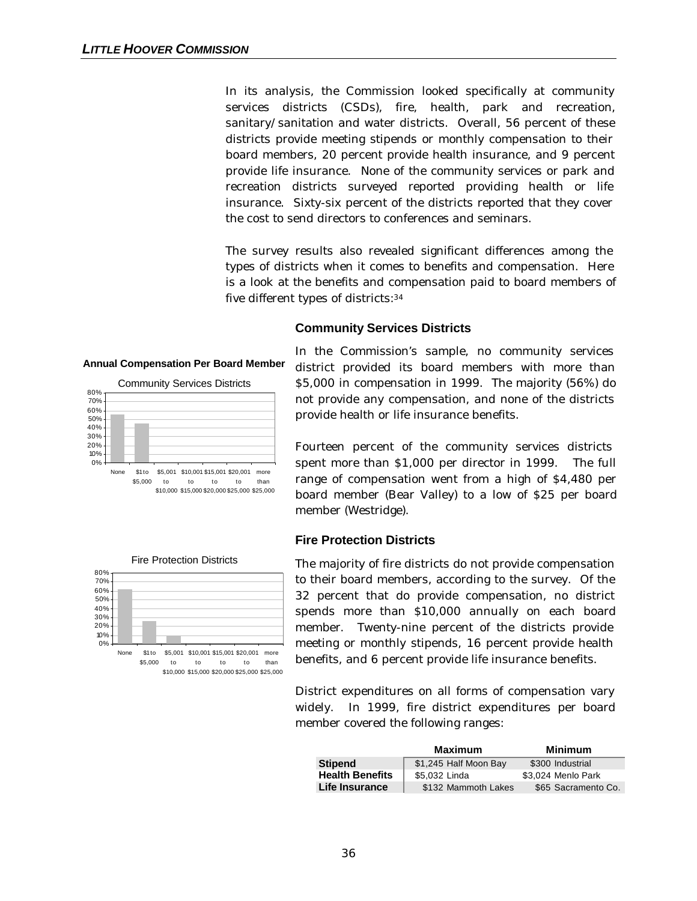In its analysis, the Commission looked specifically at community services districts (CSDs), fire, health, park and recreation, sanitary/sanitation and water districts. Overall, 56 percent of these districts provide meeting stipends or monthly compensation to their board members, 20 percent provide health insurance, and 9 percent provide life insurance. None of the community services or park and recreation districts surveyed reported providing health or life insurance. Sixty-six percent of the districts reported that they cover the cost to send directors to conferences and seminars.

The survey results also revealed significant differences among the types of districts when it comes to benefits and compensation. Here is a look at the benefits and compensation paid to board members of five different types of districts:[34]

**Annual Compensation Per Board Member**

Community Services Districts

Fire Protection Districts

### Community Services Districts

In the Commission's sample, no community services district provided its board members with more than $5,000 in compensation in 1999. The majority (56%) do not provide any compensation, and none of the districts provide health or life insurance benefits.

Fourteen percent of the community services districts spent more than $1,000 per director in 1999. The full range of compensation went from a high of $4,480 per board member (Bear Valley) to a low of $25 per board member (Westridge).

### Fire Protection Districts

The majority of fire districts do not provide compensation to their board members, according to the survey. Of the 32 percent that do provide compensation, no district spends more than $10,000 annually on each board member. Twenty-nine percent of the districts provide meeting or monthly stipends, 16 percent provide health benefits, and 6 percent provide life insurance benefits.

District expenditures on all forms of compensation vary widely. In 1999, fire district expenditures per board member covered the following ranges:

| | Maximum | Minimum |
|---|---|---|
| **Stipend** | $1,245 Half Moon Bay | $300 Industrial |
| **Health Benefits** | $5,032 Linda | $3,024 Menlo Park |
| **Life Insurance** | $132 Mammoth Lakes | $65 Sacramento Co. |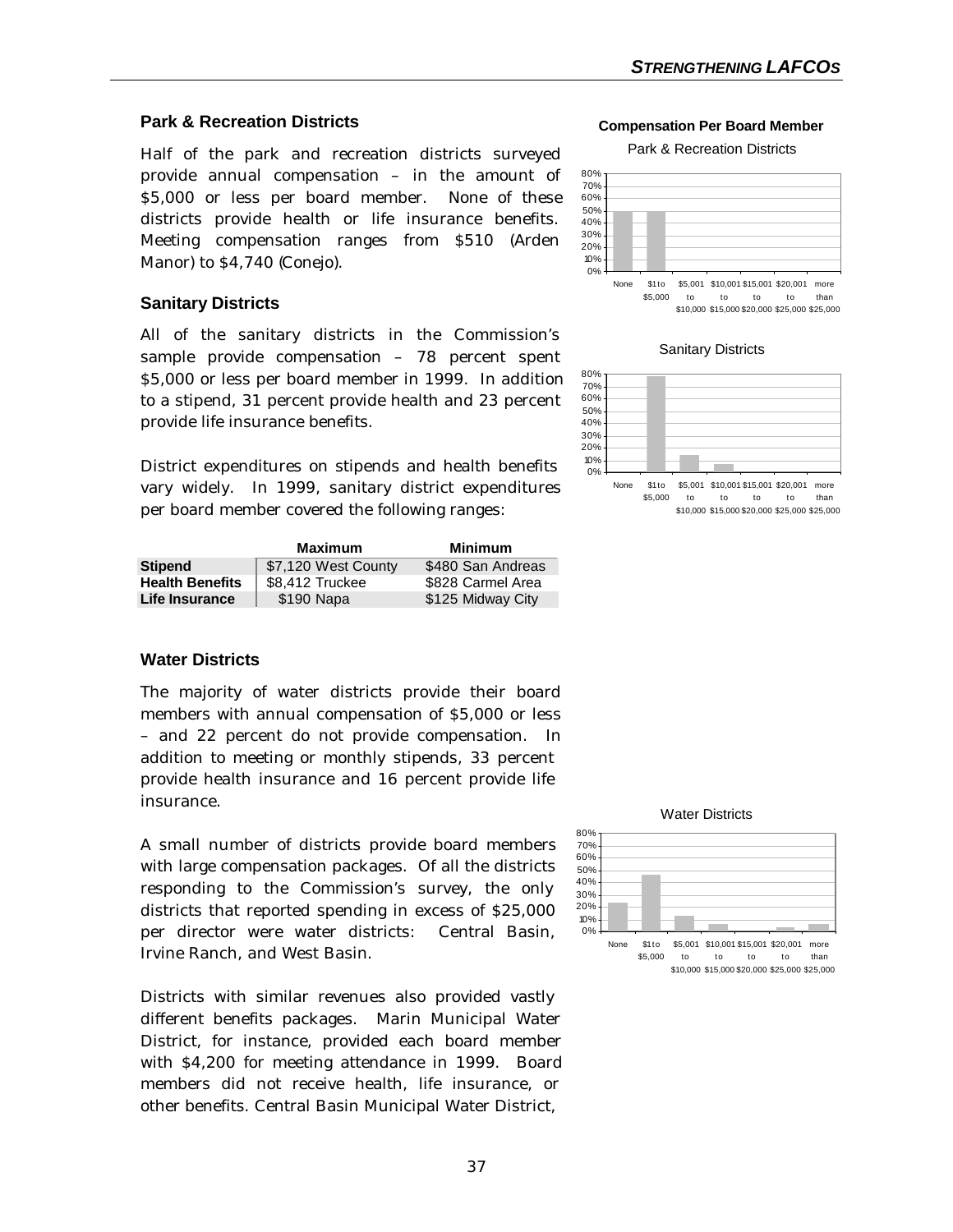### Park & Recreation Districts

Half of the park and recreation districts surveyed provide annual compensation – in the amount of $5,000 or less per board member. None of these districts provide health or life insurance benefits. Meeting compensation ranges from $510 (Arden Manor) to $4,740 (Conejo).

**Compensation Per Board Member**

Park & Recreation Districts

### Sanitary Districts

All of the sanitary districts in the Commission's sample provide compensation – 78 percent spent $5,000 or less per board member in 1999. In addition to a stipend, 31 percent provide health and 23 percent provide life insurance benefits.

Sanitary Districts

District expenditures on stipends and health benefits vary widely. In 1999, sanitary district expenditures per board member covered the following ranges:

| | Maximum | Minimum |
|---|---|---|
| **Stipend** | $7,120 West County | $480 San Andreas |
| **Health Benefits** | $8,412 Truckee | $828 Carmel Area |
| **Life Insurance** | $190 Napa | $125 Midway City |

### Water Districts

The majority of water districts provide their board members with annual compensation of $5,000 or less – and 22 percent do not provide compensation. In addition to meeting or monthly stipends, 33 percent provide health insurance and 16 percent provide life insurance.

Water Districts

A small number of districts provide board members with large compensation packages. Of all the districts responding to the Commission's survey, the only districts that reported spending in excess of $25,000 per director were water districts: Central Basin, Irvine Ranch, and West Basin.

Districts with similar revenues also provided vastly different benefits packages. Marin Municipal Water District, for instance, provided each board member with $4,200 for meeting attendance in 1999. Board members did not receive health, life insurance, or other benefits. Central Basin Municipal Water District,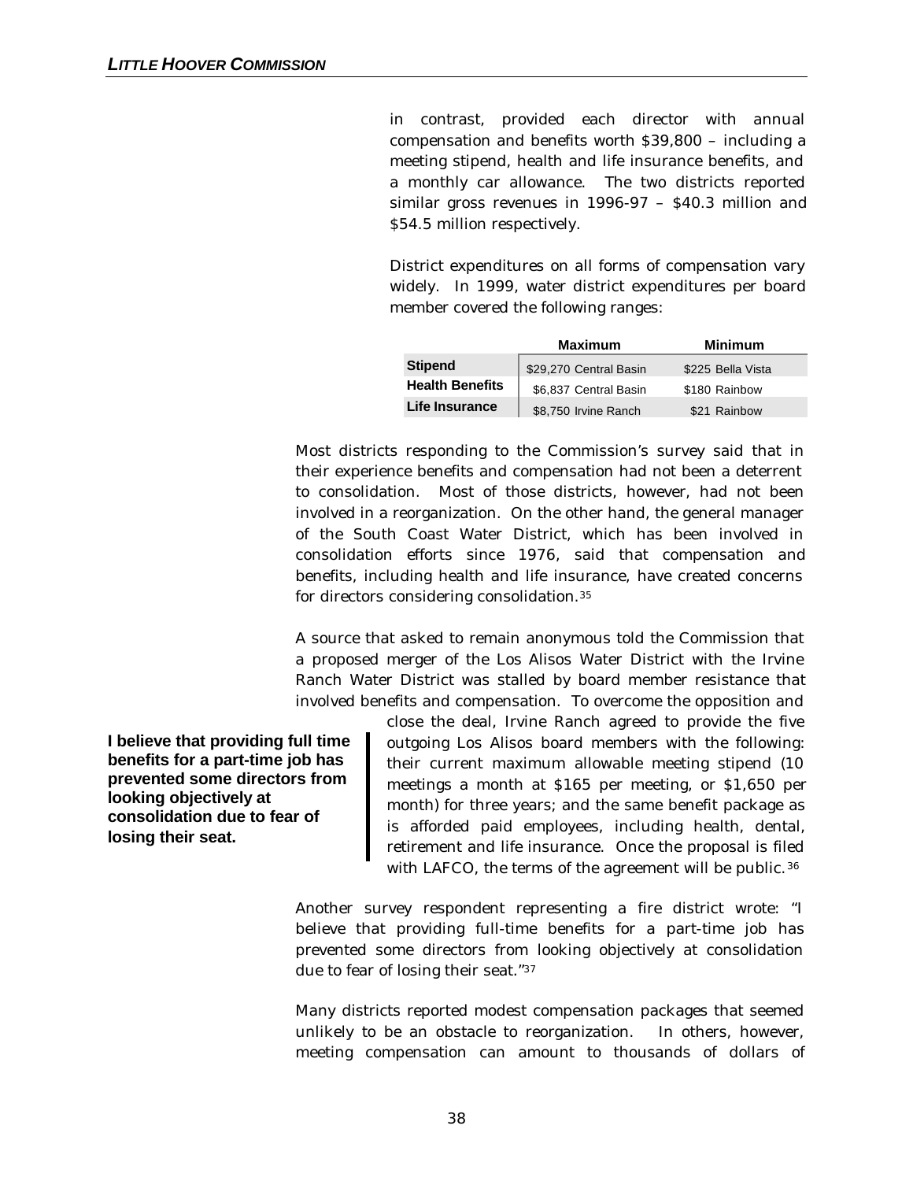in contrast, provided each director with annual compensation and benefits worth $39,800 – including a meeting stipend, health and life insurance benefits, and a monthly car allowance. The two districts reported similar gross revenues in 1996-97 – $40.3 million and $54.5 million respectively.

District expenditures on all forms of compensation vary widely. In 1999, water district expenditures per board member covered the following ranges:

| | Maximum | Minimum |
|---|---|---|
| **Stipend** | $29,270 Central Basin | $225 Bella Vista |
| **Health Benefits** | $6,837 Central Basin | $180 Rainbow |
| **Life Insurance** | $8,750 Irvine Ranch | $21 Rainbow |

Most districts responding to the Commission's survey said that in their experience benefits and compensation had not been a deterrent to consolidation. Most of those districts, however, had not been involved in a reorganization. On the other hand, the general manager of the South Coast Water District, which has been involved in consolidation efforts since 1976, said that compensation and benefits, including health and life insurance, have created concerns for directors considering consolidation.[35]

A source that asked to remain anonymous told the Commission that a proposed merger of the Los Alisos Water District with the Irvine Ranch Water District was stalled by board member resistance that involved benefits and compensation. To overcome the opposition and close the deal, Irvine Ranch agreed to provide the five outgoing Los Alisos board members with the following: their current maximum allowable meeting stipend (10 meetings a month at $165 per meeting, or $1,650 per month) for three years; and the same benefit package as is afforded paid employees, including health, dental, retirement and life insurance. Once the proposal is filed with LAFCO, the terms of the agreement will be public.[36]

**I believe that providing full time benefits for a part-time job has prevented some directors from looking objectively at consolidation due to fear of losing their seat.**

Another survey respondent representing a fire district wrote: "I believe that providing full-time benefits for a part-time job has prevented some directors from looking objectively at consolidation due to fear of losing their seat."[37]

Many districts reported modest compensation packages that seemed unlikely to be an obstacle to reorganization. In others, however, meeting compensation can amount to thousands of dollars of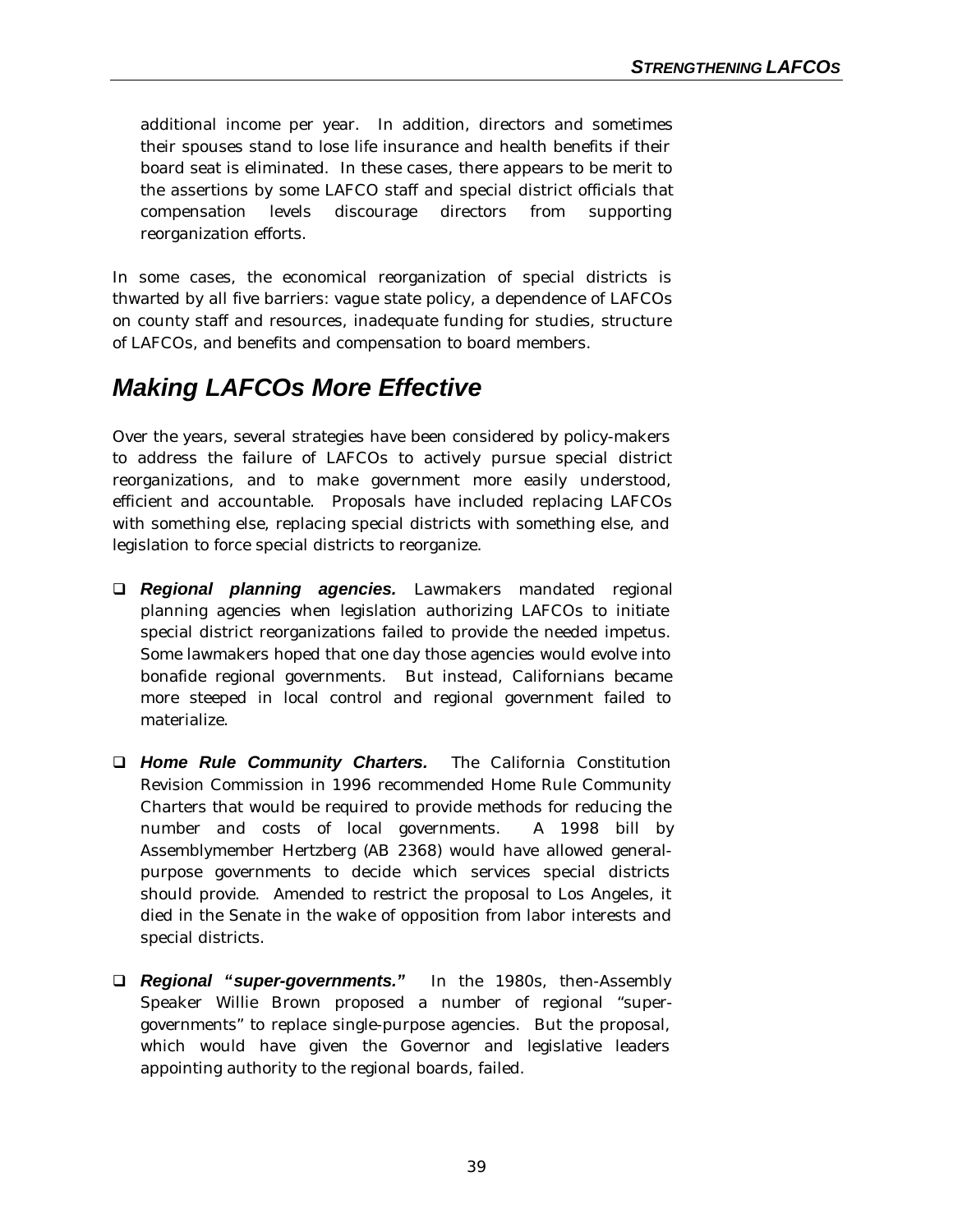additional income per year. In addition, directors and sometimes their spouses stand to lose life insurance and health benefits if their board seat is eliminated. In these cases, there appears to be merit to the assertions by some LAFCO staff and special district officials that compensation levels discourage directors from supporting reorganization efforts.

In some cases, the economical reorganization of special districts is thwarted by all five barriers: vague state policy, a dependence of LAFCOs on county staff and resources, inadequate funding for studies, structure of LAFCOs, and benefits and compensation to board members.

## *Making LAFCOs More Effective*

Over the years, several strategies have been considered by policy-makers to address the failure of LAFCOs to actively pursue special district reorganizations, and to make government more easily understood, efficient and accountable. Proposals have included replacing LAFCOs with something else, replacing special districts with something else, and legislation to force special districts to reorganize.

- ***Regional planning agencies.*** Lawmakers mandated regional planning agencies when legislation authorizing LAFCOs to initiate special district reorganizations failed to provide the needed impetus. Some lawmakers hoped that one day those agencies would evolve into bonafide regional governments. But instead, Californians became more steeped in local control and regional government failed to materialize.

- ***Home Rule Community Charters.*** The California Constitution Revision Commission in 1996 recommended Home Rule Community Charters that would be required to provide methods for reducing the number and costs of local governments. A 1998 bill by Assemblymember Hertzberg (AB 2368) would have allowed general-purpose governments to decide which services special districts should provide. Amended to restrict the proposal to Los Angeles, it died in the Senate in the wake of opposition from labor interests and special districts.

- ***Regional "super-governments."*** In the 1980s, then-Assembly Speaker Willie Brown proposed a number of regional "super-governments" to replace single-purpose agencies. But the proposal, which would have given the Governor and legislative leaders appointing authority to the regional boards, failed.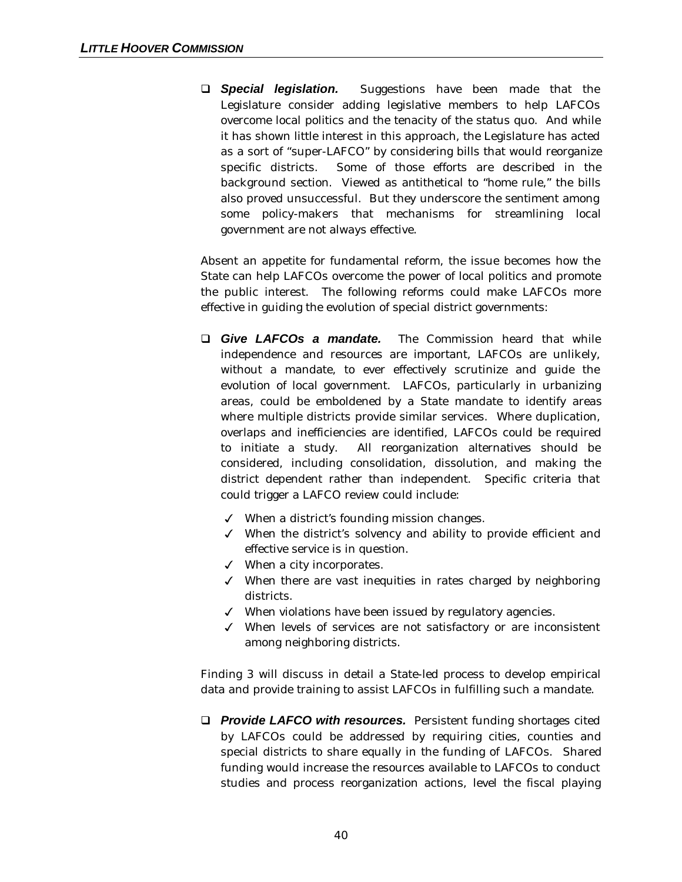- ***Special legislation.*** Suggestions have been made that the Legislature consider adding legislative members to help LAFCOs overcome local politics and the tenacity of the status quo. And while it has shown little interest in this approach, the Legislature has acted as a sort of "super-LAFCO" by considering bills that would reorganize specific districts. Some of those efforts are described in the background section. Viewed as antithetical to "home rule," the bills also proved unsuccessful. But they underscore the sentiment among some policy-makers that mechanisms for streamlining local government are not always effective.

Absent an appetite for fundamental reform, the issue becomes how the State can help LAFCOs overcome the power of local politics and promote the public interest. The following reforms could make LAFCOs more effective in guiding the evolution of special district governments:

- ***Give LAFCOs a mandate.*** The Commission heard that while independence and resources are important, LAFCOs are unlikely, without a mandate, to ever effectively scrutinize and guide the evolution of local government. LAFCOs, particularly in urbanizing areas, could be emboldened by a State mandate to identify areas where multiple districts provide similar services. Where duplication, overlaps and inefficiencies are identified, LAFCOs could be required to initiate a study. All reorganization alternatives should be considered, including consolidation, dissolution, and making the district dependent rather than independent. Specific criteria that could trigger a LAFCO review could include:
  - ✓ When a district's founding mission changes.
  - ✓ When the district's solvency and ability to provide efficient and effective service is in question.
  - ✓ When a city incorporates.
  - ✓ When there are vast inequities in rates charged by neighboring districts.
  - ✓ When violations have been issued by regulatory agencies.
  - ✓ When levels of services are not satisfactory or are inconsistent among neighboring districts.

Finding 3 will discuss in detail a State-led process to develop empirical data and provide training to assist LAFCOs in fulfilling such a mandate.

- ***Provide LAFCO with resources.*** Persistent funding shortages cited by LAFCOs could be addressed by requiring cities, counties and special districts to share equally in the funding of LAFCOs. Shared funding would increase the resources available to LAFCOs to conduct studies and process reorganization actions, level the fiscal playing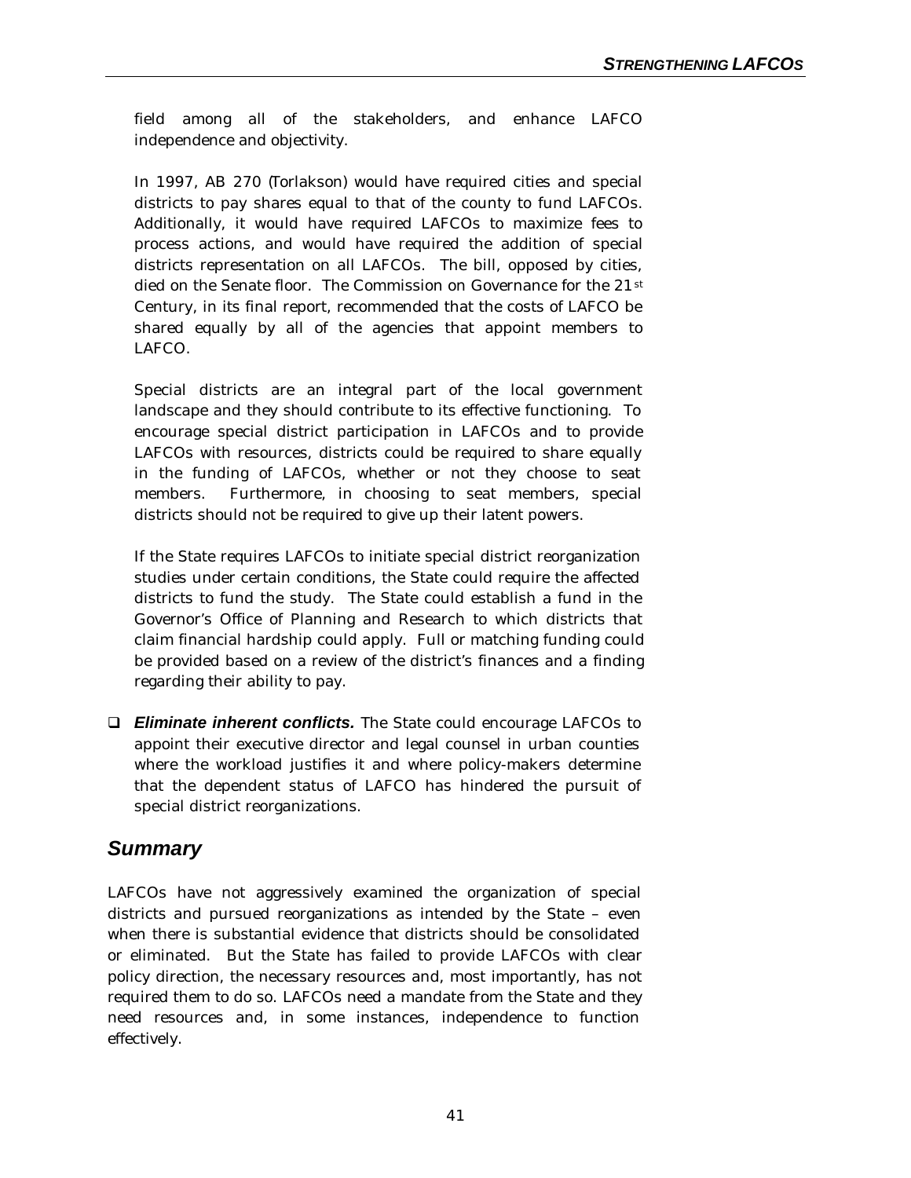field among all of the stakeholders, and enhance LAFCO independence and objectivity.

In 1997, AB 270 (Torlakson) would have required cities and special districts to pay shares equal to that of the county to fund LAFCOs. Additionally, it would have required LAFCOs to maximize fees to process actions, and would have required the addition of special districts representation on all LAFCOs. The bill, opposed by cities, died on the Senate floor. The Commission on Governance for the 21st Century, in its final report, recommended that the costs of LAFCO be shared equally by all of the agencies that appoint members to LAFCO.

Special districts are an integral part of the local government landscape and they should contribute to its effective functioning. To encourage special district participation in LAFCOs and to provide LAFCOs with resources, districts could be required to share equally in the funding of LAFCOs, whether or not they choose to seat members. Furthermore, in choosing to seat members, special districts should not be required to give up their latent powers.

If the State requires LAFCOs to initiate special district reorganization studies under certain conditions, the State could require the affected districts to fund the study. The State could establish a fund in the Governor's Office of Planning and Research to which districts that claim financial hardship could apply. Full or matching funding could be provided based on a review of the district's finances and a finding regarding their ability to pay.

- ***Eliminate inherent conflicts.*** The State could encourage LAFCOs to appoint their executive director and legal counsel in urban counties where the workload justifies it and where policy-makers determine that the dependent status of LAFCO has hindered the pursuit of special district reorganizations.

## *Summary*

LAFCOs have not aggressively examined the organization of special districts and pursued reorganizations as intended by the State – even when there is substantial evidence that districts should be consolidated or eliminated. But the State has failed to provide LAFCOs with clear policy direction, the necessary resources and, most importantly, has not required them to do so. LAFCOs need a mandate from the State and they need resources and, in some instances, independence to function effectively.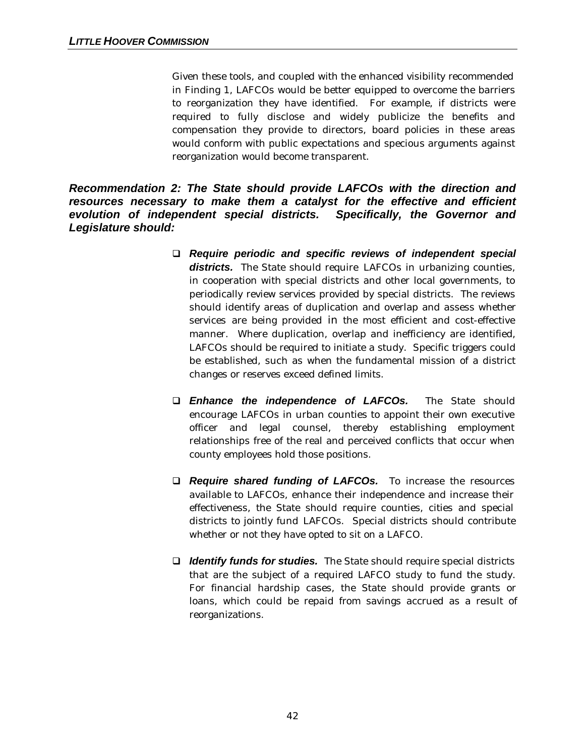Given these tools, and coupled with the enhanced visibility recommended in Finding 1, LAFCOs would be better equipped to overcome the barriers to reorganization they have identified. For example, if districts were required to fully disclose and widely publicize the benefits and compensation they provide to directors, board policies in these areas would conform with public expectations and specious arguments against reorganization would become transparent.

***Recommendation 2: The State should provide LAFCOs with the direction and resources necessary to make them a catalyst for the effective and efficient evolution of independent special districts. Specifically, the Governor and Legislature should:***

- ***Require periodic and specific reviews of independent special districts.*** The State should require LAFCOs in urbanizing counties, in cooperation with special districts and other local governments, to periodically review services provided by special districts. The reviews should identify areas of duplication and overlap and assess whether services are being provided in the most efficient and cost-effective manner. Where duplication, overlap and inefficiency are identified, LAFCOs should be required to initiate a study. Specific triggers could be established, such as when the fundamental mission of a district changes or reserves exceed defined limits.

- ***Enhance the independence of LAFCOs.*** The State should encourage LAFCOs in urban counties to appoint their own executive officer and legal counsel, thereby establishing employment relationships free of the real and perceived conflicts that occur when county employees hold those positions.

- ***Require shared funding of LAFCOs.*** To increase the resources available to LAFCOs, enhance their independence and increase their effectiveness, the State should require counties, cities and special districts to jointly fund LAFCOs. Special districts should contribute whether or not they have opted to sit on a LAFCO.

- ***Identify funds for studies.*** The State should require special districts that are the subject of a required LAFCO study to fund the study. For financial hardship cases, the State should provide grants or loans, which could be repaid from savings accrued as a result of reorganizations.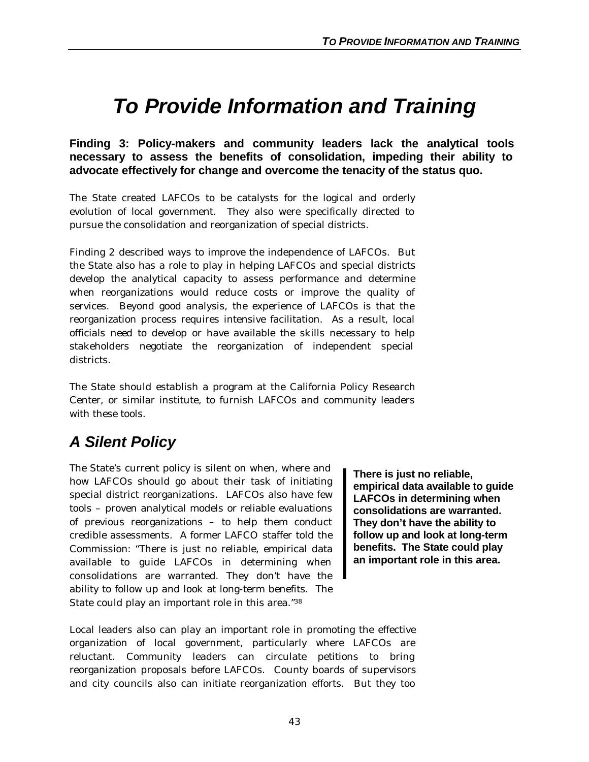# *To Provide Information and Training*

**Finding 3: Policy-makers and community leaders lack the analytical tools necessary to assess the benefits of consolidation, impeding their ability to advocate effectively for change and overcome the tenacity of the status quo.**

The State created LAFCOs to be catalysts for the logical and orderly evolution of local government. They also were specifically directed to pursue the consolidation and reorganization of special districts.

Finding 2 described ways to improve the independence of LAFCOs. But the State also has a role to play in helping LAFCOs and special districts develop the analytical capacity to assess performance and determine when reorganizations would reduce costs or improve the quality of services. Beyond good analysis, the experience of LAFCOs is that the reorganization process requires intensive facilitation. As a result, local officials need to develop or have available the skills necessary to help stakeholders negotiate the reorganization of independent special districts.

The State should establish a program at the California Policy Research Center, or similar institute, to furnish LAFCOs and community leaders with these tools.

## *A Silent Policy*

The State's current policy is silent on when, where and how LAFCOs should go about their task of initiating special district reorganizations. LAFCOs also have few tools – proven analytical models or reliable evaluations of previous reorganizations – to help them conduct credible assessments. A former LAFCO staffer told the Commission: "There is just no reliable, empirical data available to guide LAFCOs in determining when consolidations are warranted. They don't have the ability to follow up and look at long-term benefits. The State could play an important role in this area."[38]

> **There is just no reliable, empirical data available to guide LAFCOs in determining when consolidations are warranted. They don't have the ability to follow up and look at long-term benefits. The State could play an important role in this area.**

Local leaders also can play an important role in promoting the effective organization of local government, particularly where LAFCOs are reluctant. Community leaders can circulate petitions to bring reorganization proposals before LAFCOs. County boards of supervisors and city councils also can initiate reorganization efforts. But they too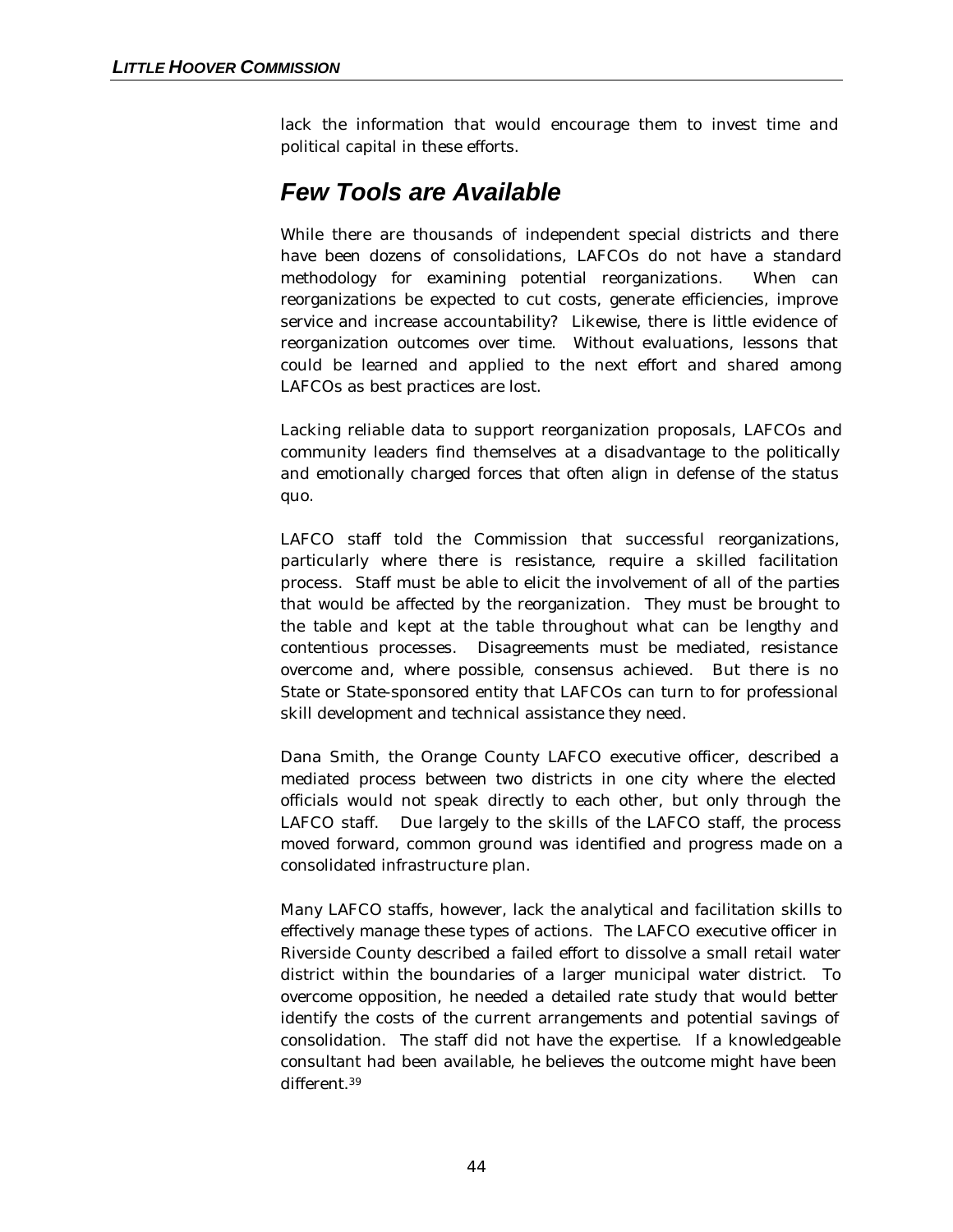lack the information that would encourage them to invest time and political capital in these efforts.

## *Few Tools are Available*

While there are thousands of independent special districts and there have been dozens of consolidations, LAFCOs do not have a standard methodology for examining potential reorganizations. When can reorganizations be expected to cut costs, generate efficiencies, improve service and increase accountability? Likewise, there is little evidence of reorganization outcomes over time. Without evaluations, lessons that could be learned and applied to the next effort and shared among LAFCOs as best practices are lost.

Lacking reliable data to support reorganization proposals, LAFCOs and community leaders find themselves at a disadvantage to the politically and emotionally charged forces that often align in defense of the status quo.

LAFCO staff told the Commission that successful reorganizations, particularly where there is resistance, require a skilled facilitation process. Staff must be able to elicit the involvement of all of the parties that would be affected by the reorganization. They must be brought to the table and kept at the table throughout what can be lengthy and contentious processes. Disagreements must be mediated, resistance overcome and, where possible, consensus achieved. But there is no State or State-sponsored entity that LAFCOs can turn to for professional skill development and technical assistance they need.

Dana Smith, the Orange County LAFCO executive officer, described a mediated process between two districts in one city where the elected officials would not speak directly to each other, but only through the LAFCO staff. Due largely to the skills of the LAFCO staff, the process moved forward, common ground was identified and progress made on a consolidated infrastructure plan.

Many LAFCO staffs, however, lack the analytical and facilitation skills to effectively manage these types of actions. The LAFCO executive officer in Riverside County described a failed effort to dissolve a small retail water district within the boundaries of a larger municipal water district. To overcome opposition, he needed a detailed rate study that would better identify the costs of the current arrangements and potential savings of consolidation. The staff did not have the expertise. If a knowledgeable consultant had been available, he believes the outcome might have been different.[39]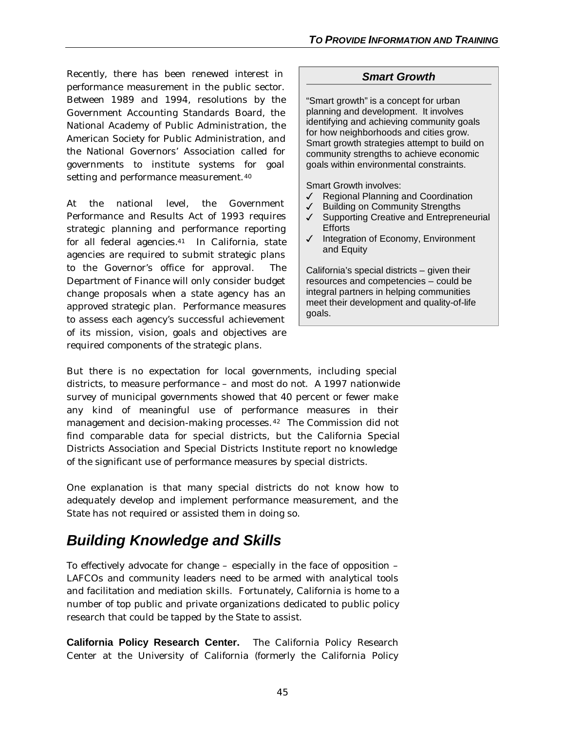Recently, there has been renewed interest in performance measurement in the public sector. Between 1989 and 1994, resolutions by the Government Accounting Standards Board, the National Academy of Public Administration, the American Society for Public Administration, and the National Governors' Association called for governments to institute systems for goal setting and performance measurement.[40]

At the national level, the Government Performance and Results Act of 1993 requires strategic planning and performance reporting for all federal agencies.[41] In California, state agencies are required to submit strategic plans to the Governor's office for approval. The Department of Finance will only consider budget change proposals when a state agency has an approved strategic plan. Performance measures to assess each agency's successful achievement of its mission, vision, goals and objectives are required components of the strategic plans.

> ***Smart Growth***
>
> "Smart growth" is a concept for urban planning and development. It involves identifying and achieving community goals for how neighborhoods and cities grow. Smart growth strategies attempt to build on community strengths to achieve economic goals within environmental constraints.
>
> Smart Growth involves:
>
> - ✓ Regional Planning and Coordination
> - ✓ Building on Community Strengths
> - ✓ Supporting Creative and Entrepreneurial Efforts
> - ✓ Integration of Economy, Environment and Equity
>
> California's special districts – given their resources and competencies – could be integral partners in helping communities meet their development and quality-of-life goals.

But there is no expectation for local governments, including special districts, to measure performance – and most do not. A 1997 nationwide survey of municipal governments showed that 40 percent or fewer make any kind of meaningful use of performance measures in their management and decision-making processes.[42] The Commission did not find comparable data for special districts, but the California Special Districts Association and Special Districts Institute report no knowledge of the significant use of performance measures by special districts.

One explanation is that many special districts do not know how to adequately develop and implement performance measurement, and the State has not required or assisted them in doing so.

## *Building Knowledge and Skills*

To effectively advocate for change – especially in the face of opposition – LAFCOs and community leaders need to be armed with analytical tools and facilitation and mediation skills. Fortunately, California is home to a number of top public and private organizations dedicated to public policy research that could be tapped by the State to assist.

**California Policy Research Center.** The California Policy Research Center at the University of California (formerly the California Policy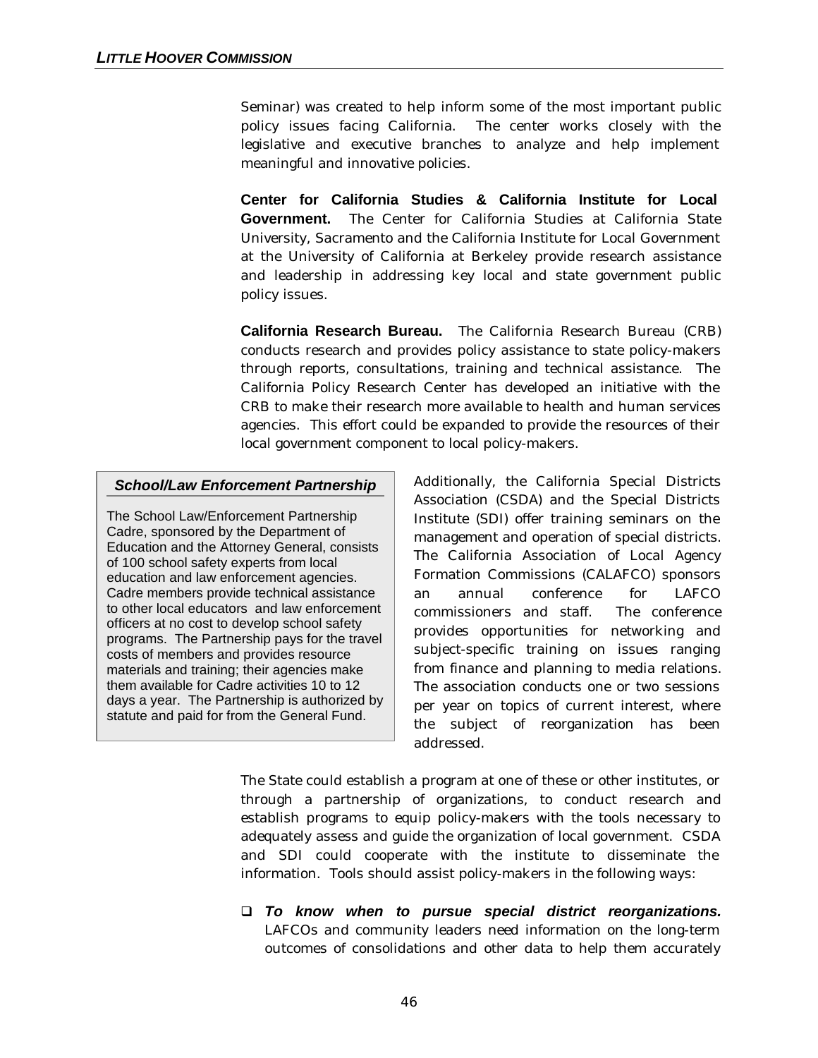Seminar) was created to help inform some of the most important public policy issues facing California. The center works closely with the legislative and executive branches to analyze and help implement meaningful and innovative policies.

**Center for California Studies & California Institute for Local Government.** The Center for California Studies at California State University, Sacramento and the California Institute for Local Government at the University of California at Berkeley provide research assistance and leadership in addressing key local and state government public policy issues.

**California Research Bureau.** The California Research Bureau (CRB) conducts research and provides policy assistance to state policy-makers through reports, consultations, training and technical assistance. The California Policy Research Center has developed an initiative with the CRB to make their research more available to health and human services agencies. This effort could be expanded to provide the resources of their local government component to local policy-makers.

> ***School/Law Enforcement Partnership***
>
> The School Law/Enforcement Partnership Cadre, sponsored by the Department of Education and the Attorney General, consists of 100 school safety experts from local education and law enforcement agencies. Cadre members provide technical assistance to other local educators and law enforcement officers at no cost to develop school safety programs. The Partnership pays for the travel costs of members and provides resource materials and training; their agencies make them available for Cadre activities 10 to 12 days a year. The Partnership is authorized by statute and paid for from the General Fund.

Additionally, the California Special Districts Association (CSDA) and the Special Districts Institute (SDI) offer training seminars on the management and operation of special districts. The California Association of Local Agency Formation Commissions (CALAFCO) sponsors an annual conference for LAFCO commissioners and staff. The conference provides opportunities for networking and subject-specific training on issues ranging from finance and planning to media relations. The association conducts one or two sessions per year on topics of current interest, where the subject of reorganization has been addressed.

The State could establish a program at one of these or other institutes, or through a partnership of organizations, to conduct research and establish programs to equip policy-makers with the tools necessary to adequately assess and guide the organization of local government. CSDA and SDI could cooperate with the institute to disseminate the information. Tools should assist policy-makers in the following ways:

- ***To know when to pursue special district reorganizations.*** LAFCOs and community leaders need information on the long-term outcomes of consolidations and other data to help them accurately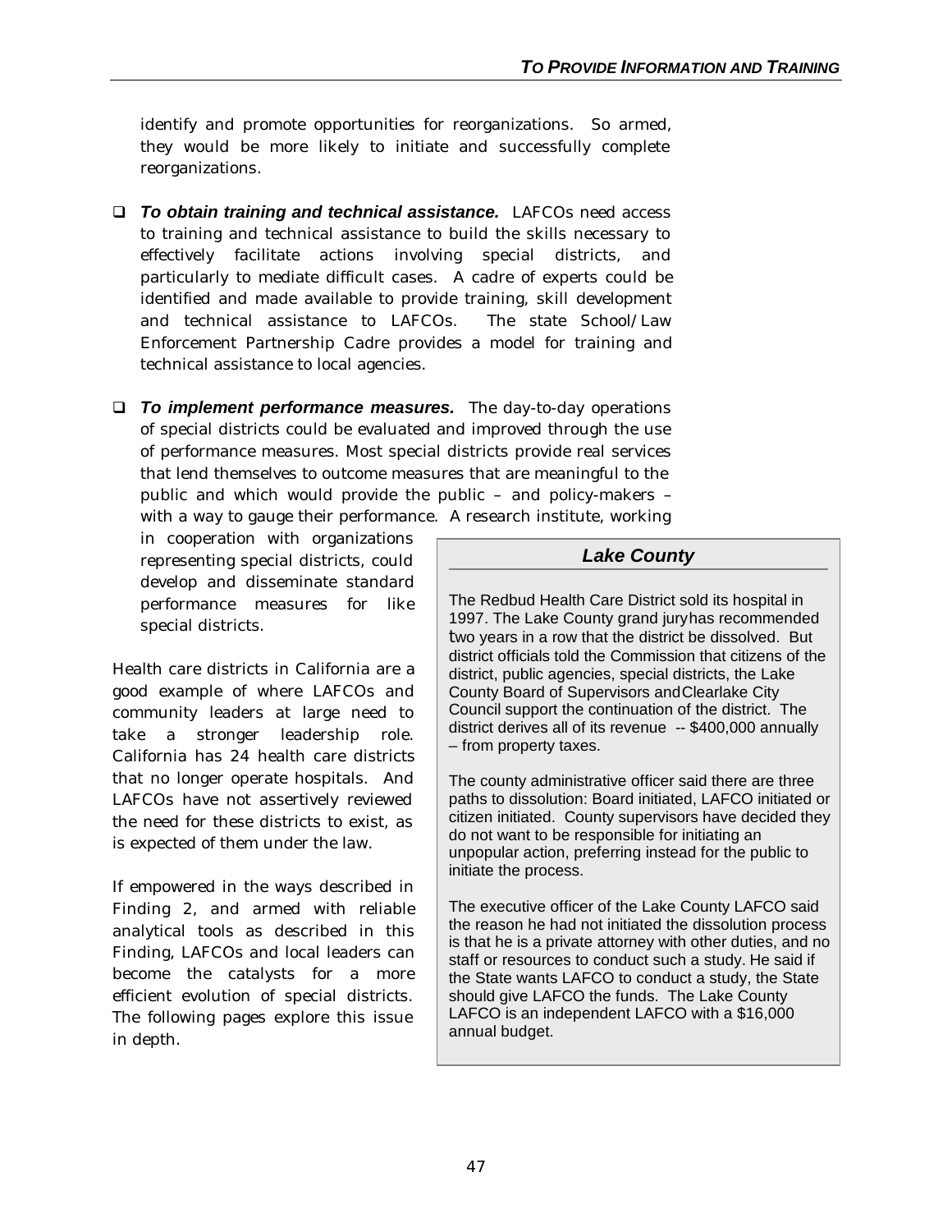identify and promote opportunities for reorganizations. So armed, they would be more likely to initiate and successfully complete reorganizations.

- ***To obtain training and technical assistance.*** LAFCOs need access to training and technical assistance to build the skills necessary to effectively facilitate actions involving special districts, and particularly to mediate difficult cases. A cadre of experts could be identified and made available to provide training, skill development and technical assistance to LAFCOs. The state School/Law Enforcement Partnership Cadre provides a model for training and technical assistance to local agencies.

- ***To implement performance measures.*** The day-to-day operations of special districts could be evaluated and improved through the use of performance measures. Most special districts provide real services that lend themselves to outcome measures that are meaningful to the public and which would provide the public – and policy-makers – with a way to gauge their performance. A research institute, working in cooperation with organizations representing special districts, could develop and disseminate standard performance measures for like special districts.

Health care districts in California are a good example of where LAFCOs and community leaders at large need to take a stronger leadership role. California has 24 health care districts that no longer operate hospitals. And LAFCOs have not assertively reviewed the need for these districts to exist, as is expected of them under the law.

If empowered in the ways described in Finding 2, and armed with reliable analytical tools as described in this Finding, LAFCOs and local leaders can become the catalysts for a more efficient evolution of special districts. The following pages explore this issue in depth.

### *Lake County*

The Redbud Health Care District sold its hospital in 1997. The Lake County grand jury has recommended two years in a row that the district be dissolved. But district officials told the Commission that citizens of the district, public agencies, special districts, the Lake County Board of Supervisors and Clearlake City Council support the continuation of the district. The district derives all of its revenue -- $400,000 annually – from property taxes.

The county administrative officer said there are three paths to dissolution: Board initiated, LAFCO initiated or citizen initiated. County supervisors have decided they do not want to be responsible for initiating an unpopular action, preferring instead for the public to initiate the process.

The executive officer of the Lake County LAFCO said the reason he had not initiated the dissolution process is that he is a private attorney with other duties, and no staff or resources to conduct such a study. He said if the State wants LAFCO to conduct a study, the State should give LAFCO the funds. The Lake County LAFCO is an independent LAFCO with a $16,000 annual budget.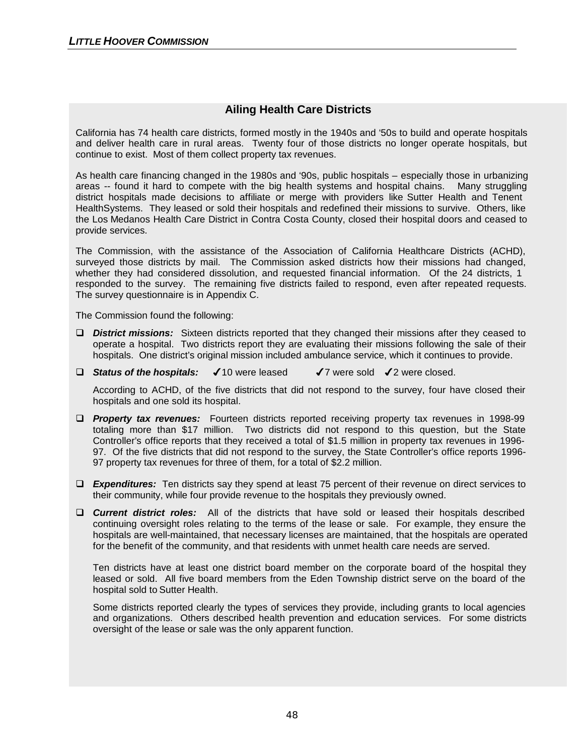## Ailing Health Care Districts

California has 74 health care districts, formed mostly in the 1940s and '50s to build and operate hospitals and deliver health care in rural areas. Twenty four of those districts no longer operate hospitals, but continue to exist. Most of them collect property tax revenues.

As health care financing changed in the 1980s and '90s, public hospitals – especially those in urbanizing areas -- found it hard to compete with the big health systems and hospital chains. Many struggling district hospitals made decisions to affiliate or merge with providers like Sutter Health and Tenent HealthSystems. They leased or sold their hospitals and redefined their missions to survive. Others, like the Los Medanos Health Care District in Contra Costa County, closed their hospital doors and ceased to provide services.

The Commission, with the assistance of the Association of California Healthcare Districts (ACHD), surveyed those districts by mail. The Commission asked districts how their missions had changed, whether they had considered dissolution, and requested financial information. Of the 24 districts, 1 responded to the survey. The remaining five districts failed to respond, even after repeated requests. The survey questionnaire is in Appendix C.

The Commission found the following:

- ***District missions:*** Sixteen districts reported that they changed their missions after they ceased to operate a hospital. Two districts report they are evaluating their missions following the sale of their hospitals. One district's original mission included ambulance service, which it continues to provide.

- ***Status of the hospitals:*** ✓10 were leased ✓7 were sold ✓2 were closed.

  According to ACHD, of the five districts that did not respond to the survey, four have closed their hospitals and one sold its hospital.

- ***Property tax revenues:*** Fourteen districts reported receiving property tax revenues in 1998-99 totaling more than $17 million. Two districts did not respond to this question, but the State Controller's office reports that they received a total of $1.5 million in property tax revenues in 1996-97. Of the five districts that did not respond to the survey, the State Controller's office reports 1996-97 property tax revenues for three of them, for a total of $2.2 million.

- ***Expenditures:*** Ten districts say they spend at least 75 percent of their revenue on direct services to their community, while four provide revenue to the hospitals they previously owned.

- ***Current district roles:*** All of the districts that have sold or leased their hospitals described continuing oversight roles relating to the terms of the lease or sale. For example, they ensure the hospitals are well-maintained, that necessary licenses are maintained, that the hospitals are operated for the benefit of the community, and that residents with unmet health care needs are served.

  Ten districts have at least one district board member on the corporate board of the hospital they leased or sold. All five board members from the Eden Township district serve on the board of the hospital sold to Sutter Health.

  Some districts reported clearly the types of services they provide, including grants to local agencies and organizations. Others described health prevention and education services. For some districts oversight of the lease or sale was the only apparent function.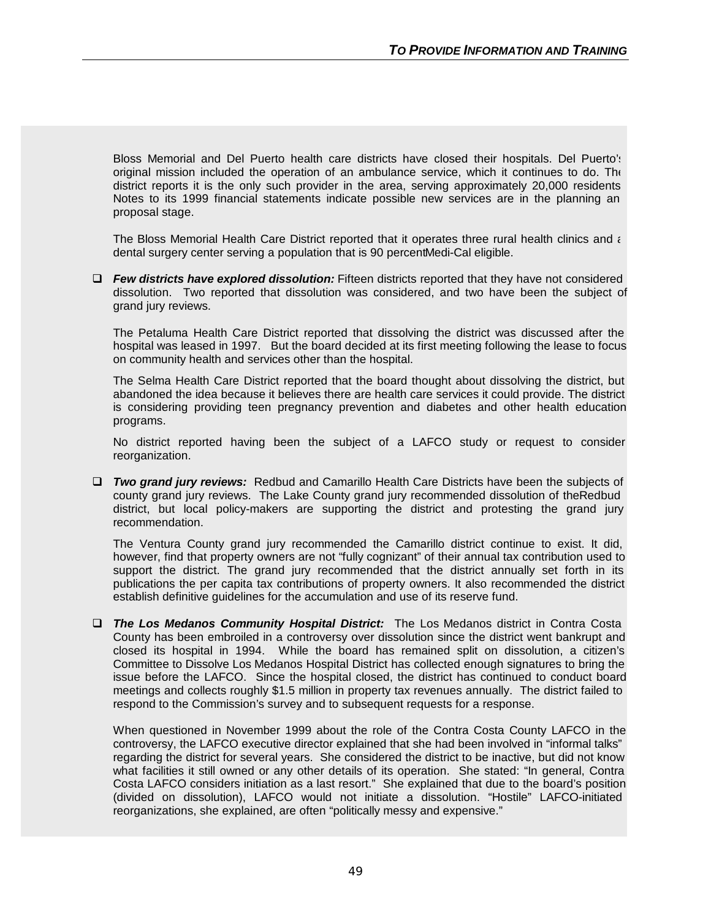Bloss Memorial and Del Puerto health care districts have closed their hospitals. Del Puerto's original mission included the operation of an ambulance service, which it continues to do. The district reports it is the only such provider in the area, serving approximately 20,000 residents. Notes to its 1999 financial statements indicate possible new services are in the planning and proposal stage.

The Bloss Memorial Health Care District reported that it operates three rural health clinics and a dental surgery center serving a population that is 90 percent Medi-Cal eligible.

- ***Few districts have explored dissolution:*** Fifteen districts reported that they have not considered dissolution. Two reported that dissolution was considered, and two have been the subject of grand jury reviews.

  The Petaluma Health Care District reported that dissolving the district was discussed after the hospital was leased in 1997. But the board decided at its first meeting following the lease to focus on community health and services other than the hospital.

  The Selma Health Care District reported that the board thought about dissolving the district, but abandoned the idea because it believes there are health care services it could provide. The district is considering providing teen pregnancy prevention and diabetes and other health education programs.

  No district reported having been the subject of a LAFCO study or request to consider reorganization.

- ***Two grand jury reviews:*** Redbud and Camarillo Health Care Districts have been the subjects of county grand jury reviews. The Lake County grand jury recommended dissolution of the Redbud district, but local policy-makers are supporting the district and protesting the grand jury recommendation.

  The Ventura County grand jury recommended the Camarillo district continue to exist. It did, however, find that property owners are not "fully cognizant" of their annual tax contribution used to support the district. The grand jury recommended that the district annually set forth in its publications the per capita tax contributions of property owners. It also recommended the district establish definitive guidelines for the accumulation and use of its reserve fund.

- ***The Los Medanos Community Hospital District:*** The Los Medanos district in Contra Costa County has been embroiled in a controversy over dissolution since the district went bankrupt and closed its hospital in 1994. While the board has remained split on dissolution, a citizen's Committee to Dissolve Los Medanos Hospital District has collected enough signatures to bring the issue before the LAFCO. Since the hospital closed, the district has continued to conduct board meetings and collects roughly $1.5 million in property tax revenues annually. The district failed to respond to the Commission's survey and to subsequent requests for a response.

  When questioned in November 1999 about the role of the Contra Costa County LAFCO in the controversy, the LAFCO executive director explained that she had been involved in "informal talks" regarding the district for several years. She considered the district to be inactive, but did not know what facilities it still owned or any other details of its operation. She stated: "In general, Contra Costa LAFCO considers initiation as a last resort." She explained that due to the board's position (divided on dissolution), LAFCO would not initiate a dissolution. "Hostile" LAFCO-initiated reorganizations, she explained, are often "politically messy and expensive."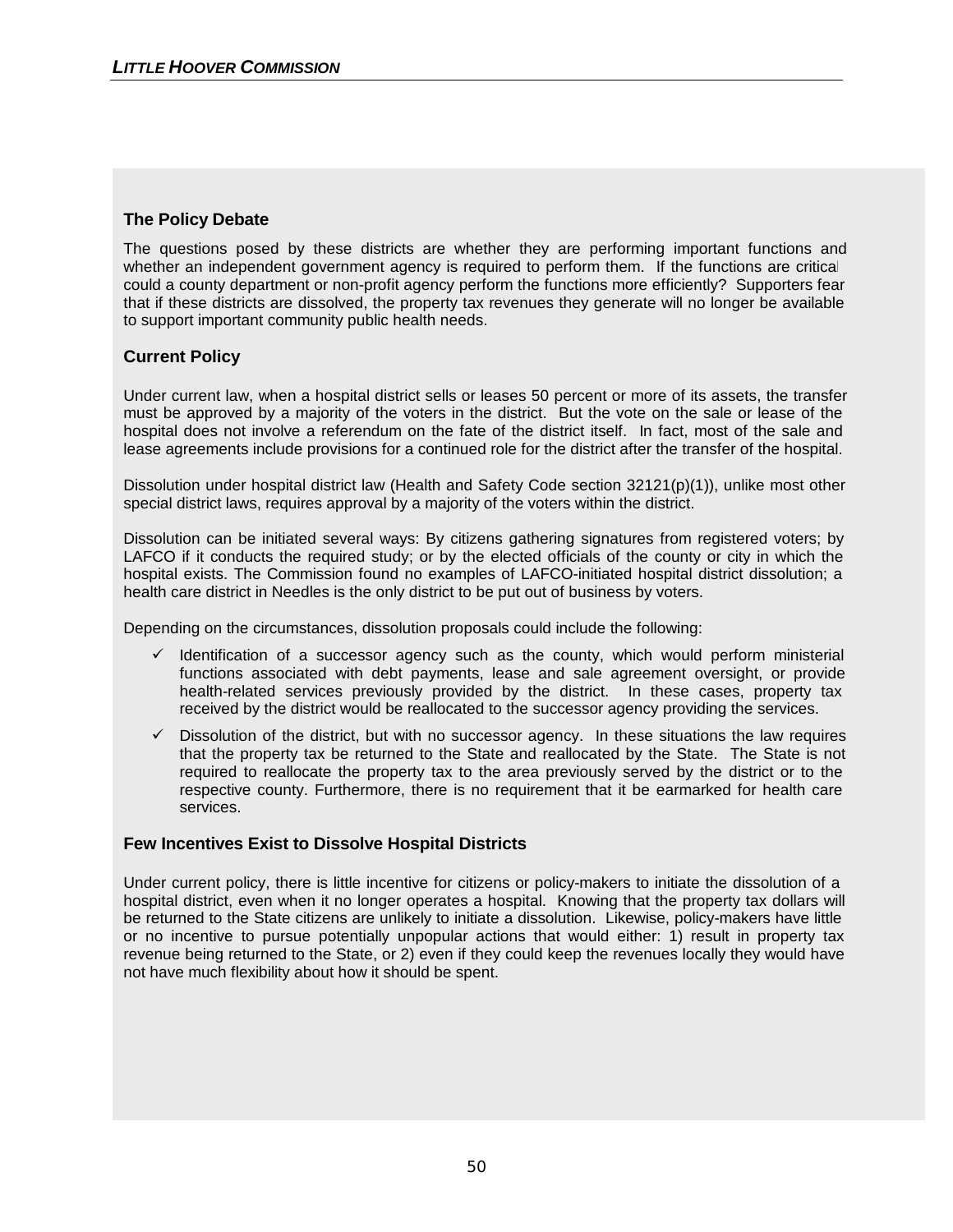### The Policy Debate

The questions posed by these districts are whether they are performing important functions and whether an independent government agency is required to perform them. If the functions are critical could a county department or non-profit agency perform the functions more efficiently? Supporters fear that if these districts are dissolved, the property tax revenues they generate will no longer be available to support important community public health needs.

### Current Policy

Under current law, when a hospital district sells or leases 50 percent or more of its assets, the transfer must be approved by a majority of the voters in the district. But the vote on the sale or lease of the hospital does not involve a referendum on the fate of the district itself. In fact, most of the sale and lease agreements include provisions for a continued role for the district after the transfer of the hospital.

Dissolution under hospital district law (Health and Safety Code section 32121(p)(1)), unlike most other special district laws, requires approval by a majority of the voters within the district.

Dissolution can be initiated several ways: By citizens gathering signatures from registered voters; by LAFCO if it conducts the required study; or by the elected officials of the county or city in which the hospital exists. The Commission found no examples of LAFCO-initiated hospital district dissolution; a health care district in Needles is the only district to be put out of business by voters.

Depending on the circumstances, dissolution proposals could include the following:

- ✓ Identification of a successor agency such as the county, which would perform ministerial functions associated with debt payments, lease and sale agreement oversight, or provide health-related services previously provided by the district. In these cases, property tax received by the district would be reallocated to the successor agency providing the services.
- ✓ Dissolution of the district, but with no successor agency. In these situations the law requires that the property tax be returned to the State and reallocated by the State. The State is not required to reallocate the property tax to the area previously served by the district or to the respective county. Furthermore, there is no requirement that it be earmarked for health care services.

### Few Incentives Exist to Dissolve Hospital Districts

Under current policy, there is little incentive for citizens or policy-makers to initiate the dissolution of a hospital district, even when it no longer operates a hospital. Knowing that the property tax dollars will be returned to the State citizens are unlikely to initiate a dissolution. Likewise, policy-makers have little or no incentive to pursue potentially unpopular actions that would either: 1) result in property tax revenue being returned to the State, or 2) even if they could keep the revenues locally they would have not have much flexibility about how it should be spent.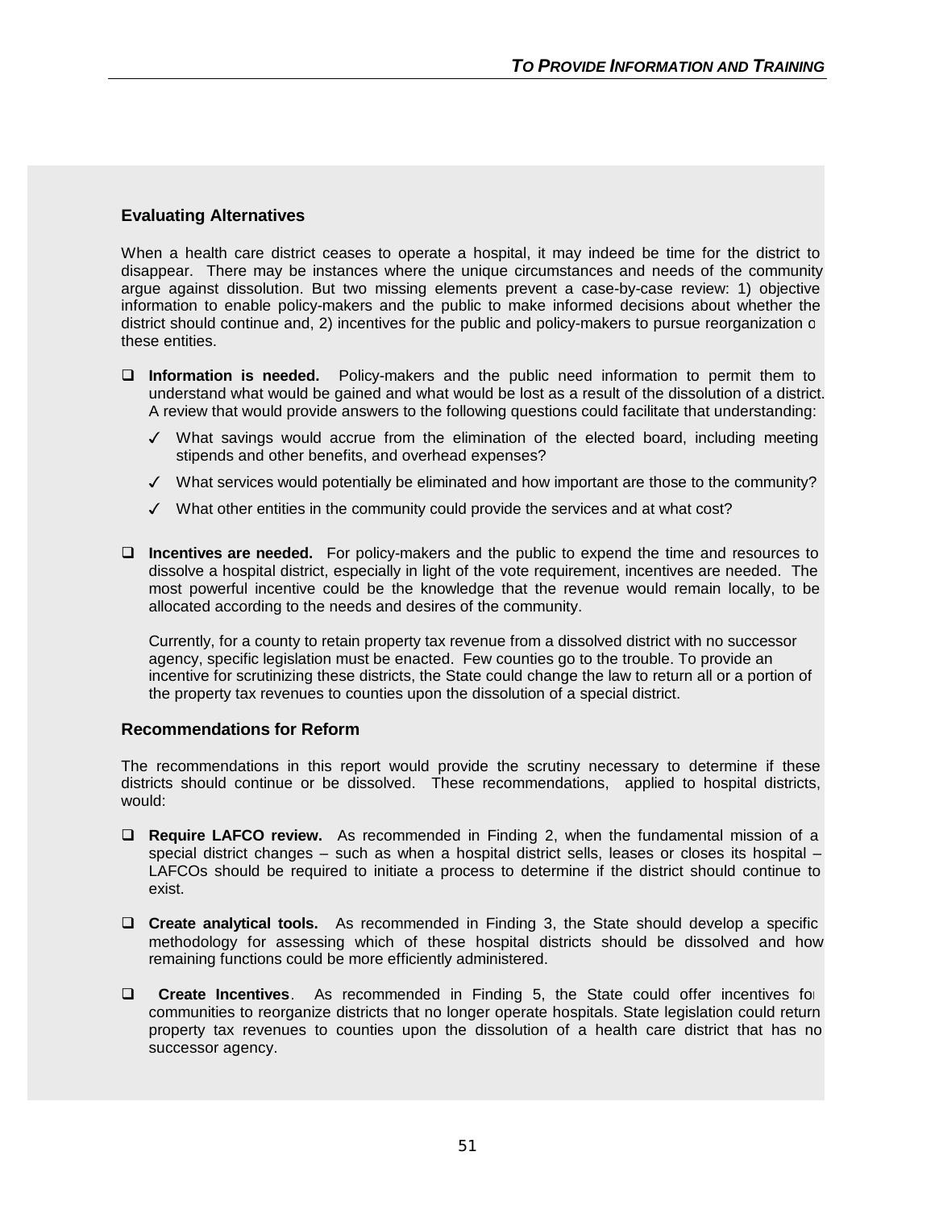## Evaluating Alternatives

When a health care district ceases to operate a hospital, it may indeed be time for the district to disappear. There may be instances where the unique circumstances and needs of the community argue against dissolution. But two missing elements prevent a case-by-case review: 1) objective information to enable policy-makers and the public to make informed decisions about whether the district should continue and, 2) incentives for the public and policy-makers to pursue reorganization of these entities.

- **Information is needed.** Policy-makers and the public need information to permit them to understand what would be gained and what would be lost as a result of the dissolution of a district. A review that would provide answers to the following questions could facilitate that understanding:
  - ✓ What savings would accrue from the elimination of the elected board, including meeting stipends and other benefits, and overhead expenses?
  - ✓ What services would potentially be eliminated and how important are those to the community?
  - ✓ What other entities in the community could provide the services and at what cost?

- **Incentives are needed.** For policy-makers and the public to expend the time and resources to dissolve a hospital district, especially in light of the vote requirement, incentives are needed. The most powerful incentive could be the knowledge that the revenue would remain locally, to be allocated according to the needs and desires of the community.

  Currently, for a county to retain property tax revenue from a dissolved district with no successor agency, specific legislation must be enacted. Few counties go to the trouble. To provide an incentive for scrutinizing these districts, the State could change the law to return all or a portion of the property tax revenues to counties upon the dissolution of a special district.

## Recommendations for Reform

The recommendations in this report would provide the scrutiny necessary to determine if these districts should continue or be dissolved. These recommendations, applied to hospital districts, would:

- **Require LAFCO review.** As recommended in Finding 2, when the fundamental mission of a special district changes – such as when a hospital district sells, leases or closes its hospital – LAFCOs should be required to initiate a process to determine if the district should continue to exist.

- **Create analytical tools.** As recommended in Finding 3, the State should develop a specific methodology for assessing which of these hospital districts should be dissolved and how remaining functions could be more efficiently administered.

- **Create Incentives**. As recommended in Finding 5, the State could offer incentives for communities to reorganize districts that no longer operate hospitals. State legislation could return property tax revenues to counties upon the dissolution of a health care district that has no successor agency.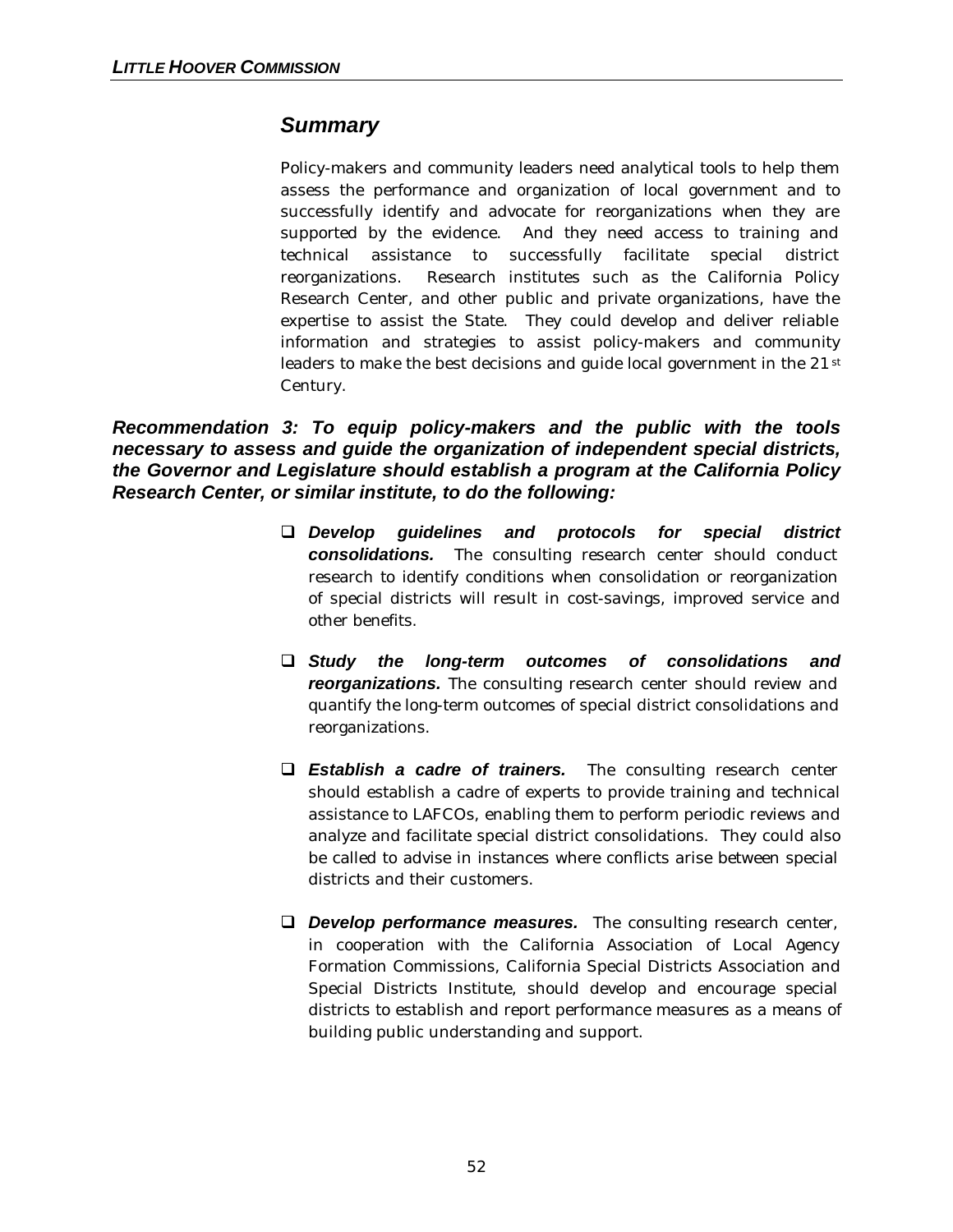## *Summary*

Policy-makers and community leaders need analytical tools to help them assess the performance and organization of local government and to successfully identify and advocate for reorganizations when they are supported by the evidence. And they need access to training and technical assistance to successfully facilitate special district reorganizations. Research institutes such as the California Policy Research Center, and other public and private organizations, have the expertise to assist the State. They could develop and deliver reliable information and strategies to assist policy-makers and community leaders to make the best decisions and guide local government in the 21st Century.

***Recommendation 3: To equip policy-makers and the public with the tools necessary to assess and guide the organization of independent special districts, the Governor and Legislature should establish a program at the California Policy Research Center, or similar institute, to do the following:***

- ***Develop guidelines and protocols for special district consolidations.*** The consulting research center should conduct research to identify conditions when consolidation or reorganization of special districts will result in cost-savings, improved service and other benefits.

- ***Study the long-term outcomes of consolidations and reorganizations.*** The consulting research center should review and quantify the long-term outcomes of special district consolidations and reorganizations.

- ***Establish a cadre of trainers.*** The consulting research center should establish a cadre of experts to provide training and technical assistance to LAFCOs, enabling them to perform periodic reviews and analyze and facilitate special district consolidations. They could also be called to advise in instances where conflicts arise between special districts and their customers.

- ***Develop performance measures.*** The consulting research center, in cooperation with the California Association of Local Agency Formation Commissions, California Special Districts Association and Special Districts Institute, should develop and encourage special districts to establish and report performance measures as a means of building public understanding and support.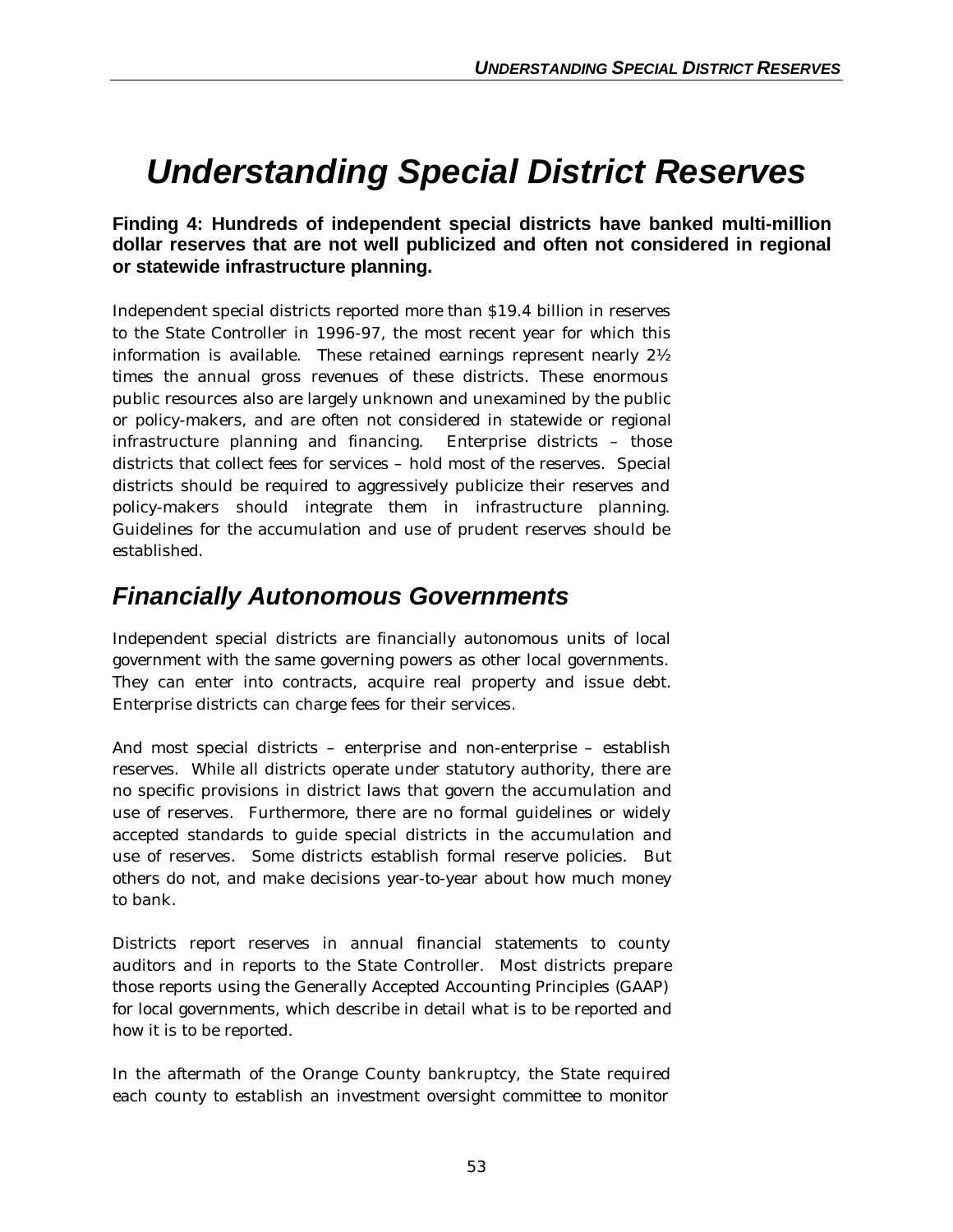# Understanding Special District Reserves

**Finding 4: Hundreds of independent special districts have banked multi-million dollar reserves that are not well publicized and often not considered in regional or statewide infrastructure planning.**

Independent special districts reported more than $19.4 billion in reserves to the State Controller in 1996-97, the most recent year for which this information is available. These retained earnings represent nearly 2½ times the annual gross revenues of these districts. These enormous public resources also are largely unknown and unexamined by the public or policy-makers, and are often not considered in statewide or regional infrastructure planning and financing. Enterprise districts – those districts that collect fees for services – hold most of the reserves. Special districts should be required to aggressively publicize their reserves and policy-makers should integrate them in infrastructure planning. Guidelines for the accumulation and use of prudent reserves should be established.

## Financially Autonomous Governments

Independent special districts are financially autonomous units of local government with the same governing powers as other local governments. They can enter into contracts, acquire real property and issue debt. Enterprise districts can charge fees for their services.

And most special districts – enterprise and non-enterprise – establish reserves. While all districts operate under statutory authority, there are no specific provisions in district laws that govern the accumulation and use of reserves. Furthermore, there are no formal guidelines or widely accepted standards to guide special districts in the accumulation and use of reserves. Some districts establish formal reserve policies. But others do not, and make decisions year-to-year about how much money to bank.

Districts report reserves in annual financial statements to county auditors and in reports to the State Controller. Most districts prepare those reports using the Generally Accepted Accounting Principles (GAAP) for local governments, which describe in detail what is to be reported and how it is to be reported.

In the aftermath of the Orange County bankruptcy, the State required each county to establish an investment oversight committee to monitor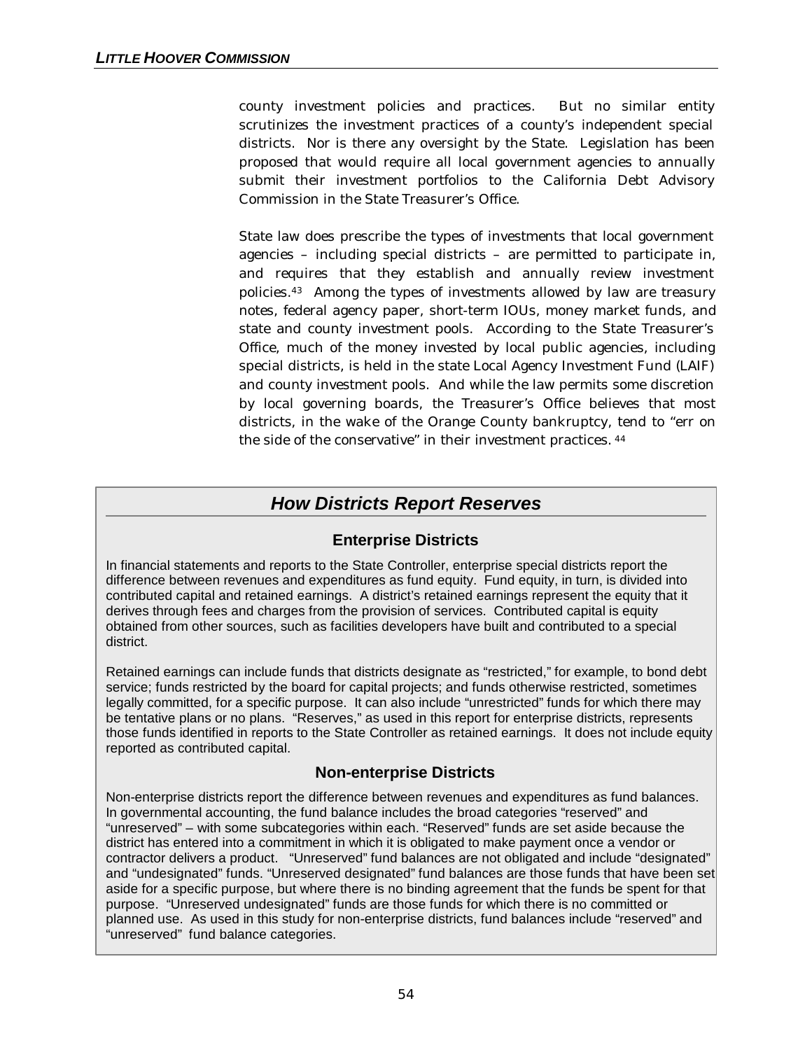county investment policies and practices. But no similar entity scrutinizes the investment practices of a county's independent special districts. Nor is there any oversight by the State. Legislation has been proposed that would require all local government agencies to annually submit their investment portfolios to the California Debt Advisory Commission in the State Treasurer's Office.

State law does prescribe the types of investments that local government agencies – including special districts – are permitted to participate in, and requires that they establish and annually review investment policies.[43] Among the types of investments allowed by law are treasury notes, federal agency paper, short-term IOUs, money market funds, and state and county investment pools. According to the State Treasurer's Office, much of the money invested by local public agencies, including special districts, is held in the state Local Agency Investment Fund (LAIF) and county investment pools. And while the law permits some discretion by local governing boards, the Treasurer's Office believes that most districts, in the wake of the Orange County bankruptcy, tend to "err on the side of the conservative" in their investment practices.[44]

## *How Districts Report Reserves*

### Enterprise Districts

In financial statements and reports to the State Controller, enterprise special districts report the difference between revenues and expenditures as fund equity. Fund equity, in turn, is divided into contributed capital and retained earnings. A district's retained earnings represent the equity that it derives through fees and charges from the provision of services. Contributed capital is equity obtained from other sources, such as facilities developers have built and contributed to a special district.

Retained earnings can include funds that districts designate as "restricted," for example, to bond debt service; funds restricted by the board for capital projects; and funds otherwise restricted, sometimes legally committed, for a specific purpose. It can also include "unrestricted" funds for which there may be tentative plans or no plans. "Reserves," as used in this report for enterprise districts, represents those funds identified in reports to the State Controller as retained earnings. It does not include equity reported as contributed capital.

### Non-enterprise Districts

Non-enterprise districts report the difference between revenues and expenditures as fund balances. In governmental accounting, the fund balance includes the broad categories "reserved" and "unreserved" – with some subcategories within each. "Reserved" funds are set aside because the district has entered into a commitment in which it is obligated to make payment once a vendor or contractor delivers a product. "Unreserved" fund balances are not obligated and include "designated" and "undesignated" funds. "Unreserved designated" fund balances are those funds that have been set aside for a specific purpose, but where there is no binding agreement that the funds be spent for that purpose. "Unreserved undesignated" funds are those funds for which there is no committed or planned use. As used in this study for non-enterprise districts, fund balances include "reserved" and "unreserved" fund balance categories.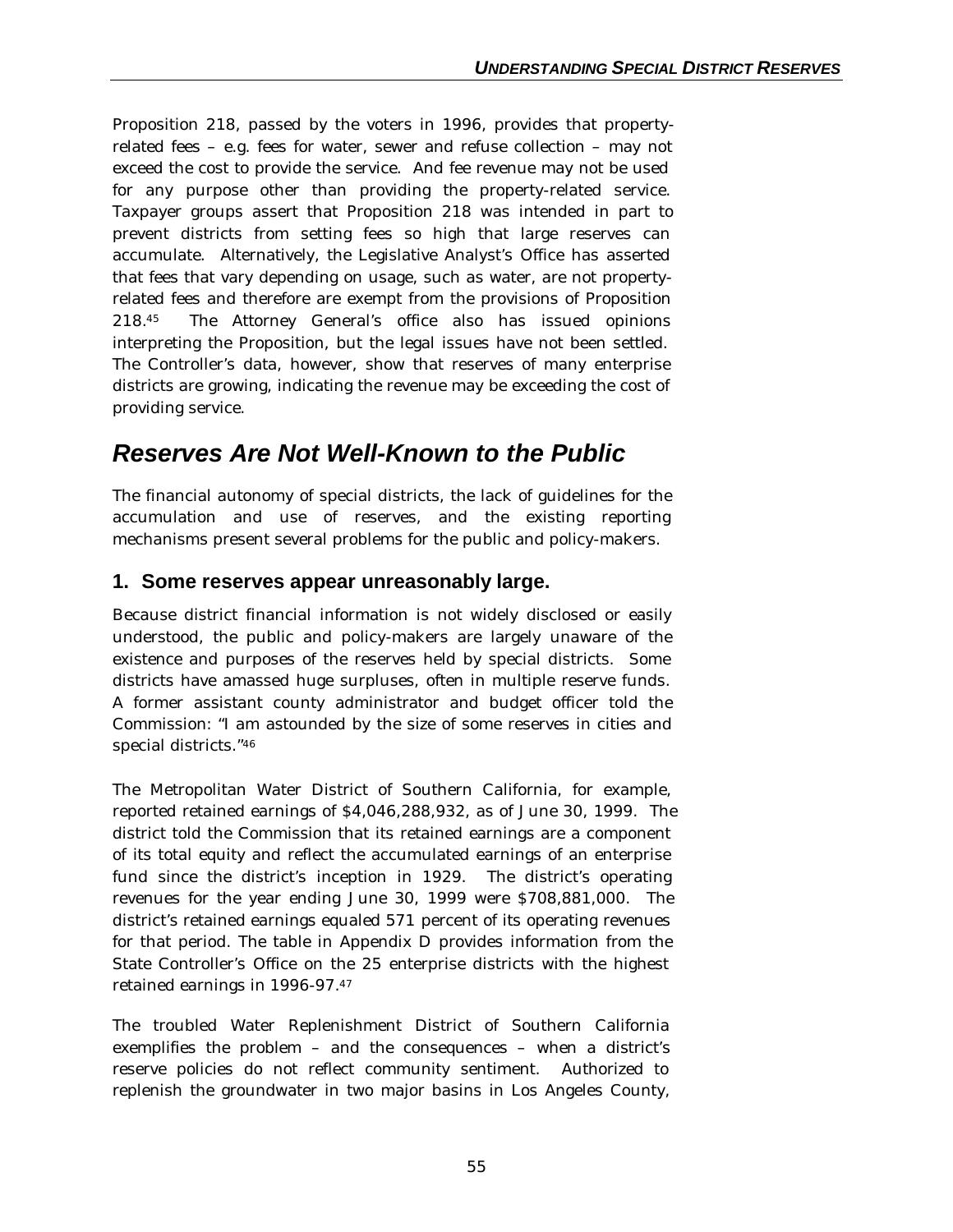Proposition 218, passed by the voters in 1996, provides that property-related fees – e.g. fees for water, sewer and refuse collection – may not exceed the cost to provide the service. And fee revenue may not be used for any purpose other than providing the property-related service. Taxpayer groups assert that Proposition 218 was intended in part to prevent districts from setting fees so high that large reserves can accumulate. Alternatively, the Legislative Analyst's Office has asserted that fees that vary depending on usage, such as water, are not property-related fees and therefore are exempt from the provisions of Proposition 218.[45] The Attorney General's office also has issued opinions interpreting the Proposition, but the legal issues have not been settled. The Controller's data, however, show that reserves of many enterprise districts are growing, indicating the revenue may be exceeding the cost of providing service.

## *Reserves Are Not Well-Known to the Public*

The financial autonomy of special districts, the lack of guidelines for the accumulation and use of reserves, and the existing reporting mechanisms present several problems for the public and policy-makers.

### 1. Some reserves appear unreasonably large.

Because district financial information is not widely disclosed or easily understood, the public and policy-makers are largely unaware of the existence and purposes of the reserves held by special districts. Some districts have amassed huge surpluses, often in multiple reserve funds. A former assistant county administrator and budget officer told the Commission: "I am astounded by the size of some reserves in cities and special districts."[46]

The Metropolitan Water District of Southern California, for example, reported retained earnings of $4,046,288,932, as of June 30, 1999. The district told the Commission that its retained earnings are a component of its total equity and reflect the accumulated earnings of an enterprise fund since the district's inception in 1929. The district's operating revenues for the year ending June 30, 1999 were $708,881,000. The district's retained earnings equaled 571 percent of its operating revenues for that period. The table in Appendix D provides information from the State Controller's Office on the 25 enterprise districts with the highest retained earnings in 1996-97.[47]

The troubled Water Replenishment District of Southern California exemplifies the problem – and the consequences – when a district's reserve policies do not reflect community sentiment. Authorized to replenish the groundwater in two major basins in Los Angeles County,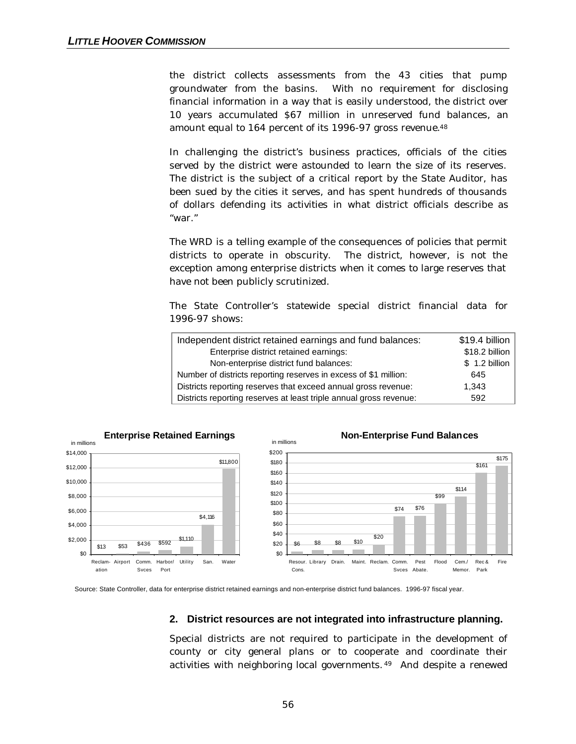the district collects assessments from the 43 cities that pump groundwater from the basins. With no requirement for disclosing financial information in a way that is easily understood, the district over 10 years accumulated $67 million in unreserved fund balances, an amount equal to 164 percent of its 1996-97 gross revenue.[48]

In challenging the district's business practices, officials of the cities served by the district were astounded to learn the size of its reserves. The district is the subject of a critical report by the State Auditor, has been sued by the cities it serves, and has spent hundreds of thousands of dollars defending its activities in what district officials describe as "war."

The WRD is a telling example of the consequences of policies that permit districts to operate in obscurity. The district, however, is not the exception among enterprise districts when it comes to large reserves that have not been publicly scrutinized.

The State Controller's statewide special district financial data for 1996-97 shows:

| | |
|---|---|
| Independent district retained earnings and fund balances: | $19.4 billion |
| Enterprise district retained earnings: | $18.2 billion |
| Non-enterprise district fund balances: | $ 1.2 billion |
| Number of districts reporting reserves in excess of $1 million: | 645 |
| Districts reporting reserves that exceed annual gross revenue: | 1,343 |
| Districts reporting reserves at least triple annual gross revenue: | 592 |

**Enterprise Retained Earnings** (in millions)

| Reclamation | Airport | Comm. Svces | Harbor/Port | Utility | San. | Water |
|---|---|---|---|---|---|---|
| $13 | $53 | $436 | $592 | $1,110 | $4,116 | $11,800 |

**Non-Enterprise Fund Balances** (in millions)

| Resour. Cons. | Library | Drain. | Maint. | Reclam. | Comm. Svces | Pest Abate. | Flood | Cem./Memor. | Rec & Park | Fire |
|---|---|---|---|---|---|---|---|---|---|---|
| $6 | $8 | $8 | $10 | $20 | $74 | $76 | $99 | $114 | $161 | $175 |

Source: State Controller, data for enterprise district retained earnings and non-enterprise district fund balances. 1996-97 fiscal year.

**2. District resources are not integrated into infrastructure planning.**

Special districts are not required to participate in the development of county or city general plans or to cooperate and coordinate their activities with neighboring local governments.[49] And despite a renewed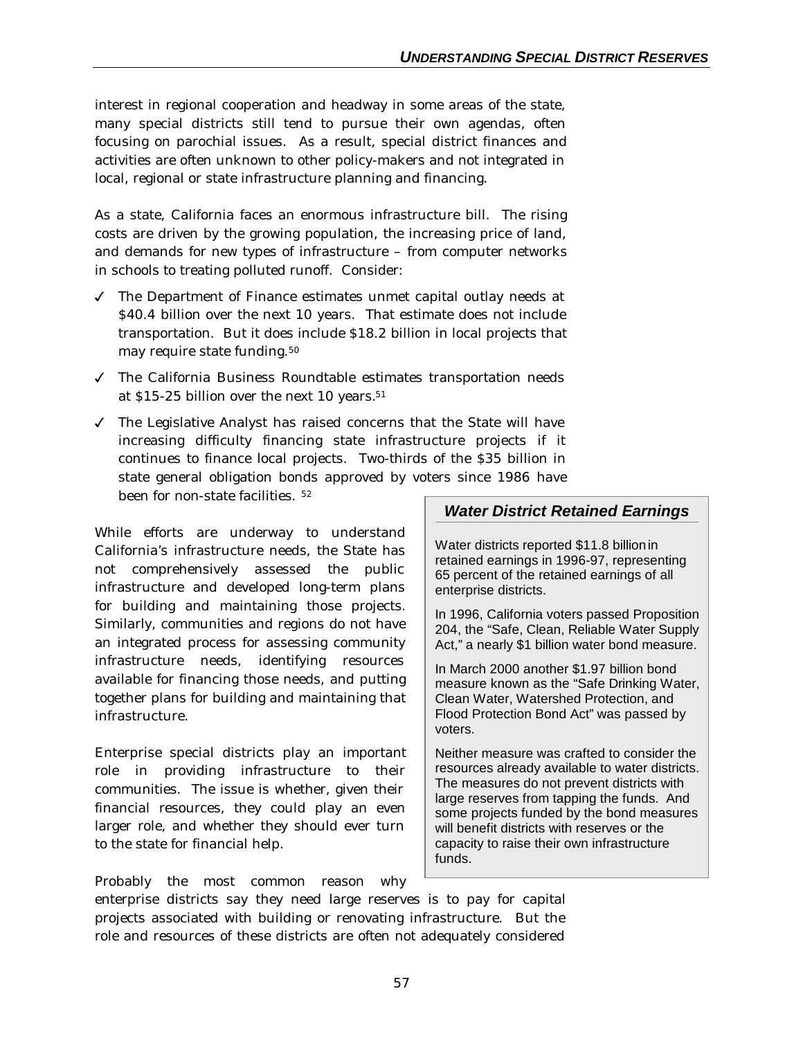interest in regional cooperation and headway in some areas of the state, many special districts still tend to pursue their own agendas, often focusing on parochial issues. As a result, special district finances and activities are often unknown to other policy-makers and not integrated in local, regional or state infrastructure planning and financing.

As a state, California faces an enormous infrastructure bill. The rising costs are driven by the growing population, the increasing price of land, and demands for new types of infrastructure – from computer networks in schools to treating polluted runoff. Consider:

- ✓ The Department of Finance estimates unmet capital outlay needs at $40.4 billion over the next 10 years. That estimate does not include transportation. But it does include $18.2 billion in local projects that may require state funding.[50]
- ✓ The California Business Roundtable estimates transportation needs at $15-25 billion over the next 10 years.[51]
- ✓ The Legislative Analyst has raised concerns that the State will have increasing difficulty financing state infrastructure projects if it continues to finance local projects. Two-thirds of the $35 billion in state general obligation bonds approved by voters since 1986 have been for non-state facilities. [52]

While efforts are underway to understand California's infrastructure needs, the State has not comprehensively assessed the public infrastructure and developed long-term plans for building and maintaining those projects. Similarly, communities and regions do not have an integrated process for assessing community infrastructure needs, identifying resources available for financing those needs, and putting together plans for building and maintaining that infrastructure.

Enterprise special districts play an important role in providing infrastructure to their communities. The issue is whether, given their financial resources, they could play an even larger role, and whether they should ever turn to the state for financial help.

Probably the most common reason why enterprise districts say they need large reserves is to pay for capital projects associated with building or renovating infrastructure. But the role and resources of these districts are often not adequately considered

### *Water District Retained Earnings*

Water districts reported $11.8 billion in retained earnings in 1996-97, representing 65 percent of the retained earnings of all enterprise districts.

In 1996, California voters passed Proposition 204, the "Safe, Clean, Reliable Water Supply Act," a nearly $1 billion water bond measure.

In March 2000 another $1.97 billion bond measure known as the "Safe Drinking Water, Clean Water, Watershed Protection, and Flood Protection Bond Act" was passed by voters.

Neither measure was crafted to consider the resources already available to water districts. The measures do not prevent districts with large reserves from tapping the funds. And some projects funded by the bond measures will benefit districts with reserves or the capacity to raise their own infrastructure funds.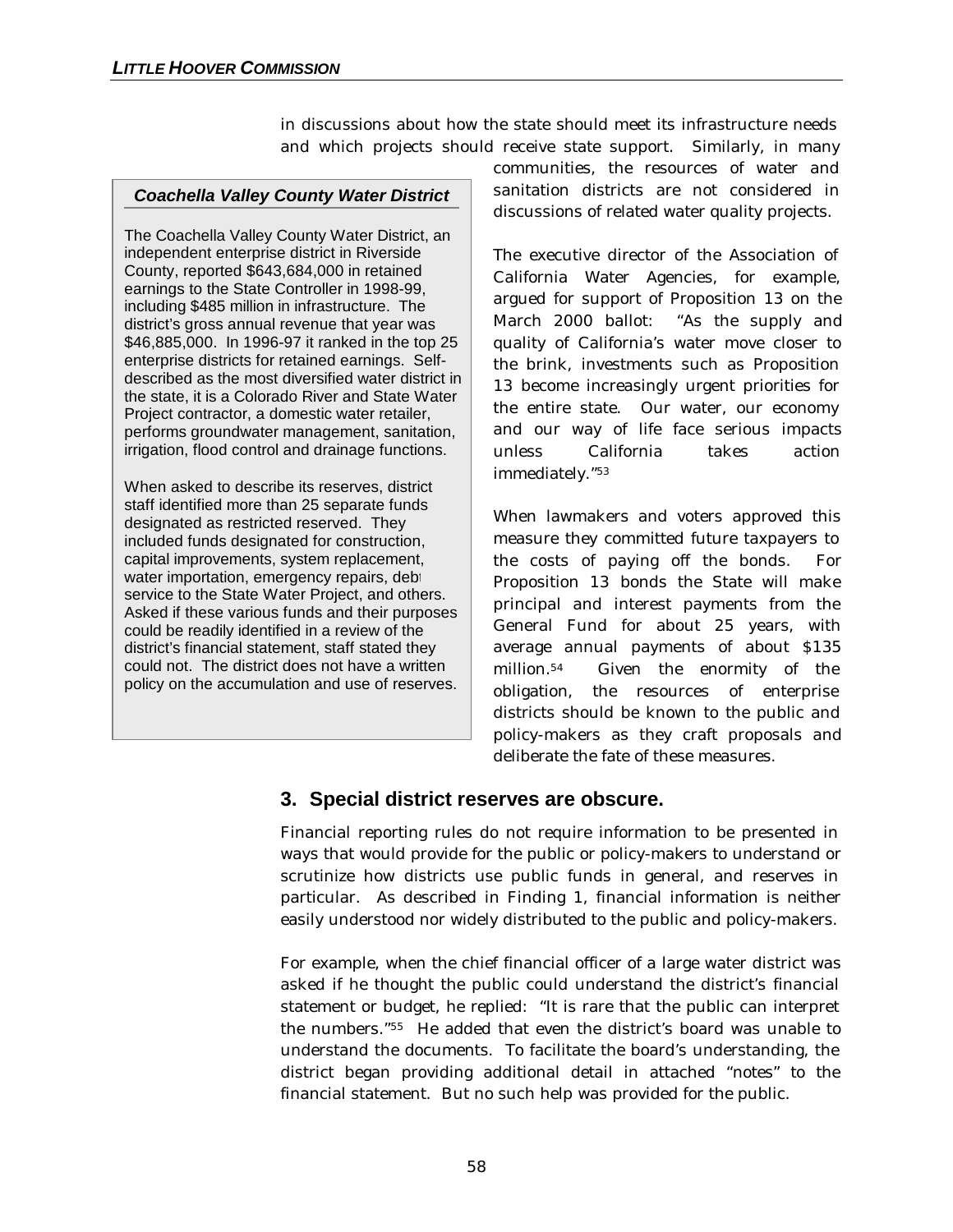in discussions about how the state should meet its infrastructure needs and which projects should receive state support. Similarly, in many communities, the resources of water and sanitation districts are not considered in discussions of related water quality projects.

> ***Coachella Valley County Water District***
>
> The Coachella Valley County Water District, an independent enterprise district in Riverside County, reported $643,684,000 in retained earnings to the State Controller in 1998-99, including $485 million in infrastructure. The district's gross annual revenue that year was $46,885,000. In 1996-97 it ranked in the top 25 enterprise districts for retained earnings. Self-described as the most diversified water district in the state, it is a Colorado River and State Water Project contractor, a domestic water retailer, performs groundwater management, sanitation, irrigation, flood control and drainage functions.
>
> When asked to describe its reserves, district staff identified more than 25 separate funds designated as restricted reserved. They included funds designated for construction, capital improvements, system replacement, water importation, emergency repairs, debt service to the State Water Project, and others. Asked if these various funds and their purposes could be readily identified in a review of the district's financial statement, staff stated they could not. The district does not have a written policy on the accumulation and use of reserves.

The executive director of the Association of California Water Agencies, for example, argued for support of Proposition 13 on the March 2000 ballot: "As the supply and quality of California's water move closer to the brink, investments such as Proposition 13 become increasingly urgent priorities for the entire state. Our water, our economy and our way of life face serious impacts unless California takes action immediately."[53]

When lawmakers and voters approved this measure they committed future taxpayers to the costs of paying off the bonds. For Proposition 13 bonds the State will make principal and interest payments from the General Fund for about 25 years, with average annual payments of about $135 million.[54] Given the enormity of the obligation, the resources of enterprise districts should be known to the public and policy-makers as they craft proposals and deliberate the fate of these measures.

## 3. Special district reserves are obscure.

Financial reporting rules do not require information to be presented in ways that would provide for the public or policy-makers to understand or scrutinize how districts use public funds in general, and reserves in particular. As described in Finding 1, financial information is neither easily understood nor widely distributed to the public and policy-makers.

For example, when the chief financial officer of a large water district was asked if he thought the public could understand the district's financial statement or budget, he replied: "It is rare that the public can interpret the numbers."[55] He added that even the district's board was unable to understand the documents. To facilitate the board's understanding, the district began providing additional detail in attached "notes" to the financial statement. But no such help was provided for the public.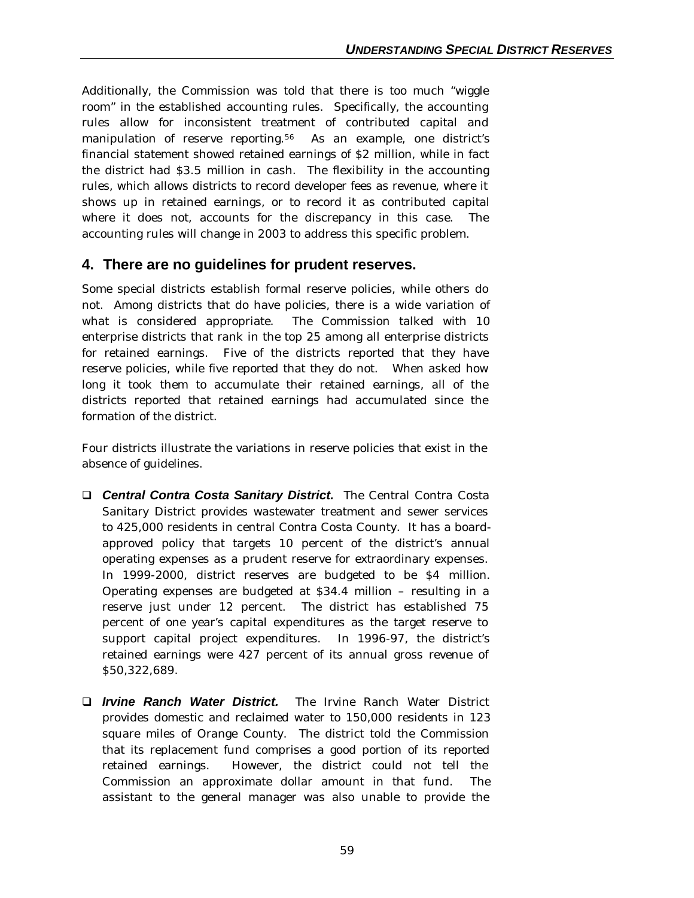Additionally, the Commission was told that there is too much "wiggle room" in the established accounting rules. Specifically, the accounting rules allow for inconsistent treatment of contributed capital and manipulation of reserve reporting.[56] As an example, one district's financial statement showed retained earnings of $2 million, while in fact the district had $3.5 million in cash. The flexibility in the accounting rules, which allows districts to record developer fees as revenue, where it shows up in retained earnings, or to record it as contributed capital where it does not, accounts for the discrepancy in this case. The accounting rules will change in 2003 to address this specific problem.

## 4. There are no guidelines for prudent reserves.

Some special districts establish formal reserve policies, while others do not. Among districts that do have policies, there is a wide variation of what is considered appropriate. The Commission talked with 10 enterprise districts that rank in the top 25 among all enterprise districts for retained earnings. Five of the districts reported that they have reserve policies, while five reported that they do not. When asked how long it took them to accumulate their retained earnings, all of the districts reported that retained earnings had accumulated since the formation of the district.

Four districts illustrate the variations in reserve policies that exist in the absence of guidelines.

- ***Central Contra Costa Sanitary District.*** The Central Contra Costa Sanitary District provides wastewater treatment and sewer services to 425,000 residents in central Contra Costa County. It has a board-approved policy that targets 10 percent of the district's annual operating expenses as a prudent reserve for extraordinary expenses. In 1999-2000, district reserves are budgeted to be $4 million. Operating expenses are budgeted at $34.4 million – resulting in a reserve just under 12 percent. The district has established 75 percent of one year's capital expenditures as the target reserve to support capital project expenditures. In 1996-97, the district's retained earnings were 427 percent of its annual gross revenue of $50,322,689.

- ***Irvine Ranch Water District.*** The Irvine Ranch Water District provides domestic and reclaimed water to 150,000 residents in 123 square miles of Orange County. The district told the Commission that its replacement fund comprises a good portion of its reported retained earnings. However, the district could not tell the Commission an approximate dollar amount in that fund. The assistant to the general manager was also unable to provide the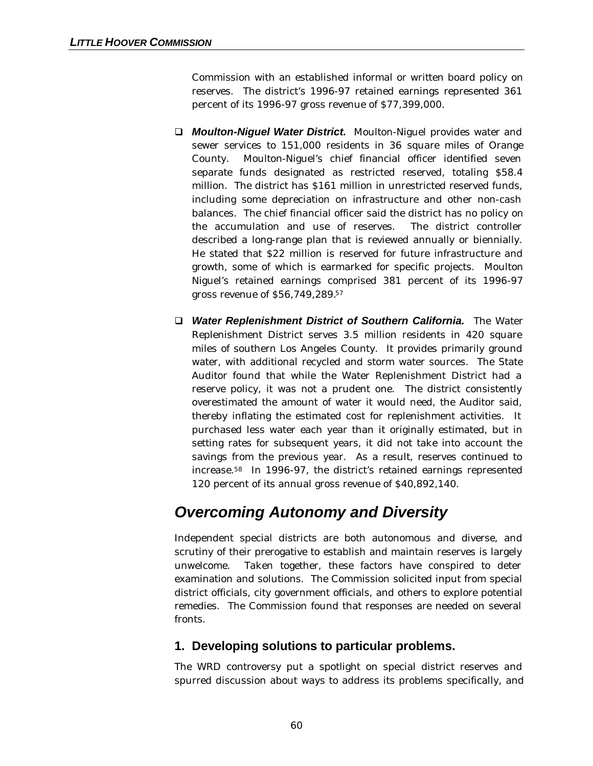Commission with an established informal or written board policy on reserves. The district's 1996-97 retained earnings represented 361 percent of its 1996-97 gross revenue of $77,399,000.

- ***Moulton-Niguel Water District.*** Moulton-Niguel provides water and sewer services to 151,000 residents in 36 square miles of Orange County. Moulton-Niguel's chief financial officer identified seven separate funds designated as restricted reserved, totaling $58.4 million. The district has $161 million in unrestricted reserved funds, including some depreciation on infrastructure and other non-cash balances. The chief financial officer said the district has no policy on the accumulation and use of reserves. The district controller described a long-range plan that is reviewed annually or biennially. He stated that $22 million is reserved for future infrastructure and growth, some of which is earmarked for specific projects. Moulton Niguel's retained earnings comprised 381 percent of its 1996-97 gross revenue of $56,749,289.[57]

- ***Water Replenishment District of Southern California.*** The Water Replenishment District serves 3.5 million residents in 420 square miles of southern Los Angeles County. It provides primarily ground water, with additional recycled and storm water sources. The State Auditor found that while the Water Replenishment District had a reserve policy, it was not a prudent one. The district consistently overestimated the amount of water it would need, the Auditor said, thereby inflating the estimated cost for replenishment activities. It purchased less water each year than it originally estimated, but in setting rates for subsequent years, it did not take into account the savings from the previous year. As a result, reserves continued to increase.[58] In 1996-97, the district's retained earnings represented 120 percent of its annual gross revenue of $40,892,140.

## *Overcoming Autonomy and Diversity*

Independent special districts are both autonomous and diverse, and scrutiny of their prerogative to establish and maintain reserves is largely unwelcome. Taken together, these factors have conspired to deter examination and solutions. The Commission solicited input from special district officials, city government officials, and others to explore potential remedies. The Commission found that responses are needed on several fronts.

### 1. Developing solutions to particular problems.

The WRD controversy put a spotlight on special district reserves and spurred discussion about ways to address its problems specifically, and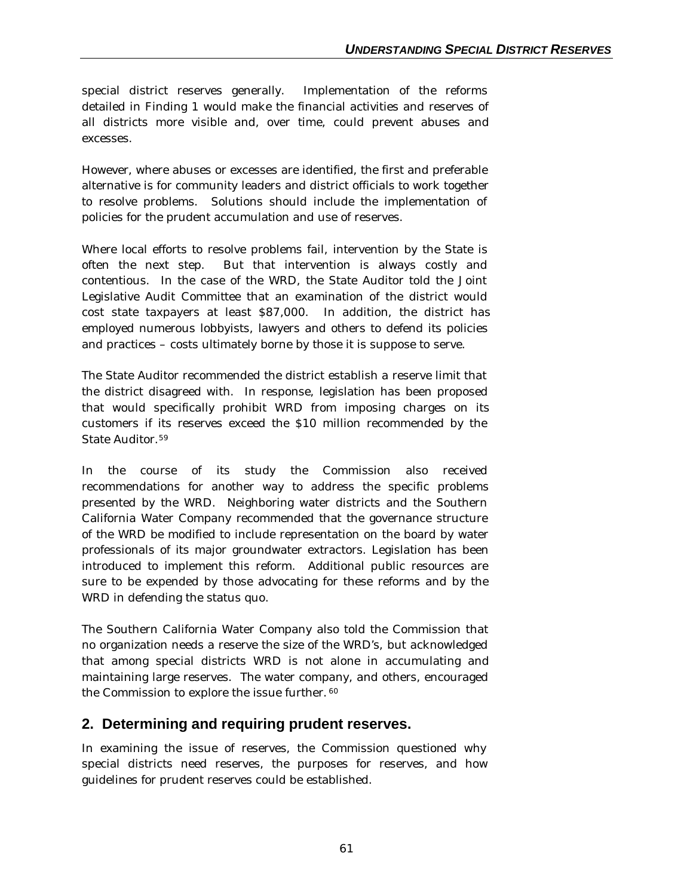special district reserves generally. Implementation of the reforms detailed in Finding 1 would make the financial activities and reserves of all districts more visible and, over time, could prevent abuses and excesses.

However, where abuses or excesses are identified, the first and preferable alternative is for community leaders and district officials to work together to resolve problems. Solutions should include the implementation of policies for the prudent accumulation and use of reserves.

Where local efforts to resolve problems fail, intervention by the State is often the next step. But that intervention is always costly and contentious. In the case of the WRD, the State Auditor told the Joint Legislative Audit Committee that an examination of the district would cost state taxpayers at least $87,000. In addition, the district has employed numerous lobbyists, lawyers and others to defend its policies and practices – costs ultimately borne by those it is suppose to serve.

The State Auditor recommended the district establish a reserve limit that the district disagreed with. In response, legislation has been proposed that would specifically prohibit WRD from imposing charges on its customers if its reserves exceed the $10 million recommended by the State Auditor.[59]

In the course of its study the Commission also received recommendations for another way to address the specific problems presented by the WRD. Neighboring water districts and the Southern California Water Company recommended that the governance structure of the WRD be modified to include representation on the board by water professionals of its major groundwater extractors. Legislation has been introduced to implement this reform. Additional public resources are sure to be expended by those advocating for these reforms and by the WRD in defending the status quo.

The Southern California Water Company also told the Commission that no organization needs a reserve the size of the WRD's, but acknowledged that among special districts WRD is not alone in accumulating and maintaining large reserves. The water company, and others, encouraged the Commission to explore the issue further.[60]

## 2. Determining and requiring prudent reserves.

In examining the issue of reserves, the Commission questioned why special districts need reserves, the purposes for reserves, and how guidelines for prudent reserves could be established.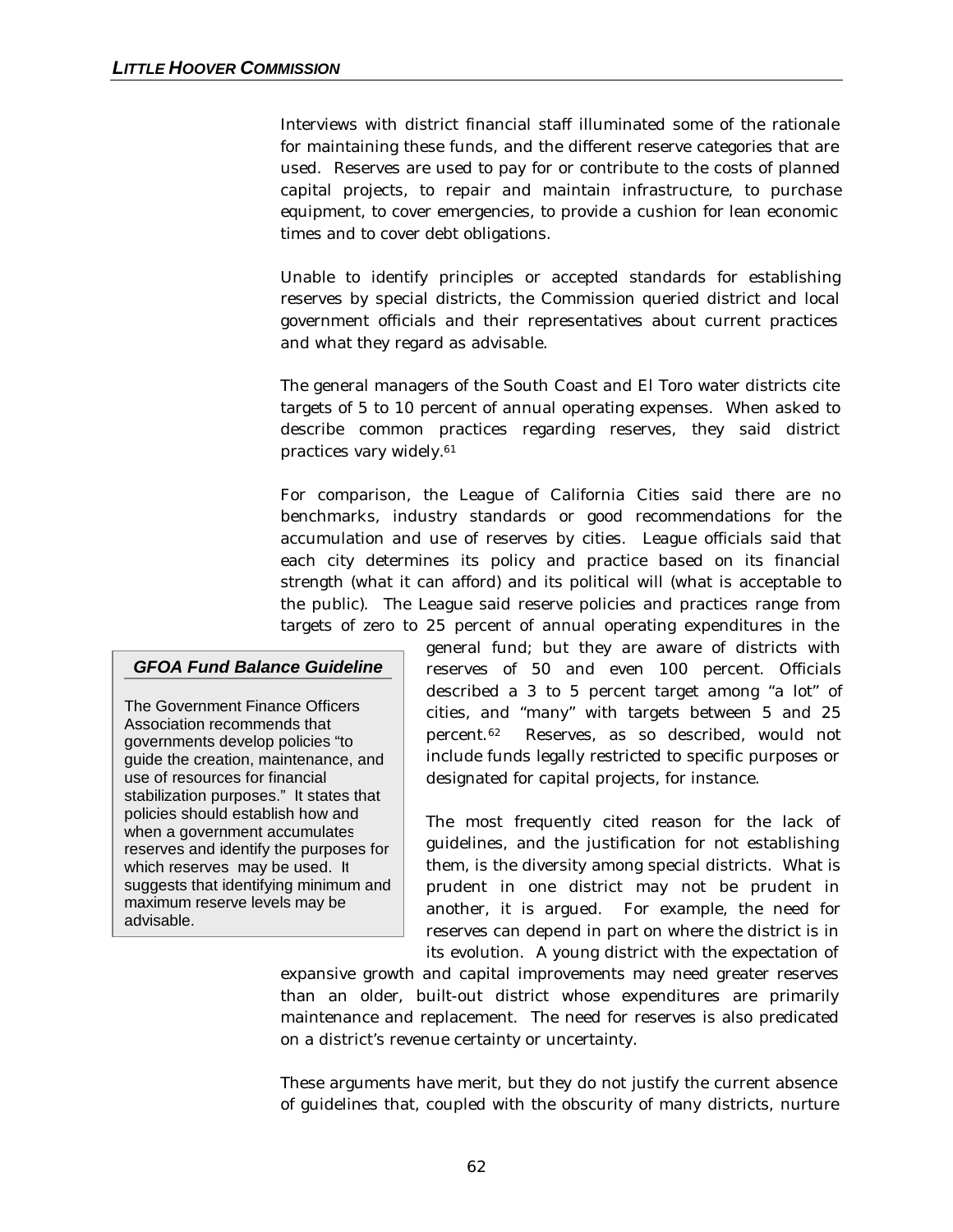Interviews with district financial staff illuminated some of the rationale for maintaining these funds, and the different reserve categories that are used. Reserves are used to pay for or contribute to the costs of planned capital projects, to repair and maintain infrastructure, to purchase equipment, to cover emergencies, to provide a cushion for lean economic times and to cover debt obligations.

Unable to identify principles or accepted standards for establishing reserves by special districts, the Commission queried district and local government officials and their representatives about current practices and what they regard as advisable.

The general managers of the South Coast and El Toro water districts cite targets of 5 to 10 percent of annual operating expenses. When asked to describe common practices regarding reserves, they said district practices vary widely.[61]

For comparison, the League of California Cities said there are no benchmarks, industry standards or good recommendations for the accumulation and use of reserves by cities. League officials said that each city determines its policy and practice based on its financial strength (what it can afford) and its political will (what is acceptable to the public). The League said reserve policies and practices range from targets of zero to 25 percent of annual operating expenditures in the general fund; but they are aware of districts with reserves of 50 and even 100 percent. Officials described a 3 to 5 percent target among "a lot" of cities, and "many" with targets between 5 and 25 percent.[62] Reserves, as so described, would not include funds legally restricted to specific purposes or designated for capital projects, for instance.

> ***GFOA Fund Balance Guideline***
>
> The Government Finance Officers Association recommends that governments develop policies "to guide the creation, maintenance, and use of resources for financial stabilization purposes." It states that policies should establish how and when a government accumulates reserves and identify the purposes for which reserves may be used. It suggests that identifying minimum and maximum reserve levels may be advisable.

The most frequently cited reason for the lack of guidelines, and the justification for not establishing them, is the diversity among special districts. What is prudent in one district may not be prudent in another, it is argued. For example, the need for reserves can depend in part on where the district is in its evolution. A young district with the expectation of expansive growth and capital improvements may need greater reserves than an older, built-out district whose expenditures are primarily maintenance and replacement. The need for reserves is also predicated on a district's revenue certainty or uncertainty.

These arguments have merit, but they do not justify the current absence of guidelines that, coupled with the obscurity of many districts, nurture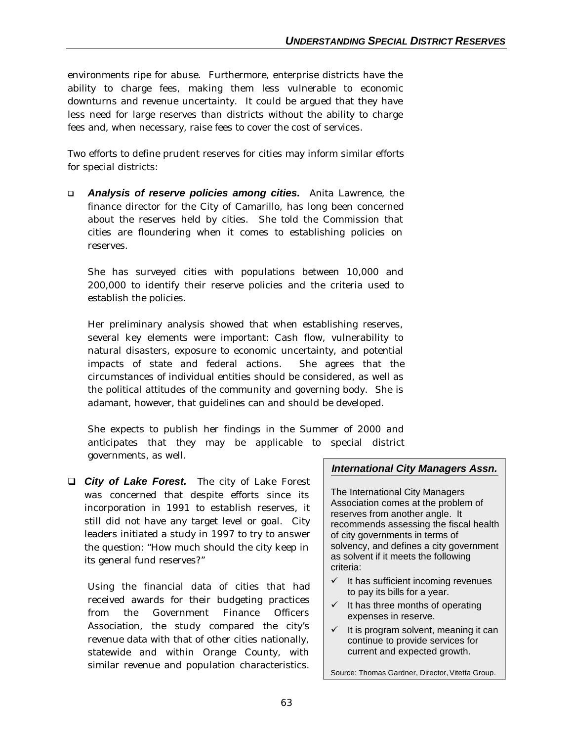environments ripe for abuse. Furthermore, enterprise districts have the ability to charge fees, making them less vulnerable to economic downturns and revenue uncertainty. It could be argued that they have less need for large reserves than districts without the ability to charge fees and, when necessary, raise fees to cover the cost of services.

Two efforts to define prudent reserves for cities may inform similar efforts for special districts:

- ***Analysis of reserve policies among cities.*** Anita Lawrence, the finance director for the City of Camarillo, has long been concerned about the reserves held by cities. She told the Commission that cities are floundering when it comes to establishing policies on reserves.

  She has surveyed cities with populations between 10,000 and 200,000 to identify their reserve policies and the criteria used to establish the policies.

  Her preliminary analysis showed that when establishing reserves, several key elements were important: Cash flow, vulnerability to natural disasters, exposure to economic uncertainty, and potential impacts of state and federal actions. She agrees that the circumstances of individual entities should be considered, as well as the political attitudes of the community and governing body. She is adamant, however, that guidelines can and should be developed.

  She expects to publish her findings in the Summer of 2000 and anticipates that they may be applicable to special district governments, as well.

- ***City of Lake Forest.*** The city of Lake Forest was concerned that despite efforts since its incorporation in 1991 to establish reserves, it still did not have any target level or goal. City leaders initiated a study in 1997 to try to answer the question: "How much should the city keep in its general fund reserves?"

  Using the financial data of cities that had received awards for their budgeting practices from the Government Finance Officers Association, the study compared the city's revenue data with that of other cities nationally, statewide and within Orange County, with similar revenue and population characteristics.

### *International City Managers Assn.*

The International City Managers Association comes at the problem of reserves from another angle. It recommends assessing the fiscal health of city governments in terms of solvency, and defines a city government as solvent if it meets the following criteria:

- ✓ It has sufficient incoming revenues to pay its bills for a year.
- ✓ It has three months of operating expenses in reserve.
- ✓ It is program solvent, meaning it can continue to provide services for current and expected growth.

Source: Thomas Gardner, Director, Vitetta Group.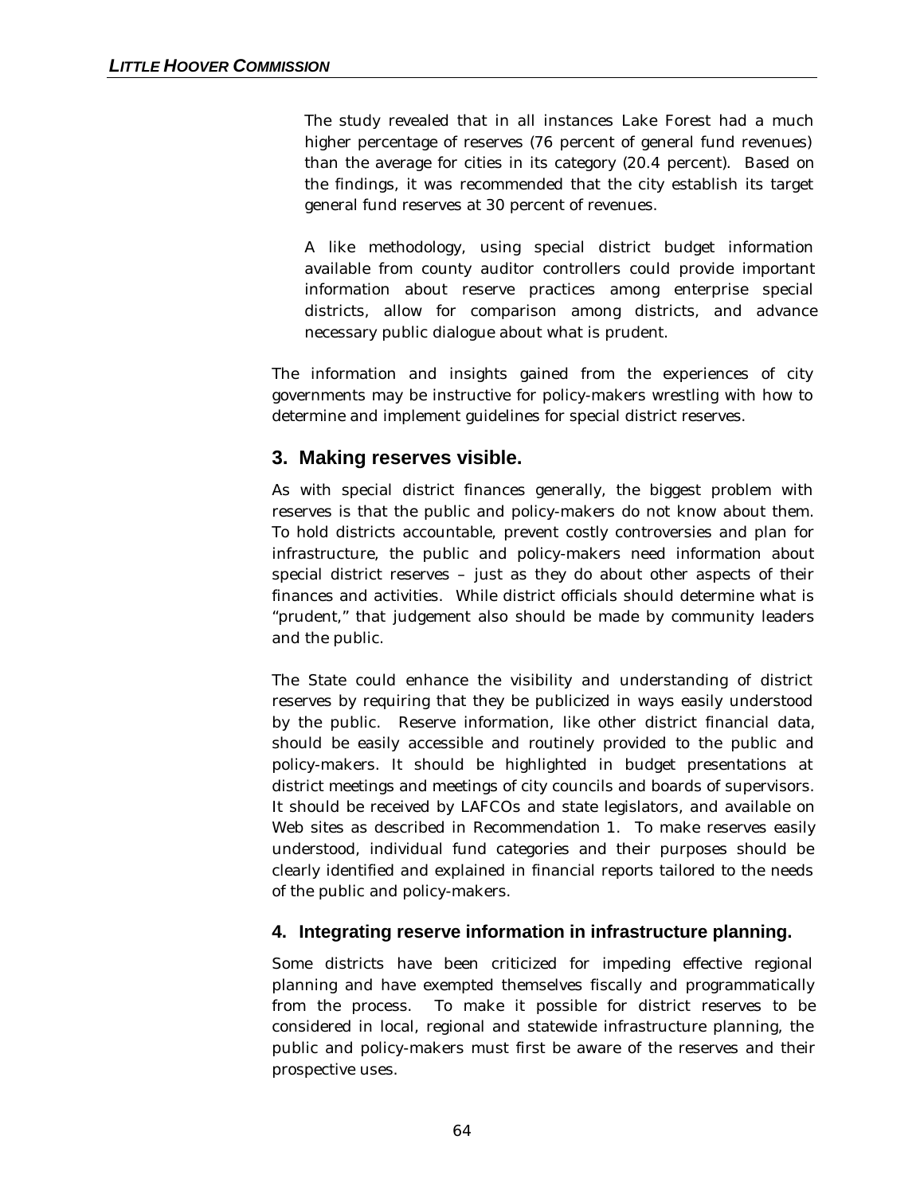> The study revealed that in all instances Lake Forest had a much higher percentage of reserves (76 percent of general fund revenues) than the average for cities in its category (20.4 percent). Based on the findings, it was recommended that the city establish its target general fund reserves at 30 percent of revenues.
>
> A like methodology, using special district budget information available from county auditor controllers could provide important information about reserve practices among enterprise special districts, allow for comparison among districts, and advance necessary public dialogue about what is prudent.

The information and insights gained from the experiences of city governments may be instructive for policy-makers wrestling with how to determine and implement guidelines for special district reserves.

## 3. Making reserves visible.

As with special district finances generally, the biggest problem with reserves is that the public and policy-makers do not know about them. To hold districts accountable, prevent costly controversies and plan for infrastructure, the public and policy-makers need information about special district reserves – just as they do about other aspects of their finances and activities. While district officials should determine what is "prudent," that judgement also should be made by community leaders and the public.

The State could enhance the visibility and understanding of district reserves by requiring that they be publicized in ways easily understood by the public. Reserve information, like other district financial data, should be easily accessible and routinely provided to the public and policy-makers. It should be highlighted in budget presentations at district meetings and meetings of city councils and boards of supervisors. It should be received by LAFCOs and state legislators, and available on Web sites as described in Recommendation 1. To make reserves easily understood, individual fund categories and their purposes should be clearly identified and explained in financial reports tailored to the needs of the public and policy-makers.

## 4. Integrating reserve information in infrastructure planning.

Some districts have been criticized for impeding effective regional planning and have exempted themselves fiscally and programmatically from the process. To make it possible for district reserves to be considered in local, regional and statewide infrastructure planning, the public and policy-makers must first be aware of the reserves and their prospective uses.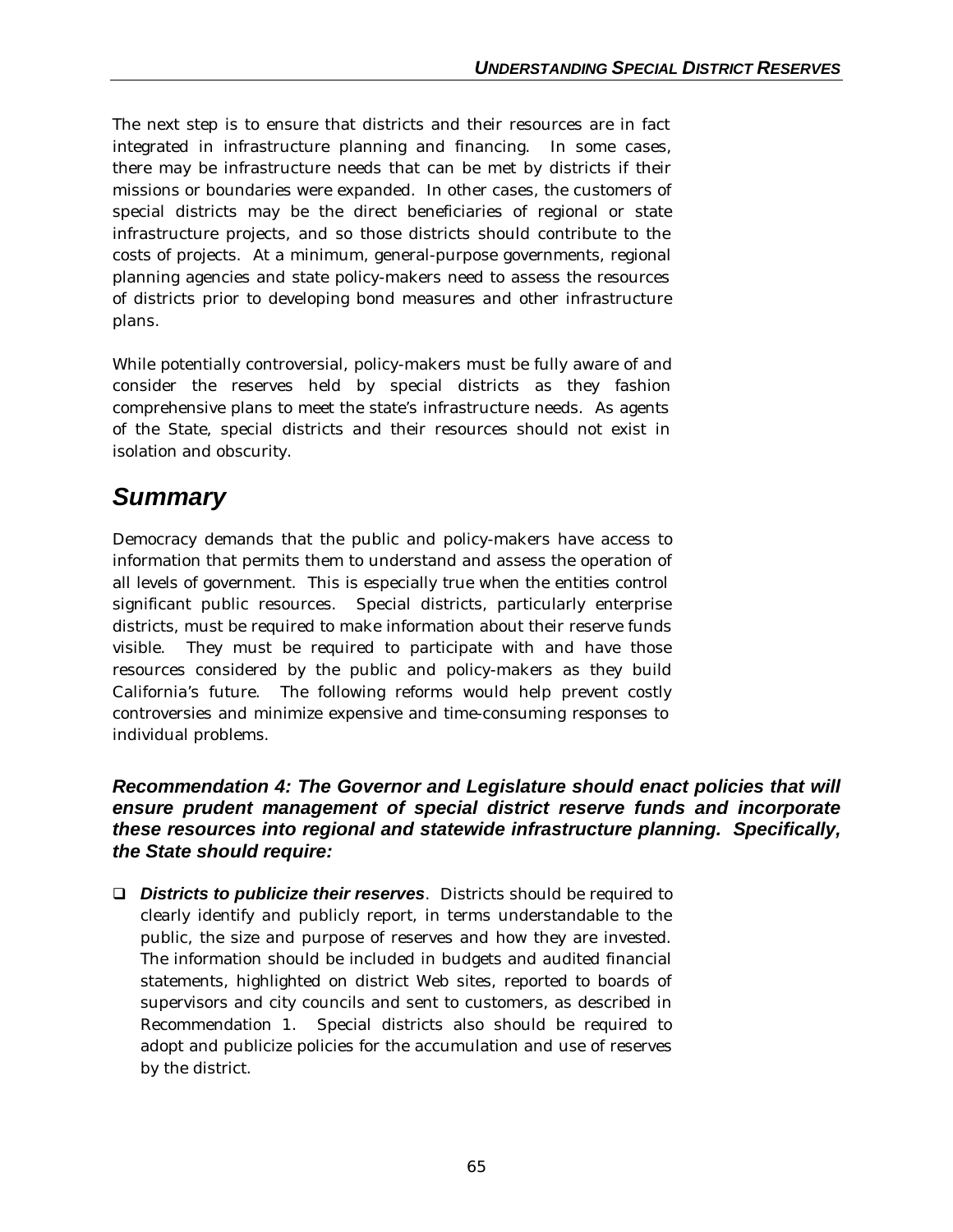The next step is to ensure that districts and their resources are in fact integrated in infrastructure planning and financing. In some cases, there may be infrastructure needs that can be met by districts if their missions or boundaries were expanded. In other cases, the customers of special districts may be the direct beneficiaries of regional or state infrastructure projects, and so those districts should contribute to the costs of projects. At a minimum, general-purpose governments, regional planning agencies and state policy-makers need to assess the resources of districts prior to developing bond measures and other infrastructure plans.

While potentially controversial, policy-makers must be fully aware of and consider the reserves held by special districts as they fashion comprehensive plans to meet the state's infrastructure needs. As agents of the State, special districts and their resources should not exist in isolation and obscurity.

## *Summary*

Democracy demands that the public and policy-makers have access to information that permits them to understand and assess the operation of all levels of government. This is especially true when the entities control significant public resources. Special districts, particularly enterprise districts, must be required to make information about their reserve funds visible. They must be required to participate with and have those resources considered by the public and policy-makers as they build California's future. The following reforms would help prevent costly controversies and minimize expensive and time-consuming responses to individual problems.

***Recommendation 4: The Governor and Legislature should enact policies that will ensure prudent management of special district reserve funds and incorporate these resources into regional and statewide infrastructure planning. Specifically, the State should require:***

- ***Districts to publicize their reserves***. Districts should be required to clearly identify and publicly report, in terms understandable to the public, the size and purpose of reserves and how they are invested. The information should be included in budgets and audited financial statements, highlighted on district Web sites, reported to boards of supervisors and city councils and sent to customers, as described in Recommendation 1. Special districts also should be required to adopt and publicize policies for the accumulation and use of reserves by the district.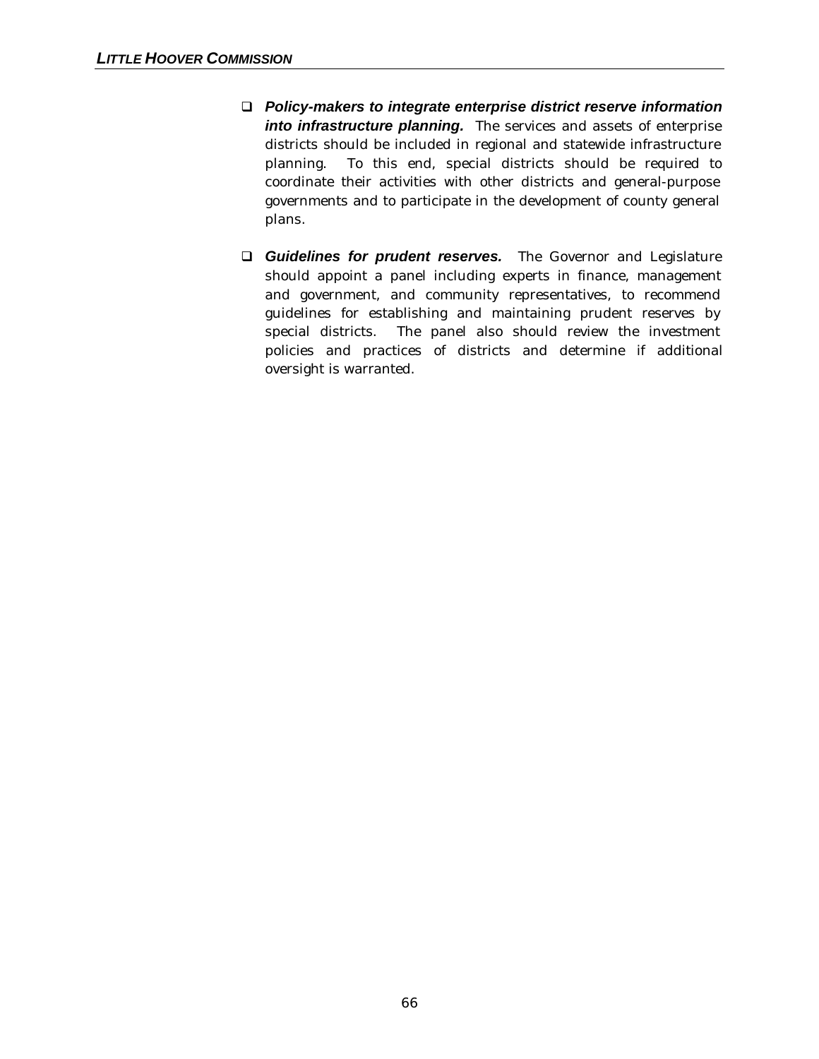- ***Policy-makers to integrate enterprise district reserve information into infrastructure planning.*** The services and assets of enterprise districts should be included in regional and statewide infrastructure planning. To this end, special districts should be required to coordinate their activities with other districts and general-purpose governments and to participate in the development of county general plans.

- ***Guidelines for prudent reserves.*** The Governor and Legislature should appoint a panel including experts in finance, management and government, and community representatives, to recommend guidelines for establishing and maintaining prudent reserves by special districts. The panel also should review the investment policies and practices of districts and determine if additional oversight is warranted.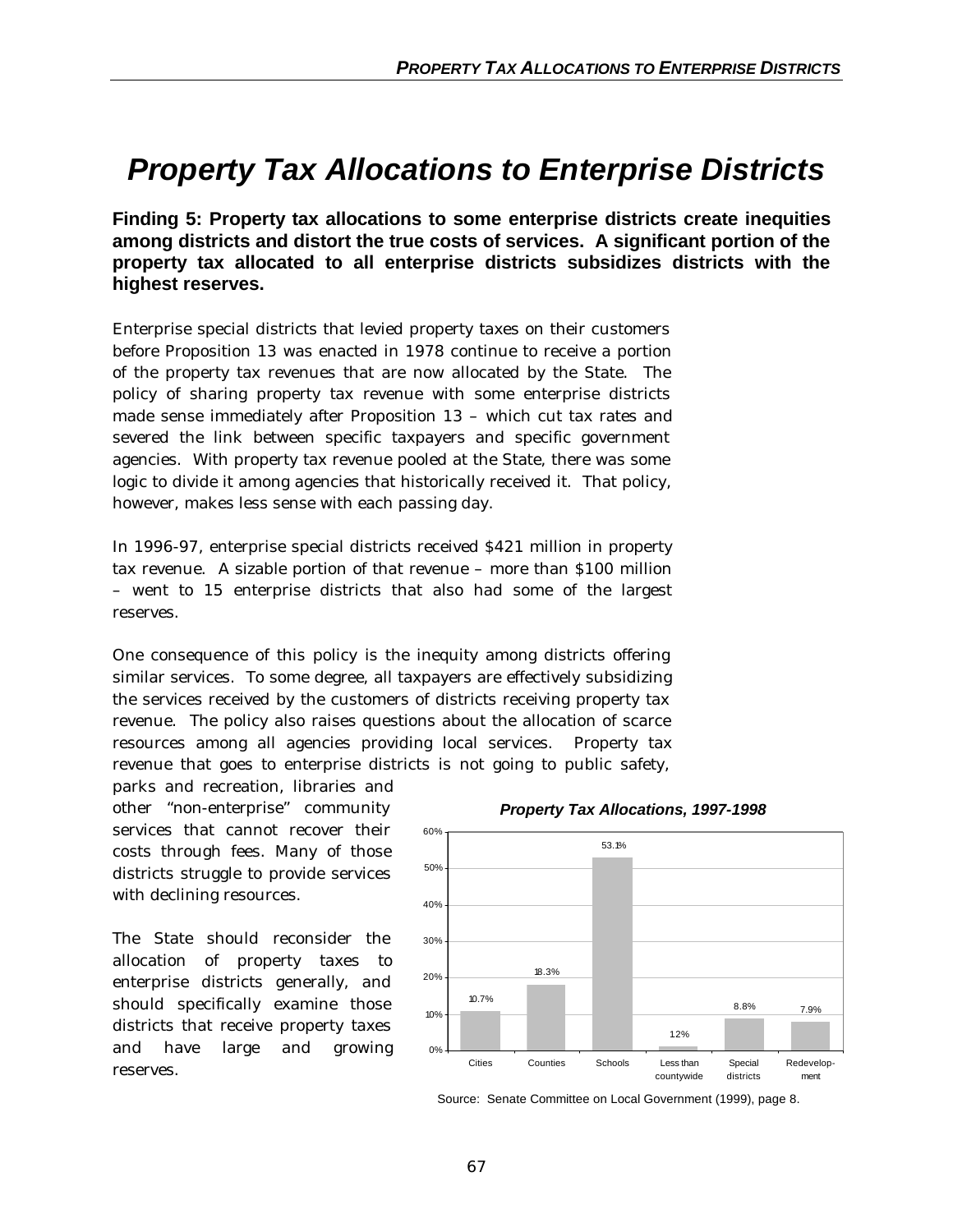# Property Tax Allocations to Enterprise Districts

**Finding 5: Property tax allocations to some enterprise districts create inequities among districts and distort the true costs of services. A significant portion of the property tax allocated to all enterprise districts subsidizes districts with the highest reserves.**

Enterprise special districts that levied property taxes on their customers before Proposition 13 was enacted in 1978 continue to receive a portion of the property tax revenues that are now allocated by the State. The policy of sharing property tax revenue with some enterprise districts made sense immediately after Proposition 13 – which cut tax rates and severed the link between specific taxpayers and specific government agencies. With property tax revenue pooled at the State, there was some logic to divide it among agencies that historically received it. That policy, however, makes less sense with each passing day.

In 1996-97, enterprise special districts received $421 million in property tax revenue. A sizable portion of that revenue – more than $100 million – went to 15 enterprise districts that also had some of the largest reserves.

One consequence of this policy is the inequity among districts offering similar services. To some degree, all taxpayers are effectively subsidizing the services received by the customers of districts receiving property tax revenue. The policy also raises questions about the allocation of scarce resources among all agencies providing local services. Property tax revenue that goes to enterprise districts is not going to public safety, parks and recreation, libraries and other "non-enterprise" community services that cannot recover their costs through fees. Many of those districts struggle to provide services with declining resources.

The State should reconsider the allocation of property taxes to enterprise districts generally, and should specifically examine those districts that receive property taxes and have large and growing reserves.

***Property Tax Allocations, 1997-1998***

| Category | Share |
|---|---|
| Cities | 10.7% |
| Counties | 18.3% |
| Schools | 53.1% |
| Less than countywide | 1.2% |
| Special districts | 8.8% |
| Redevelopment | 7.9% |

Source: Senate Committee on Local Government (1999), page 8.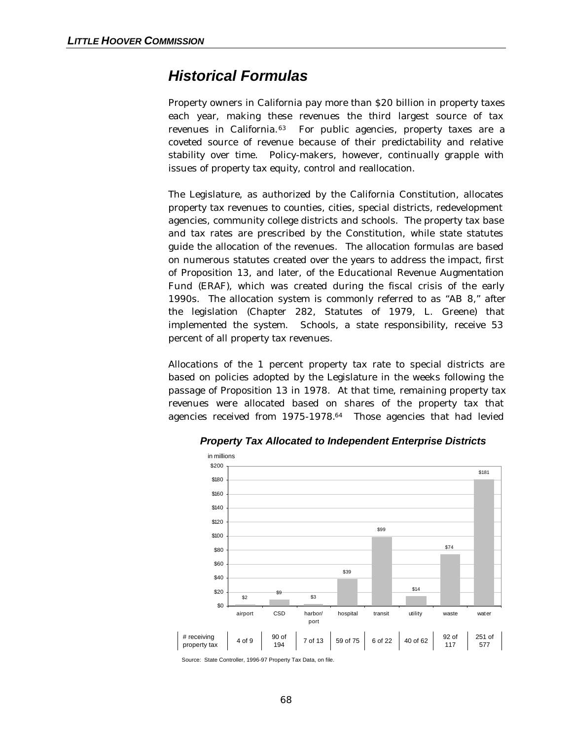## *Historical Formulas*

Property owners in California pay more than $20 billion in property taxes each year, making these revenues the third largest source of tax revenues in California.[63] For public agencies, property taxes are a coveted source of revenue because of their predictability and relative stability over time. Policy-makers, however, continually grapple with issues of property tax equity, control and reallocation.

The Legislature, as authorized by the California Constitution, allocates property tax revenues to counties, cities, special districts, redevelopment agencies, community college districts and schools. The property tax base and tax rates are prescribed by the Constitution, while state statutes guide the allocation of the revenues. The allocation formulas are based on numerous statutes created over the years to address the impact, first of Proposition 13, and later, of the Educational Revenue Augmentation Fund (ERAF), which was created during the fiscal crisis of the early 1990s. The allocation system is commonly referred to as "AB 8," after the legislation (Chapter 282, Statutes of 1979, L. Greene) that implemented the system. Schools, a state responsibility, receive 53 percent of all property tax revenues.

Allocations of the 1 percent property tax rate to special districts are based on policies adopted by the Legislature in the weeks following the passage of Proposition 13 in 1978. At that time, remaining property tax revenues were allocated based on shares of the property tax that agencies received from 1975-1978.[64] Those agencies that had levied

***Property Tax Allocated to Independent Enterprise Districts***

in millions

| | airport | CSD | harbor/port | hospital | transit | utility | waste | water |
|---|---|---|---|---|---|---|---|---|
| Property tax allocated | $2 | $9 | $3 | $39 | $99 | $14 | $74 | $181 |
| # receiving property tax | 4 of 9 | 90 of 194 | 7 of 13 | 59 of 75 | 6 of 22 | 40 of 62 | 92 of 117 | 251 of 577 |

Source: State Controller, 1996-97 Property Tax Data, on file.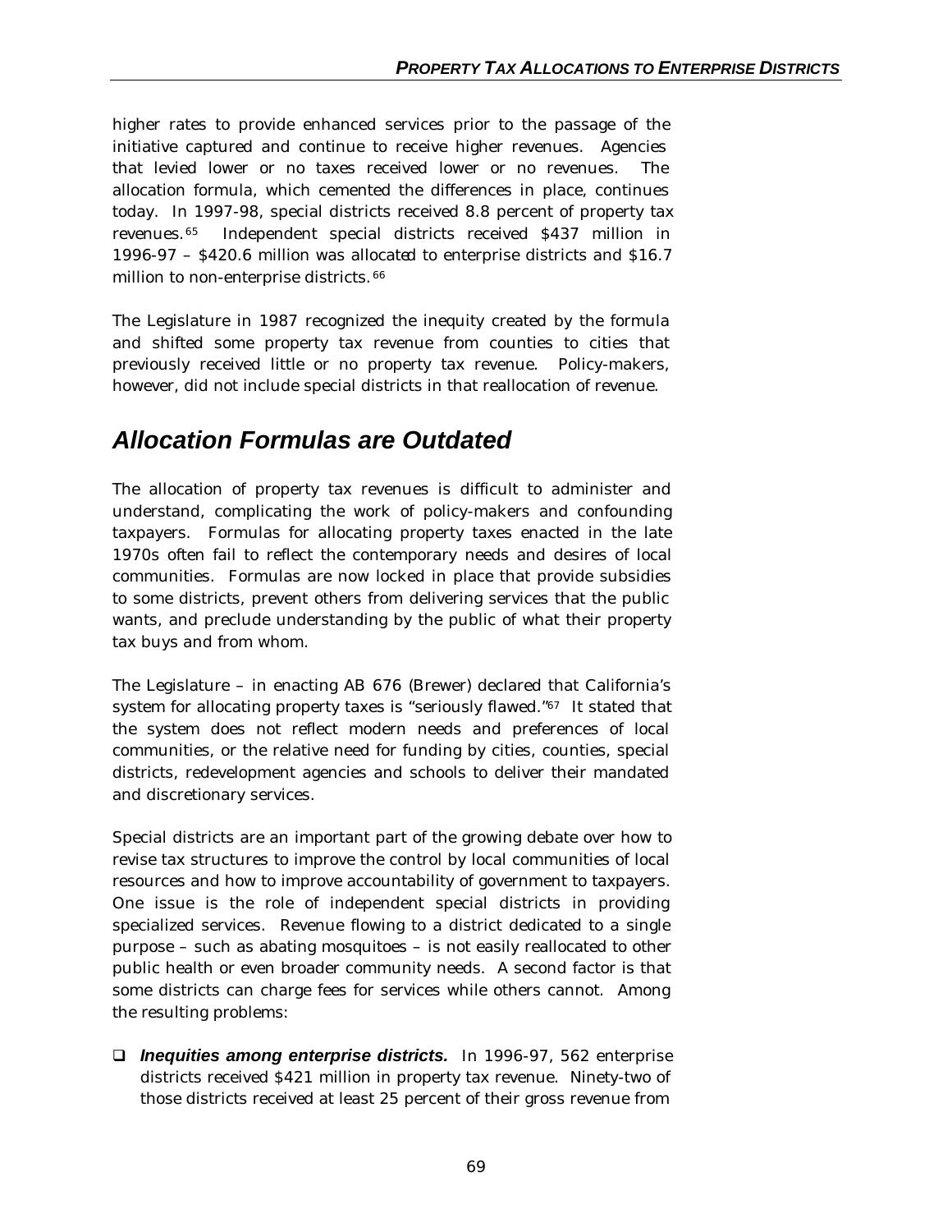higher rates to provide enhanced services prior to the passage of the initiative captured and continue to receive higher revenues. Agencies that levied lower or no taxes received lower or no revenues. The allocation formula, which cemented the differences in place, continues today. In 1997-98, special districts received 8.8 percent of property tax revenues.[65] Independent special districts received $437 million in 1996-97 – $420.6 million was allocated to enterprise districts and $16.7 million to non-enterprise districts.[66]

The Legislature in 1987 recognized the inequity created by the formula and shifted some property tax revenue from counties to cities that previously received little or no property tax revenue. Policy-makers, however, did not include special districts in that reallocation of revenue.

## *Allocation Formulas are Outdated*

The allocation of property tax revenues is difficult to administer and understand, complicating the work of policy-makers and confounding taxpayers. Formulas for allocating property taxes enacted in the late 1970s often fail to reflect the contemporary needs and desires of local communities. Formulas are now locked in place that provide subsidies to some districts, prevent others from delivering services that the public wants, and preclude understanding by the public of what their property tax buys and from whom.

The Legislature – in enacting AB 676 (Brewer) declared that California's system for allocating property taxes is "seriously flawed."[67] It stated that the system does not reflect modern needs and preferences of local communities, or the relative need for funding by cities, counties, special districts, redevelopment agencies and schools to deliver their mandated and discretionary services.

Special districts are an important part of the growing debate over how to revise tax structures to improve the control by local communities of local resources and how to improve accountability of government to taxpayers. One issue is the role of independent special districts in providing specialized services. Revenue flowing to a district dedicated to a single purpose – such as abating mosquitoes – is not easily reallocated to other public health or even broader community needs. A second factor is that some districts can charge fees for services while others cannot. Among the resulting problems:

- ***Inequities among enterprise districts.*** In 1996-97, 562 enterprise districts received $421 million in property tax revenue. Ninety-two of those districts received at least 25 percent of their gross revenue from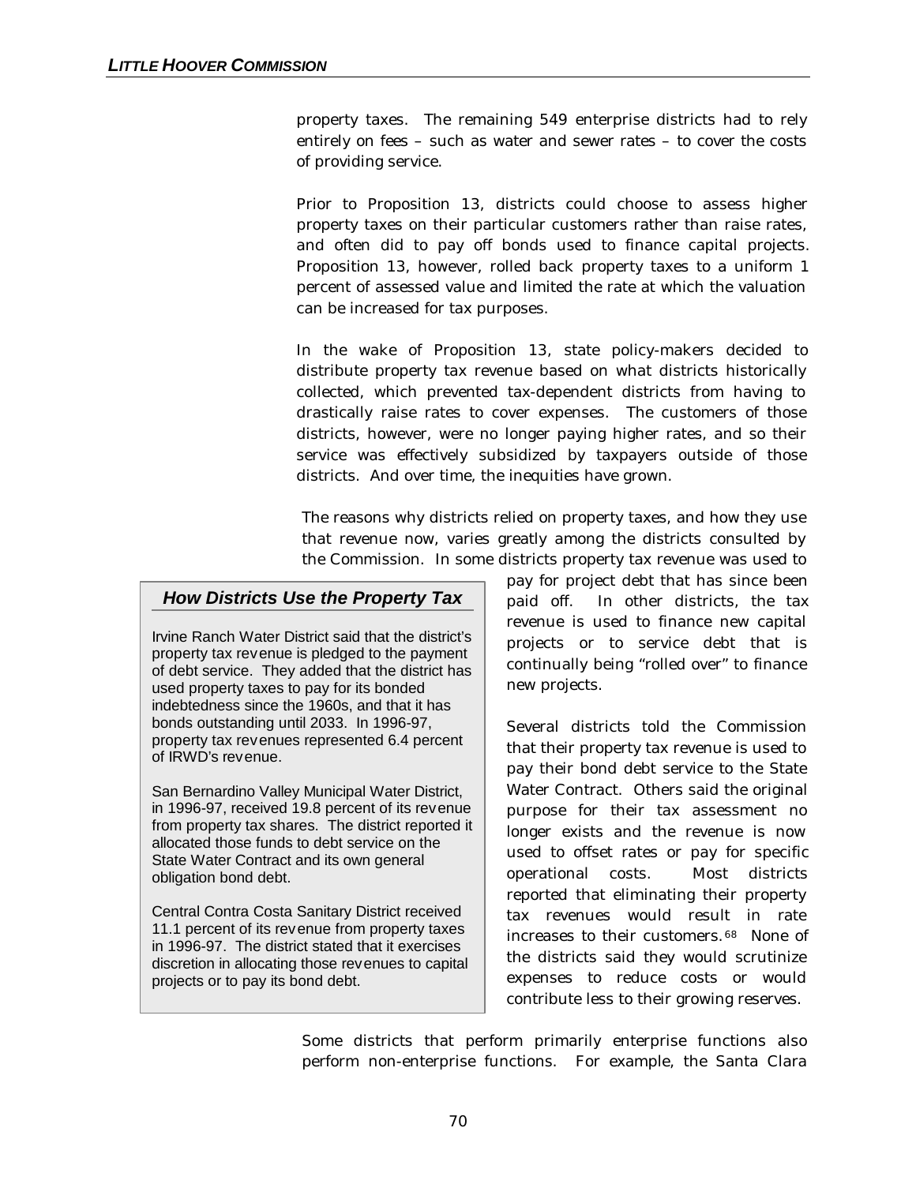property taxes. The remaining 549 enterprise districts had to rely entirely on fees – such as water and sewer rates – to cover the costs of providing service.

Prior to Proposition 13, districts could choose to assess higher property taxes on their particular customers rather than raise rates, and often did to pay off bonds used to finance capital projects. Proposition 13, however, rolled back property taxes to a uniform 1 percent of assessed value and limited the rate at which the valuation can be increased for tax purposes.

In the wake of Proposition 13, state policy-makers decided to distribute property tax revenue based on what districts historically collected, which prevented tax-dependent districts from having to drastically raise rates to cover expenses. The customers of those districts, however, were no longer paying higher rates, and so their service was effectively subsidized by taxpayers outside of those districts. And over time, the inequities have grown.

The reasons why districts relied on property taxes, and how they use that revenue now, varies greatly among the districts consulted by the Commission. In some districts property tax revenue was used to pay for project debt that has since been paid off. In other districts, the tax revenue is used to finance new capital projects or to service debt that is continually being "rolled over" to finance new projects.

Several districts told the Commission that their property tax revenue is used to pay their bond debt service to the State Water Contract. Others said the original purpose for their tax assessment no longer exists and the revenue is now used to offset rates or pay for specific operational costs. Most districts reported that eliminating their property tax revenues would result in rate increases to their customers.[68] None of the districts said they would scrutinize expenses to reduce costs or would contribute less to their growing reserves.

> ### *How Districts Use the Property Tax*
>
> Irvine Ranch Water District said that the district's property tax revenue is pledged to the payment of debt service. They added that the district has used property taxes to pay for its bonded indebtedness since the 1960s, and that it has bonds outstanding until 2033. In 1996-97, property tax revenues represented 6.4 percent of IRWD's revenue.
>
> San Bernardino Valley Municipal Water District, in 1996-97, received 19.8 percent of its revenue from property tax shares. The district reported it allocated those funds to debt service on the State Water Contract and its own general obligation bond debt.
>
> Central Contra Costa Sanitary District received 11.1 percent of its revenue from property taxes in 1996-97. The district stated that it exercises discretion in allocating those revenues to capital projects or to pay its bond debt.

Some districts that perform primarily enterprise functions also perform non-enterprise functions. For example, the Santa Clara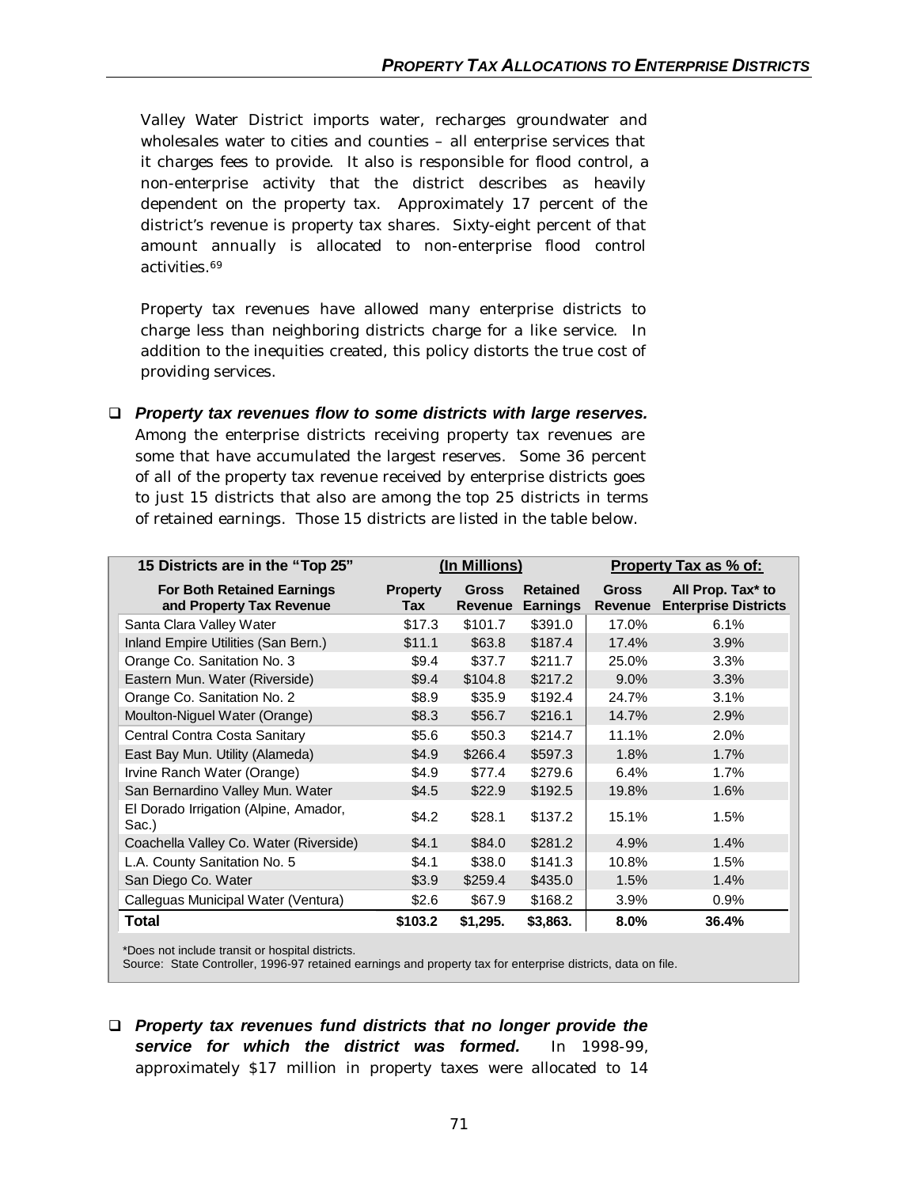Valley Water District imports water, recharges groundwater and wholesales water to cities and counties – all enterprise services that it charges fees to provide. It also is responsible for flood control, a non-enterprise activity that the district describes as heavily dependent on the property tax. Approximately 17 percent of the district's revenue is property tax shares. Sixty-eight percent of that amount annually is allocated to non-enterprise flood control activities.[69]

Property tax revenues have allowed many enterprise districts to charge less than neighboring districts charge for a like service. In addition to the inequities created, this policy distorts the true cost of providing services.

- ***Property tax revenues flow to some districts with large reserves.*** Among the enterprise districts receiving property tax revenues are some that have accumulated the largest reserves. Some 36 percent of all of the property tax revenue received by enterprise districts goes to just 15 districts that also are among the top 25 districts in terms of retained earnings. Those 15 districts are listed in the table below.

| 15 Districts are in the "Top 25" | (In Millions) | | | Property Tax as % of: | |
|---|---|---|---|---|---|
| **For Both Retained Earnings and Property Tax Revenue** | **Property Tax** | **Gross Revenue** | **Retained Earnings** | **Gross Revenue** | **All Prop. Tax* to Enterprise Districts** |
| Santa Clara Valley Water | $17.3 | $101.7 | $391.0 | 17.0% | 6.1% |
| Inland Empire Utilities (San Bern.) | $11.1 | $63.8 | $187.4 | 17.4% | 3.9% |
| Orange Co. Sanitation No. 3 | $9.4 | $37.7 | $211.7 | 25.0% | 3.3% |
| Eastern Mun. Water (Riverside) | $9.4 | $104.8 | $217.2 | 9.0% | 3.3% |
| Orange Co. Sanitation No. 2 | $8.9 | $35.9 | $192.4 | 24.7% | 3.1% |
| Moulton-Niguel Water (Orange) | $8.3 | $56.7 | $216.1 | 14.7% | 2.9% |
| Central Contra Costa Sanitary | $5.6 | $50.3 | $214.7 | 11.1% | 2.0% |
| East Bay Mun. Utility (Alameda) | $4.9 | $266.4 | $597.3 | 1.8% | 1.7% |
| Irvine Ranch Water (Orange) | $4.9 | $77.4 | $279.6 | 6.4% | 1.7% |
| San Bernardino Valley Mun. Water | $4.5 | $22.9 | $192.5 | 19.8% | 1.6% |
| El Dorado Irrigation (Alpine, Amador, Sac.) | $4.2 | $28.1 | $137.2 | 15.1% | 1.5% |
| Coachella Valley Co. Water (Riverside) | $4.1 | $84.0 | $281.2 | 4.9% | 1.4% |
| L.A. County Sanitation No. 5 | $4.1 | $38.0 | $141.3 | 10.8% | 1.5% |
| San Diego Co. Water | $3.9 | $259.4 | $435.0 | 1.5% | 1.4% |
| Calleguas Municipal Water (Ventura) | $2.6 | $67.9 | $168.2 | 3.9% | 0.9% |
| **Total** | **$103.2** | **$1,295.** | **$3,863.** | **8.0%** | **36.4%** |

*Does not include transit or hospital districts.
Source: State Controller, 1996-97 retained earnings and property tax for enterprise districts, data on file.

- ***Property tax revenues fund districts that no longer provide the service for which the district was formed.*** In 1998-99, approximately $17 million in property taxes were allocated to 14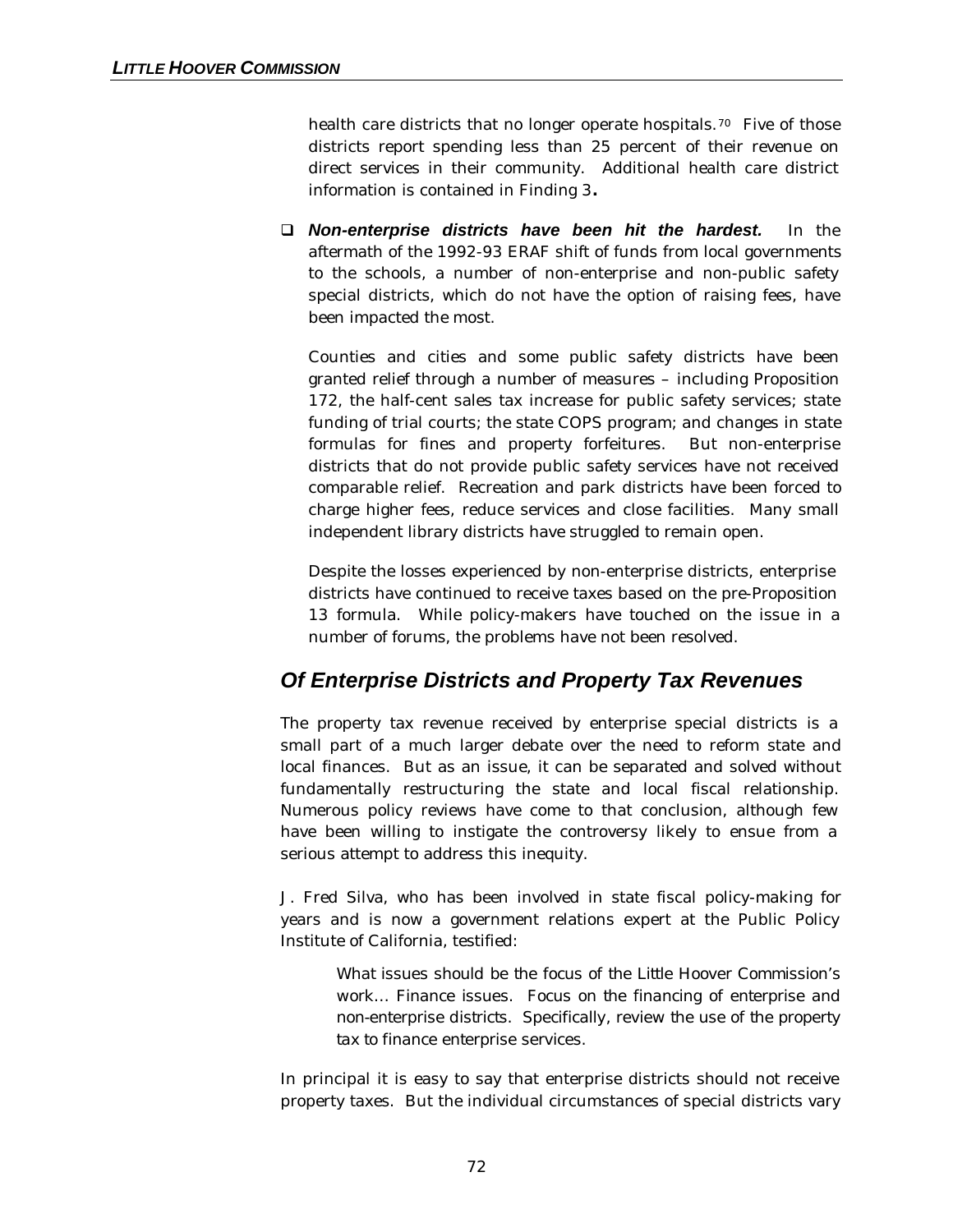health care districts that no longer operate hospitals.[70] Five of those districts report spending less than 25 percent of their revenue on direct services in their community. Additional health care district information is contained in Finding 3**.**

- ***Non-enterprise districts have been hit the hardest.*** In the aftermath of the 1992-93 ERAF shift of funds from local governments to the schools, a number of non-enterprise and non-public safety special districts, which do not have the option of raising fees, have been impacted the most.

  Counties and cities and some public safety districts have been granted relief through a number of measures – including Proposition 172, the half-cent sales tax increase for public safety services; state funding of trial courts; the state COPS program; and changes in state formulas for fines and property forfeitures. But non-enterprise districts that do not provide public safety services have not received comparable relief. Recreation and park districts have been forced to charge higher fees, reduce services and close facilities. Many small independent library districts have struggled to remain open.

  Despite the losses experienced by non-enterprise districts, enterprise districts have continued to receive taxes based on the pre-Proposition 13 formula. While policy-makers have touched on the issue in a number of forums, the problems have not been resolved.

## *Of Enterprise Districts and Property Tax Revenues*

The property tax revenue received by enterprise special districts is a small part of a much larger debate over the need to reform state and local finances. But as an issue, it can be separated and solved without fundamentally restructuring the state and local fiscal relationship. Numerous policy reviews have come to that conclusion, although few have been willing to instigate the controversy likely to ensue from a serious attempt to address this inequity.

J. Fred Silva, who has been involved in state fiscal policy-making for years and is now a government relations expert at the Public Policy Institute of California, testified:

> What issues should be the focus of the Little Hoover Commission's work… Finance issues. Focus on the financing of enterprise and non-enterprise districts. Specifically, review the use of the property tax to finance enterprise services.

In principal it is easy to say that enterprise districts should not receive property taxes. But the individual circumstances of special districts vary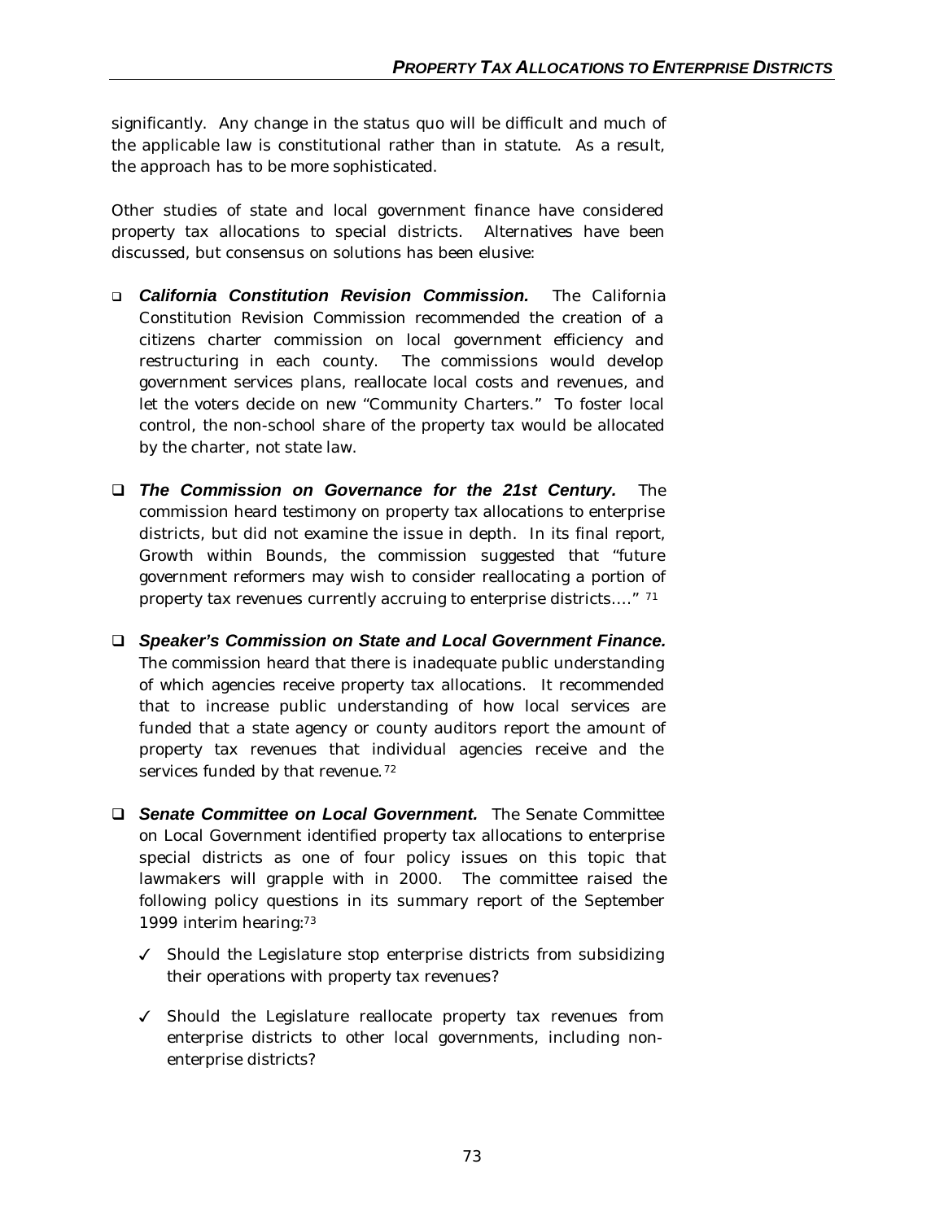significantly. Any change in the status quo will be difficult and much of the applicable law is constitutional rather than in statute. As a result, the approach has to be more sophisticated.

Other studies of state and local government finance have considered property tax allocations to special districts. Alternatives have been discussed, but consensus on solutions has been elusive:

- ***California Constitution Revision Commission.*** The California Constitution Revision Commission recommended the creation of a citizens charter commission on local government efficiency and restructuring in each county. The commissions would develop government services plans, reallocate local costs and revenues, and let the voters decide on new "Community Charters." To foster local control, the non-school share of the property tax would be allocated by the charter, not state law.

- ***The Commission on Governance for the 21st Century.*** The commission heard testimony on property tax allocations to enterprise districts, but did not examine the issue in depth. In its final report, Growth within Bounds, the commission suggested that "future government reformers may wish to consider reallocating a portion of property tax revenues currently accruing to enterprise districts…." [71]

- ***Speaker's Commission on State and Local Government Finance.*** The commission heard that there is inadequate public understanding of which agencies receive property tax allocations. It recommended that to increase public understanding of how local services are funded that a state agency or county auditors report the amount of property tax revenues that individual agencies receive and the services funded by that revenue. [72]

- ***Senate Committee on Local Government.*** The Senate Committee on Local Government identified property tax allocations to enterprise special districts as one of four policy issues on this topic that lawmakers will grapple with in 2000. The committee raised the following policy questions in its summary report of the September 1999 interim hearing:[73]

  - ✓ Should the Legislature stop enterprise districts from subsidizing their operations with property tax revenues?

  - ✓ Should the Legislature reallocate property tax revenues from enterprise districts to other local governments, including non-enterprise districts?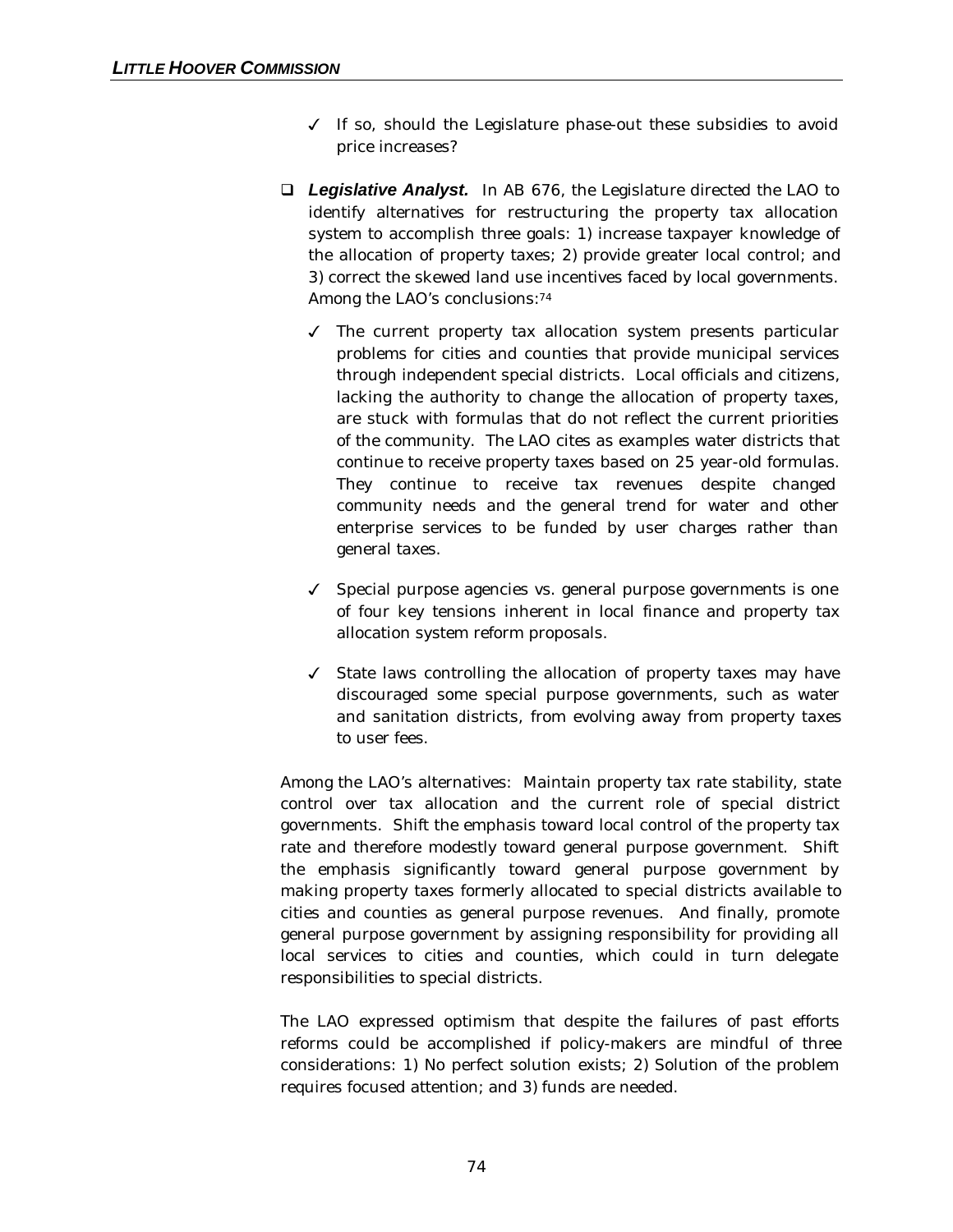- ✓ If so, should the Legislature phase-out these subsidies to avoid price increases?

- ❑ ***Legislative Analyst.*** In AB 676, the Legislature directed the LAO to identify alternatives for restructuring the property tax allocation system to accomplish three goals: 1) increase taxpayer knowledge of the allocation of property taxes; 2) provide greater local control; and 3) correct the skewed land use incentives faced by local governments. Among the LAO's conclusions:[74]

  - ✓ The current property tax allocation system presents particular problems for cities and counties that provide municipal services through independent special districts. Local officials and citizens, lacking the authority to change the allocation of property taxes, are stuck with formulas that do not reflect the current priorities of the community. The LAO cites as examples water districts that continue to receive property taxes based on 25 year-old formulas. They continue to receive tax revenues despite changed community needs and the general trend for water and other enterprise services to be funded by user charges rather than general taxes.

  - ✓ Special purpose agencies vs. general purpose governments is one of four key tensions inherent in local finance and property tax allocation system reform proposals.

  - ✓ State laws controlling the allocation of property taxes may have discouraged some special purpose governments, such as water and sanitation districts, from evolving away from property taxes to user fees.

Among the LAO's alternatives: Maintain property tax rate stability, state control over tax allocation and the current role of special district governments. Shift the emphasis toward local control of the property tax rate and therefore modestly toward general purpose government. Shift the emphasis significantly toward general purpose government by making property taxes formerly allocated to special districts available to cities and counties as general purpose revenues. And finally, promote general purpose government by assigning responsibility for providing all local services to cities and counties, which could in turn delegate responsibilities to special districts.

The LAO expressed optimism that despite the failures of past efforts reforms could be accomplished if policy-makers are mindful of three considerations: 1) No perfect solution exists; 2) Solution of the problem requires focused attention; and 3) funds are needed.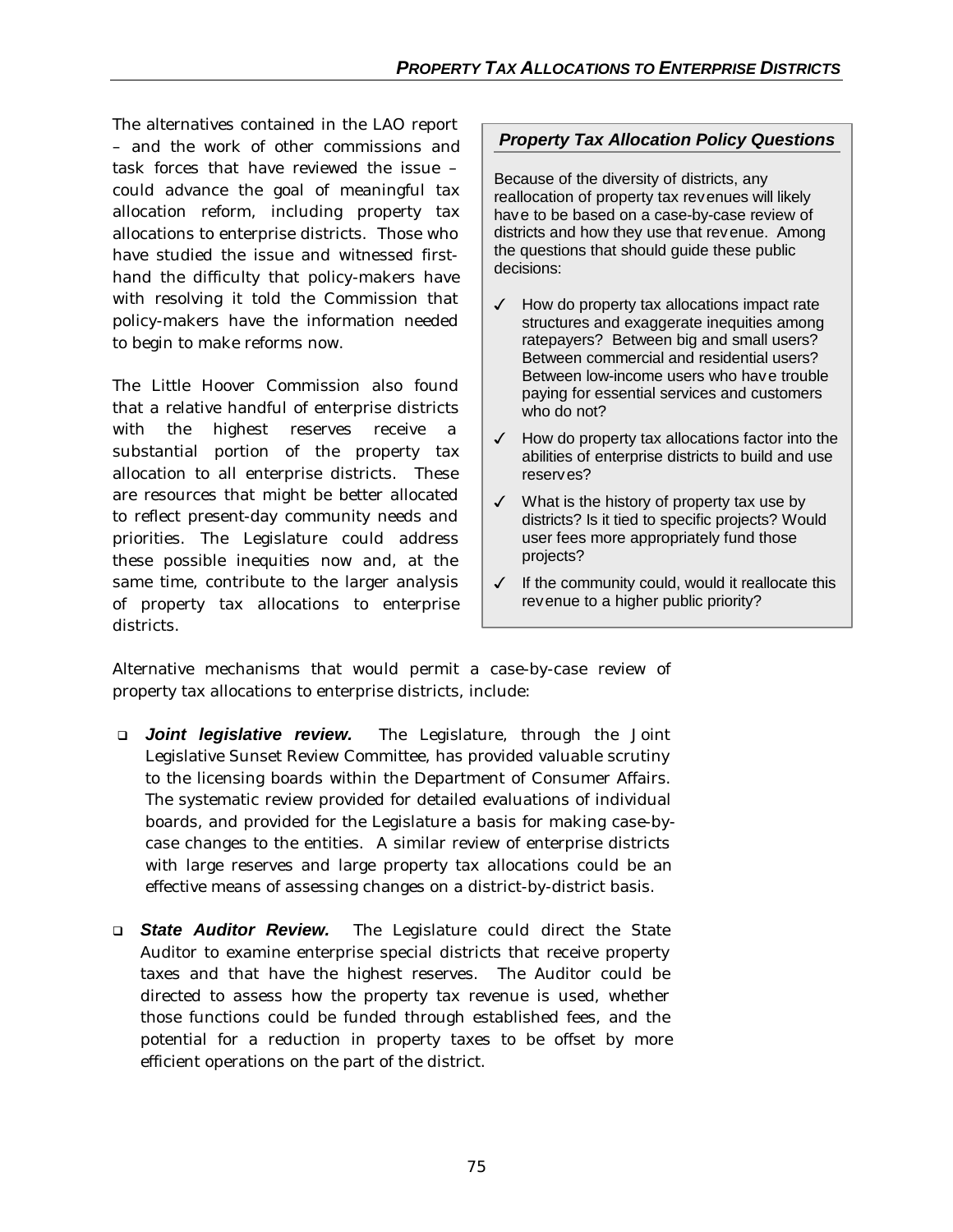The alternatives contained in the LAO report – and the work of other commissions and task forces that have reviewed the issue – could advance the goal of meaningful tax allocation reform, including property tax allocations to enterprise districts. Those who have studied the issue and witnessed first-hand the difficulty that policy-makers have with resolving it told the Commission that policy-makers have the information needed to begin to make reforms now.

The Little Hoover Commission also found that a relative handful of enterprise districts with the highest reserves receive a substantial portion of the property tax allocation to all enterprise districts. These are resources that might be better allocated to reflect present-day community needs and priorities. The Legislature could address these possible inequities now and, at the same time, contribute to the larger analysis of property tax allocations to enterprise districts.

### *Property Tax Allocation Policy Questions*

Because of the diversity of districts, any reallocation of property tax revenues will likely have to be based on a case-by-case review of districts and how they use that revenue. Among the questions that should guide these public decisions:

- ✓ How do property tax allocations impact rate structures and exaggerate inequities among ratepayers? Between big and small users? Between commercial and residential users? Between low-income users who have trouble paying for essential services and customers who do not?
- ✓ How do property tax allocations factor into the abilities of enterprise districts to build and use reserves?
- ✓ What is the history of property tax use by districts? Is it tied to specific projects? Would user fees more appropriately fund those projects?
- ✓ If the community could, would it reallocate this revenue to a higher public priority?

Alternative mechanisms that would permit a case-by-case review of property tax allocations to enterprise districts, include:

- ***Joint legislative review.*** The Legislature, through the Joint Legislative Sunset Review Committee, has provided valuable scrutiny to the licensing boards within the Department of Consumer Affairs. The systematic review provided for detailed evaluations of individual boards, and provided for the Legislature a basis for making case-by-case changes to the entities. A similar review of enterprise districts with large reserves and large property tax allocations could be an effective means of assessing changes on a district-by-district basis.

- ***State Auditor Review.*** The Legislature could direct the State Auditor to examine enterprise special districts that receive property taxes and that have the highest reserves. The Auditor could be directed to assess how the property tax revenue is used, whether those functions could be funded through established fees, and the potential for a reduction in property taxes to be offset by more efficient operations on the part of the district.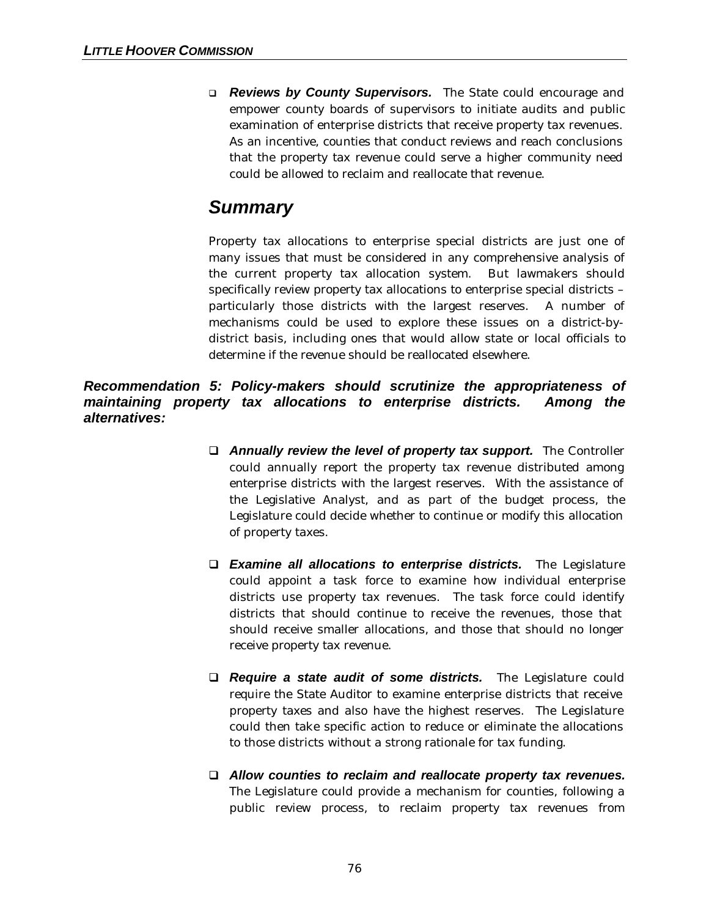- ***Reviews by County Supervisors.*** The State could encourage and empower county boards of supervisors to initiate audits and public examination of enterprise districts that receive property tax revenues. As an incentive, counties that conduct reviews and reach conclusions that the property tax revenue could serve a higher community need could be allowed to reclaim and reallocate that revenue.

## *Summary*

Property tax allocations to enterprise special districts are just one of many issues that must be considered in any comprehensive analysis of the current property tax allocation system. But lawmakers should specifically review property tax allocations to enterprise special districts – particularly those districts with the largest reserves. A number of mechanisms could be used to explore these issues on a district-by-district basis, including ones that would allow state or local officials to determine if the revenue should be reallocated elsewhere.

***Recommendation 5: Policy-makers should scrutinize the appropriateness of maintaining property tax allocations to enterprise districts. Among the alternatives:***

- ***Annually review the level of property tax support.*** The Controller could annually report the property tax revenue distributed among enterprise districts with the largest reserves. With the assistance of the Legislative Analyst, and as part of the budget process, the Legislature could decide whether to continue or modify this allocation of property taxes.

- ***Examine all allocations to enterprise districts.*** The Legislature could appoint a task force to examine how individual enterprise districts use property tax revenues. The task force could identify districts that should continue to receive the revenues, those that should receive smaller allocations, and those that should no longer receive property tax revenue.

- ***Require a state audit of some districts.*** The Legislature could require the State Auditor to examine enterprise districts that receive property taxes and also have the highest reserves. The Legislature could then take specific action to reduce or eliminate the allocations to those districts without a strong rationale for tax funding.

- ***Allow counties to reclaim and reallocate property tax revenues.*** The Legislature could provide a mechanism for counties, following a public review process, to reclaim property tax revenues from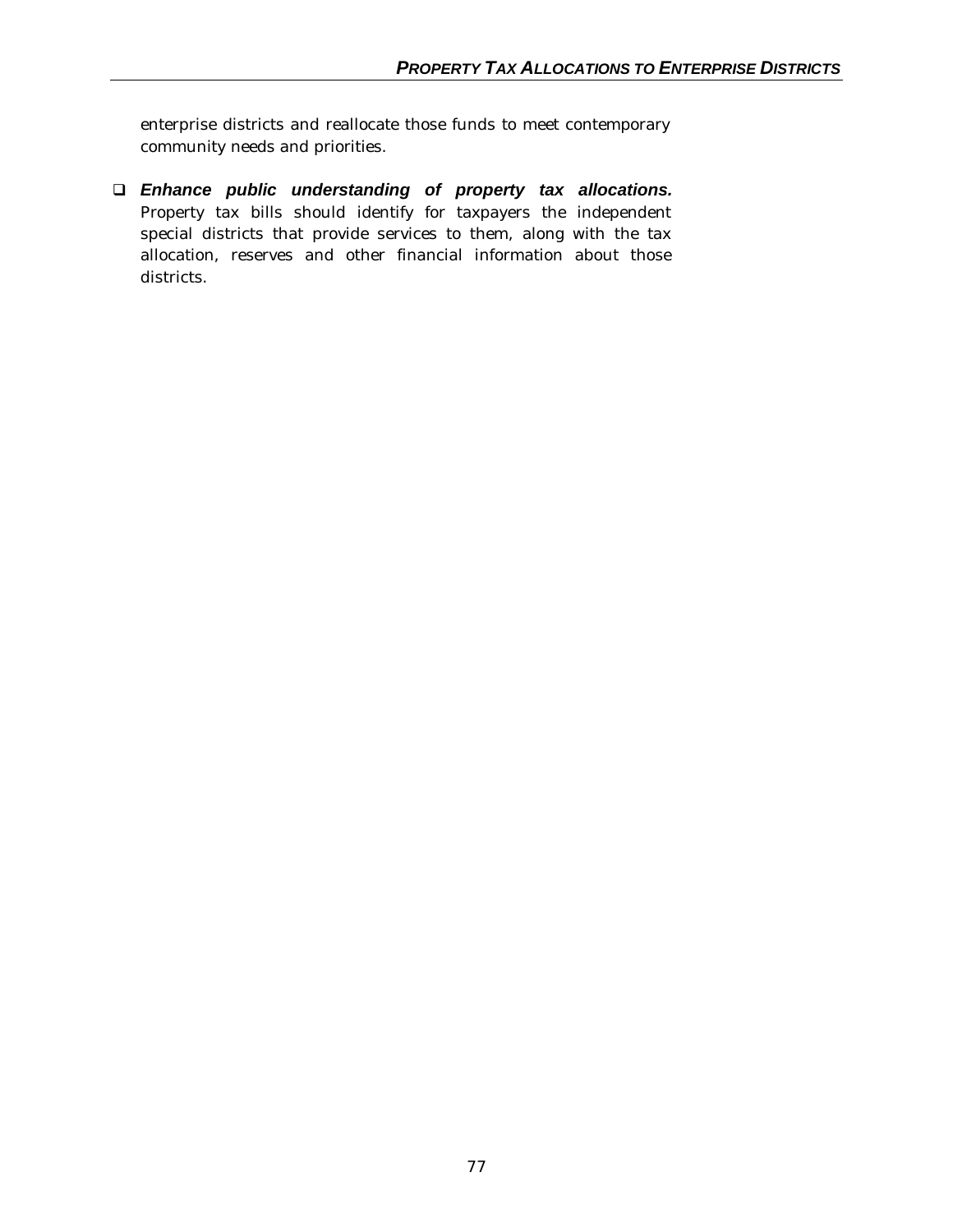enterprise districts and reallocate those funds to meet contemporary community needs and priorities.

- ***Enhance public understanding of property tax allocations.*** Property tax bills should identify for taxpayers the independent special districts that provide services to them, along with the tax allocation, reserves and other financial information about those districts.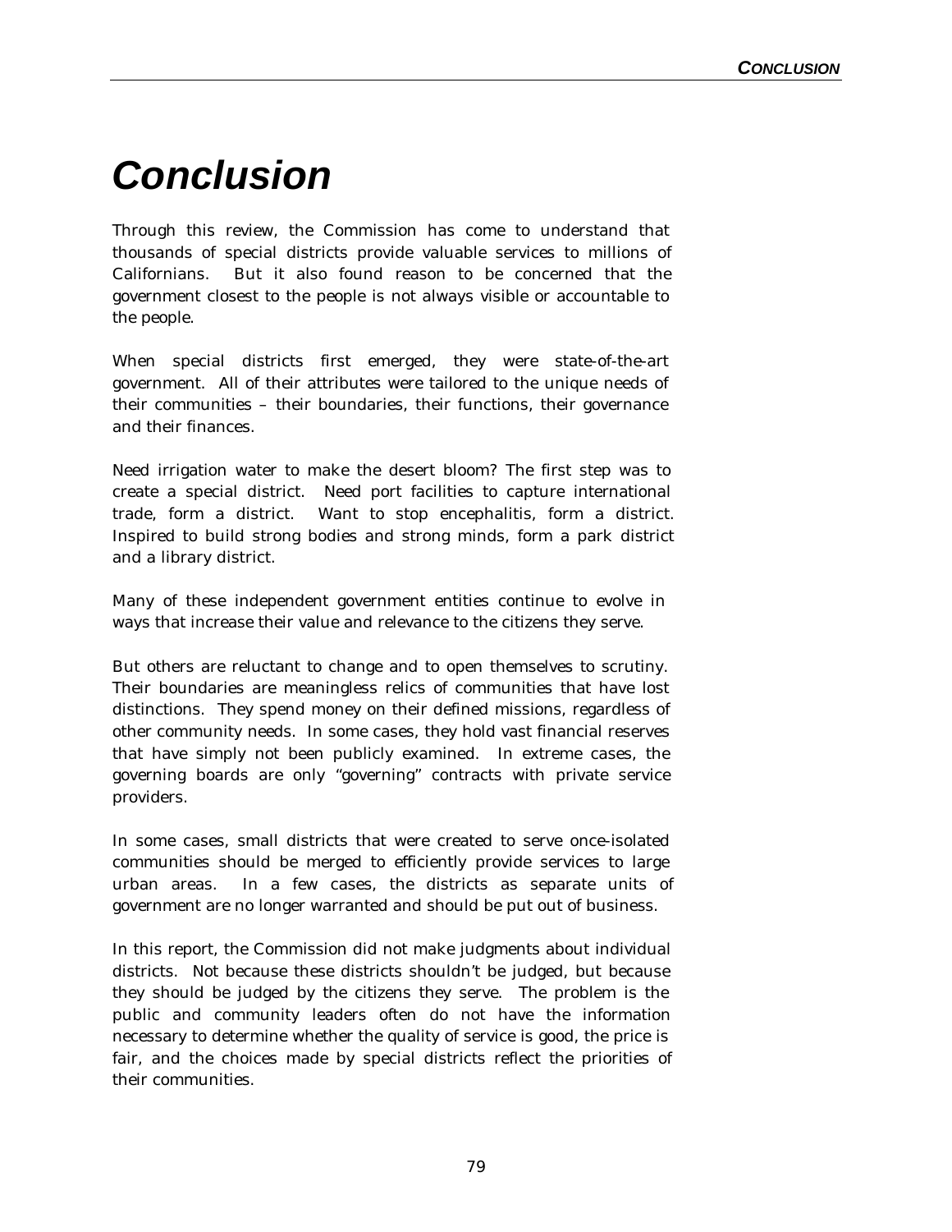# Conclusion

Through this review, the Commission has come to understand that thousands of special districts provide valuable services to millions of Californians. But it also found reason to be concerned that the government closest to the people is not always visible or accountable to the people.

When special districts first emerged, they were state-of-the-art government. All of their attributes were tailored to the unique needs of their communities – their boundaries, their functions, their governance and their finances.

Need irrigation water to make the desert bloom? The first step was to create a special district. Need port facilities to capture international trade, form a district. Want to stop encephalitis, form a district. Inspired to build strong bodies and strong minds, form a park district and a library district.

Many of these independent government entities continue to evolve in ways that increase their value and relevance to the citizens they serve.

But others are reluctant to change and to open themselves to scrutiny. Their boundaries are meaningless relics of communities that have lost distinctions. They spend money on their defined missions, regardless of other community needs. In some cases, they hold vast financial reserves that have simply not been publicly examined. In extreme cases, the governing boards are only "governing" contracts with private service providers.

In some cases, small districts that were created to serve once-isolated communities should be merged to efficiently provide services to large urban areas. In a few cases, the districts as separate units of government are no longer warranted and should be put out of business.

In this report, the Commission did not make judgments about individual districts. Not because these districts shouldn't be judged, but because they should be judged by the citizens they serve. The problem is the public and community leaders often do not have the information necessary to determine whether the quality of service is good, the price is fair, and the choices made by special districts reflect the priorities of their communities.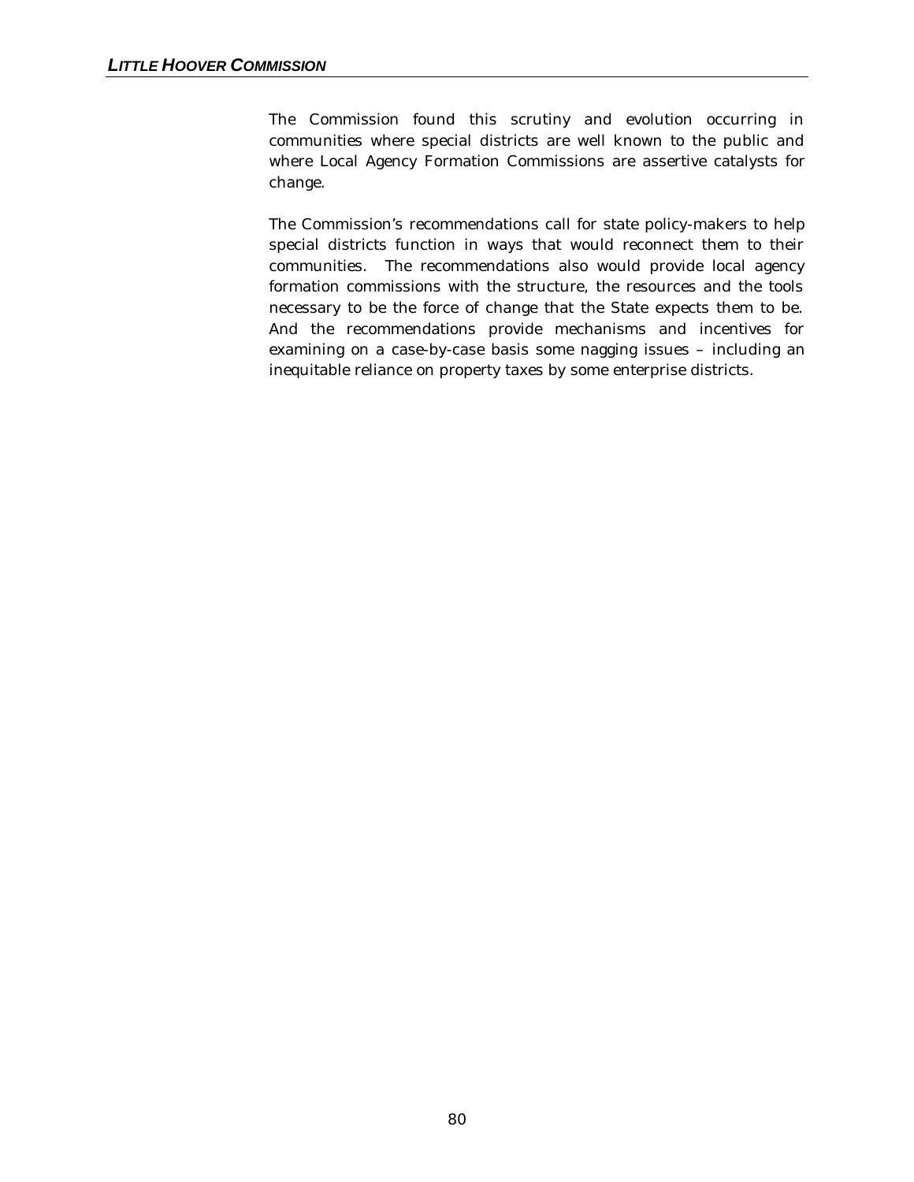The Commission found this scrutiny and evolution occurring in communities where special districts are well known to the public and where Local Agency Formation Commissions are assertive catalysts for change.

The Commission's recommendations call for state policy-makers to help special districts function in ways that would reconnect them to their communities. The recommendations also would provide local agency formation commissions with the structure, the resources and the tools necessary to be the force of change that the State expects them to be. And the recommendations provide mechanisms and incentives for examining on a case-by-case basis some nagging issues – including an inequitable reliance on property taxes by some enterprise districts.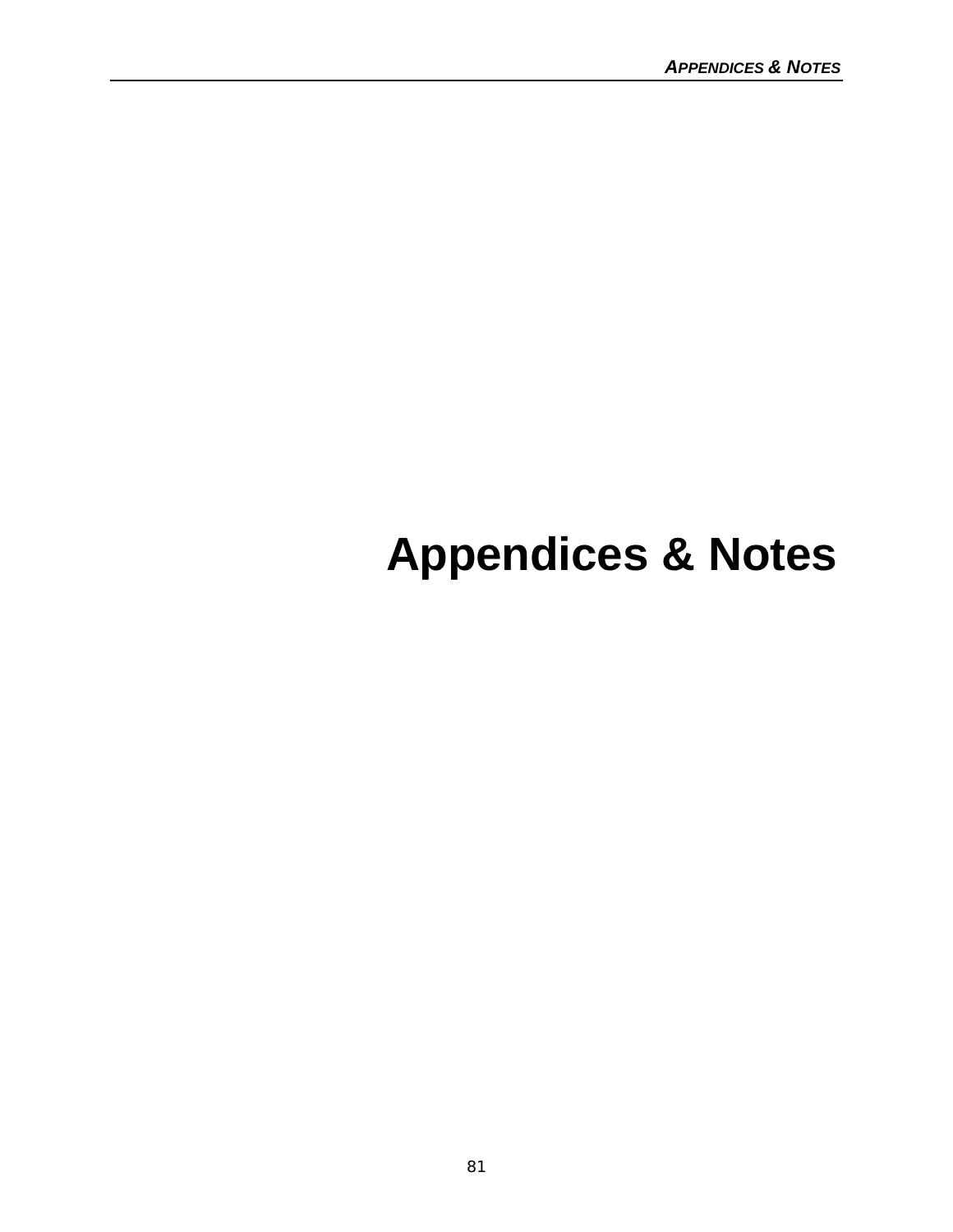# Appendices & Notes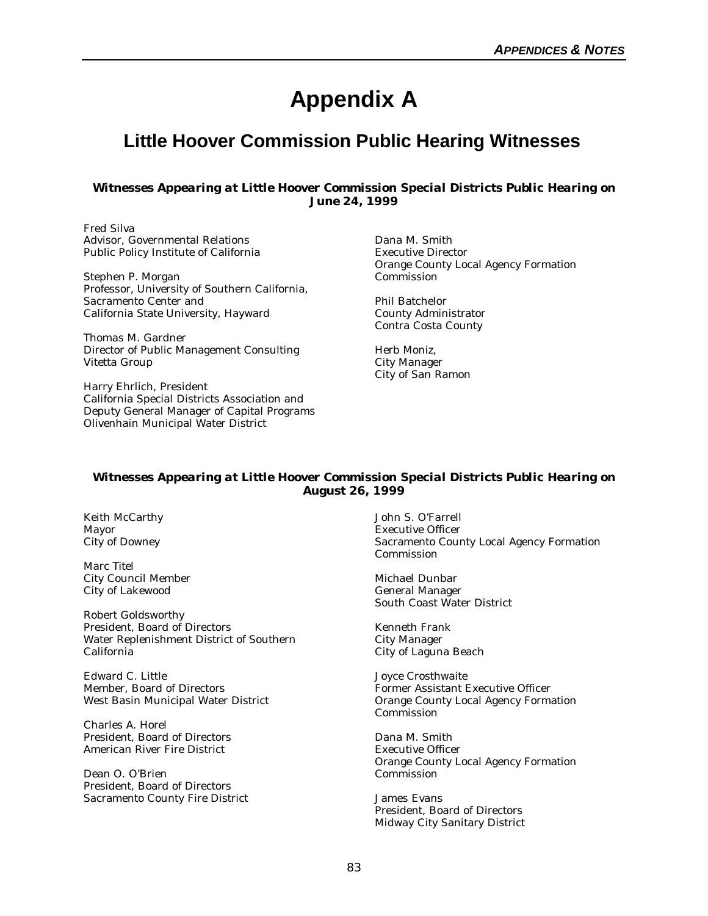# Appendix A

## Little Hoover Commission Public Hearing Witnesses

***Witnesses Appearing at Little Hoover Commission Special Districts Public Hearing on June 24, 1999***

Fred Silva
Advisor, Governmental Relations
Public Policy Institute of California

Stephen P. Morgan
Professor, University of Southern California,
Sacramento Center and
California State University, Hayward

Thomas M. Gardner
Director of Public Management Consulting
Vitetta Group

Harry Ehrlich, President
California Special Districts Association and
Deputy General Manager of Capital Programs
Olivenhain Municipal Water District

Dana M. Smith
Executive Director
Orange County Local Agency Formation Commission

Phil Batchelor
County Administrator
Contra Costa County

Herb Moniz,
City Manager
City of San Ramon

***Witnesses Appearing at Little Hoover Commission Special Districts Public Hearing on August 26, 1999***

Keith McCarthy
Mayor
City of Downey

Marc Titel
City Council Member
City of Lakewood

Robert Goldsworthy
President, Board of Directors
Water Replenishment District of Southern California

Edward C. Little
Member, Board of Directors
West Basin Municipal Water District

Charles A. Horel
President, Board of Directors
American River Fire District

Dean O. O'Brien
President, Board of Directors
Sacramento County Fire District

John S. O'Farrell
Executive Officer
Sacramento County Local Agency Formation Commission

Michael Dunbar
General Manager
South Coast Water District

Kenneth Frank
City Manager
City of Laguna Beach

Joyce Crosthwaite
Former Assistant Executive Officer
Orange County Local Agency Formation Commission

Dana M. Smith
Executive Officer
Orange County Local Agency Formation Commission

James Evans
President, Board of Directors
Midway City Sanitary District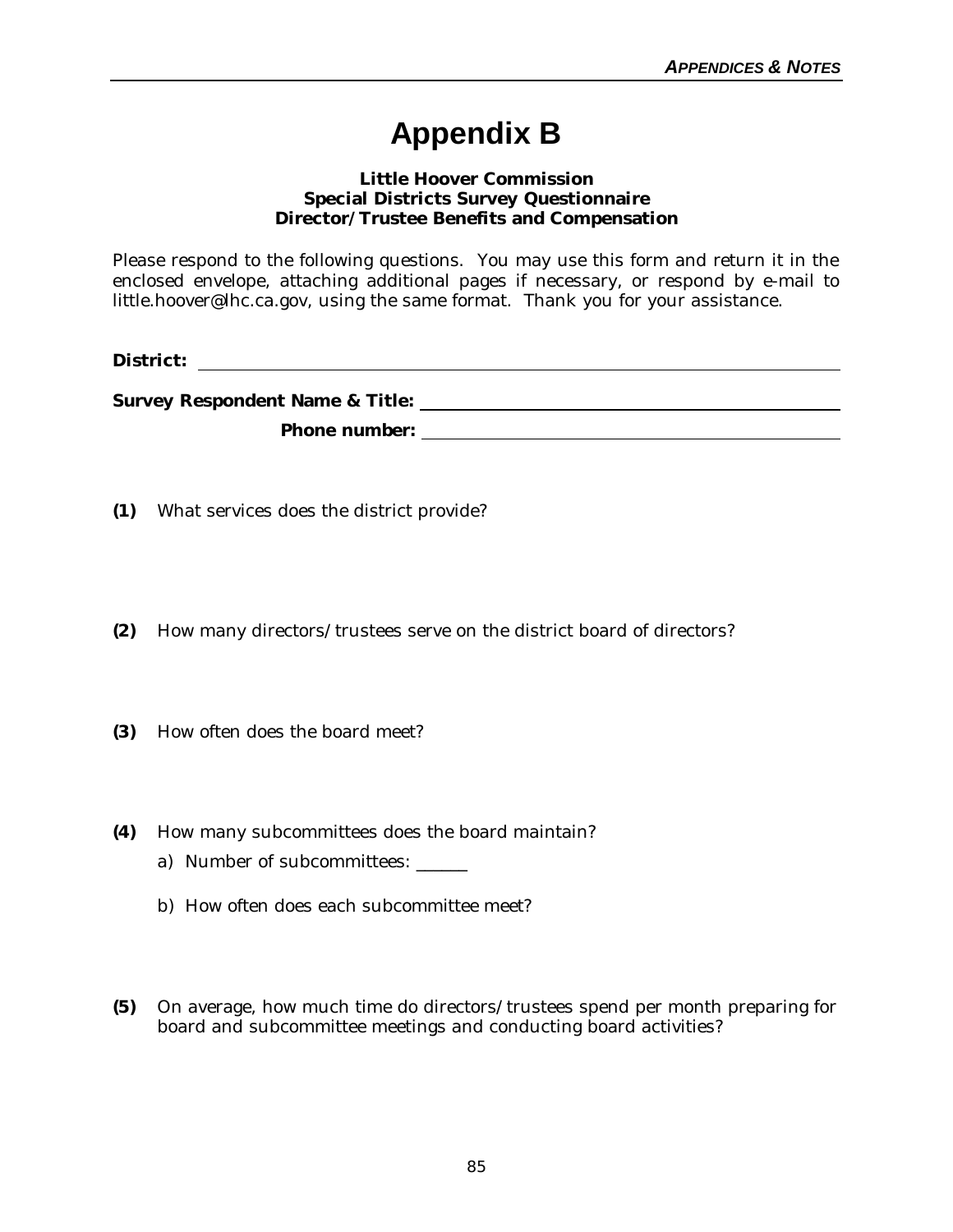# Appendix B

**Little Hoover Commission**
**Special Districts Survey Questionnaire**
**Director/Trustee Benefits and Compensation**

Please respond to the following questions. You may use this form and return it in the enclosed envelope, attaching additional pages if necessary, or respond by e-mail to little.hoover@lhc.ca.gov, using the same format. Thank you for your assistance.

**District:** ______________________________

**Survey Respondent Name & Title:** ______________________________

**Phone number:** ______________________________

**(1)** What services does the district provide?

**(2)** How many directors/trustees serve on the district board of directors?

**(3)** How often does the board meet?

**(4)** How many subcommittees does the board maintain?

a) Number of subcommittees: ______

b) How often does each subcommittee meet?

**(5)** On average, how much time do directors/trustees spend per month preparing for board and subcommittee meetings and conducting board activities?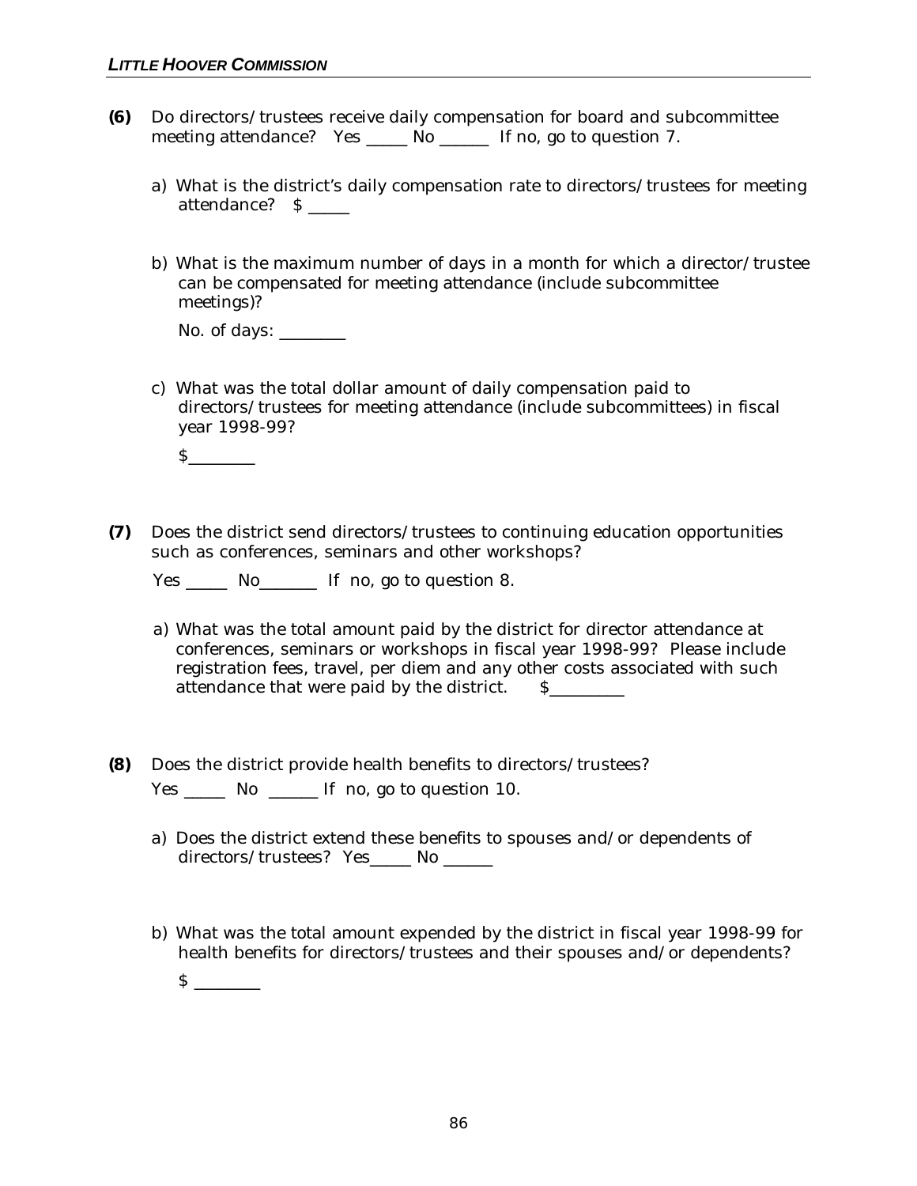**(6)** Do directors/trustees receive daily compensation for board and subcommittee meeting attendance? Yes _____ No ______ If no, go to question 7.

a) What is the district's daily compensation rate to directors/trustees for meeting attendance? $ _____

b) What is the maximum number of days in a month for which a director/trustee can be compensated for meeting attendance (include subcommittee meetings)?

No. of days: ________

c) What was the total dollar amount of daily compensation paid to directors/trustees for meeting attendance (include subcommittees) in fiscal year 1998-99?

$________

**(7)** Does the district send directors/trustees to continuing education opportunities such as conferences, seminars and other workshops?

Yes _____ No_______ If no, go to question 8.

a) What was the total amount paid by the district for director attendance at conferences, seminars or workshops in fiscal year 1998-99? Please include registration fees, travel, per diem and any other costs associated with such attendance that were paid by the district. $_________

**(8)** Does the district provide health benefits to directors/trustees?

Yes _____ No ______ If no, go to question 10.

a) Does the district extend these benefits to spouses and/or dependents of directors/trustees? Yes_____ No ______

b) What was the total amount expended by the district in fiscal year 1998-99 for health benefits for directors/trustees and their spouses and/or dependents?

$ ________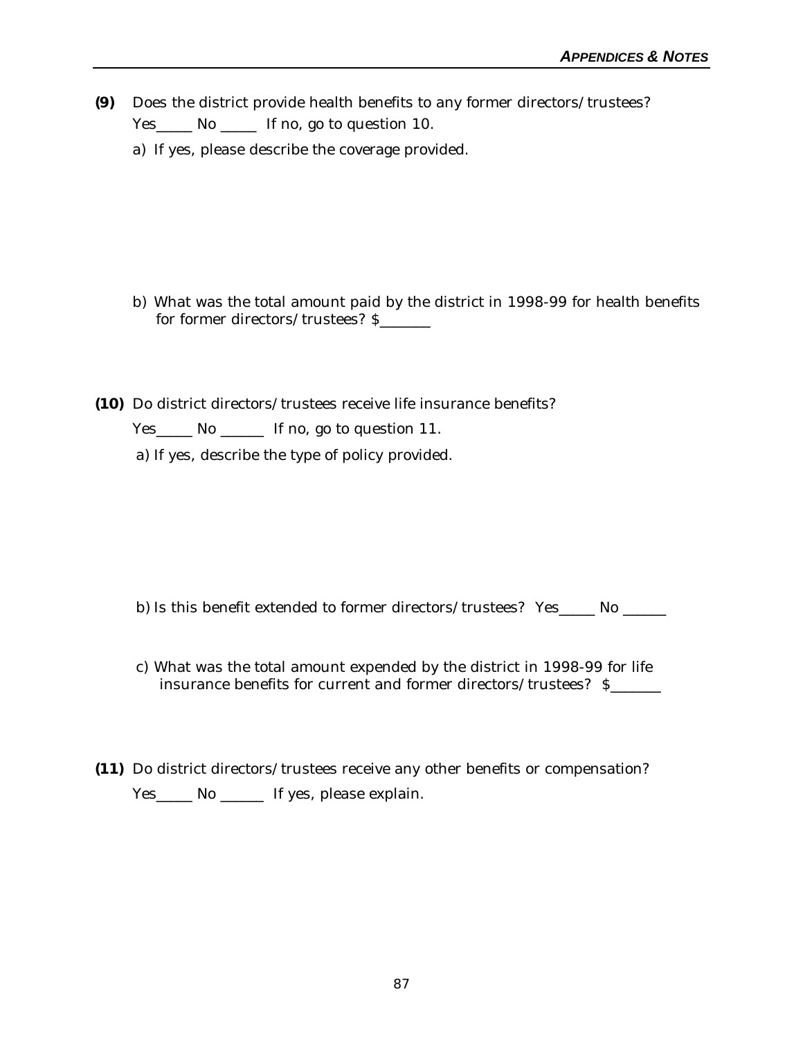**(9)** Does the district provide health benefits to any former directors/trustees?

Yes_____ No _____ If no, go to question 10.

a) If yes, please describe the coverage provided.

b) What was the total amount paid by the district in 1998-99 for health benefits for former directors/trustees? $_______

**(10)** Do district directors/trustees receive life insurance benefits?

Yes_____ No ______ If no, go to question 11.

a) If yes, describe the type of policy provided.

b) Is this benefit extended to former directors/trustees? Yes_____ No ______

c) What was the total amount expended by the district in 1998-99 for life insurance benefits for current and former directors/trustees? $_______

**(11)** Do district directors/trustees receive any other benefits or compensation?

Yes_____ No ______ If yes, please explain.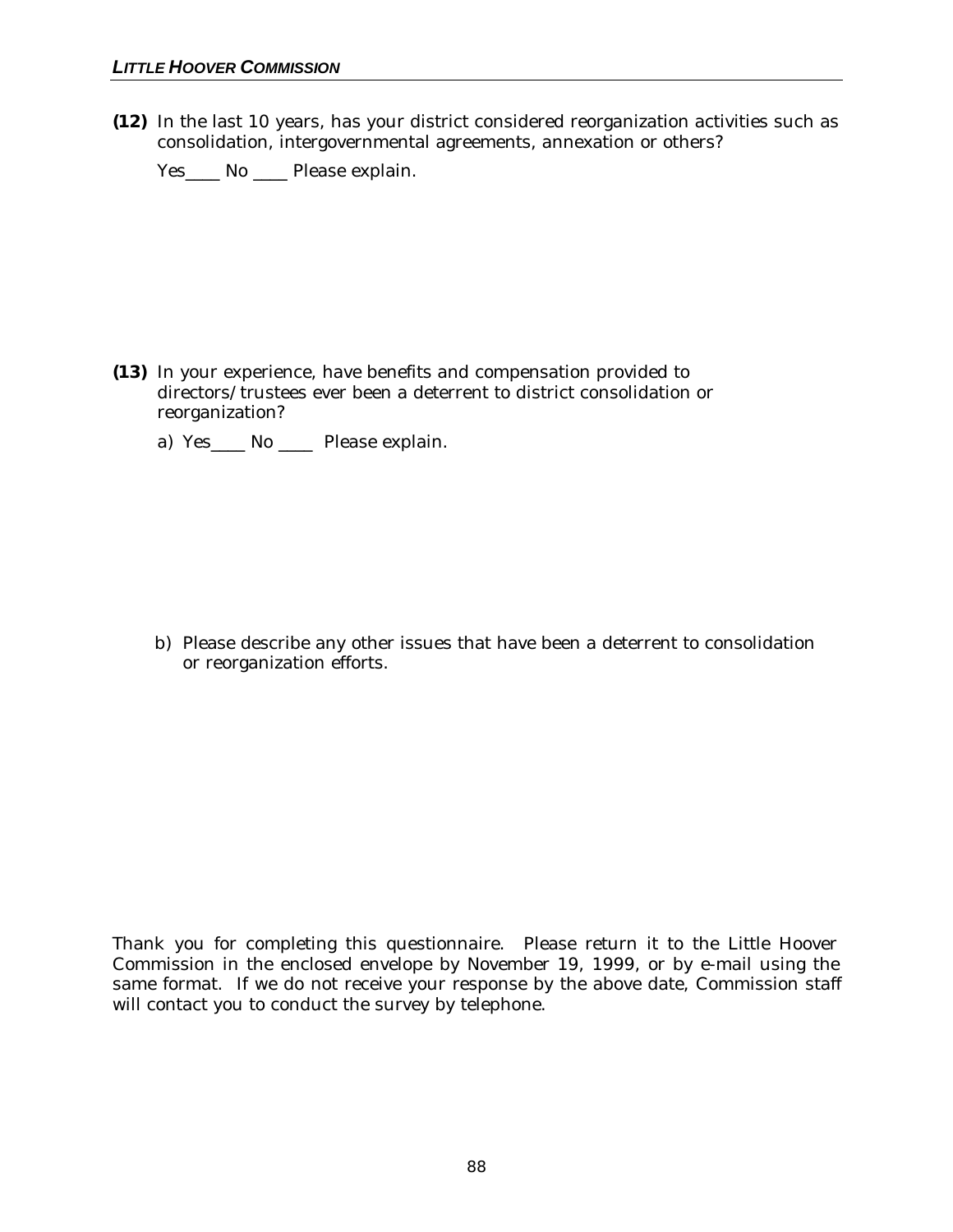**(12)** In the last 10 years, has your district considered reorganization activities such as consolidation, intergovernmental agreements, annexation or others?

Yes____ No ____ Please explain.

**(13)** In your experience, have benefits and compensation provided to directors/trustees ever been a deterrent to district consolidation or reorganization?

a) Yes____ No ____ Please explain.

b) Please describe any other issues that have been a deterrent to consolidation or reorganization efforts.

Thank you for completing this questionnaire. Please return it to the Little Hoover Commission in the enclosed envelope by November 19, 1999, or by e-mail using the same format. If we do not receive your response by the above date, Commission staff will contact you to conduct the survey by telephone.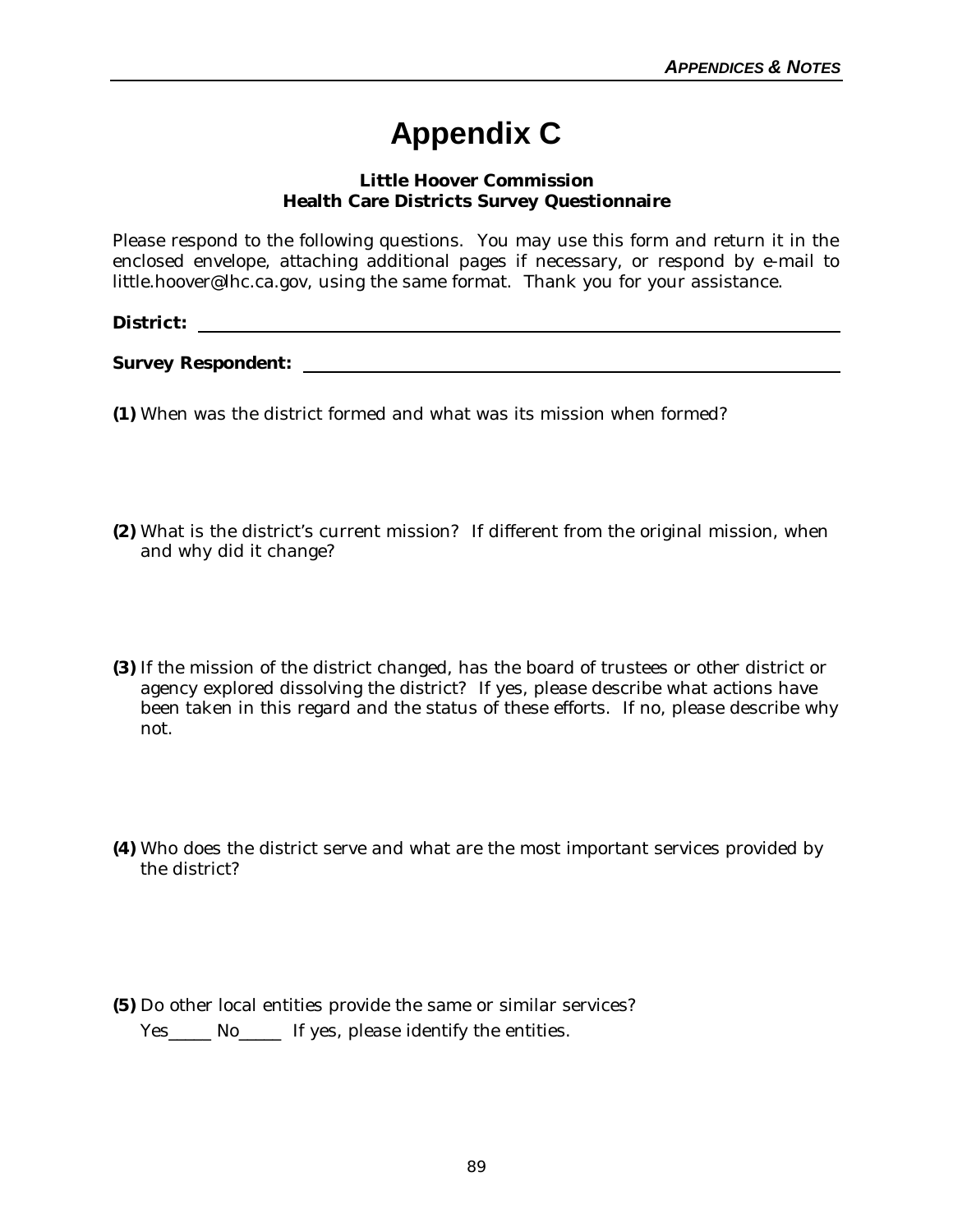# Appendix C

**Little Hoover Commission**
**Health Care Districts Survey Questionnaire**

Please respond to the following questions. You may use this form and return it in the enclosed envelope, attaching additional pages if necessary, or respond by e-mail to little.hoover@lhc.ca.gov, using the same format. Thank you for your assistance.

**District:** ______________________________________________

**Survey Respondent:** ______________________________________________

**(1)** When was the district formed and what was its mission when formed?

**(2)** What is the district's current mission? If different from the original mission, when and why did it change?

**(3)** If the mission of the district changed, has the board of trustees or other district or agency explored dissolving the district? If yes, please describe what actions have been taken in this regard and the status of these efforts. If no, please describe why not.

**(4)** Who does the district serve and what are the most important services provided by the district?

**(5)** Do other local entities provide the same or similar services?

Yes_____ No_____ If yes, please identify the entities.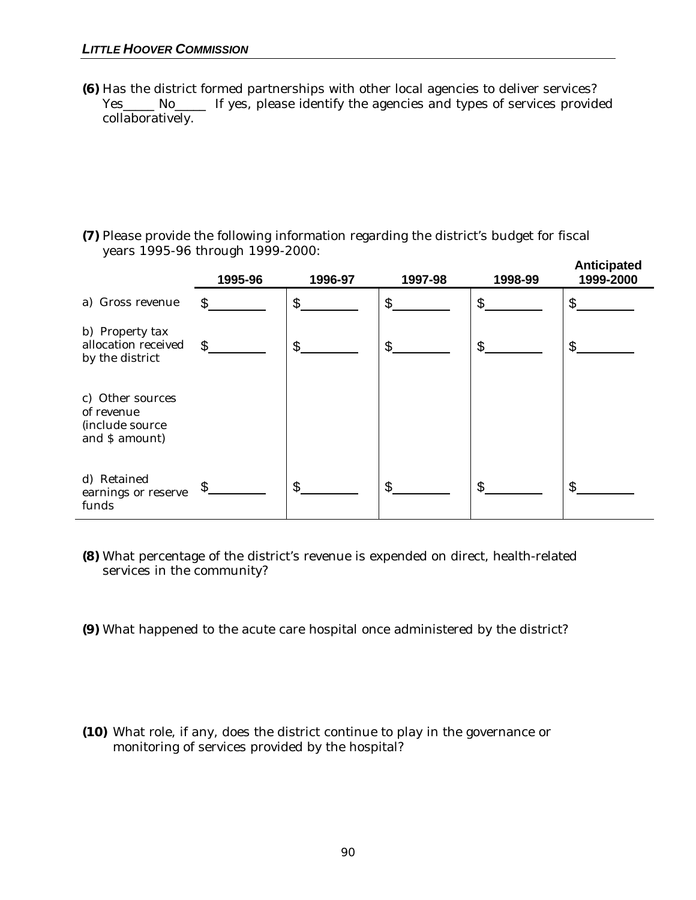**(6)** Has the district formed partnerships with other local agencies to deliver services? Yes_____ No_____ If yes, please identify the agencies and types of services provided collaboratively.

**(7)** Please provide the following information regarding the district's budget for fiscal years 1995-96 through 1999-2000:

| | 1995-96 | 1996-97 | 1997-98 | 1998-99 | Anticipated 1999-2000 |
|---|---|---|---|---|---|
| a) Gross revenue | $_______ | $_______ | $_______ | $_______ | $_______ |
| b) Property tax allocation received by the district | $_______ | $_______ | $_______ | $_______ | $_______ |
| c) Other sources of revenue (include source and $ amount) | | | | | |
| d) Retained earnings or reserve funds | $_______ | $_______ | $_______ | $_______ | $_______ |

**(8)** What percentage of the district's revenue is expended on direct, health-related services in the community?

**(9)** What happened to the acute care hospital once administered by the district?

**(10)** What role, if any, does the district continue to play in the governance or monitoring of services provided by the hospital?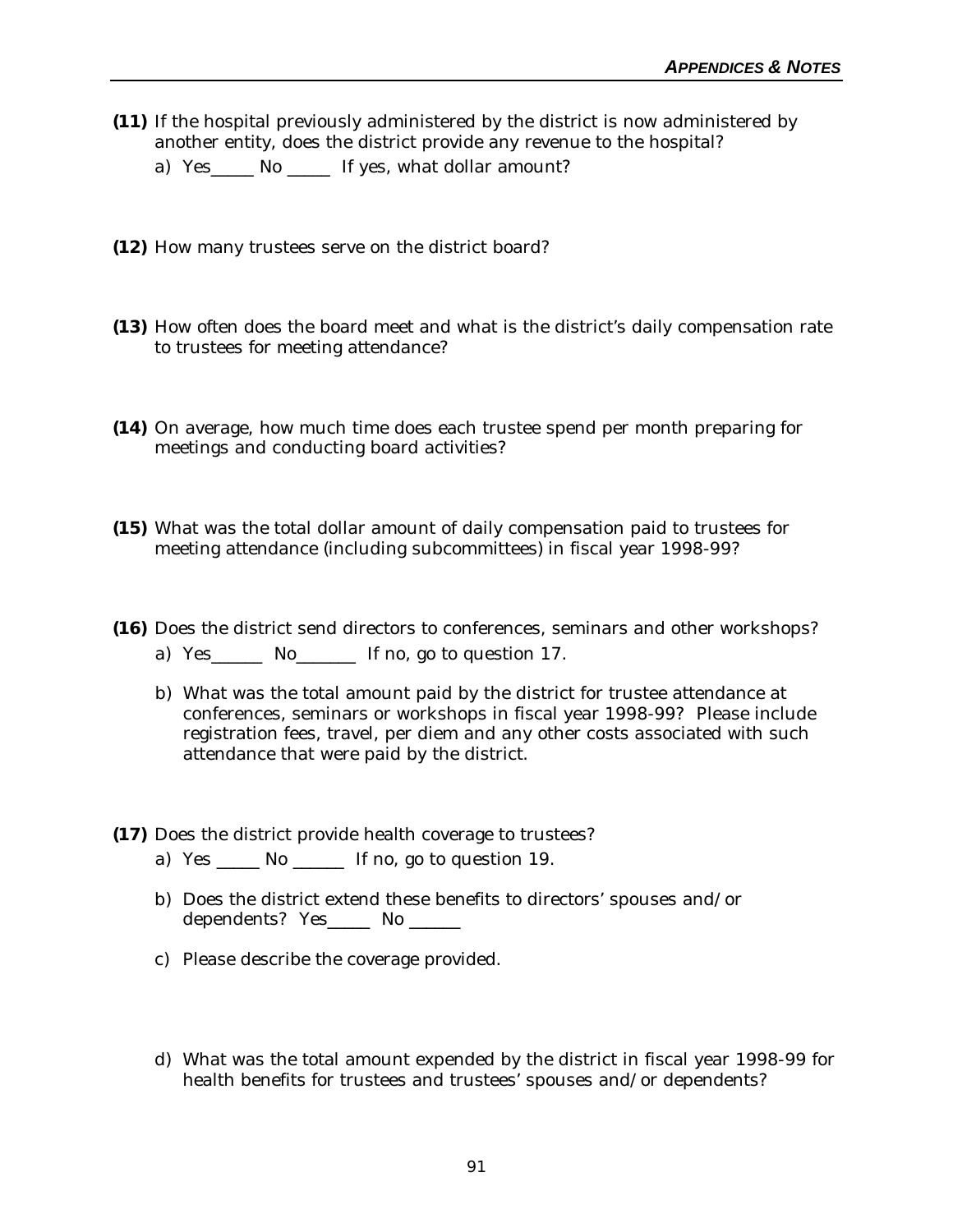**(11)** If the hospital previously administered by the district is now administered by another entity, does the district provide any revenue to the hospital?

a) Yes_____ No _____ If yes, what dollar amount?

**(12)** How many trustees serve on the district board?

**(13)** How often does the board meet and what is the district's daily compensation rate to trustees for meeting attendance?

**(14)** On average, how much time does each trustee spend per month preparing for meetings and conducting board activities?

**(15)** What was the total dollar amount of daily compensation paid to trustees for meeting attendance (including subcommittees) in fiscal year 1998-99?

**(16)** Does the district send directors to conferences, seminars and other workshops?

a) Yes______ No_______ If no, go to question 17.

b) What was the total amount paid by the district for trustee attendance at conferences, seminars or workshops in fiscal year 1998-99? Please include registration fees, travel, per diem and any other costs associated with such attendance that were paid by the district.

**(17)** Does the district provide health coverage to trustees?

a) Yes _____ No ______ If no, go to question 19.

b) Does the district extend these benefits to directors' spouses and/or dependents? Yes_____ No ______

c) Please describe the coverage provided.

d) What was the total amount expended by the district in fiscal year 1998-99 for health benefits for trustees and trustees' spouses and/or dependents?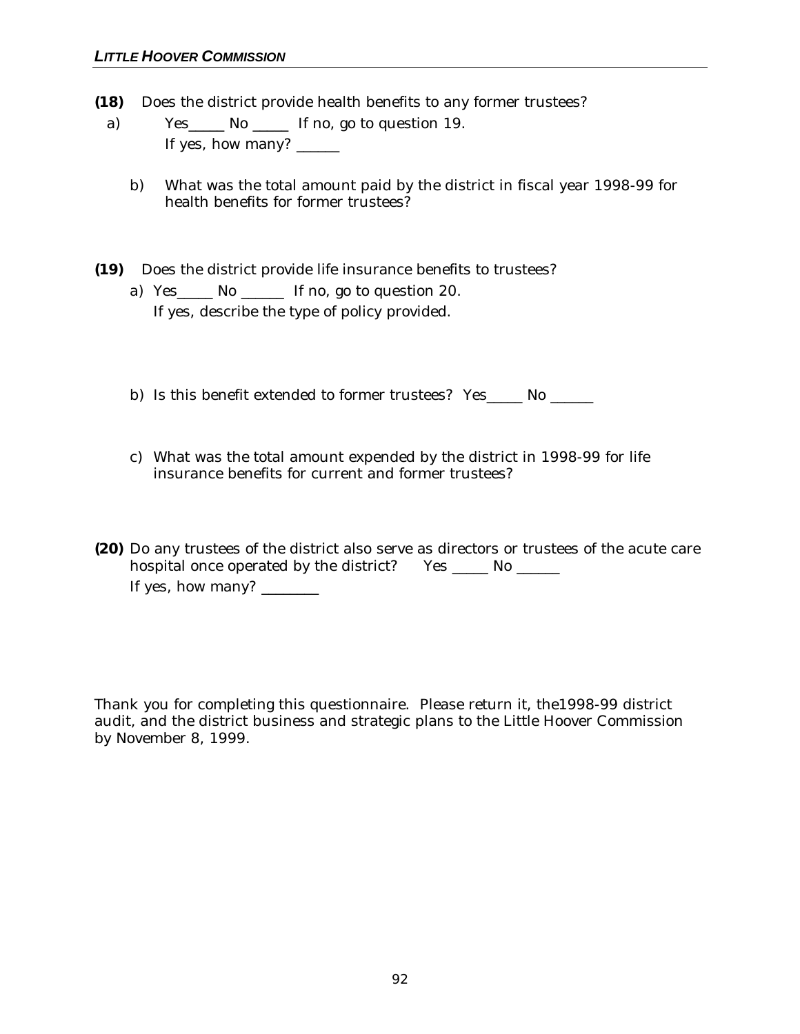**(18)** Does the district provide health benefits to any former trustees?

a) Yes_____ No _____ If no, go to question 19.
   If yes, how many? ______

b) What was the total amount paid by the district in fiscal year 1998-99 for health benefits for former trustees?

**(19)** Does the district provide life insurance benefits to trustees?

a) Yes_____ No ______ If no, go to question 20.
   If yes, describe the type of policy provided.

b) Is this benefit extended to former trustees? Yes_____ No ______

c) What was the total amount expended by the district in 1998-99 for life insurance benefits for current and former trustees?

**(20)** Do any trustees of the district also serve as directors or trustees of the acute care hospital once operated by the district? Yes _____ No ______
If yes, how many? ________

Thank you for completing this questionnaire. Please return it, the1998-99 district audit, and the district business and strategic plans to the Little Hoover Commission by November 8, 1999.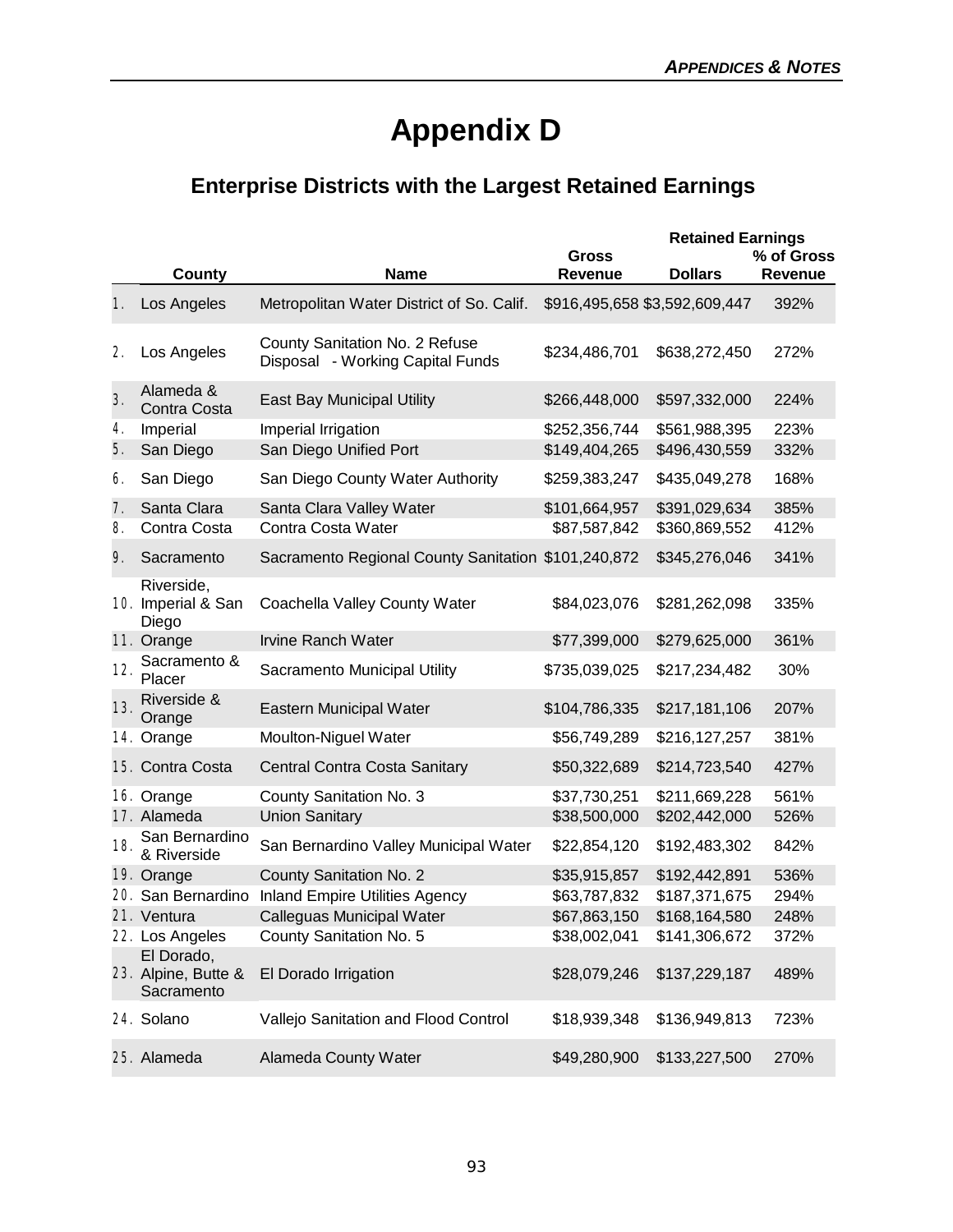# Appendix D

## Enterprise Districts with the Largest Retained Earnings

| | County | Name | Gross Revenue | Retained Earnings Dollars | Retained Earnings % of Gross Revenue |
|---|---|---|---|---|---|
| 1. | Los Angeles | Metropolitan Water District of So. Calif. | $916,495,658 | $3,592,609,447 | 392% |
| 2. | Los Angeles | County Sanitation No. 2 Refuse Disposal - Working Capital Funds | $234,486,701 | $638,272,450 | 272% |
| 3. | Alameda & Contra Costa | East Bay Municipal Utility | $266,448,000 | $597,332,000 | 224% |
| 4. | Imperial | Imperial Irrigation | $252,356,744 | $561,988,395 | 223% |
| 5. | San Diego | San Diego Unified Port | $149,404,265 | $496,430,559 | 332% |
| 6. | San Diego | San Diego County Water Authority | $259,383,247 | $435,049,278 | 168% |
| 7. | Santa Clara | Santa Clara Valley Water | $101,664,957 | $391,029,634 | 385% |
| 8. | Contra Costa | Contra Costa Water | $87,587,842 | $360,869,552 | 412% |
| 9. | Sacramento | Sacramento Regional County Sanitation | $101,240,872 | $345,276,046 | 341% |
| 10. | Riverside, Imperial & San Diego | Coachella Valley County Water | $84,023,076 | $281,262,098 | 335% |
| 11. | Orange | Irvine Ranch Water | $77,399,000 | $279,625,000 | 361% |
| 12. | Sacramento & Placer | Sacramento Municipal Utility | $735,039,025 | $217,234,482 | 30% |
| 13. | Riverside & Orange | Eastern Municipal Water | $104,786,335 | $217,181,106 | 207% |
| 14. | Orange | Moulton-Niguel Water | $56,749,289 | $216,127,257 | 381% |
| 15. | Contra Costa | Central Contra Costa Sanitary | $50,322,689 | $214,723,540 | 427% |
| 16. | Orange | County Sanitation No. 3 | $37,730,251 | $211,669,228 | 561% |
| 17. | Alameda | Union Sanitary | $38,500,000 | $202,442,000 | 526% |
| 18. | San Bernardino & Riverside | San Bernardino Valley Municipal Water | $22,854,120 | $192,483,302 | 842% |
| 19. | Orange | County Sanitation No. 2 | $35,915,857 | $192,442,891 | 536% |
| 20. | San Bernardino | Inland Empire Utilities Agency | $63,787,832 | $187,371,675 | 294% |
| 21. | Ventura | Calleguas Municipal Water | $67,863,150 | $168,164,580 | 248% |
| 22. | Los Angeles | County Sanitation No. 5 | $38,002,041 | $141,306,672 | 372% |
| 23. | El Dorado, Alpine, Butte & Sacramento | El Dorado Irrigation | $28,079,246 | $137,229,187 | 489% |
| 24. | Solano | Vallejo Sanitation and Flood Control | $18,939,348 | $136,949,813 | 723% |
| 25. | Alameda | Alameda County Water | $49,280,900 | $133,227,500 | 270% |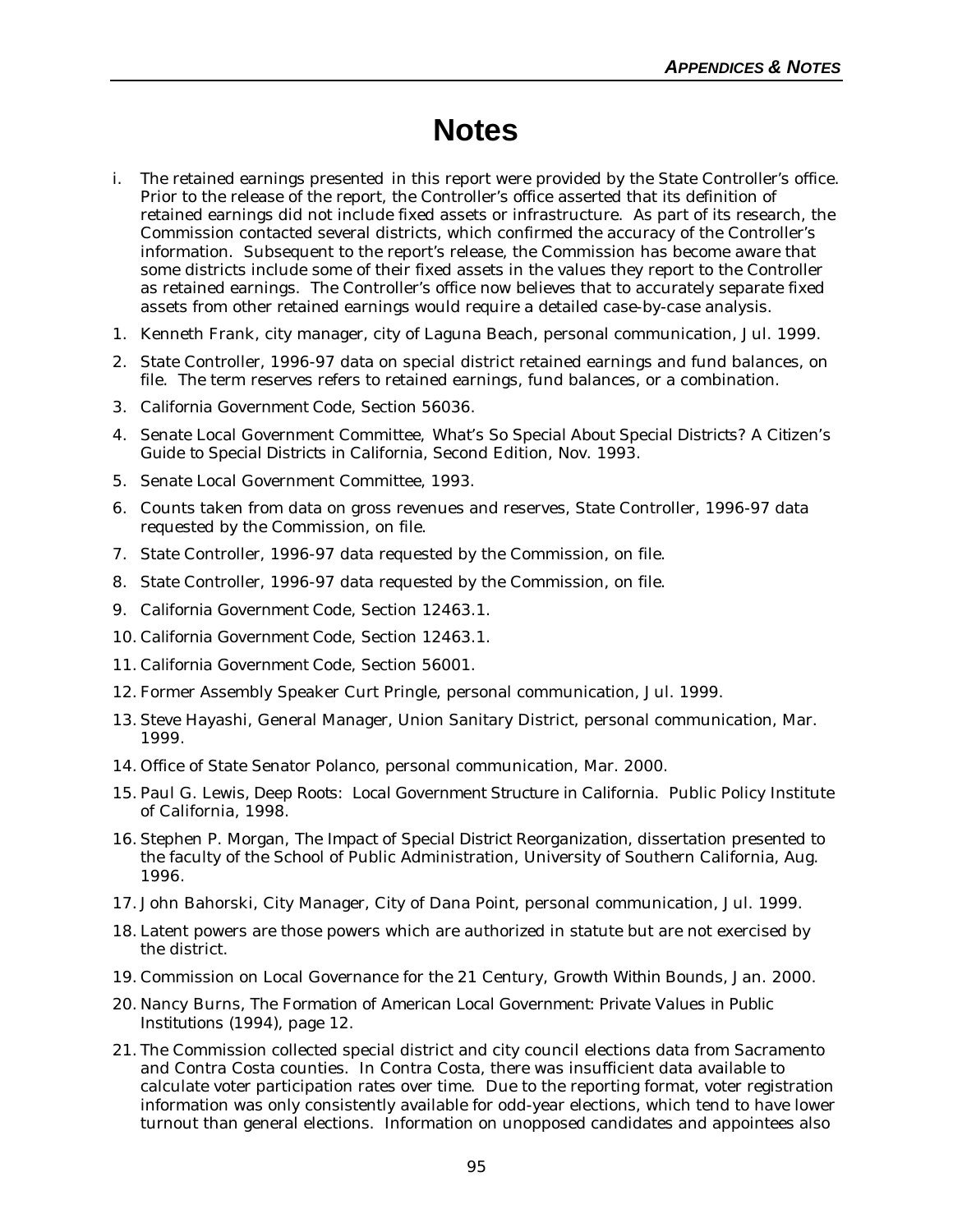# Notes

i. The retained earnings presented in this report were provided by the State Controller's office. Prior to the release of the report, the Controller's office asserted that its definition of retained earnings did not include fixed assets or infrastructure. As part of its research, the Commission contacted several districts, which confirmed the accuracy of the Controller's information. Subsequent to the report's release, the Commission has become aware that some districts include some of their fixed assets in the values they report to the Controller as retained earnings. The Controller's office now believes that to accurately separate fixed assets from other retained earnings would require a detailed case-by-case analysis.

1. Kenneth Frank, city manager, city of Laguna Beach, personal communication, Jul. 1999.
2. State Controller, 1996-97 data on special district retained earnings and fund balances, on file. The term reserves refers to retained earnings, fund balances, or a combination.
3. California Government Code, Section 56036.
4. Senate Local Government Committee, What's So Special About Special Districts? A Citizen's Guide to Special Districts in California, Second Edition, Nov. 1993.
5. Senate Local Government Committee, 1993.
6. Counts taken from data on gross revenues and reserves, State Controller, 1996-97 data requested by the Commission, on file.
7. State Controller, 1996-97 data requested by the Commission, on file.
8. State Controller, 1996-97 data requested by the Commission, on file.
9. California Government Code, Section 12463.1.
10. California Government Code, Section 12463.1.
11. California Government Code, Section 56001.
12. Former Assembly Speaker Curt Pringle, personal communication, Jul. 1999.
13. Steve Hayashi, General Manager, Union Sanitary District, personal communication, Mar. 1999.
14. Office of State Senator Polanco, personal communication, Mar. 2000.
15. Paul G. Lewis, Deep Roots: Local Government Structure in California. Public Policy Institute of California, 1998.
16. Stephen P. Morgan, The Impact of Special District Reorganization, dissertation presented to the faculty of the School of Public Administration, University of Southern California, Aug. 1996.
17. John Bahorski, City Manager, City of Dana Point, personal communication, Jul. 1999.
18. Latent powers are those powers which are authorized in statute but are not exercised by the district.
19. Commission on Local Governance for the 21 Century, Growth Within Bounds, Jan. 2000.
20. Nancy Burns, The Formation of American Local Government: Private Values in Public Institutions (1994), page 12.
21. The Commission collected special district and city council elections data from Sacramento and Contra Costa counties. In Contra Costa, there was insufficient data available to calculate voter participation rates over time. Due to the reporting format, voter registration information was only consistently available for odd-year elections, which tend to have lower turnout than general elections. Information on unopposed candidates and appointees also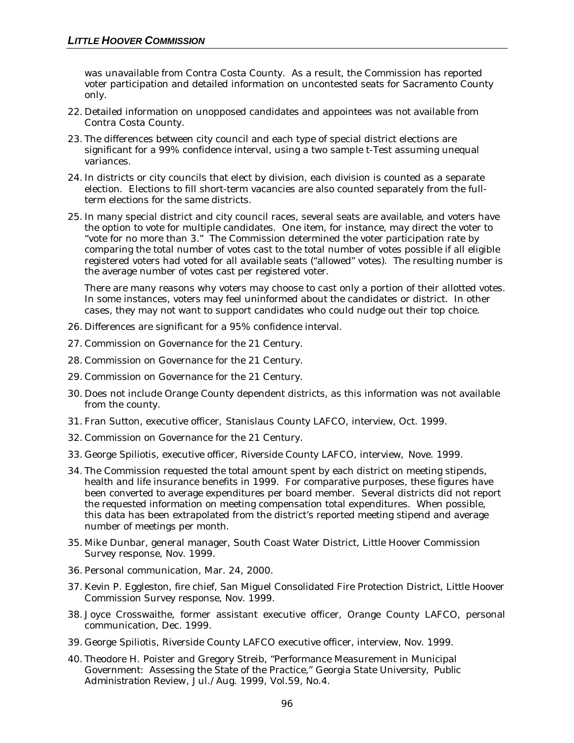was unavailable from Contra Costa County. As a result, the Commission has reported voter participation and detailed information on uncontested seats for Sacramento County only.

22. Detailed information on unopposed candidates and appointees was not available from Contra Costa County.

23. The differences between city council and each type of special district elections are significant for a 99% confidence interval, using a two sample t-Test assuming unequal variances.

24. In districts or city councils that elect by division, each division is counted as a separate election. Elections to fill short-term vacancies are also counted separately from the full-term elections for the same districts.

25. In many special district and city council races, several seats are available, and voters have the option to vote for multiple candidates. One item, for instance, may direct the voter to "vote for no more than 3." The Commission determined the voter participation rate by comparing the total number of votes cast to the total number of votes possible if all eligible registered voters had voted for all available seats ("allowed" votes). The resulting number is the average number of votes cast per registered voter.

    There are many reasons why voters may choose to cast only a portion of their allotted votes. In some instances, voters may feel uninformed about the candidates or district. In other cases, they may not want to support candidates who could nudge out their top choice.

26. Differences are significant for a 95% confidence interval.

27. Commission on Governance for the 21 Century.

28. Commission on Governance for the 21 Century.

29. Commission on Governance for the 21 Century.

30. Does not include Orange County dependent districts, as this information was not available from the county.

31. Fran Sutton, executive officer, Stanislaus County LAFCO, interview, Oct. 1999.

32. Commission on Governance for the 21 Century.

33. George Spiliotis, executive officer, Riverside County LAFCO, interview, Nove. 1999.

34. The Commission requested the total amount spent by each district on meeting stipends, health and life insurance benefits in 1999. For comparative purposes, these figures have been converted to average expenditures per board member. Several districts did not report the requested information on meeting compensation total expenditures. When possible, this data has been extrapolated from the district's reported meeting stipend and average number of meetings per month.

35. Mike Dunbar, general manager, South Coast Water District, Little Hoover Commission Survey response, Nov. 1999.

36. Personal communication, Mar. 24, 2000.

37. Kevin P. Eggleston, fire chief, San Miguel Consolidated Fire Protection District, Little Hoover Commission Survey response, Nov. 1999.

38. Joyce Crosswaithe, former assistant executive officer, Orange County LAFCO, personal communication, Dec. 1999.

39. George Spiliotis, Riverside County LAFCO executive officer, interview, Nov. 1999.

40. Theodore H. Poister and Gregory Streib, "Performance Measurement in Municipal Government: Assessing the State of the Practice," Georgia State University, Public Administration Review, Jul./Aug. 1999, Vol.59, No.4.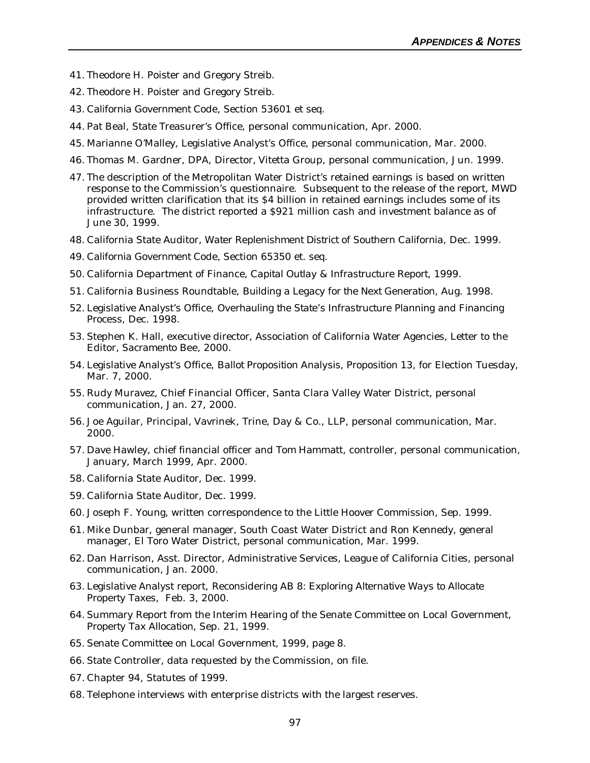41. Theodore H. Poister and Gregory Streib.
42. Theodore H. Poister and Gregory Streib.
43. California Government Code, Section 53601 et seq.
44. Pat Beal, State Treasurer's Office, personal communication, Apr. 2000.
45. Marianne O'Malley, Legislative Analyst's Office, personal communication, Mar. 2000.
46. Thomas M. Gardner, DPA, Director, Vitetta Group, personal communication, Jun. 1999.
47. The description of the Metropolitan Water District's retained earnings is based on written response to the Commission's questionnaire. Subsequent to the release of the report, MWD provided written clarification that its $4 billion in retained earnings includes some of its infrastructure. The district reported a $921 million cash and investment balance as of June 30, 1999.
48. California State Auditor, Water Replenishment District of Southern California, Dec. 1999.
49. California Government Code, Section 65350 et. seq.
50. California Department of Finance, Capital Outlay & Infrastructure Report, 1999.
51. California Business Roundtable, Building a Legacy for the Next Generation, Aug. 1998.
52. Legislative Analyst's Office, Overhauling the State's Infrastructure Planning and Financing Process, Dec. 1998.
53. Stephen K. Hall, executive director, Association of California Water Agencies, Letter to the Editor, Sacramento Bee, 2000.
54. Legislative Analyst's Office, Ballot Proposition Analysis, Proposition 13, for Election Tuesday, Mar. 7, 2000.
55. Rudy Muravez, Chief Financial Officer, Santa Clara Valley Water District, personal communication, Jan. 27, 2000.
56. Joe Aguilar, Principal, Vavrinek, Trine, Day & Co., LLP, personal communication, Mar. 2000.
57. Dave Hawley, chief financial officer and Tom Hammatt, controller, personal communication, January, March 1999, Apr. 2000.
58. California State Auditor, Dec. 1999.
59. California State Auditor, Dec. 1999.
60. Joseph F. Young, written correspondence to the Little Hoover Commission, Sep. 1999.
61. Mike Dunbar, general manager, South Coast Water District and Ron Kennedy, general manager, El Toro Water District, personal communication, Mar. 1999.
62. Dan Harrison, Asst. Director, Administrative Services, League of California Cities, personal communication, Jan. 2000.
63. Legislative Analyst report, Reconsidering AB 8: Exploring Alternative Ways to Allocate Property Taxes, Feb. 3, 2000.
64. Summary Report from the Interim Hearing of the Senate Committee on Local Government, Property Tax Allocation, Sep. 21, 1999.
65. Senate Committee on Local Government, 1999, page 8.
66. State Controller, data requested by the Commission, on file.
67. Chapter 94, Statutes of 1999.
68. Telephone interviews with enterprise districts with the largest reserves.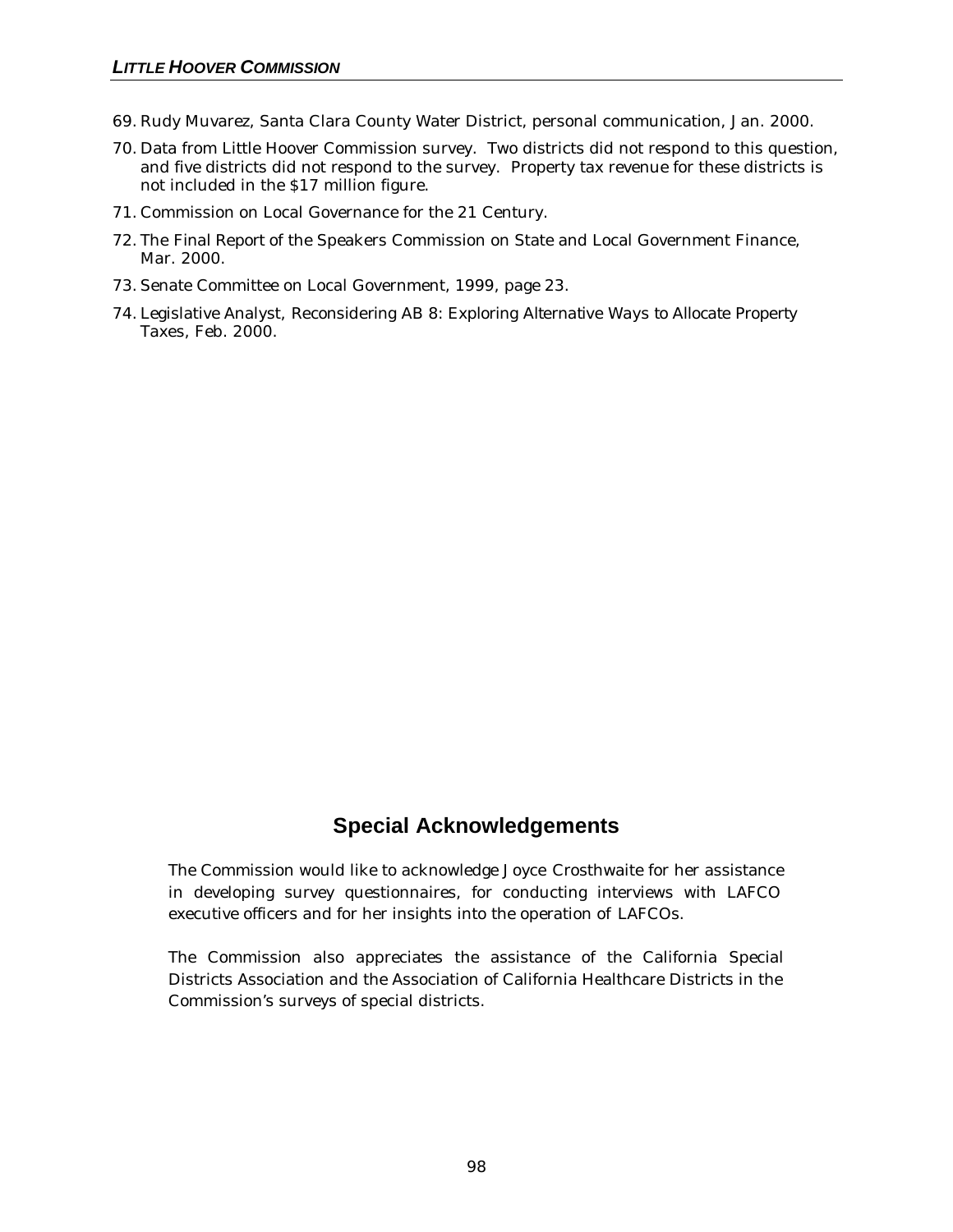69. Rudy Muvarez, Santa Clara County Water District, personal communication, Jan. 2000.
70. Data from Little Hoover Commission survey. Two districts did not respond to this question, and five districts did not respond to the survey. Property tax revenue for these districts is not included in the $17 million figure.
71. Commission on Local Governance for the 21 Century.
72. The Final Report of the Speakers Commission on State and Local Government Finance, Mar. 2000.
73. Senate Committee on Local Government, 1999, page 23.
74. Legislative Analyst, Reconsidering AB 8: Exploring Alternative Ways to Allocate Property Taxes, Feb. 2000.

## Special Acknowledgements

The Commission would like to acknowledge Joyce Crosthwaite for her assistance in developing survey questionnaires, for conducting interviews with LAFCO executive officers and for her insights into the operation of LAFCOs.

The Commission also appreciates the assistance of the California Special Districts Association and the Association of California Healthcare Districts in the Commission's surveys of special districts.